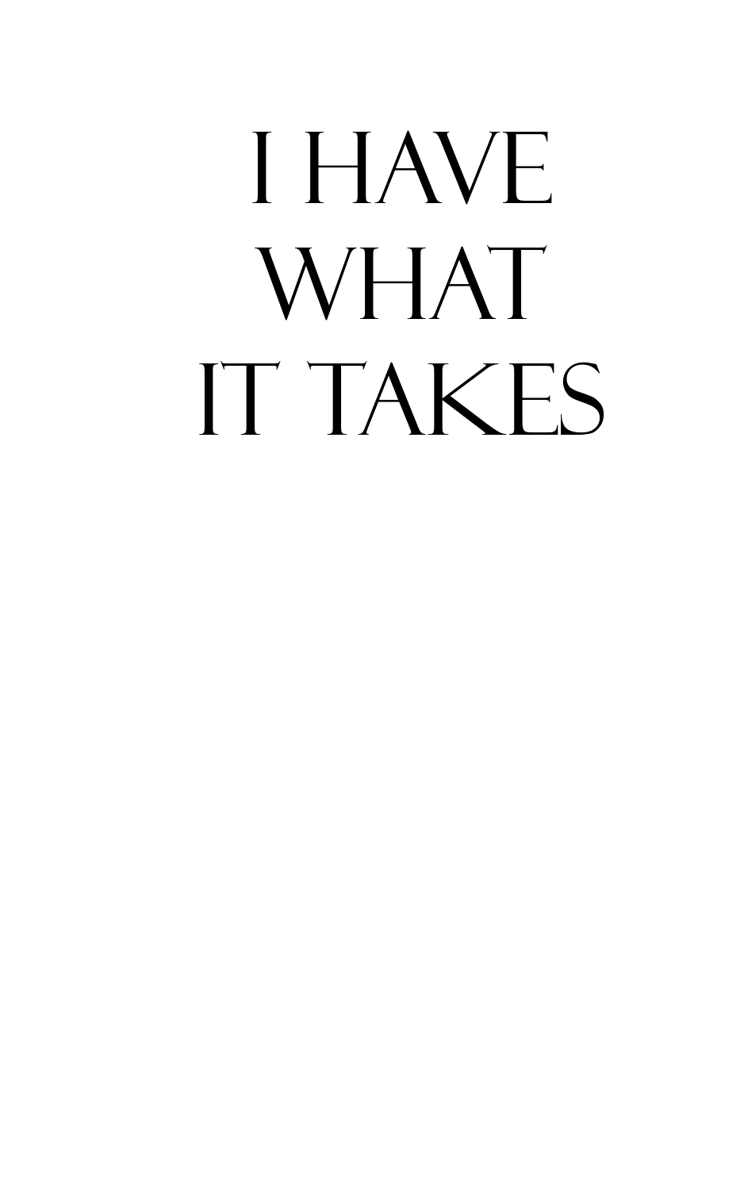# I HAVE WHAT IT TAKES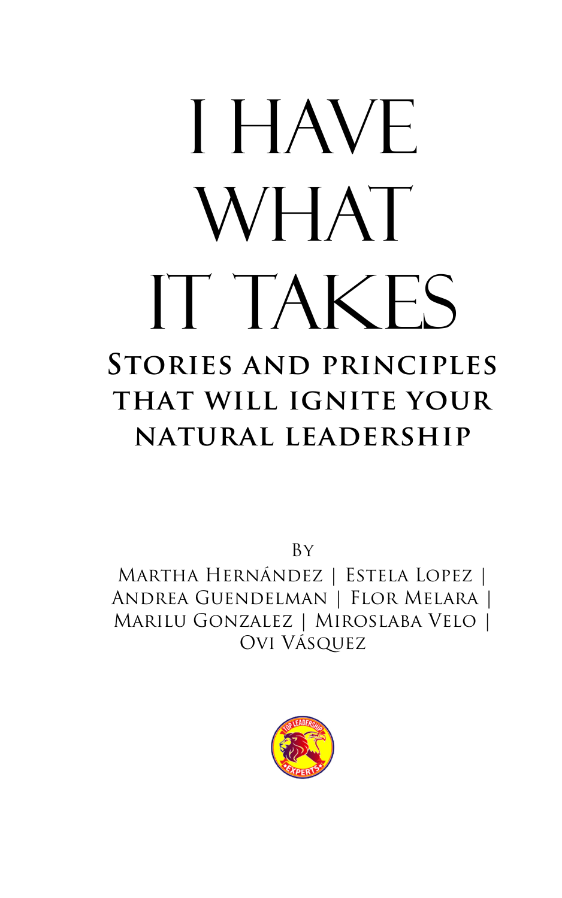# I HAVE WHAT IT TAKES

## Stories and principles that will ignite your natural leadership

By

Martha Hernández | Estela Lopez | Andrea Guendelman | Flor Melara | Marilu Gonzalez | Miroslaba Velo | Ovi Vásquez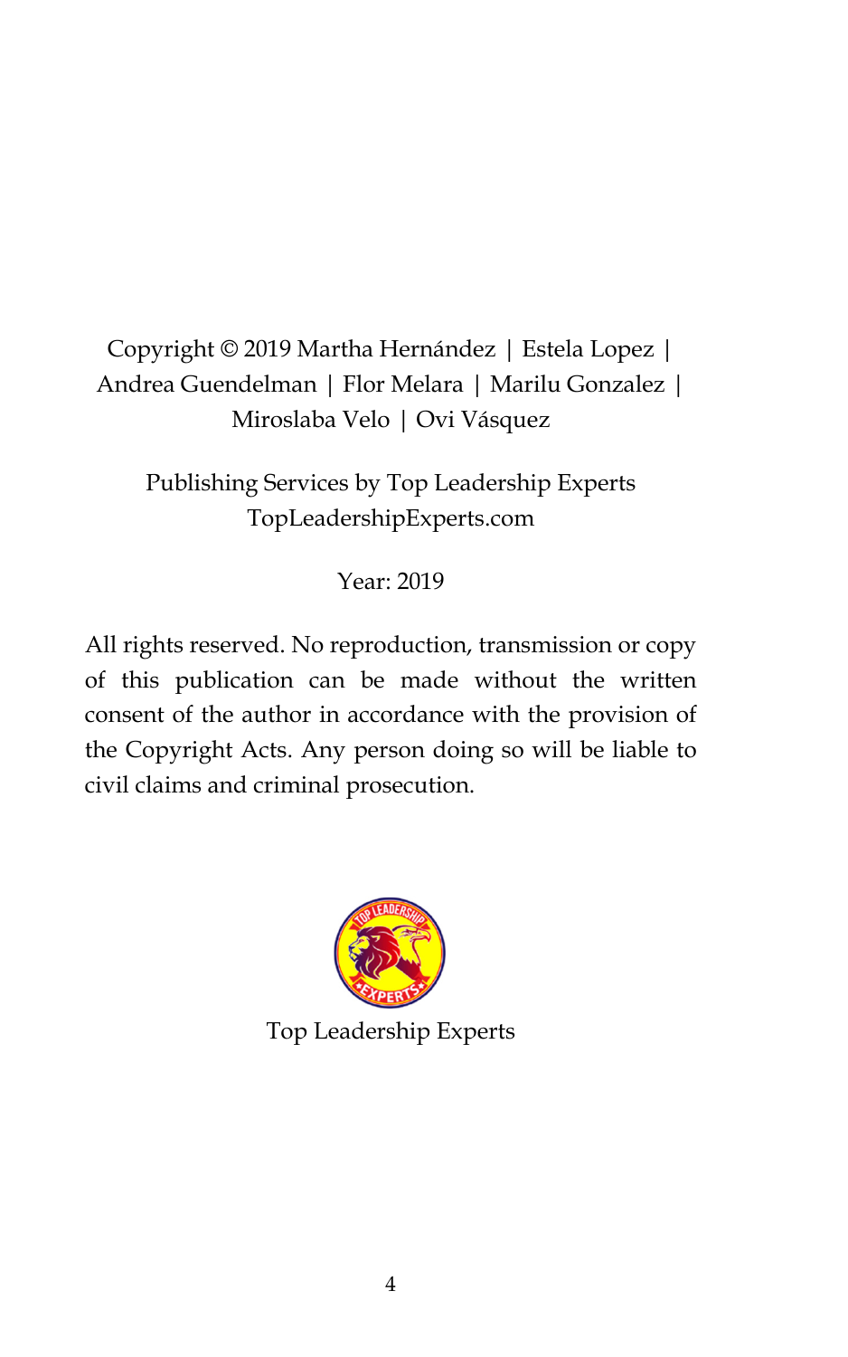Copyright © 2019 Martha Hernández | Estela Lopez | Andrea Guendelman | Flor Melara | Marilu Gonzalez | Miroslaba Velo | Ovi Vásquez

Publishing Services by Top Leadership Experts
TopLeadershipExperts.com

Year: 2019

All rights reserved. No reproduction, transmission or copy of this publication can be made without the written consent of the author in accordance with the provision of the Copyright Acts. Any person doing so will be liable to civil claims and criminal prosecution.

Top Leadership Experts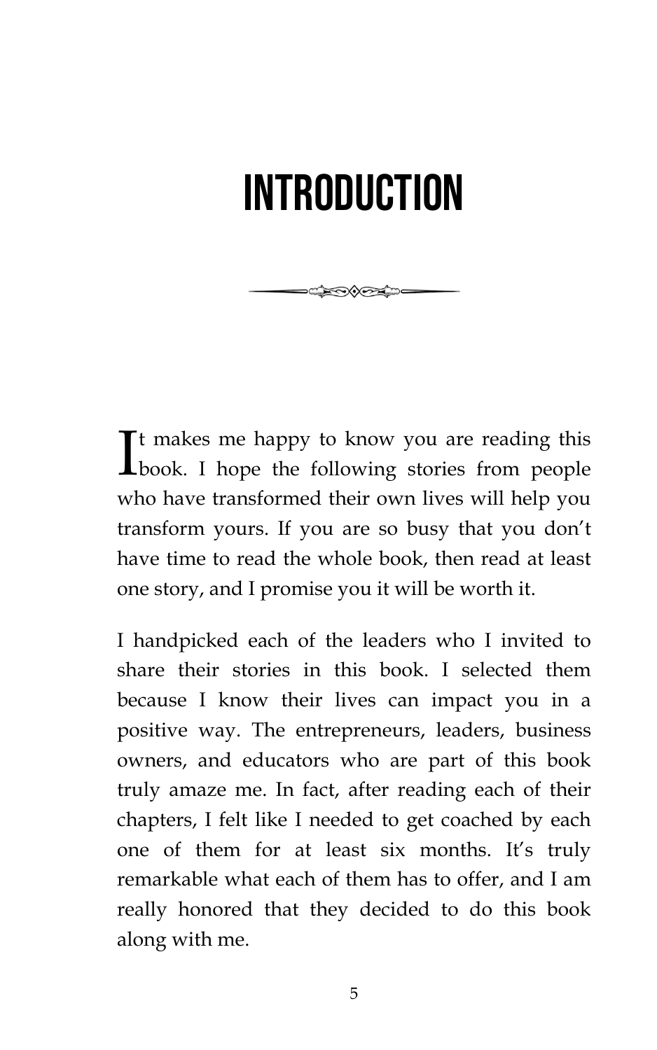# INTRODUCTION

It makes me happy to know you are reading this book. I hope the following stories from people who have transformed their own lives will help you transform yours. If you are so busy that you don't have time to read the whole book, then read at least one story, and I promise you it will be worth it.

I handpicked each of the leaders who I invited to share their stories in this book. I selected them because I know their lives can impact you in a positive way. The entrepreneurs, leaders, business owners, and educators who are part of this book truly amaze me. In fact, after reading each of their chapters, I felt like I needed to get coached by each one of them for at least six months. It's truly remarkable what each of them has to offer, and I am really honored that they decided to do this book along with me.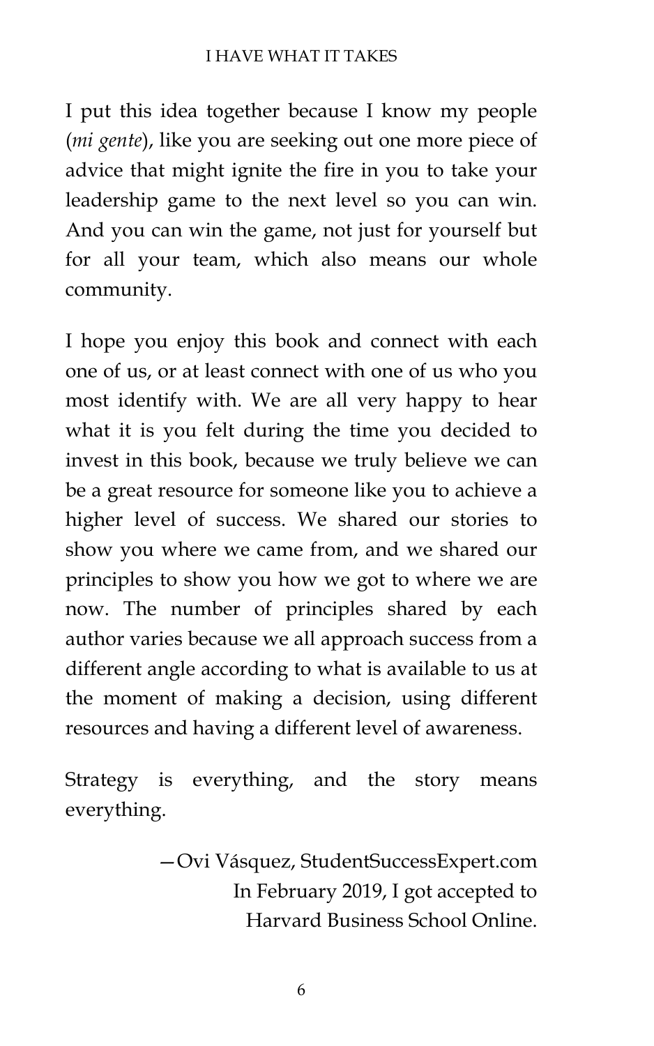I put this idea together because I know my people (*mi gente*), like you are seeking out one more piece of advice that might ignite the fire in you to take your leadership game to the next level so you can win. And you can win the game, not just for yourself but for all your team, which also means our whole community.

I hope you enjoy this book and connect with each one of us, or at least connect with one of us who you most identify with. We are all very happy to hear what it is you felt during the time you decided to invest in this book, because we truly believe we can be a great resource for someone like you to achieve a higher level of success. We shared our stories to show you where we came from, and we shared our principles to show you how we got to where we are now. The number of principles shared by each author varies because we all approach success from a different angle according to what is available to us at the moment of making a decision, using different resources and having a different level of awareness.

Strategy is everything, and the story means everything.

—Ovi Vásquez, StudentSuccessExpert.com
In February 2019, I got accepted to
Harvard Business School Online.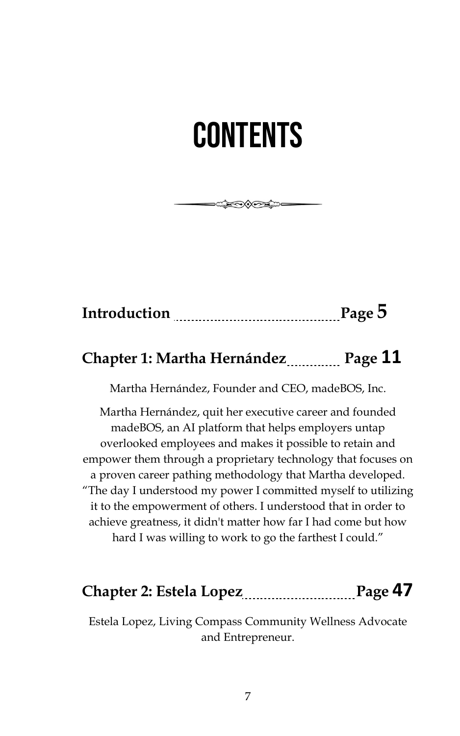# CONTENTS

**Introduction** ........................................ **Page 5**

**Chapter 1: Martha Hernández** ............ **Page 11**

Martha Hernández, Founder and CEO, madeBOS, Inc.

Martha Hernández, quit her executive career and founded madeBOS, an AI platform that helps employers untap overlooked employees and makes it possible to retain and empower them through a proprietary technology that focuses on a proven career pathing methodology that Martha developed. "The day I understood my power I committed myself to utilizing it to the empowerment of others. I understood that in order to achieve greatness, it didn't matter how far I had come but how hard I was willing to work to go the farthest I could."

**Chapter 2: Estela Lopez** .......................... **Page 47**

Estela Lopez, Living Compass Community Wellness Advocate and Entrepreneur.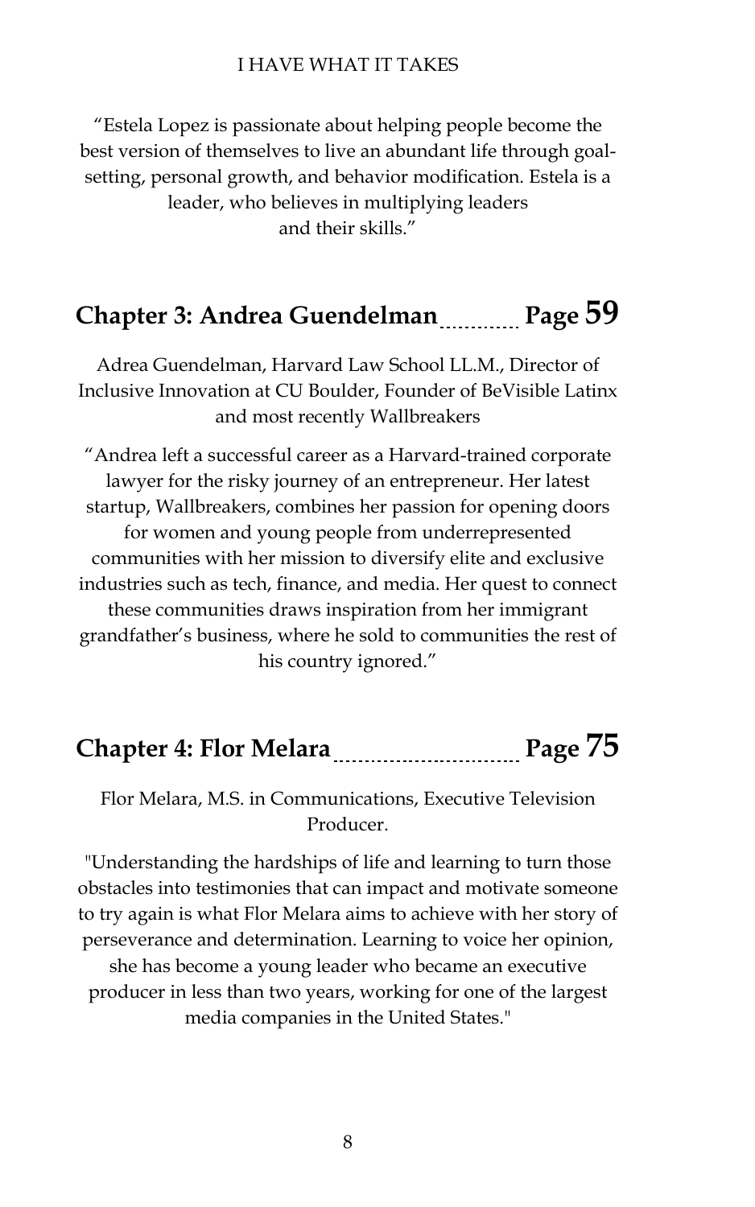"Estela Lopez is passionate about helping people become the best version of themselves to live an abundant life through goal-setting, personal growth, and behavior modification. Estela is a leader, who believes in multiplying leaders and their skills."

## Chapter 3: Andrea Guendelman ............. Page 59

Adrea Guendelman, Harvard Law School LL.M., Director of Inclusive Innovation at CU Boulder, Founder of BeVisible Latinx and most recently Wallbreakers

"Andrea left a successful career as a Harvard-trained corporate lawyer for the risky journey of an entrepreneur. Her latest startup, Wallbreakers, combines her passion for opening doors for women and young people from underrepresented communities with her mission to diversify elite and exclusive industries such as tech, finance, and media. Her quest to connect these communities draws inspiration from her immigrant grandfather's business, where he sold to communities the rest of his country ignored."

## Chapter 4: Flor Melara ............................ Page 75

Flor Melara, M.S. in Communications, Executive Television Producer.

"Understanding the hardships of life and learning to turn those obstacles into testimonies that can impact and motivate someone to try again is what Flor Melara aims to achieve with her story of perseverance and determination. Learning to voice her opinion, she has become a young leader who became an executive producer in less than two years, working for one of the largest media companies in the United States."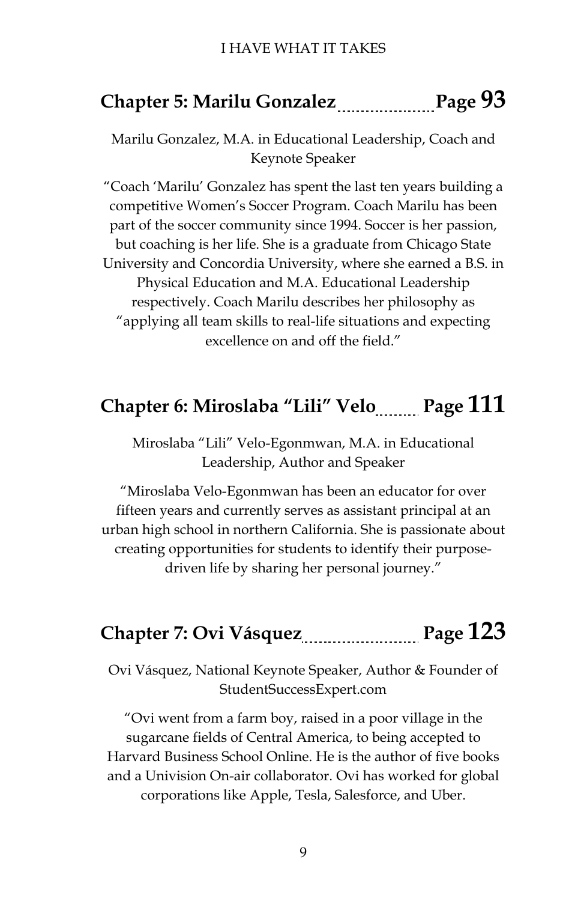## Chapter 5: Marilu Gonzalez ...................... Page 93

Marilu Gonzalez, M.A. in Educational Leadership, Coach and Keynote Speaker

"Coach 'Marilu' Gonzalez has spent the last ten years building a competitive Women's Soccer Program. Coach Marilu has been part of the soccer community since 1994. Soccer is her passion, but coaching is her life. She is a graduate from Chicago State University and Concordia University, where she earned a B.S. in Physical Education and M.A. Educational Leadership respectively. Coach Marilu describes her philosophy as "applying all team skills to real-life situations and expecting excellence on and off the field."

## Chapter 6: Miroslaba "Lili" Velo ........ Page 111

Miroslaba "Lili" Velo-Egonmwan, M.A. in Educational Leadership, Author and Speaker

"Miroslaba Velo-Egonmwan has been an educator for over fifteen years and currently serves as assistant principal at an urban high school in northern California. She is passionate about creating opportunities for students to identify their purpose-driven life by sharing her personal journey."

## Chapter 7: Ovi Vásquez ........................... Page 123

Ovi Vásquez, National Keynote Speaker, Author & Founder of StudentSuccessExpert.com

"Ovi went from a farm boy, raised in a poor village in the sugarcane fields of Central America, to being accepted to Harvard Business School Online. He is the author of five books and a Univision On-air collaborator. Ovi has worked for global corporations like Apple, Tesla, Salesforce, and Uber.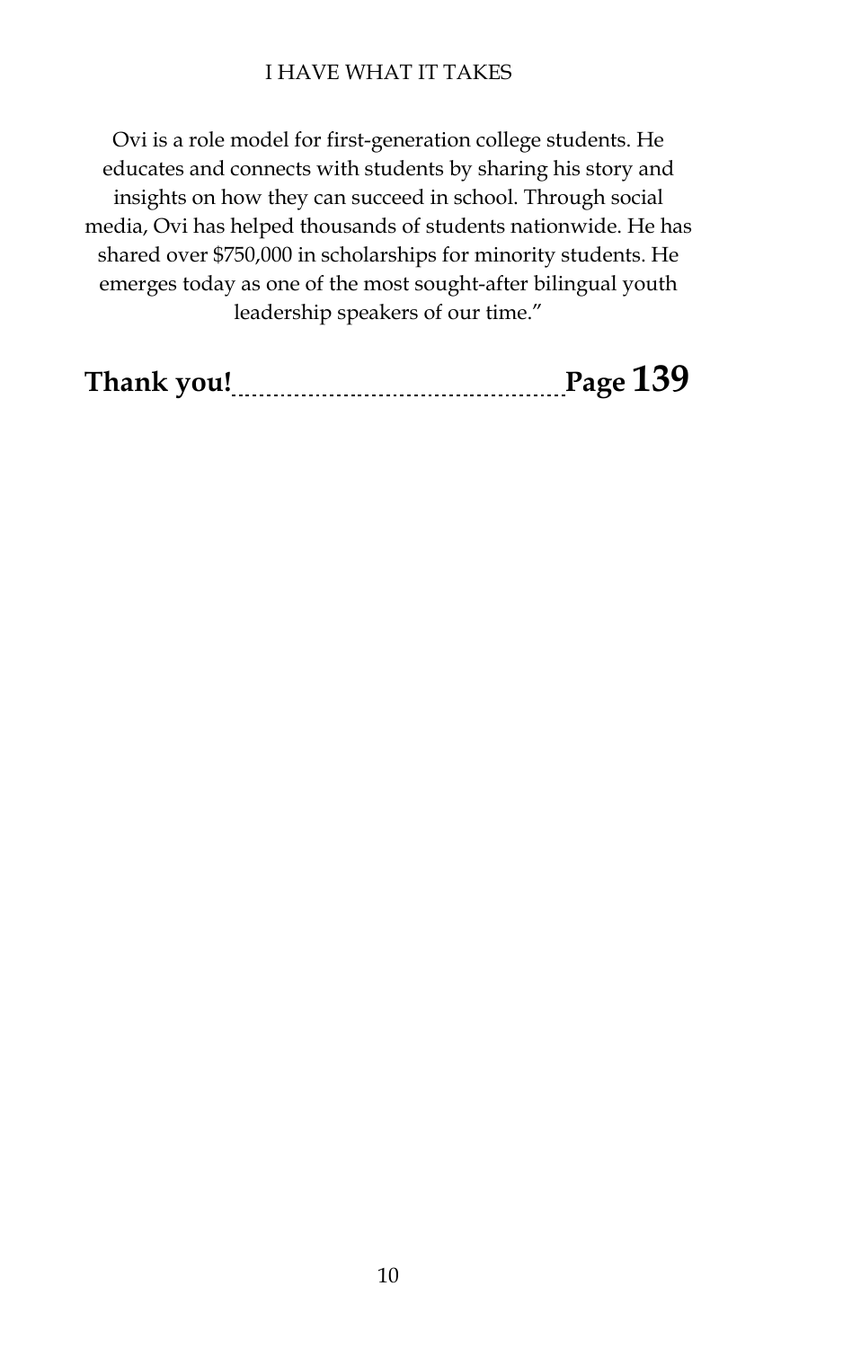Ovi is a role model for first-generation college students. He educates and connects with students by sharing his story and insights on how they can succeed in school. Through social media, Ovi has helped thousands of students nationwide. He has shared over $750,000 in scholarships for minority students. He emerges today as one of the most sought-after bilingual youth leadership speakers of our time."

**Thank you!................................................Page 139**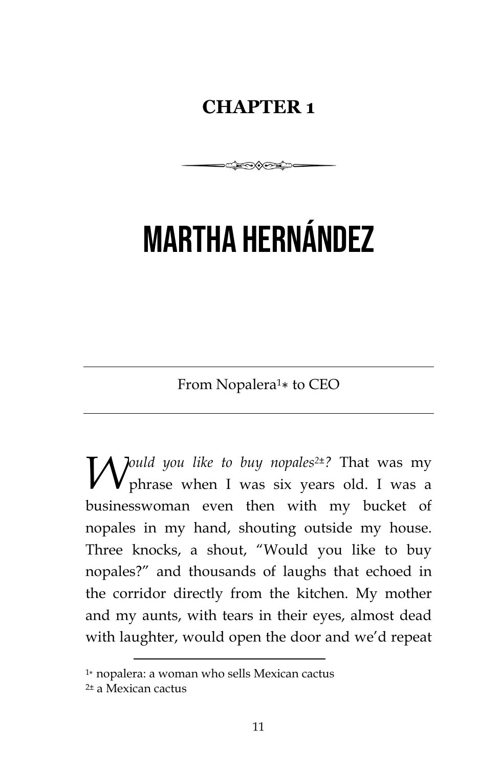## CHAPTER 1

# MARTHA HERNÁNDEZ

From Nopalera[1*] to CEO

*Would you like to buy nopales[2±]?* That was my phrase when I was six years old. I was a businesswoman even then with my bucket of nopales in my hand, shouting outside my house. Three knocks, a shout, "Would you like to buy nopales?" and thousands of laughs that echoed in the corridor directly from the kitchen. My mother and my aunts, with tears in their eyes, almost dead with laughter, would open the door and we'd repeat

---

[1*] nopalera: a woman who sells Mexican cactus

[2±] a Mexican cactus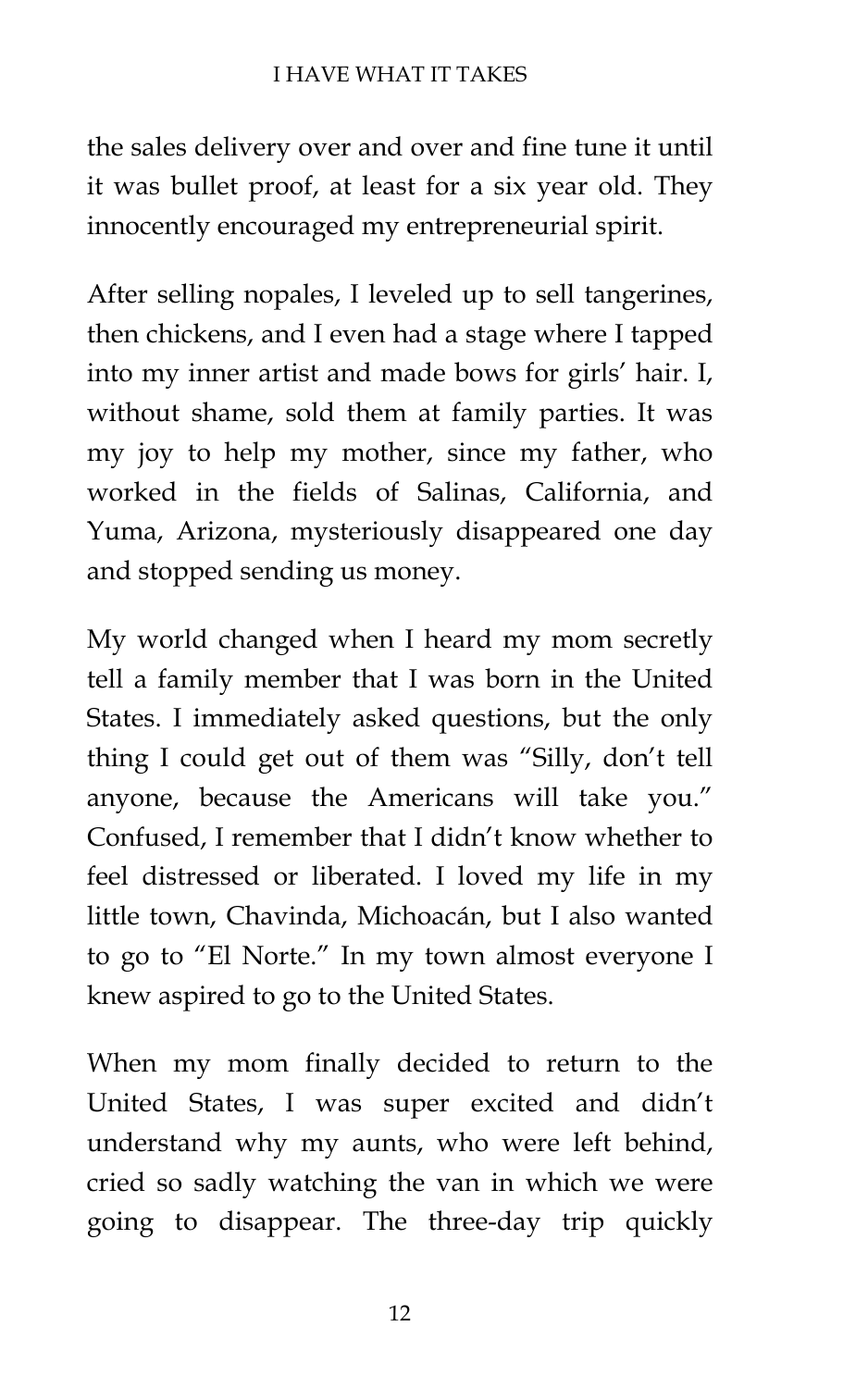the sales delivery over and over and fine tune it until it was bullet proof, at least for a six year old. They innocently encouraged my entrepreneurial spirit.

After selling nopales, I leveled up to sell tangerines, then chickens, and I even had a stage where I tapped into my inner artist and made bows for girls' hair. I, without shame, sold them at family parties. It was my joy to help my mother, since my father, who worked in the fields of Salinas, California, and Yuma, Arizona, mysteriously disappeared one day and stopped sending us money.

My world changed when I heard my mom secretly tell a family member that I was born in the United States. I immediately asked questions, but the only thing I could get out of them was "Silly, don't tell anyone, because the Americans will take you." Confused, I remember that I didn't know whether to feel distressed or liberated. I loved my life in my little town, Chavinda, Michoacán, but I also wanted to go to "El Norte." In my town almost everyone I knew aspired to go to the United States.

When my mom finally decided to return to the United States, I was super excited and didn't understand why my aunts, who were left behind, cried so sadly watching the van in which we were going to disappear. The three-day trip quickly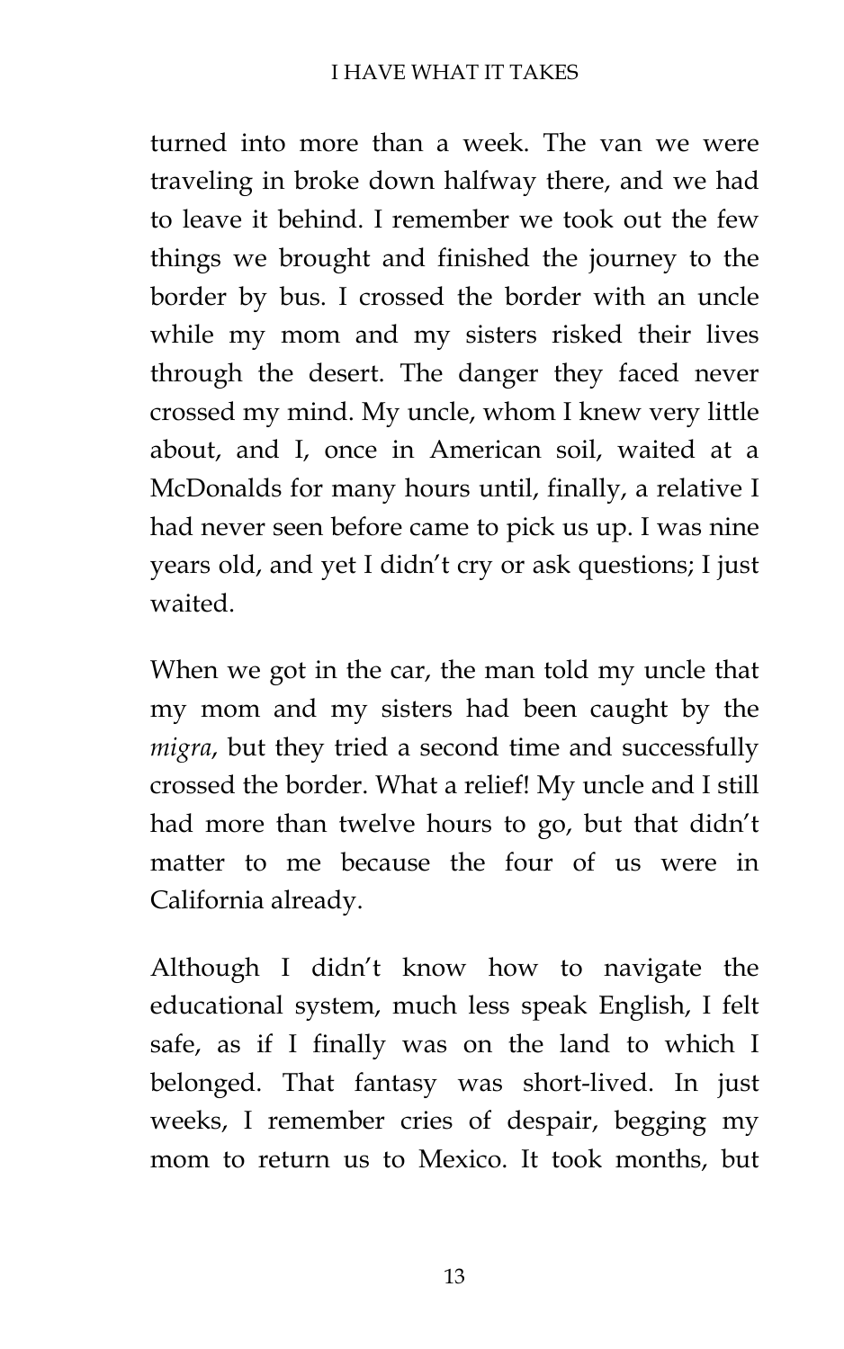turned into more than a week. The van we were traveling in broke down halfway there, and we had to leave it behind. I remember we took out the few things we brought and finished the journey to the border by bus. I crossed the border with an uncle while my mom and my sisters risked their lives through the desert. The danger they faced never crossed my mind. My uncle, whom I knew very little about, and I, once in American soil, waited at a McDonalds for many hours until, finally, a relative I had never seen before came to pick us up. I was nine years old, and yet I didn't cry or ask questions; I just waited.

When we got in the car, the man told my uncle that my mom and my sisters had been caught by the *migra*, but they tried a second time and successfully crossed the border. What a relief! My uncle and I still had more than twelve hours to go, but that didn't matter to me because the four of us were in California already.

Although I didn't know how to navigate the educational system, much less speak English, I felt safe, as if I finally was on the land to which I belonged. That fantasy was short-lived. In just weeks, I remember cries of despair, begging my mom to return us to Mexico. It took months, but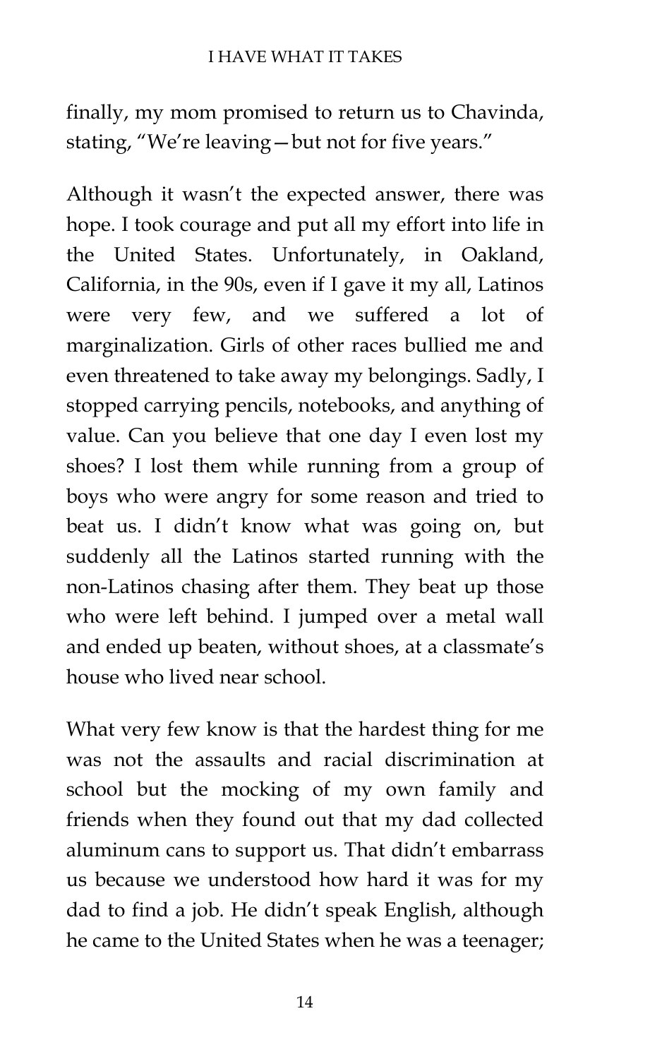finally, my mom promised to return us to Chavinda, stating, "We're leaving—but not for five years."

Although it wasn't the expected answer, there was hope. I took courage and put all my effort into life in the United States. Unfortunately, in Oakland, California, in the 90s, even if I gave it my all, Latinos were very few, and we suffered a lot of marginalization. Girls of other races bullied me and even threatened to take away my belongings. Sadly, I stopped carrying pencils, notebooks, and anything of value. Can you believe that one day I even lost my shoes? I lost them while running from a group of boys who were angry for some reason and tried to beat us. I didn't know what was going on, but suddenly all the Latinos started running with the non-Latinos chasing after them. They beat up those who were left behind. I jumped over a metal wall and ended up beaten, without shoes, at a classmate's house who lived near school.

What very few know is that the hardest thing for me was not the assaults and racial discrimination at school but the mocking of my own family and friends when they found out that my dad collected aluminum cans to support us. That didn't embarrass us because we understood how hard it was for my dad to find a job. He didn't speak English, although he came to the United States when he was a teenager;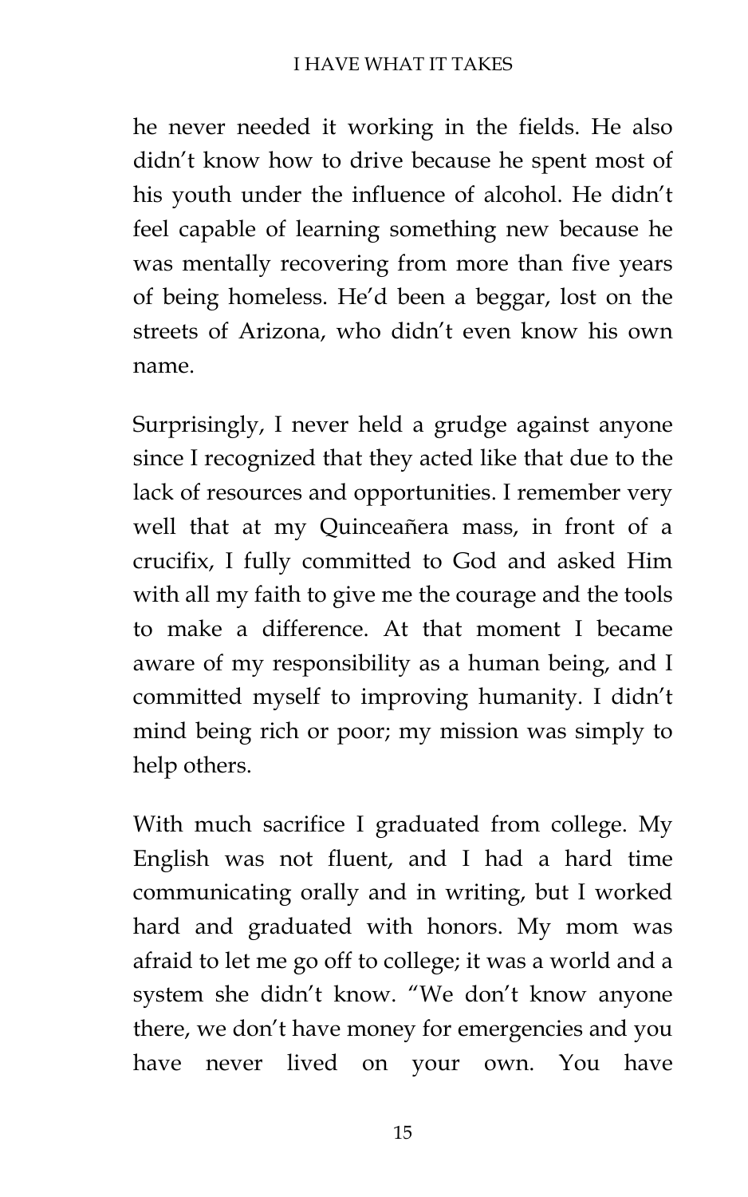he never needed it working in the fields. He also didn't know how to drive because he spent most of his youth under the influence of alcohol. He didn't feel capable of learning something new because he was mentally recovering from more than five years of being homeless. He'd been a beggar, lost on the streets of Arizona, who didn't even know his own name.

Surprisingly, I never held a grudge against anyone since I recognized that they acted like that due to the lack of resources and opportunities. I remember very well that at my Quinceañera mass, in front of a crucifix, I fully committed to God and asked Him with all my faith to give me the courage and the tools to make a difference. At that moment I became aware of my responsibility as a human being, and I committed myself to improving humanity. I didn't mind being rich or poor; my mission was simply to help others.

With much sacrifice I graduated from college. My English was not fluent, and I had a hard time communicating orally and in writing, but I worked hard and graduated with honors. My mom was afraid to let me go off to college; it was a world and a system she didn't know. "We don't know anyone there, we don't have money for emergencies and you have never lived on your own. You have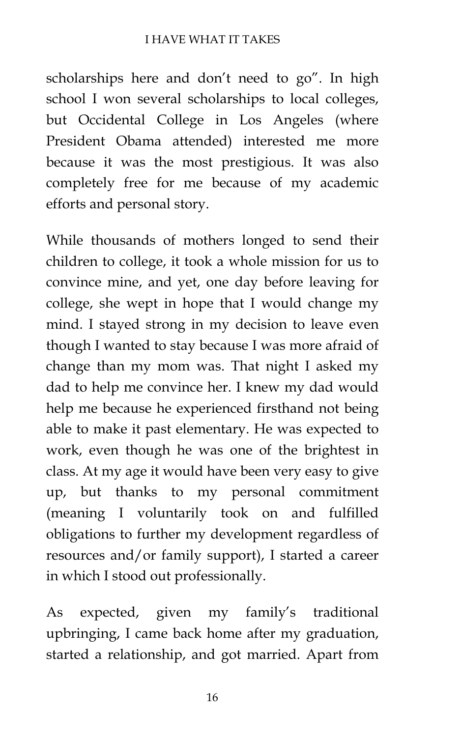scholarships here and don't need to go". In high school I won several scholarships to local colleges, but Occidental College in Los Angeles (where President Obama attended) interested me more because it was the most prestigious. It was also completely free for me because of my academic efforts and personal story.

While thousands of mothers longed to send their children to college, it took a whole mission for us to convince mine, and yet, one day before leaving for college, she wept in hope that I would change my mind. I stayed strong in my decision to leave even though I wanted to stay because I was more afraid of change than my mom was. That night I asked my dad to help me convince her. I knew my dad would help me because he experienced firsthand not being able to make it past elementary. He was expected to work, even though he was one of the brightest in class. At my age it would have been very easy to give up, but thanks to my personal commitment (meaning I voluntarily took on and fulfilled obligations to further my development regardless of resources and/or family support), I started a career in which I stood out professionally.

As expected, given my family's traditional upbringing, I came back home after my graduation, started a relationship, and got married. Apart from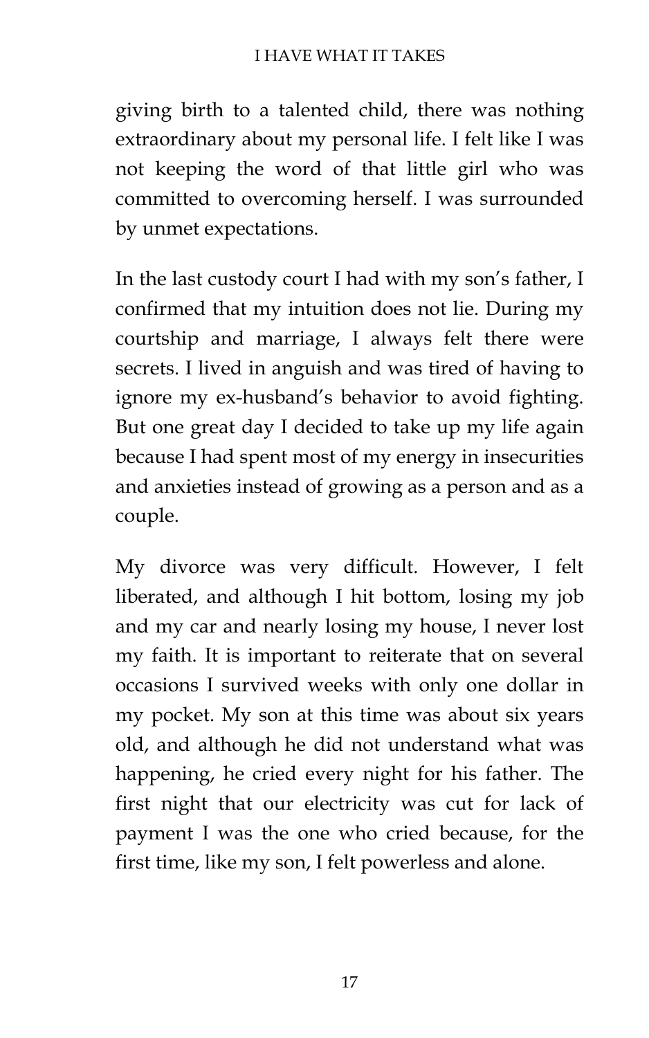giving birth to a talented child, there was nothing extraordinary about my personal life. I felt like I was not keeping the word of that little girl who was committed to overcoming herself. I was surrounded by unmet expectations.

In the last custody court I had with my son's father, I confirmed that my intuition does not lie. During my courtship and marriage, I always felt there were secrets. I lived in anguish and was tired of having to ignore my ex-husband's behavior to avoid fighting. But one great day I decided to take up my life again because I had spent most of my energy in insecurities and anxieties instead of growing as a person and as a couple.

My divorce was very difficult. However, I felt liberated, and although I hit bottom, losing my job and my car and nearly losing my house, I never lost my faith. It is important to reiterate that on several occasions I survived weeks with only one dollar in my pocket. My son at this time was about six years old, and although he did not understand what was happening, he cried every night for his father. The first night that our electricity was cut for lack of payment I was the one who cried because, for the first time, like my son, I felt powerless and alone.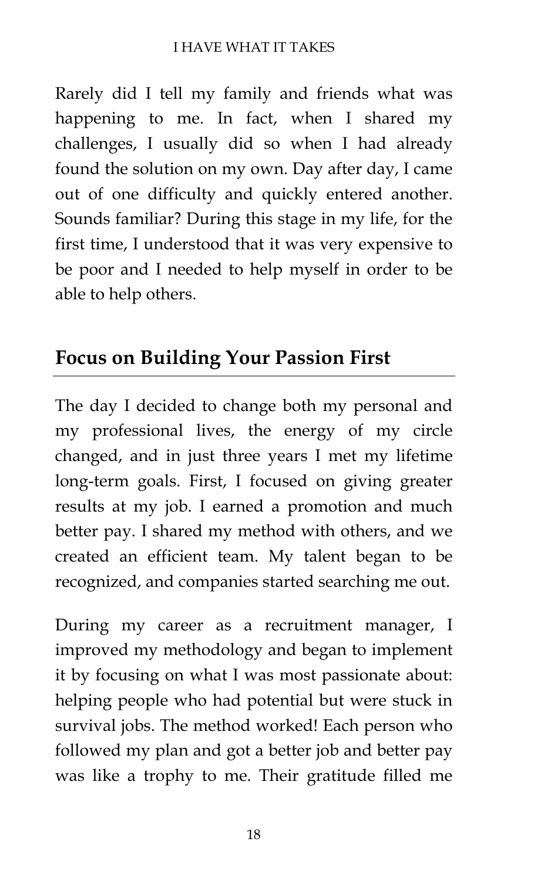Rarely did I tell my family and friends what was happening to me. In fact, when I shared my challenges, I usually did so when I had already found the solution on my own. Day after day, I came out of one difficulty and quickly entered another. Sounds familiar? During this stage in my life, for the first time, I understood that it was very expensive to be poor and I needed to help myself in order to be able to help others.

## Focus on Building Your Passion First

The day I decided to change both my personal and my professional lives, the energy of my circle changed, and in just three years I met my lifetime long-term goals. First, I focused on giving greater results at my job. I earned a promotion and much better pay. I shared my method with others, and we created an efficient team. My talent began to be recognized, and companies started searching me out.

During my career as a recruitment manager, I improved my methodology and began to implement it by focusing on what I was most passionate about: helping people who had potential but were stuck in survival jobs. The method worked! Each person who followed my plan and got a better job and better pay was like a trophy to me. Their gratitude filled me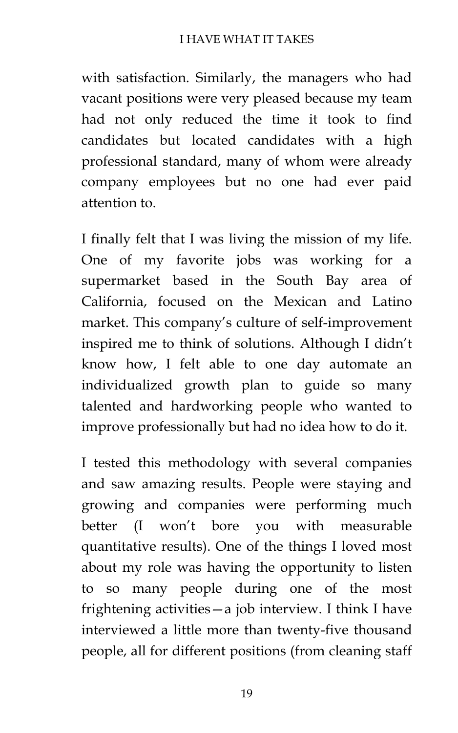with satisfaction. Similarly, the managers who had vacant positions were very pleased because my team had not only reduced the time it took to find candidates but located candidates with a high professional standard, many of whom were already company employees but no one had ever paid attention to.

I finally felt that I was living the mission of my life. One of my favorite jobs was working for a supermarket based in the South Bay area of California, focused on the Mexican and Latino market. This company's culture of self-improvement inspired me to think of solutions. Although I didn't know how, I felt able to one day automate an individualized growth plan to guide so many talented and hardworking people who wanted to improve professionally but had no idea how to do it.

I tested this methodology with several companies and saw amazing results. People were staying and growing and companies were performing much better (I won't bore you with measurable quantitative results). One of the things I loved most about my role was having the opportunity to listen to so many people during one of the most frightening activities—a job interview. I think I have interviewed a little more than twenty-five thousand people, all for different positions (from cleaning staff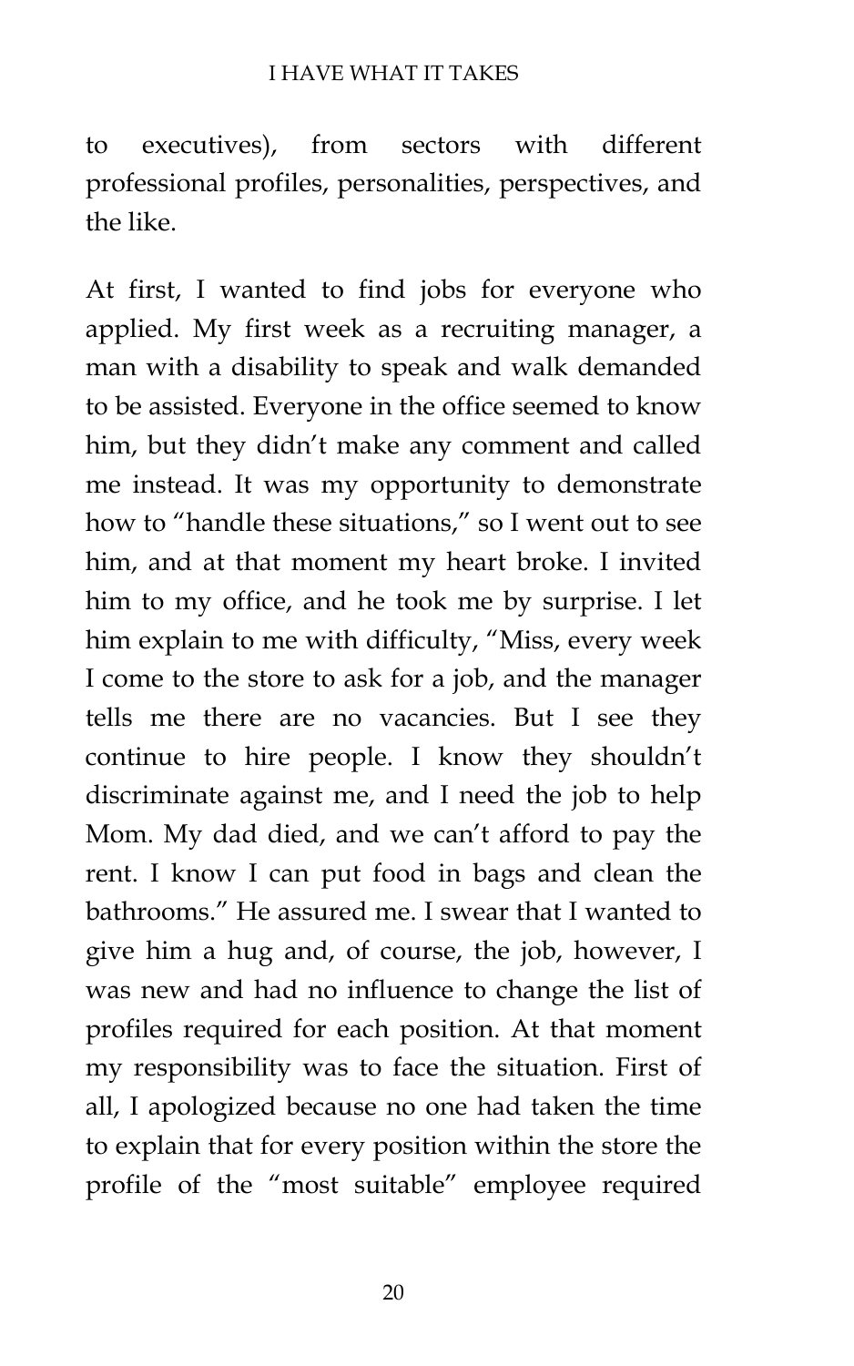to executives), from sectors with different professional profiles, personalities, perspectives, and the like.

At first, I wanted to find jobs for everyone who applied. My first week as a recruiting manager, a man with a disability to speak and walk demanded to be assisted. Everyone in the office seemed to know him, but they didn't make any comment and called me instead. It was my opportunity to demonstrate how to "handle these situations," so I went out to see him, and at that moment my heart broke. I invited him to my office, and he took me by surprise. I let him explain to me with difficulty, "Miss, every week I come to the store to ask for a job, and the manager tells me there are no vacancies. But I see they continue to hire people. I know they shouldn't discriminate against me, and I need the job to help Mom. My dad died, and we can't afford to pay the rent. I know I can put food in bags and clean the bathrooms." He assured me. I swear that I wanted to give him a hug and, of course, the job, however, I was new and had no influence to change the list of profiles required for each position. At that moment my responsibility was to face the situation. First of all, I apologized because no one had taken the time to explain that for every position within the store the profile of the "most suitable" employee required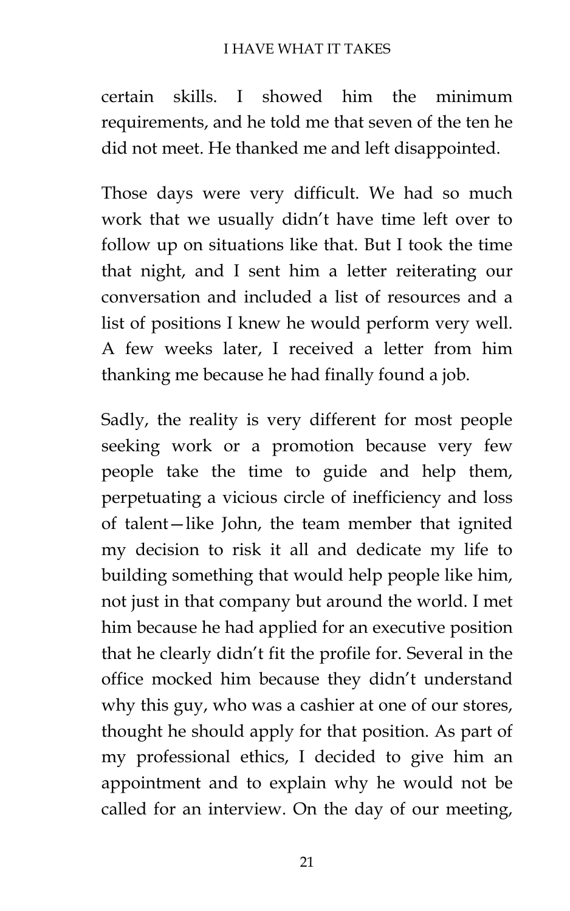certain skills. I showed him the minimum requirements, and he told me that seven of the ten he did not meet. He thanked me and left disappointed.

Those days were very difficult. We had so much work that we usually didn't have time left over to follow up on situations like that. But I took the time that night, and I sent him a letter reiterating our conversation and included a list of resources and a list of positions I knew he would perform very well. A few weeks later, I received a letter from him thanking me because he had finally found a job.

Sadly, the reality is very different for most people seeking work or a promotion because very few people take the time to guide and help them, perpetuating a vicious circle of inefficiency and loss of talent—like John, the team member that ignited my decision to risk it all and dedicate my life to building something that would help people like him, not just in that company but around the world. I met him because he had applied for an executive position that he clearly didn't fit the profile for. Several in the office mocked him because they didn't understand why this guy, who was a cashier at one of our stores, thought he should apply for that position. As part of my professional ethics, I decided to give him an appointment and to explain why he would not be called for an interview. On the day of our meeting,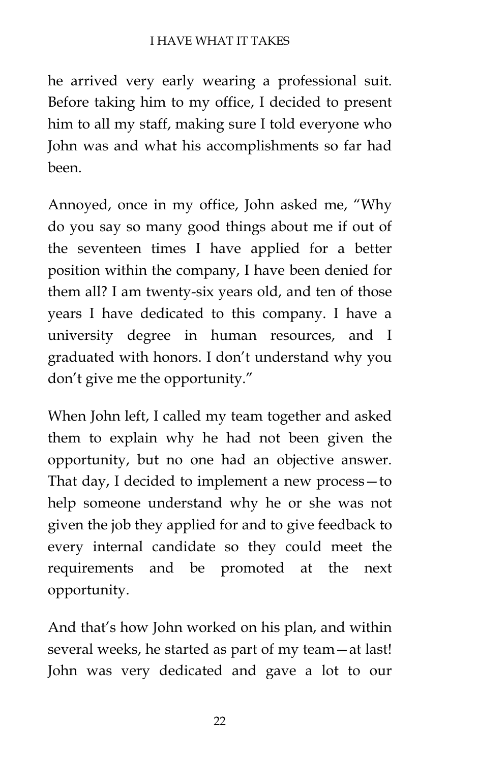he arrived very early wearing a professional suit. Before taking him to my office, I decided to present him to all my staff, making sure I told everyone who John was and what his accomplishments so far had been.

Annoyed, once in my office, John asked me, "Why do you say so many good things about me if out of the seventeen times I have applied for a better position within the company, I have been denied for them all? I am twenty-six years old, and ten of those years I have dedicated to this company. I have a university degree in human resources, and I graduated with honors. I don't understand why you don't give me the opportunity."

When John left, I called my team together and asked them to explain why he had not been given the opportunity, but no one had an objective answer. That day, I decided to implement a new process—to help someone understand why he or she was not given the job they applied for and to give feedback to every internal candidate so they could meet the requirements and be promoted at the next opportunity.

And that's how John worked on his plan, and within several weeks, he started as part of my team—at last! John was very dedicated and gave a lot to our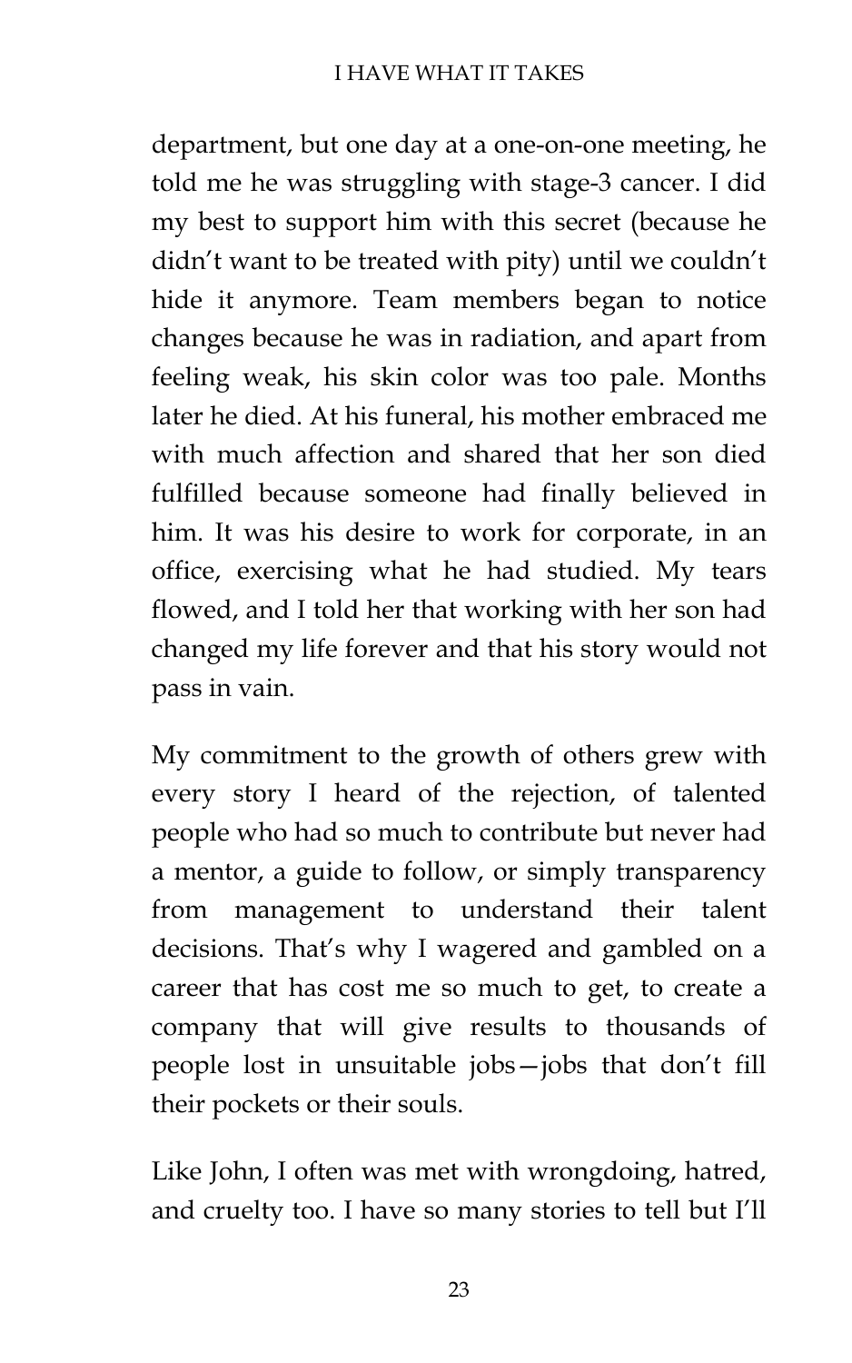department, but one day at a one-on-one meeting, he told me he was struggling with stage-3 cancer. I did my best to support him with this secret (because he didn't want to be treated with pity) until we couldn't hide it anymore. Team members began to notice changes because he was in radiation, and apart from feeling weak, his skin color was too pale. Months later he died. At his funeral, his mother embraced me with much affection and shared that her son died fulfilled because someone had finally believed in him. It was his desire to work for corporate, in an office, exercising what he had studied. My tears flowed, and I told her that working with her son had changed my life forever and that his story would not pass in vain.

My commitment to the growth of others grew with every story I heard of the rejection, of talented people who had so much to contribute but never had a mentor, a guide to follow, or simply transparency from management to understand their talent decisions. That's why I wagered and gambled on a career that has cost me so much to get, to create a company that will give results to thousands of people lost in unsuitable jobs—jobs that don't fill their pockets or their souls.

Like John, I often was met with wrongdoing, hatred, and cruelty too. I have so many stories to tell but I'll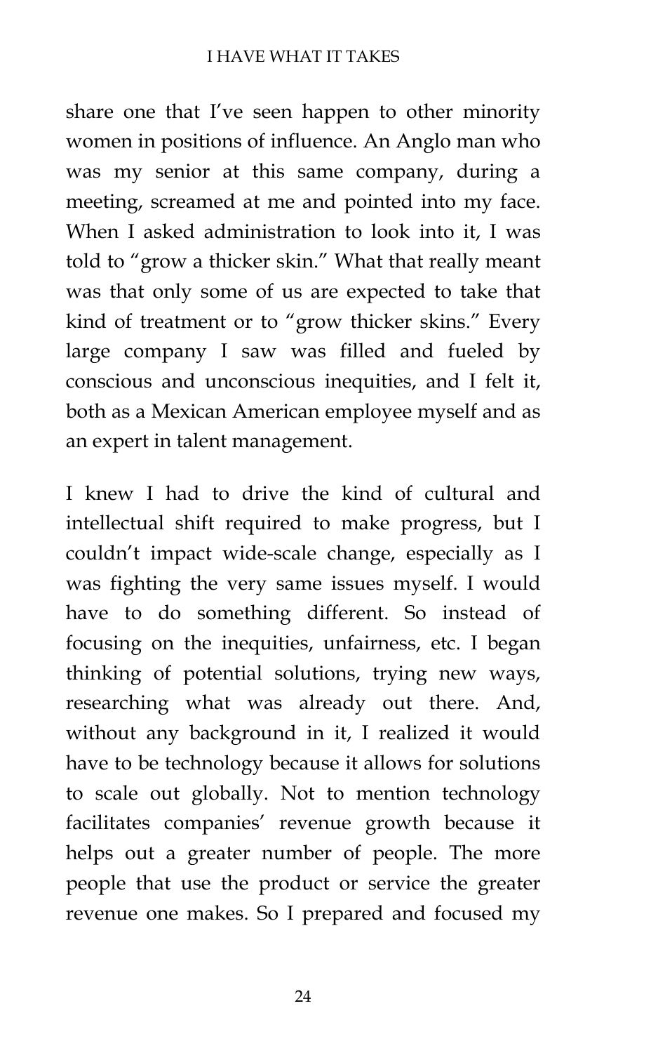share one that I've seen happen to other minority women in positions of influence. An Anglo man who was my senior at this same company, during a meeting, screamed at me and pointed into my face. When I asked administration to look into it, I was told to "grow a thicker skin." What that really meant was that only some of us are expected to take that kind of treatment or to "grow thicker skins." Every large company I saw was filled and fueled by conscious and unconscious inequities, and I felt it, both as a Mexican American employee myself and as an expert in talent management.

I knew I had to drive the kind of cultural and intellectual shift required to make progress, but I couldn't impact wide-scale change, especially as I was fighting the very same issues myself. I would have to do something different. So instead of focusing on the inequities, unfairness, etc. I began thinking of potential solutions, trying new ways, researching what was already out there. And, without any background in it, I realized it would have to be technology because it allows for solutions to scale out globally. Not to mention technology facilitates companies' revenue growth because it helps out a greater number of people. The more people that use the product or service the greater revenue one makes. So I prepared and focused my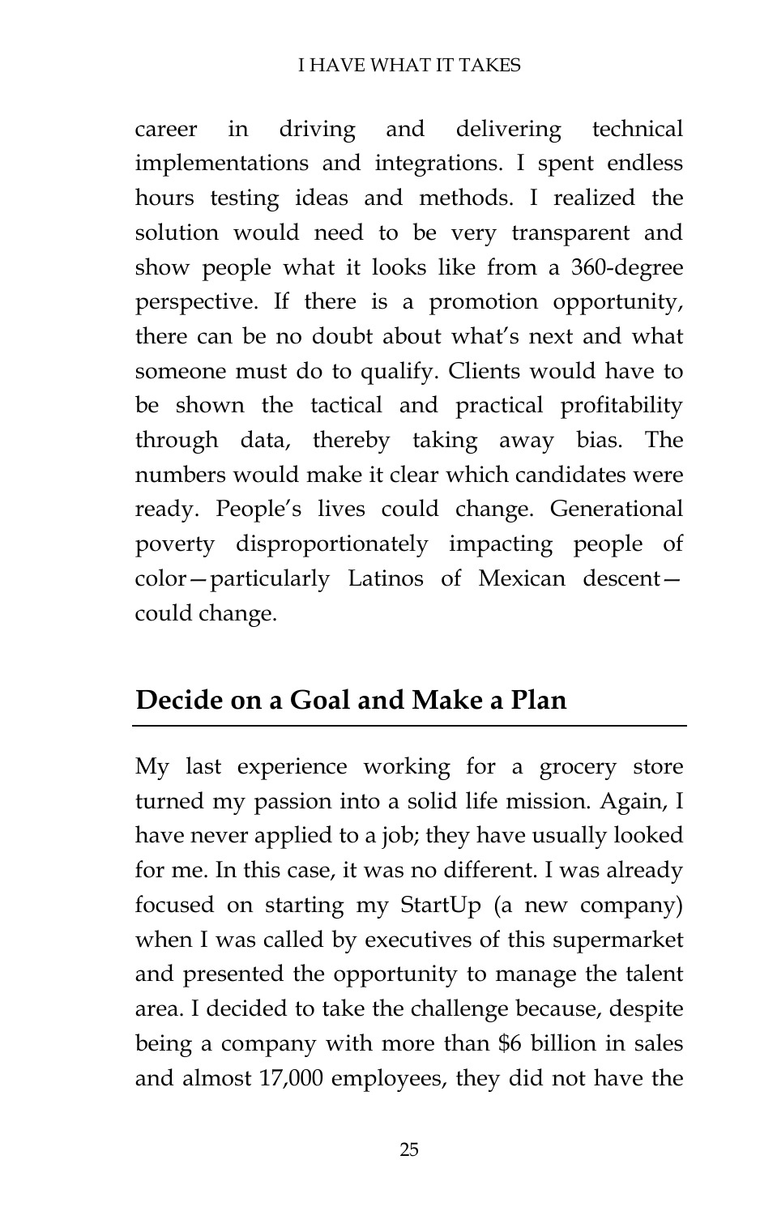career in driving and delivering technical implementations and integrations. I spent endless hours testing ideas and methods. I realized the solution would need to be very transparent and show people what it looks like from a 360-degree perspective. If there is a promotion opportunity, there can be no doubt about what's next and what someone must do to qualify. Clients would have to be shown the tactical and practical profitability through data, thereby taking away bias. The numbers would make it clear which candidates were ready. People's lives could change. Generational poverty disproportionately impacting people of color—particularly Latinos of Mexican descent—could change.

## Decide on a Goal and Make a Plan

My last experience working for a grocery store turned my passion into a solid life mission. Again, I have never applied to a job; they have usually looked for me. In this case, it was no different. I was already focused on starting my StartUp (a new company) when I was called by executives of this supermarket and presented the opportunity to manage the talent area. I decided to take the challenge because, despite being a company with more than $6 billion in sales and almost 17,000 employees, they did not have the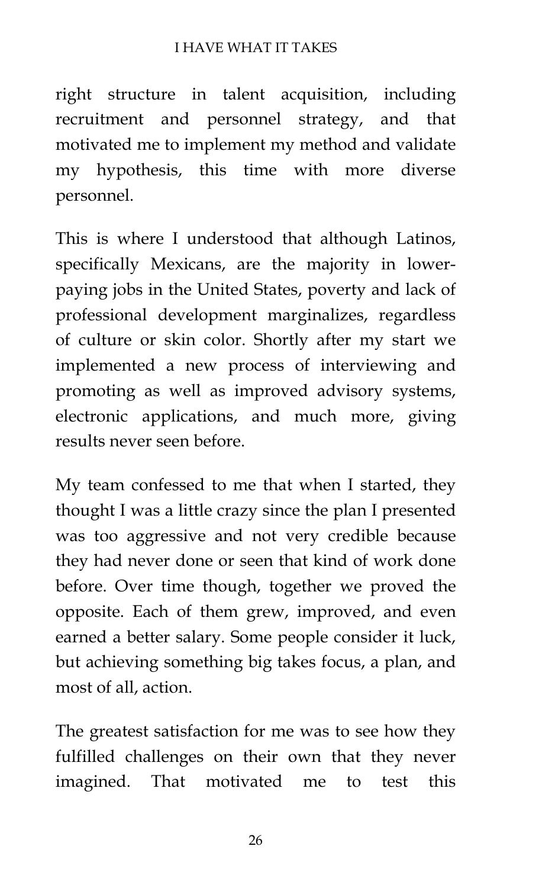right structure in talent acquisition, including recruitment and personnel strategy, and that motivated me to implement my method and validate my hypothesis, this time with more diverse personnel.

This is where I understood that although Latinos, specifically Mexicans, are the majority in lower-paying jobs in the United States, poverty and lack of professional development marginalizes, regardless of culture or skin color. Shortly after my start we implemented a new process of interviewing and promoting as well as improved advisory systems, electronic applications, and much more, giving results never seen before.

My team confessed to me that when I started, they thought I was a little crazy since the plan I presented was too aggressive and not very credible because they had never done or seen that kind of work done before. Over time though, together we proved the opposite. Each of them grew, improved, and even earned a better salary. Some people consider it luck, but achieving something big takes focus, a plan, and most of all, action.

The greatest satisfaction for me was to see how they fulfilled challenges on their own that they never imagined. That motivated me to test this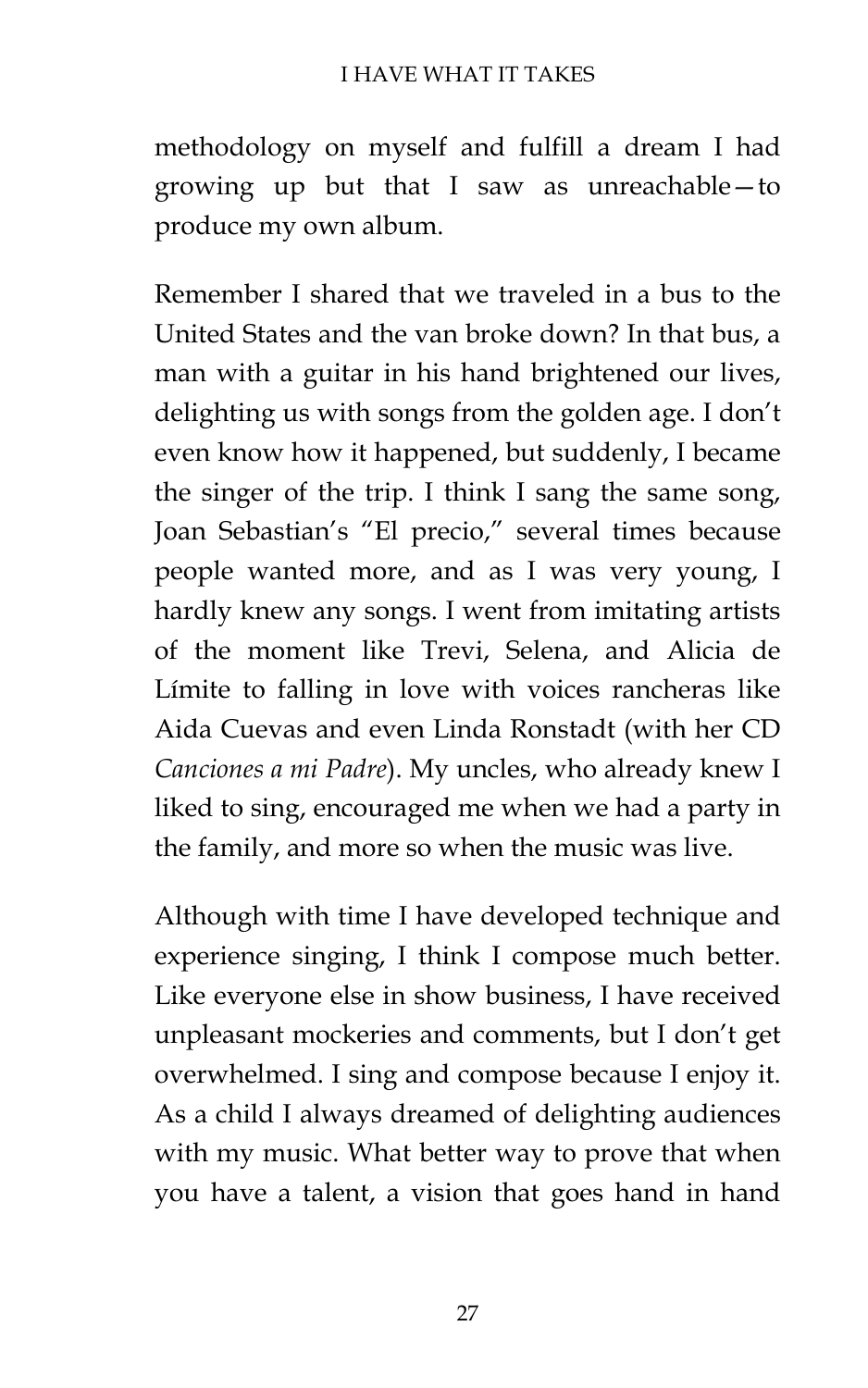methodology on myself and fulfill a dream I had growing up but that I saw as unreachable—to produce my own album.

Remember I shared that we traveled in a bus to the United States and the van broke down? In that bus, a man with a guitar in his hand brightened our lives, delighting us with songs from the golden age. I don't even know how it happened, but suddenly, I became the singer of the trip. I think I sang the same song, Joan Sebastian's "El precio," several times because people wanted more, and as I was very young, I hardly knew any songs. I went from imitating artists of the moment like Trevi, Selena, and Alicia de Límite to falling in love with voices rancheras like Aida Cuevas and even Linda Ronstadt (with her CD *Canciones a mi Padre*). My uncles, who already knew I liked to sing, encouraged me when we had a party in the family, and more so when the music was live.

Although with time I have developed technique and experience singing, I think I compose much better. Like everyone else in show business, I have received unpleasant mockeries and comments, but I don't get overwhelmed. I sing and compose because I enjoy it. As a child I always dreamed of delighting audiences with my music. What better way to prove that when you have a talent, a vision that goes hand in hand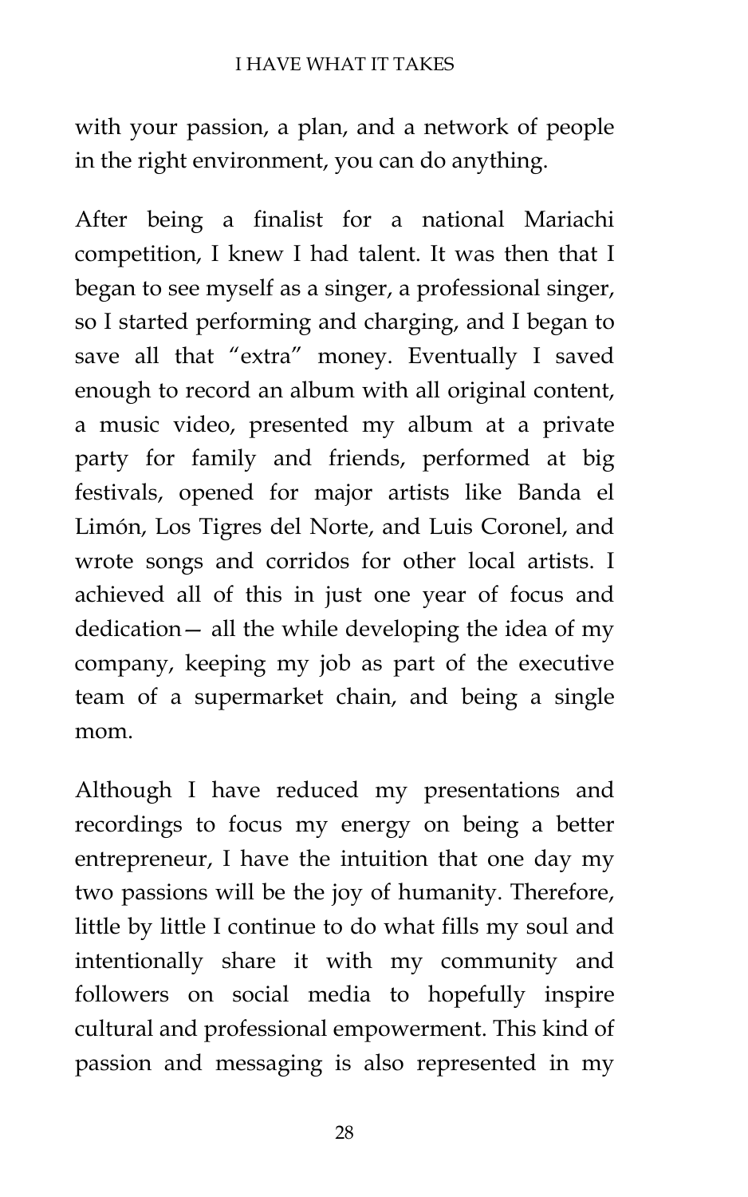with your passion, a plan, and a network of people in the right environment, you can do anything.

After being a finalist for a national Mariachi competition, I knew I had talent. It was then that I began to see myself as a singer, a professional singer, so I started performing and charging, and I began to save all that "extra" money. Eventually I saved enough to record an album with all original content, a music video, presented my album at a private party for family and friends, performed at big festivals, opened for major artists like Banda el Limón, Los Tigres del Norte, and Luis Coronel, and wrote songs and corridos for other local artists. I achieved all of this in just one year of focus and dedication— all the while developing the idea of my company, keeping my job as part of the executive team of a supermarket chain, and being a single mom.

Although I have reduced my presentations and recordings to focus my energy on being a better entrepreneur, I have the intuition that one day my two passions will be the joy of humanity. Therefore, little by little I continue to do what fills my soul and intentionally share it with my community and followers on social media to hopefully inspire cultural and professional empowerment. This kind of passion and messaging is also represented in my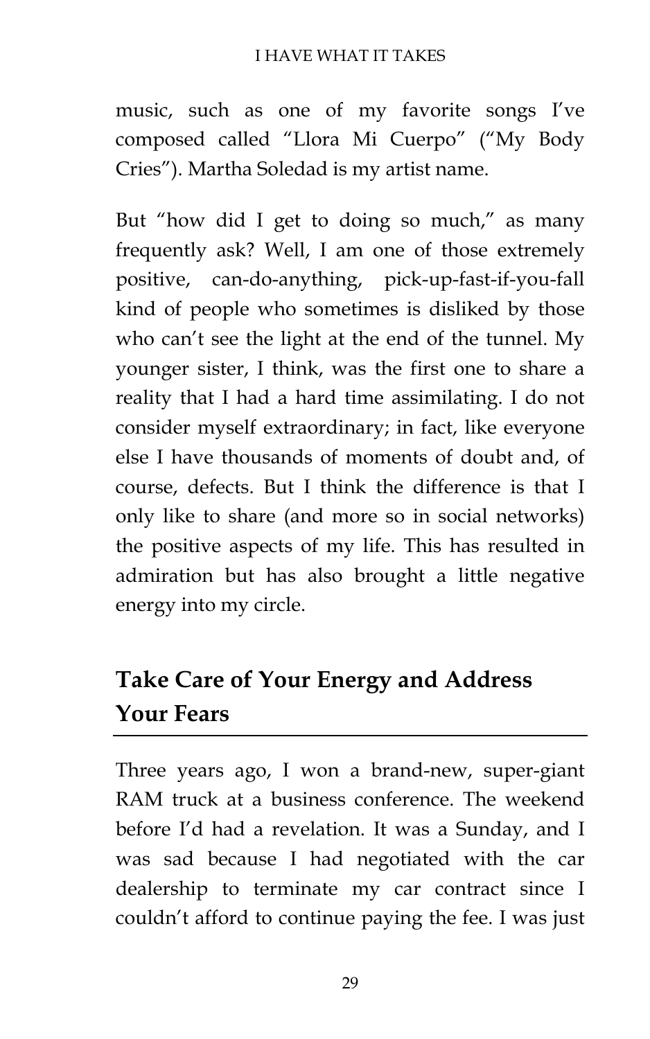music, such as one of my favorite songs I've composed called "Llora Mi Cuerpo" ("My Body Cries"). Martha Soledad is my artist name.

But "how did I get to doing so much," as many frequently ask? Well, I am one of those extremely positive, can-do-anything, pick-up-fast-if-you-fall kind of people who sometimes is disliked by those who can't see the light at the end of the tunnel. My younger sister, I think, was the first one to share a reality that I had a hard time assimilating. I do not consider myself extraordinary; in fact, like everyone else I have thousands of moments of doubt and, of course, defects. But I think the difference is that I only like to share (and more so in social networks) the positive aspects of my life. This has resulted in admiration but has also brought a little negative energy into my circle.

## Take Care of Your Energy and Address Your Fears

Three years ago, I won a brand-new, super-giant RAM truck at a business conference. The weekend before I'd had a revelation. It was a Sunday, and I was sad because I had negotiated with the car dealership to terminate my car contract since I couldn't afford to continue paying the fee. I was just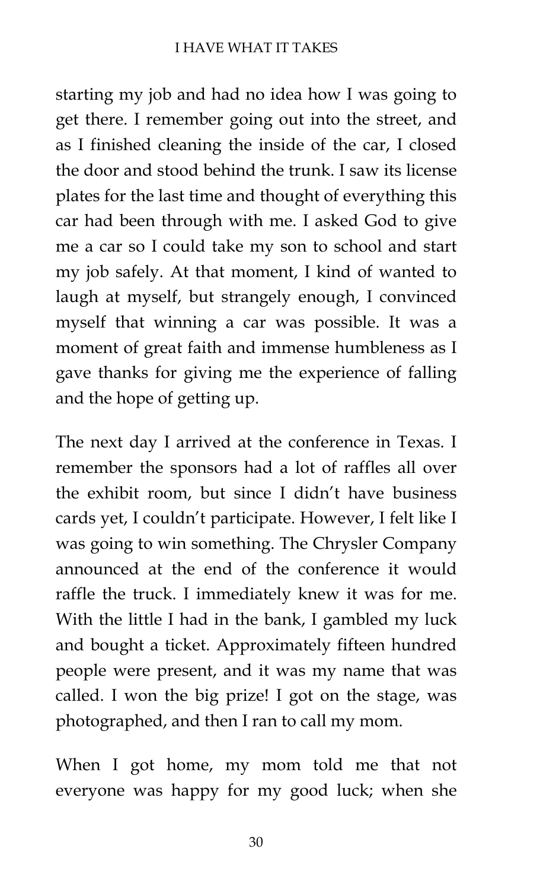starting my job and had no idea how I was going to get there. I remember going out into the street, and as I finished cleaning the inside of the car, I closed the door and stood behind the trunk. I saw its license plates for the last time and thought of everything this car had been through with me. I asked God to give me a car so I could take my son to school and start my job safely. At that moment, I kind of wanted to laugh at myself, but strangely enough, I convinced myself that winning a car was possible. It was a moment of great faith and immense humbleness as I gave thanks for giving me the experience of falling and the hope of getting up.

The next day I arrived at the conference in Texas. I remember the sponsors had a lot of raffles all over the exhibit room, but since I didn't have business cards yet, I couldn't participate. However, I felt like I was going to win something. The Chrysler Company announced at the end of the conference it would raffle the truck. I immediately knew it was for me. With the little I had in the bank, I gambled my luck and bought a ticket. Approximately fifteen hundred people were present, and it was my name that was called. I won the big prize! I got on the stage, was photographed, and then I ran to call my mom.

When I got home, my mom told me that not everyone was happy for my good luck; when she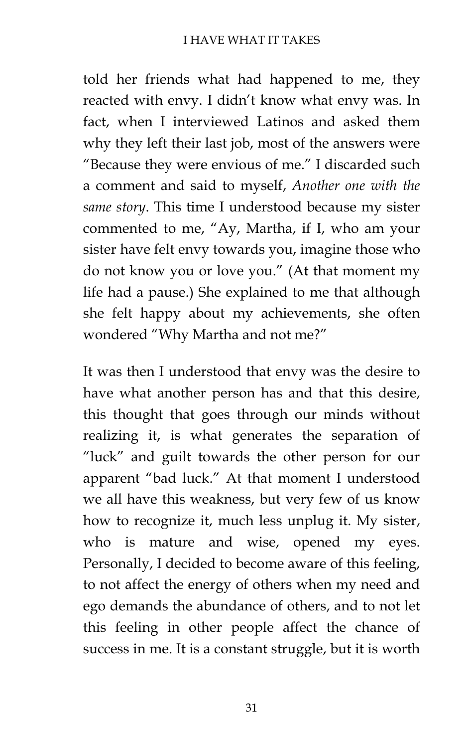told her friends what had happened to me, they reacted with envy. I didn't know what envy was. In fact, when I interviewed Latinos and asked them why they left their last job, most of the answers were "Because they were envious of me." I discarded such a comment and said to myself, *Another one with the same story*. This time I understood because my sister commented to me, "Ay, Martha, if I, who am your sister have felt envy towards you, imagine those who do not know you or love you." (At that moment my life had a pause.) She explained to me that although she felt happy about my achievements, she often wondered "Why Martha and not me?"

It was then I understood that envy was the desire to have what another person has and that this desire, this thought that goes through our minds without realizing it, is what generates the separation of "luck" and guilt towards the other person for our apparent "bad luck." At that moment I understood we all have this weakness, but very few of us know how to recognize it, much less unplug it. My sister, who is mature and wise, opened my eyes. Personally, I decided to become aware of this feeling, to not affect the energy of others when my need and ego demands the abundance of others, and to not let this feeling in other people affect the chance of success in me. It is a constant struggle, but it is worth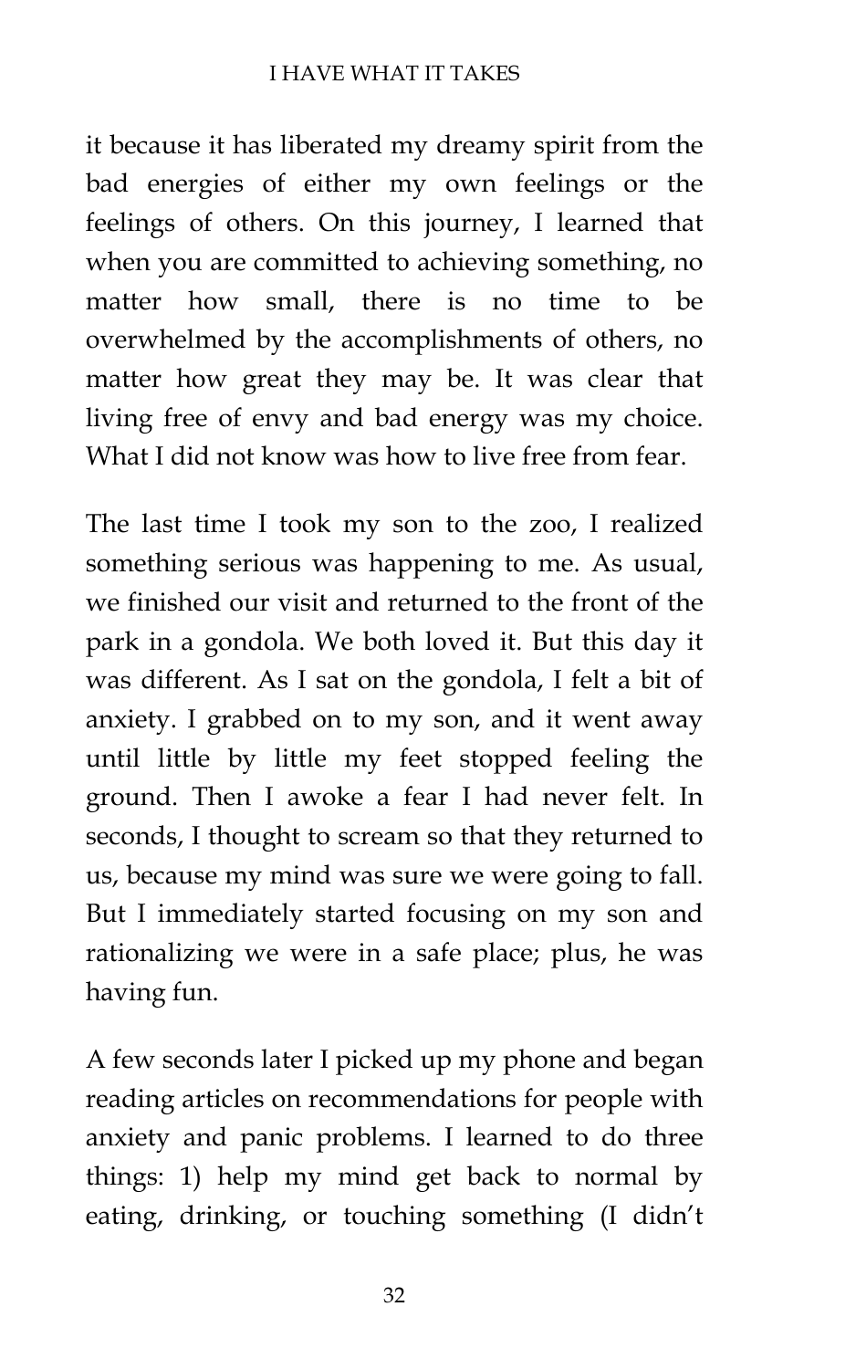it because it has liberated my dreamy spirit from the bad energies of either my own feelings or the feelings of others. On this journey, I learned that when you are committed to achieving something, no matter how small, there is no time to be overwhelmed by the accomplishments of others, no matter how great they may be. It was clear that living free of envy and bad energy was my choice. What I did not know was how to live free from fear.

The last time I took my son to the zoo, I realized something serious was happening to me. As usual, we finished our visit and returned to the front of the park in a gondola. We both loved it. But this day it was different. As I sat on the gondola, I felt a bit of anxiety. I grabbed on to my son, and it went away until little by little my feet stopped feeling the ground. Then I awoke a fear I had never felt. In seconds, I thought to scream so that they returned to us, because my mind was sure we were going to fall. But I immediately started focusing on my son and rationalizing we were in a safe place; plus, he was having fun.

A few seconds later I picked up my phone and began reading articles on recommendations for people with anxiety and panic problems. I learned to do three things: 1) help my mind get back to normal by eating, drinking, or touching something (I didn't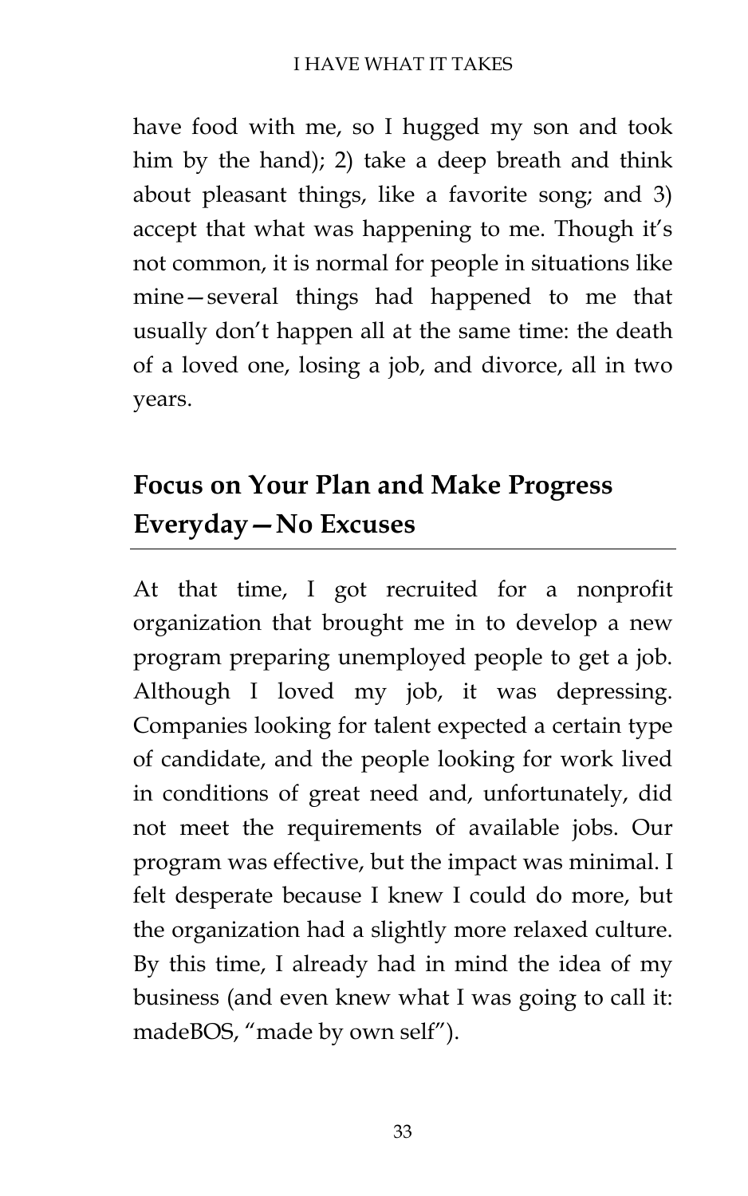have food with me, so I hugged my son and took him by the hand); 2) take a deep breath and think about pleasant things, like a favorite song; and 3) accept that what was happening to me. Though it's not common, it is normal for people in situations like mine—several things had happened to me that usually don't happen all at the same time: the death of a loved one, losing a job, and divorce, all in two years.

## Focus on Your Plan and Make Progress Everyday—No Excuses

At that time, I got recruited for a nonprofit organization that brought me in to develop a new program preparing unemployed people to get a job. Although I loved my job, it was depressing. Companies looking for talent expected a certain type of candidate, and the people looking for work lived in conditions of great need and, unfortunately, did not meet the requirements of available jobs. Our program was effective, but the impact was minimal. I felt desperate because I knew I could do more, but the organization had a slightly more relaxed culture. By this time, I already had in mind the idea of my business (and even knew what I was going to call it: madeBOS, "made by own self").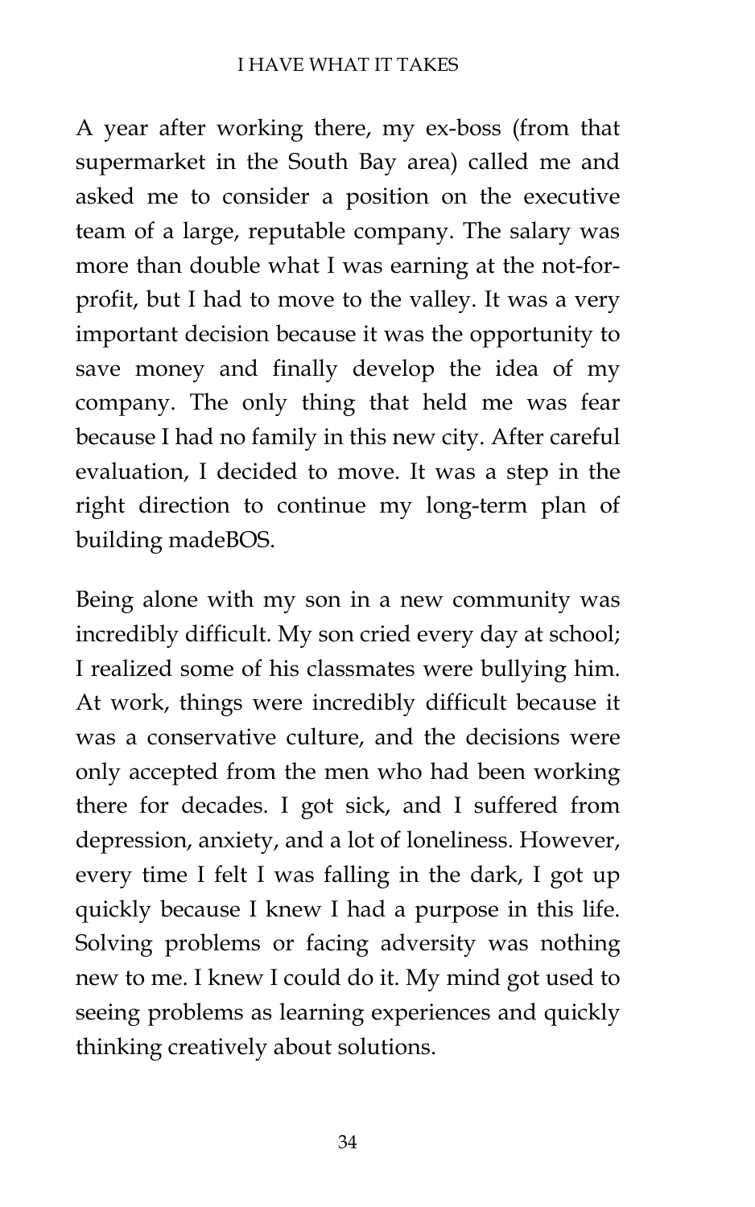A year after working there, my ex-boss (from that supermarket in the South Bay area) called me and asked me to consider a position on the executive team of a large, reputable company. The salary was more than double what I was earning at the not-for-profit, but I had to move to the valley. It was a very important decision because it was the opportunity to save money and finally develop the idea of my company. The only thing that held me was fear because I had no family in this new city. After careful evaluation, I decided to move. It was a step in the right direction to continue my long-term plan of building madeBOS.

Being alone with my son in a new community was incredibly difficult. My son cried every day at school; I realized some of his classmates were bullying him. At work, things were incredibly difficult because it was a conservative culture, and the decisions were only accepted from the men who had been working there for decades. I got sick, and I suffered from depression, anxiety, and a lot of loneliness. However, every time I felt I was falling in the dark, I got up quickly because I knew I had a purpose in this life. Solving problems or facing adversity was nothing new to me. I knew I could do it. My mind got used to seeing problems as learning experiences and quickly thinking creatively about solutions.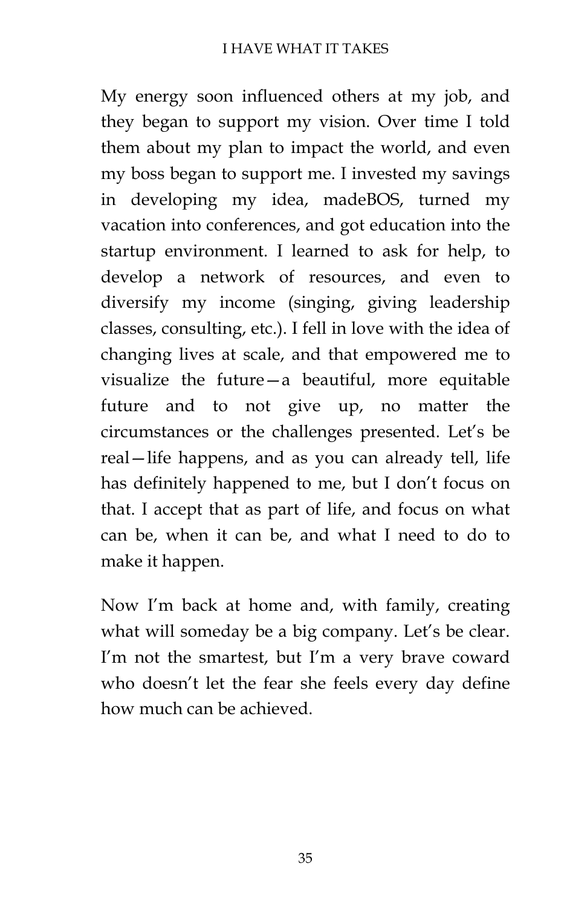My energy soon influenced others at my job, and they began to support my vision. Over time I told them about my plan to impact the world, and even my boss began to support me. I invested my savings in developing my idea, madeBOS, turned my vacation into conferences, and got education into the startup environment. I learned to ask for help, to develop a network of resources, and even to diversify my income (singing, giving leadership classes, consulting, etc.). I fell in love with the idea of changing lives at scale, and that empowered me to visualize the future—a beautiful, more equitable future and to not give up, no matter the circumstances or the challenges presented. Let's be real—life happens, and as you can already tell, life has definitely happened to me, but I don't focus on that. I accept that as part of life, and focus on what can be, when it can be, and what I need to do to make it happen.

Now I'm back at home and, with family, creating what will someday be a big company. Let's be clear. I'm not the smartest, but I'm a very brave coward who doesn't let the fear she feels every day define how much can be achieved.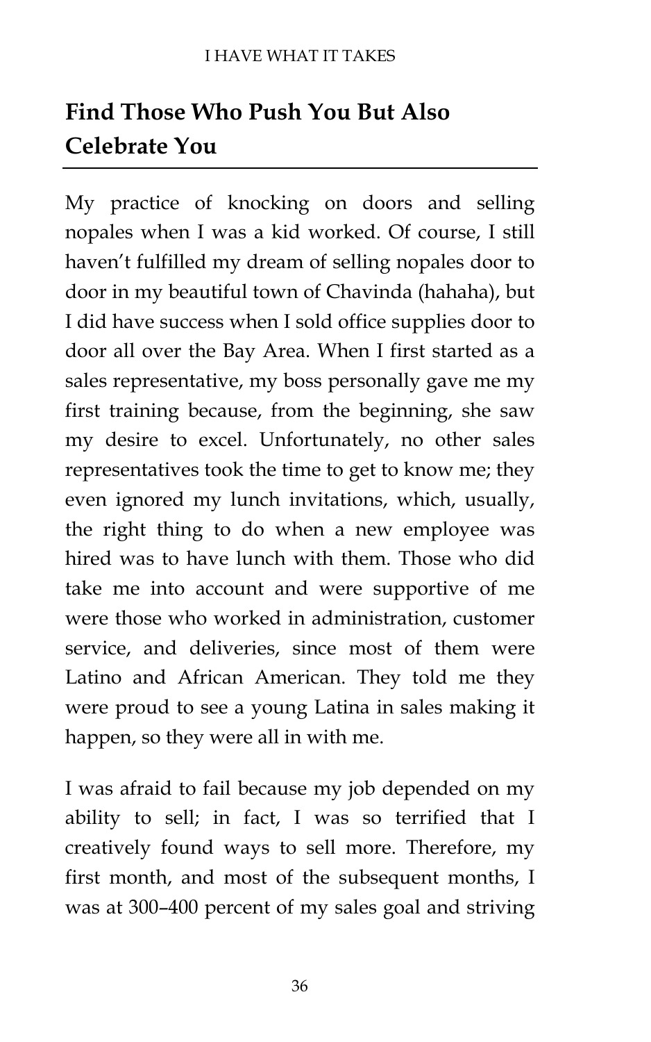## Find Those Who Push You But Also Celebrate You

My practice of knocking on doors and selling nopales when I was a kid worked. Of course, I still haven't fulfilled my dream of selling nopales door to door in my beautiful town of Chavinda (hahaha), but I did have success when I sold office supplies door to door all over the Bay Area. When I first started as a sales representative, my boss personally gave me my first training because, from the beginning, she saw my desire to excel. Unfortunately, no other sales representatives took the time to get to know me; they even ignored my lunch invitations, which, usually, the right thing to do when a new employee was hired was to have lunch with them. Those who did take me into account and were supportive of me were those who worked in administration, customer service, and deliveries, since most of them were Latino and African American. They told me they were proud to see a young Latina in sales making it happen, so they were all in with me.

I was afraid to fail because my job depended on my ability to sell; in fact, I was so terrified that I creatively found ways to sell more. Therefore, my first month, and most of the subsequent months, I was at 300–400 percent of my sales goal and striving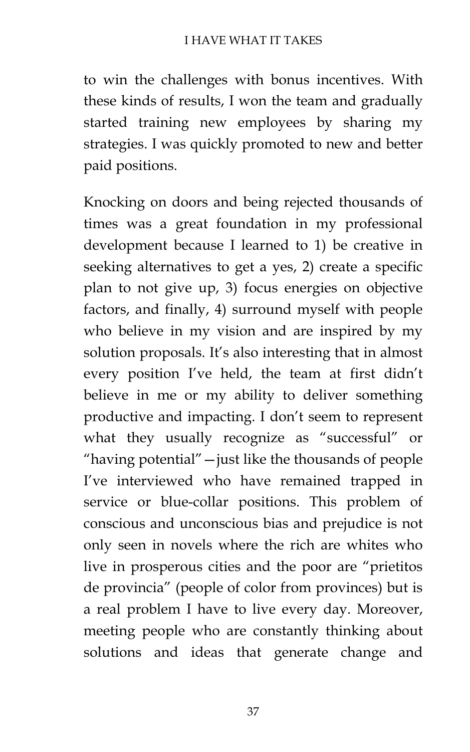to win the challenges with bonus incentives. With these kinds of results, I won the team and gradually started training new employees by sharing my strategies. I was quickly promoted to new and better paid positions.

Knocking on doors and being rejected thousands of times was a great foundation in my professional development because I learned to 1) be creative in seeking alternatives to get a yes, 2) create a specific plan to not give up, 3) focus energies on objective factors, and finally, 4) surround myself with people who believe in my vision and are inspired by my solution proposals. It's also interesting that in almost every position I've held, the team at first didn't believe in me or my ability to deliver something productive and impacting. I don't seem to represent what they usually recognize as "successful" or "having potential"—just like the thousands of people I've interviewed who have remained trapped in service or blue-collar positions. This problem of conscious and unconscious bias and prejudice is not only seen in novels where the rich are whites who live in prosperous cities and the poor are "prietitos de provincia" (people of color from provinces) but is a real problem I have to live every day. Moreover, meeting people who are constantly thinking about solutions and ideas that generate change and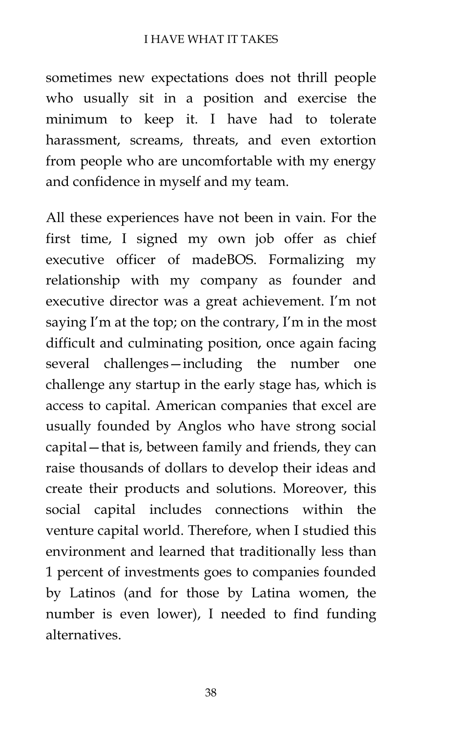sometimes new expectations does not thrill people who usually sit in a position and exercise the minimum to keep it. I have had to tolerate harassment, screams, threats, and even extortion from people who are uncomfortable with my energy and confidence in myself and my team.

All these experiences have not been in vain. For the first time, I signed my own job offer as chief executive officer of madeBOS. Formalizing my relationship with my company as founder and executive director was a great achievement. I'm not saying I'm at the top; on the contrary, I'm in the most difficult and culminating position, once again facing several challenges—including the number one challenge any startup in the early stage has, which is access to capital. American companies that excel are usually founded by Anglos who have strong social capital—that is, between family and friends, they can raise thousands of dollars to develop their ideas and create their products and solutions. Moreover, this social capital includes connections within the venture capital world. Therefore, when I studied this environment and learned that traditionally less than 1 percent of investments goes to companies founded by Latinos (and for those by Latina women, the number is even lower), I needed to find funding alternatives.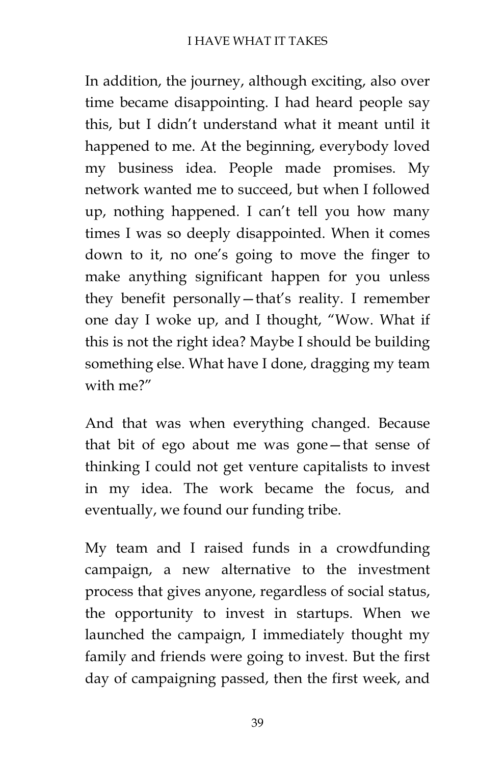In addition, the journey, although exciting, also over time became disappointing. I had heard people say this, but I didn’t understand what it meant until it happened to me. At the beginning, everybody loved my business idea. People made promises. My network wanted me to succeed, but when I followed up, nothing happened. I can’t tell you how many times I was so deeply disappointed. When it comes down to it, no one’s going to move the finger to make anything significant happen for you unless they benefit personally—that’s reality. I remember one day I woke up, and I thought, “Wow. What if this is not the right idea? Maybe I should be building something else. What have I done, dragging my team with me?”

And that was when everything changed. Because that bit of ego about me was gone—that sense of thinking I could not get venture capitalists to invest in my idea. The work became the focus, and eventually, we found our funding tribe.

My team and I raised funds in a crowdfunding campaign, a new alternative to the investment process that gives anyone, regardless of social status, the opportunity to invest in startups. When we launched the campaign, I immediately thought my family and friends were going to invest. But the first day of campaigning passed, then the first week, and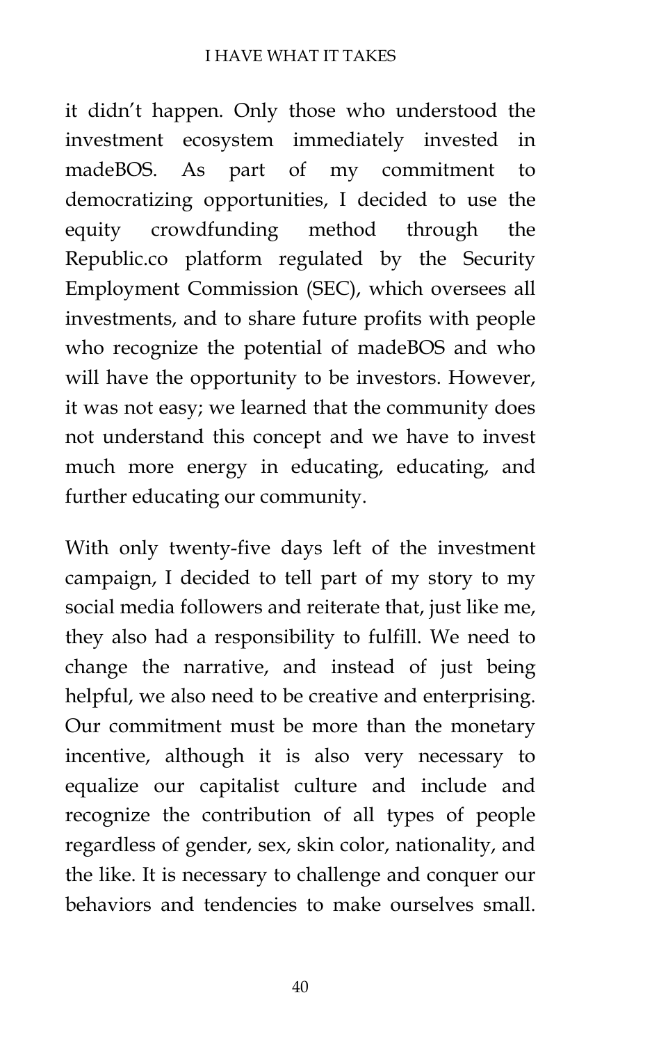it didn't happen. Only those who understood the investment ecosystem immediately invested in madeBOS. As part of my commitment to democratizing opportunities, I decided to use the equity crowdfunding method through the Republic.co platform regulated by the Security Employment Commission (SEC), which oversees all investments, and to share future profits with people who recognize the potential of madeBOS and who will have the opportunity to be investors. However, it was not easy; we learned that the community does not understand this concept and we have to invest much more energy in educating, educating, and further educating our community.

With only twenty-five days left of the investment campaign, I decided to tell part of my story to my social media followers and reiterate that, just like me, they also had a responsibility to fulfill. We need to change the narrative, and instead of just being helpful, we also need to be creative and enterprising. Our commitment must be more than the monetary incentive, although it is also very necessary to equalize our capitalist culture and include and recognize the contribution of all types of people regardless of gender, sex, skin color, nationality, and the like. It is necessary to challenge and conquer our behaviors and tendencies to make ourselves small.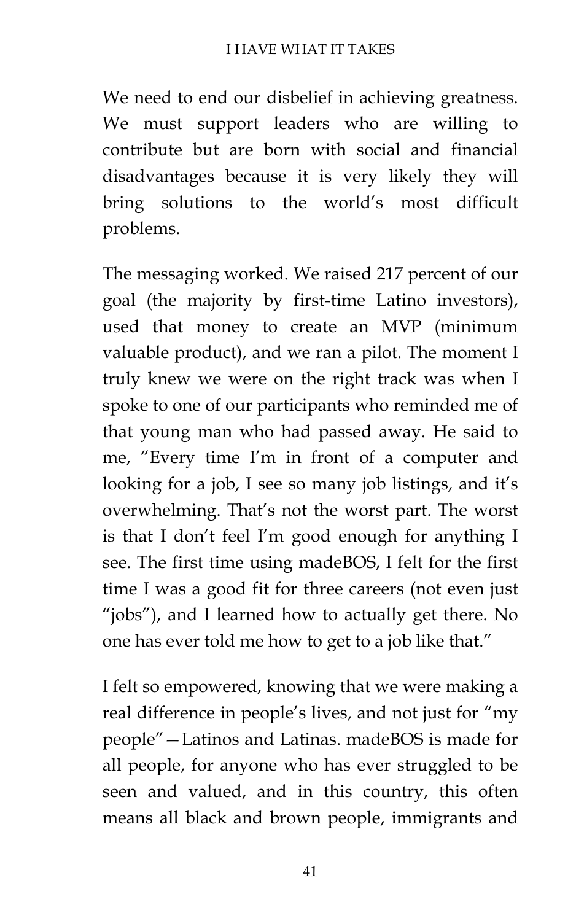We need to end our disbelief in achieving greatness. We must support leaders who are willing to contribute but are born with social and financial disadvantages because it is very likely they will bring solutions to the world's most difficult problems.

The messaging worked. We raised 217 percent of our goal (the majority by first-time Latino investors), used that money to create an MVP (minimum valuable product), and we ran a pilot. The moment I truly knew we were on the right track was when I spoke to one of our participants who reminded me of that young man who had passed away. He said to me, "Every time I'm in front of a computer and looking for a job, I see so many job listings, and it's overwhelming. That's not the worst part. The worst is that I don't feel I'm good enough for anything I see. The first time using madeBOS, I felt for the first time I was a good fit for three careers (not even just "jobs"), and I learned how to actually get there. No one has ever told me how to get to a job like that."

I felt so empowered, knowing that we were making a real difference in people's lives, and not just for "my people"—Latinos and Latinas. madeBOS is made for all people, for anyone who has ever struggled to be seen and valued, and in this country, this often means all black and brown people, immigrants and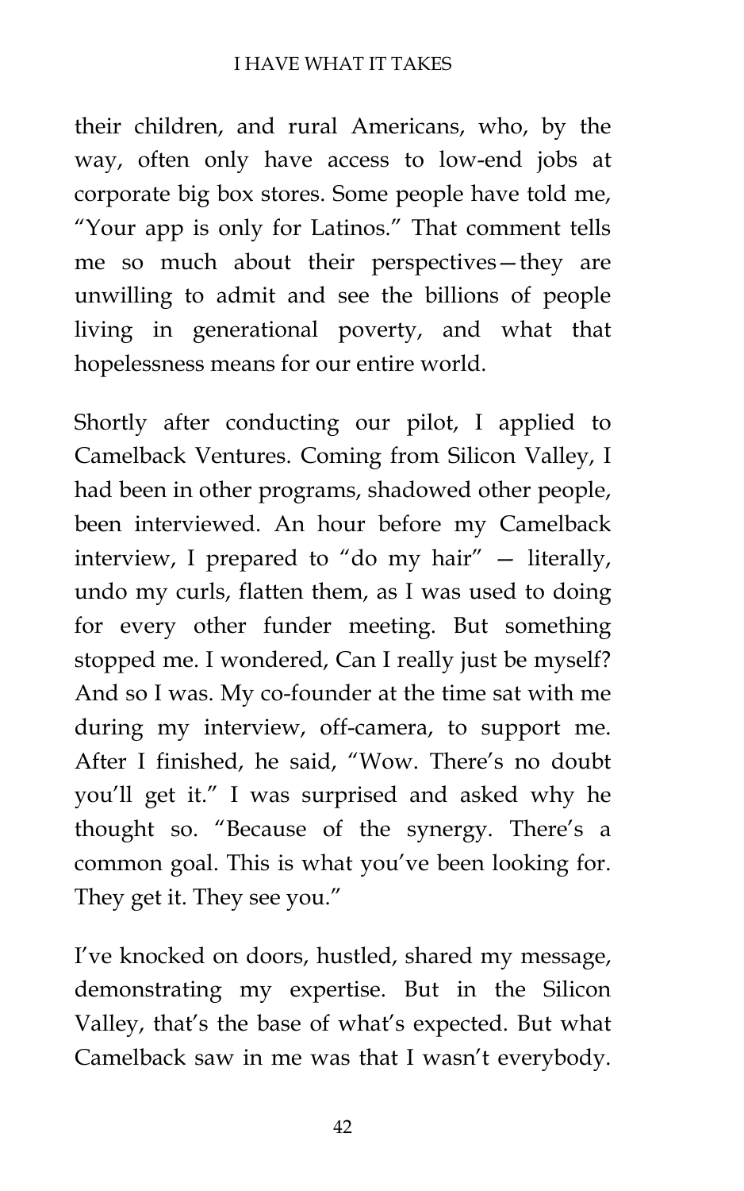their children, and rural Americans, who, by the way, often only have access to low-end jobs at corporate big box stores. Some people have told me, "Your app is only for Latinos." That comment tells me so much about their perspectives—they are unwilling to admit and see the billions of people living in generational poverty, and what that hopelessness means for our entire world.

Shortly after conducting our pilot, I applied to Camelback Ventures. Coming from Silicon Valley, I had been in other programs, shadowed other people, been interviewed. An hour before my Camelback interview, I prepared to "do my hair" — literally, undo my curls, flatten them, as I was used to doing for every other funder meeting. But something stopped me. I wondered, Can I really just be myself? And so I was. My co-founder at the time sat with me during my interview, off-camera, to support me. After I finished, he said, "Wow. There's no doubt you'll get it." I was surprised and asked why he thought so. "Because of the synergy. There's a common goal. This is what you've been looking for. They get it. They see you."

I've knocked on doors, hustled, shared my message, demonstrating my expertise. But in the Silicon Valley, that's the base of what's expected. But what Camelback saw in me was that I wasn't everybody.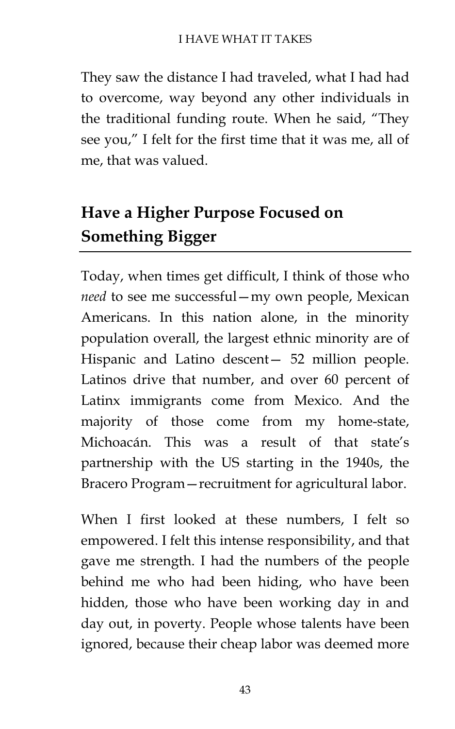They saw the distance I had traveled, what I had had to overcome, way beyond any other individuals in the traditional funding route. When he said, "They see you," I felt for the first time that it was me, all of me, that was valued.

## Have a Higher Purpose Focused on Something Bigger

Today, when times get difficult, I think of those who *need* to see me successful—my own people, Mexican Americans. In this nation alone, in the minority population overall, the largest ethnic minority are of Hispanic and Latino descent— 52 million people. Latinos drive that number, and over 60 percent of Latinx immigrants come from Mexico. And the majority of those come from my home-state, Michoacán. This was a result of that state's partnership with the US starting in the 1940s, the Bracero Program—recruitment for agricultural labor.

When I first looked at these numbers, I felt so empowered. I felt this intense responsibility, and that gave me strength. I had the numbers of the people behind me who had been hiding, who have been hidden, those who have been working day in and day out, in poverty. People whose talents have been ignored, because their cheap labor was deemed more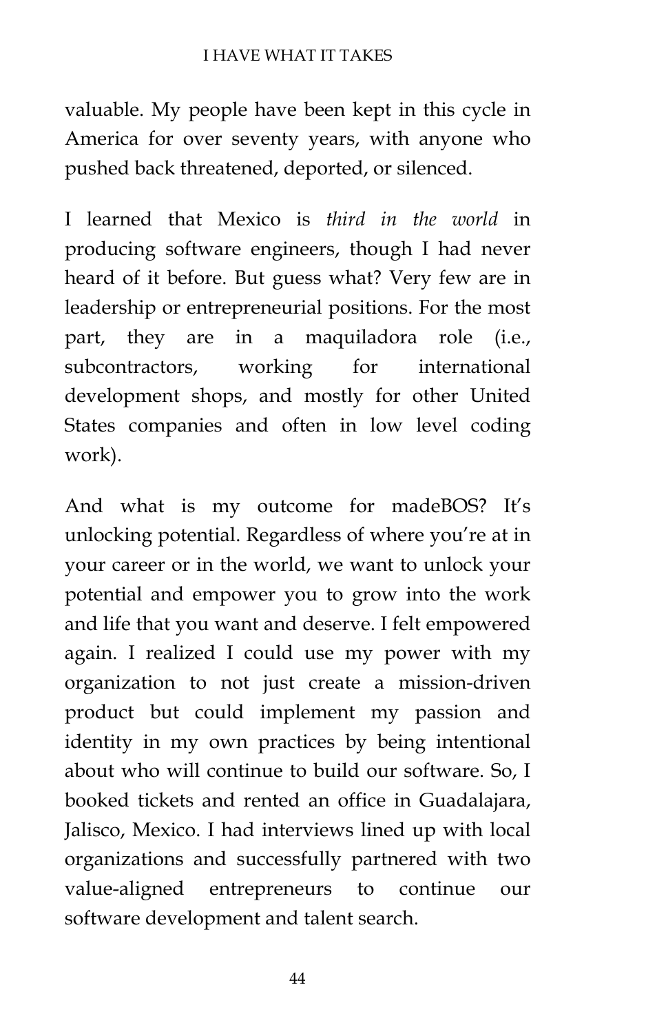valuable. My people have been kept in this cycle in America for over seventy years, with anyone who pushed back threatened, deported, or silenced.

I learned that Mexico is *third in the world* in producing software engineers, though I had never heard of it before. But guess what? Very few are in leadership or entrepreneurial positions. For the most part, they are in a maquiladora role (i.e., subcontractors, working for international development shops, and mostly for other United States companies and often in low level coding work).

And what is my outcome for madeBOS? It's unlocking potential. Regardless of where you're at in your career or in the world, we want to unlock your potential and empower you to grow into the work and life that you want and deserve. I felt empowered again. I realized I could use my power with my organization to not just create a mission-driven product but could implement my passion and identity in my own practices by being intentional about who will continue to build our software. So, I booked tickets and rented an office in Guadalajara, Jalisco, Mexico. I had interviews lined up with local organizations and successfully partnered with two value-aligned entrepreneurs to continue our software development and talent search.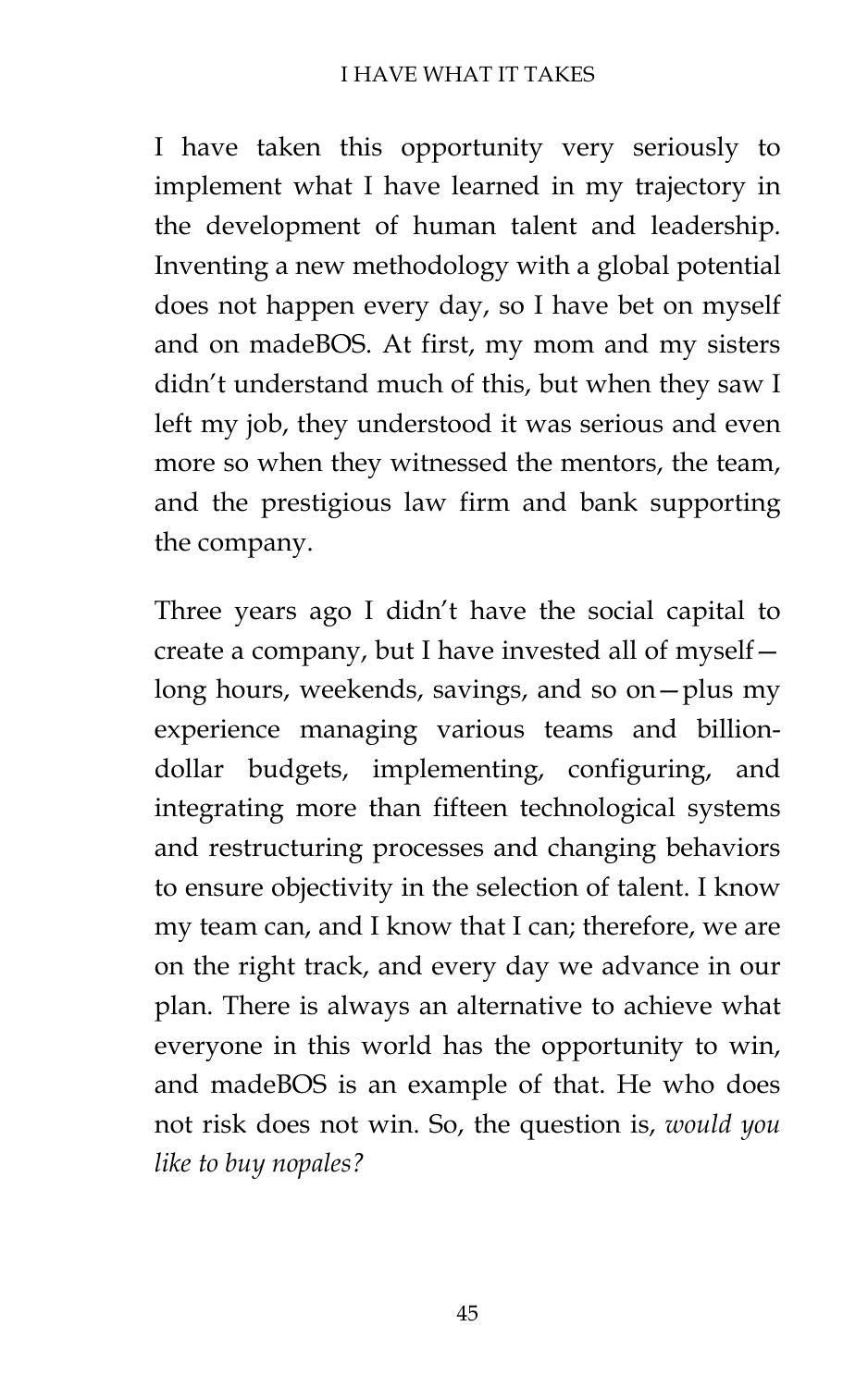I have taken this opportunity very seriously to implement what I have learned in my trajectory in the development of human talent and leadership. Inventing a new methodology with a global potential does not happen every day, so I have bet on myself and on madeBOS. At first, my mom and my sisters didn't understand much of this, but when they saw I left my job, they understood it was serious and even more so when they witnessed the mentors, the team, and the prestigious law firm and bank supporting the company.

Three years ago I didn't have the social capital to create a company, but I have invested all of myself—long hours, weekends, savings, and so on—plus my experience managing various teams and billion-dollar budgets, implementing, configuring, and integrating more than fifteen technological systems and restructuring processes and changing behaviors to ensure objectivity in the selection of talent. I know my team can, and I know that I can; therefore, we are on the right track, and every day we advance in our plan. There is always an alternative to achieve what everyone in this world has the opportunity to win, and madeBOS is an example of that. He who does not risk does not win. So, the question is, *would you like to buy nopales?*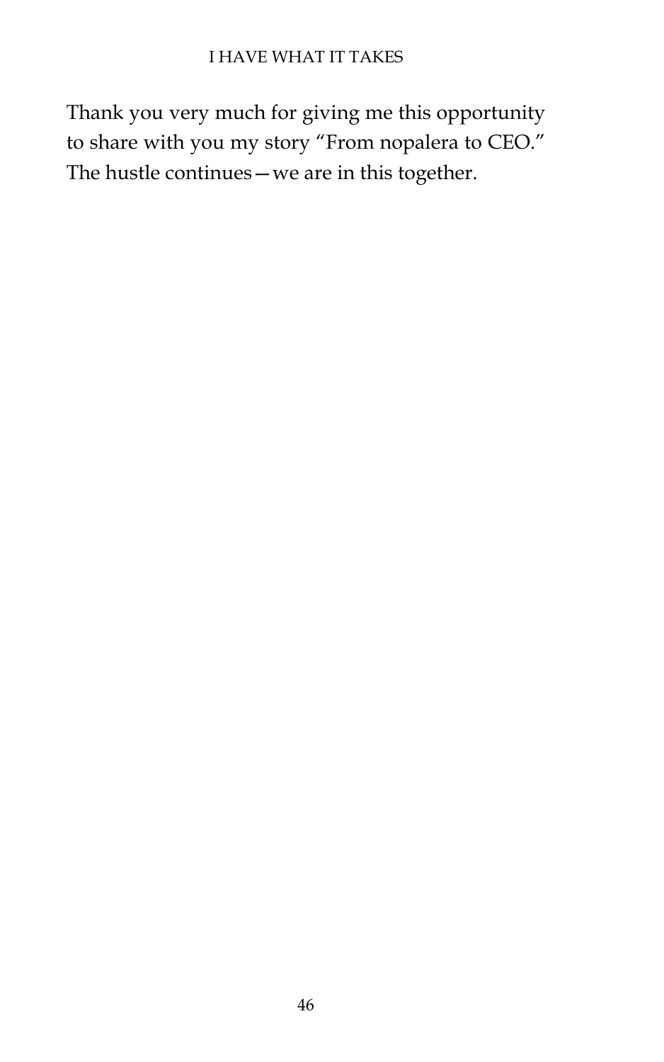Thank you very much for giving me this opportunity to share with you my story "From nopalera to CEO." The hustle continues—we are in this together.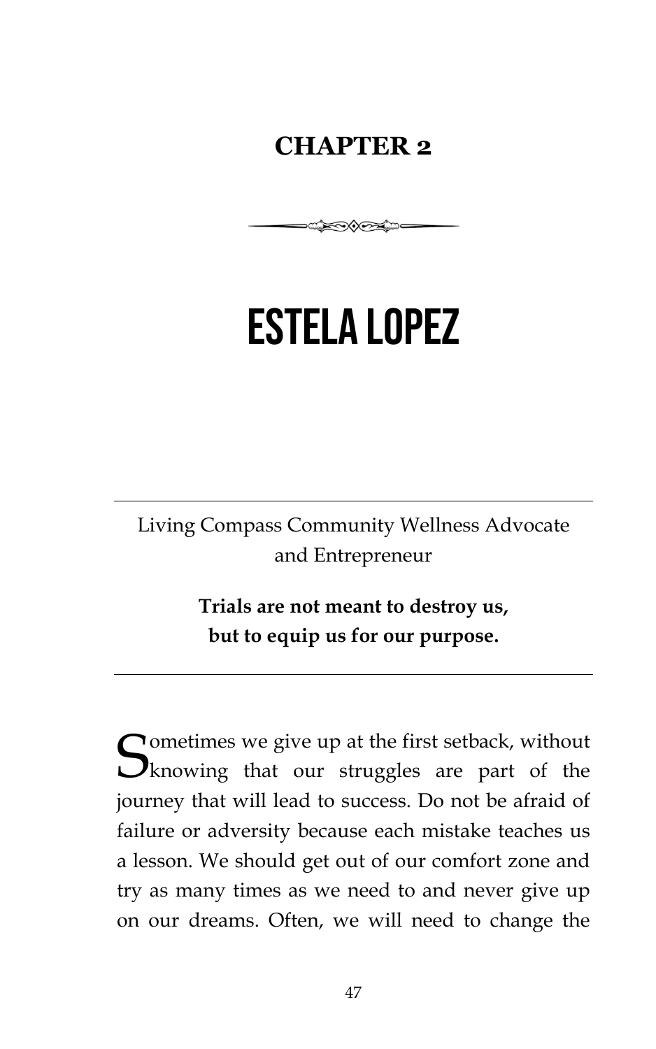## CHAPTER 2

# ESTELA LOPEZ

---

Living Compass Community Wellness Advocate and Entrepreneur

**Trials are not meant to destroy us, but to equip us for our purpose.**

---

Sometimes we give up at the first setback, without knowing that our struggles are part of the journey that will lead to success. Do not be afraid of failure or adversity because each mistake teaches us a lesson. We should get out of our comfort zone and try as many times as we need to and never give up on our dreams. Often, we will need to change the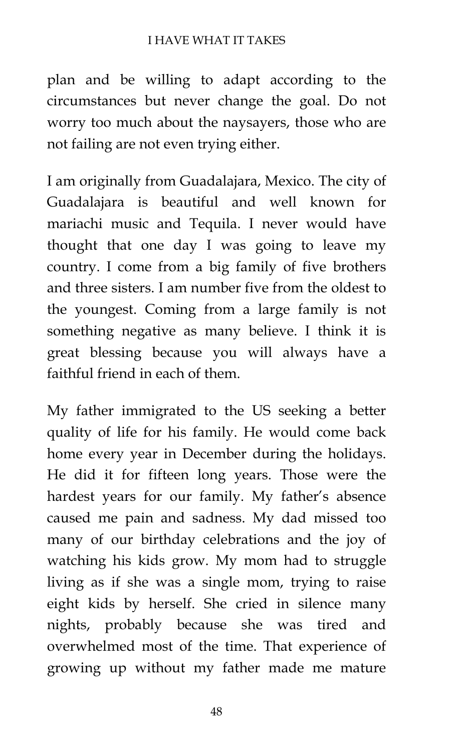plan and be willing to adapt according to the circumstances but never change the goal. Do not worry too much about the naysayers, those who are not failing are not even trying either.

I am originally from Guadalajara, Mexico. The city of Guadalajara is beautiful and well known for mariachi music and Tequila. I never would have thought that one day I was going to leave my country. I come from a big family of five brothers and three sisters. I am number five from the oldest to the youngest. Coming from a large family is not something negative as many believe. I think it is great blessing because you will always have a faithful friend in each of them.

My father immigrated to the US seeking a better quality of life for his family. He would come back home every year in December during the holidays. He did it for fifteen long years. Those were the hardest years for our family. My father's absence caused me pain and sadness. My dad missed too many of our birthday celebrations and the joy of watching his kids grow. My mom had to struggle living as if she was a single mom, trying to raise eight kids by herself. She cried in silence many nights, probably because she was tired and overwhelmed most of the time. That experience of growing up without my father made me mature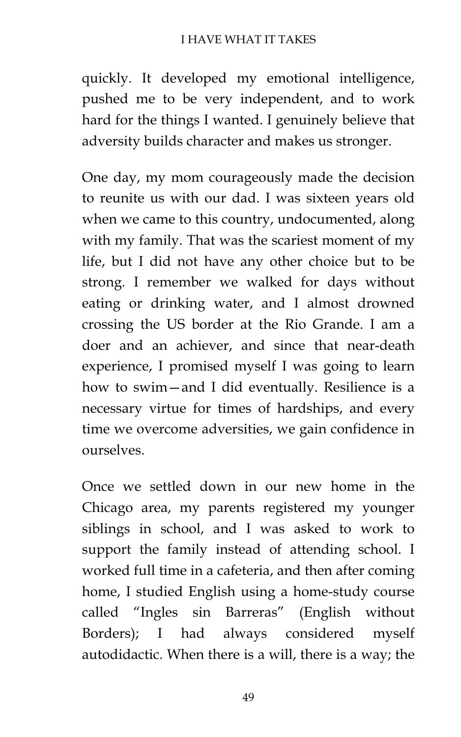quickly. It developed my emotional intelligence, pushed me to be very independent, and to work hard for the things I wanted. I genuinely believe that adversity builds character and makes us stronger.

One day, my mom courageously made the decision to reunite us with our dad. I was sixteen years old when we came to this country, undocumented, along with my family. That was the scariest moment of my life, but I did not have any other choice but to be strong. I remember we walked for days without eating or drinking water, and I almost drowned crossing the US border at the Rio Grande. I am a doer and an achiever, and since that near-death experience, I promised myself I was going to learn how to swim—and I did eventually. Resilience is a necessary virtue for times of hardships, and every time we overcome adversities, we gain confidence in ourselves.

Once we settled down in our new home in the Chicago area, my parents registered my younger siblings in school, and I was asked to work to support the family instead of attending school. I worked full time in a cafeteria, and then after coming home, I studied English using a home-study course called "Ingles sin Barreras" (English without Borders); I had always considered myself autodidactic. When there is a will, there is a way; the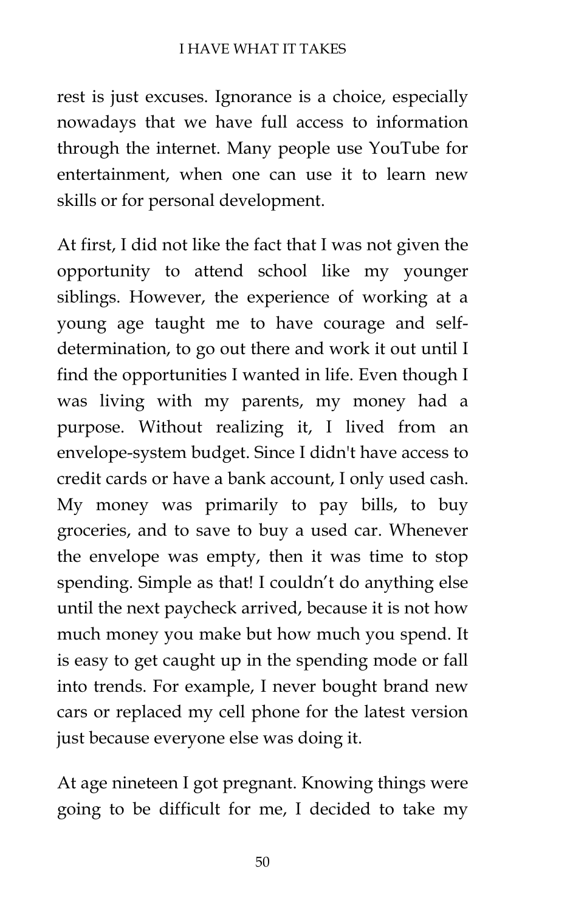rest is just excuses. Ignorance is a choice, especially nowadays that we have full access to information through the internet. Many people use YouTube for entertainment, when one can use it to learn new skills or for personal development.

At first, I did not like the fact that I was not given the opportunity to attend school like my younger siblings. However, the experience of working at a young age taught me to have courage and self-determination, to go out there and work it out until I find the opportunities I wanted in life. Even though I was living with my parents, my money had a purpose. Without realizing it, I lived from an envelope-system budget. Since I didn't have access to credit cards or have a bank account, I only used cash. My money was primarily to pay bills, to buy groceries, and to save to buy a used car. Whenever the envelope was empty, then it was time to stop spending. Simple as that! I couldn’t do anything else until the next paycheck arrived, because it is not how much money you make but how much you spend. It is easy to get caught up in the spending mode or fall into trends. For example, I never bought brand new cars or replaced my cell phone for the latest version just because everyone else was doing it.

At age nineteen I got pregnant. Knowing things were going to be difficult for me, I decided to take my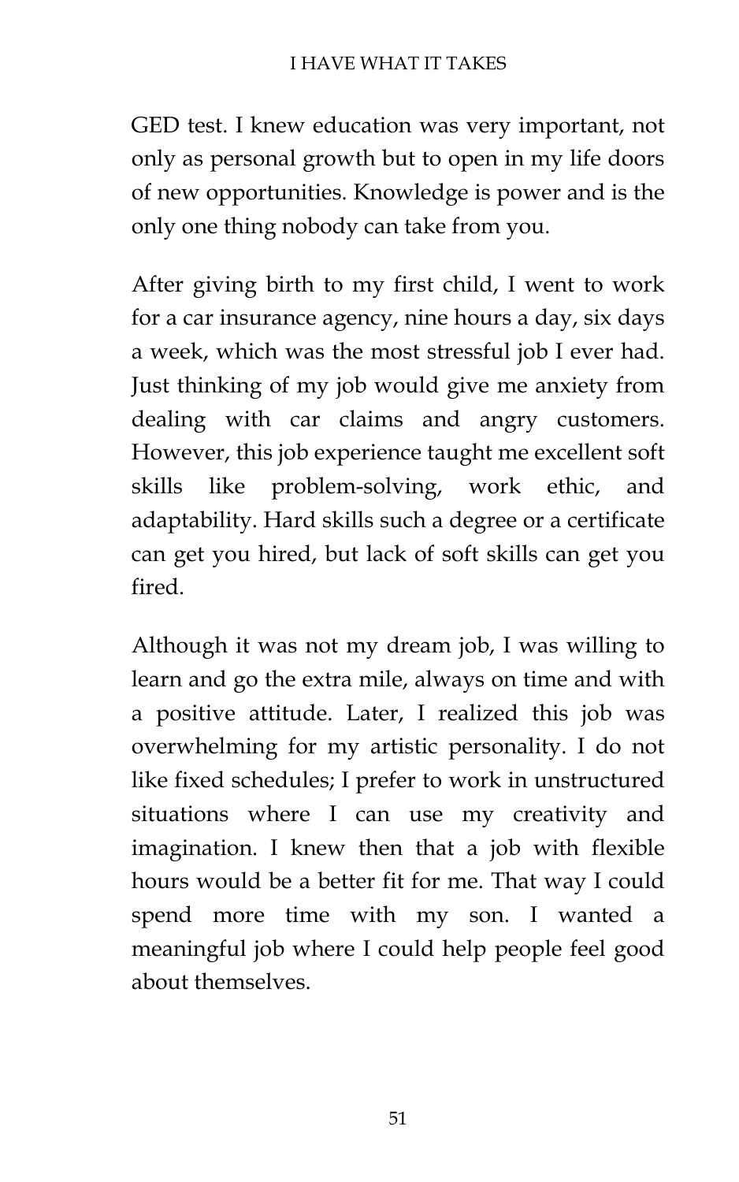GED test. I knew education was very important, not only as personal growth but to open in my life doors of new opportunities. Knowledge is power and is the only one thing nobody can take from you.

After giving birth to my first child, I went to work for a car insurance agency, nine hours a day, six days a week, which was the most stressful job I ever had. Just thinking of my job would give me anxiety from dealing with car claims and angry customers. However, this job experience taught me excellent soft skills like problem-solving, work ethic, and adaptability. Hard skills such a degree or a certificate can get you hired, but lack of soft skills can get you fired.

Although it was not my dream job, I was willing to learn and go the extra mile, always on time and with a positive attitude. Later, I realized this job was overwhelming for my artistic personality. I do not like fixed schedules; I prefer to work in unstructured situations where I can use my creativity and imagination. I knew then that a job with flexible hours would be a better fit for me. That way I could spend more time with my son. I wanted a meaningful job where I could help people feel good about themselves.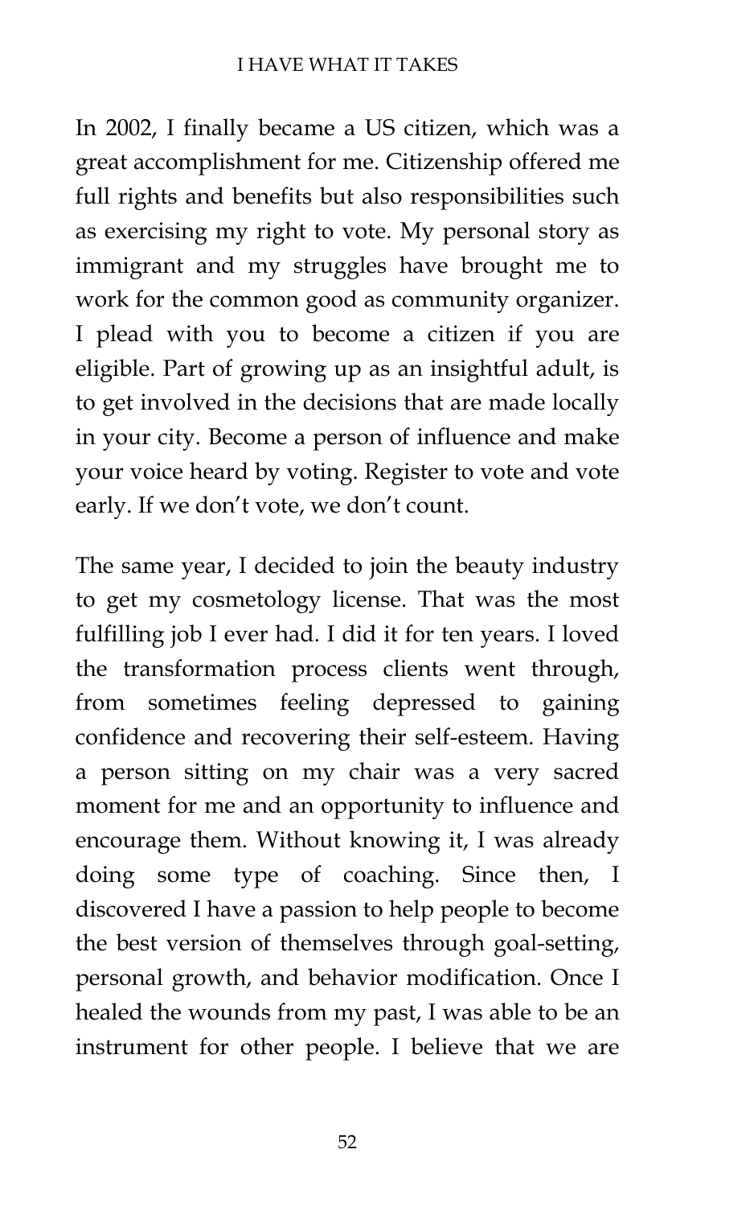In 2002, I finally became a US citizen, which was a great accomplishment for me. Citizenship offered me full rights and benefits but also responsibilities such as exercising my right to vote. My personal story as immigrant and my struggles have brought me to work for the common good as community organizer. I plead with you to become a citizen if you are eligible. Part of growing up as an insightful adult, is to get involved in the decisions that are made locally in your city. Become a person of influence and make your voice heard by voting. Register to vote and vote early. If we don't vote, we don't count.

The same year, I decided to join the beauty industry to get my cosmetology license. That was the most fulfilling job I ever had. I did it for ten years. I loved the transformation process clients went through, from sometimes feeling depressed to gaining confidence and recovering their self-esteem. Having a person sitting on my chair was a very sacred moment for me and an opportunity to influence and encourage them. Without knowing it, I was already doing some type of coaching. Since then, I discovered I have a passion to help people to become the best version of themselves through goal-setting, personal growth, and behavior modification. Once I healed the wounds from my past, I was able to be an instrument for other people. I believe that we are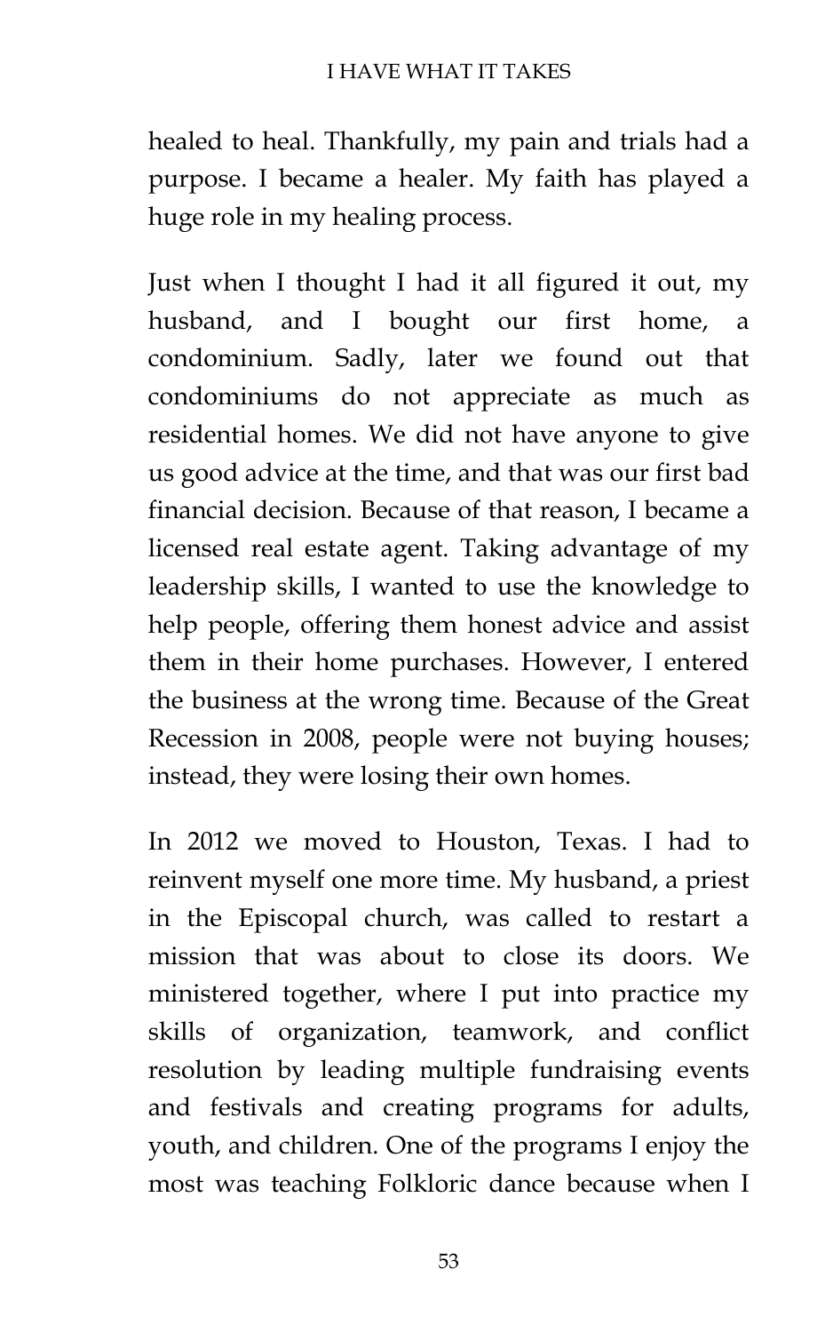healed to heal. Thankfully, my pain and trials had a purpose. I became a healer. My faith has played a huge role in my healing process.

Just when I thought I had it all figured it out, my husband, and I bought our first home, a condominium. Sadly, later we found out that condominiums do not appreciate as much as residential homes. We did not have anyone to give us good advice at the time, and that was our first bad financial decision. Because of that reason, I became a licensed real estate agent. Taking advantage of my leadership skills, I wanted to use the knowledge to help people, offering them honest advice and assist them in their home purchases. However, I entered the business at the wrong time. Because of the Great Recession in 2008, people were not buying houses; instead, they were losing their own homes.

In 2012 we moved to Houston, Texas. I had to reinvent myself one more time. My husband, a priest in the Episcopal church, was called to restart a mission that was about to close its doors. We ministered together, where I put into practice my skills of organization, teamwork, and conflict resolution by leading multiple fundraising events and festivals and creating programs for adults, youth, and children. One of the programs I enjoy the most was teaching Folkloric dance because when I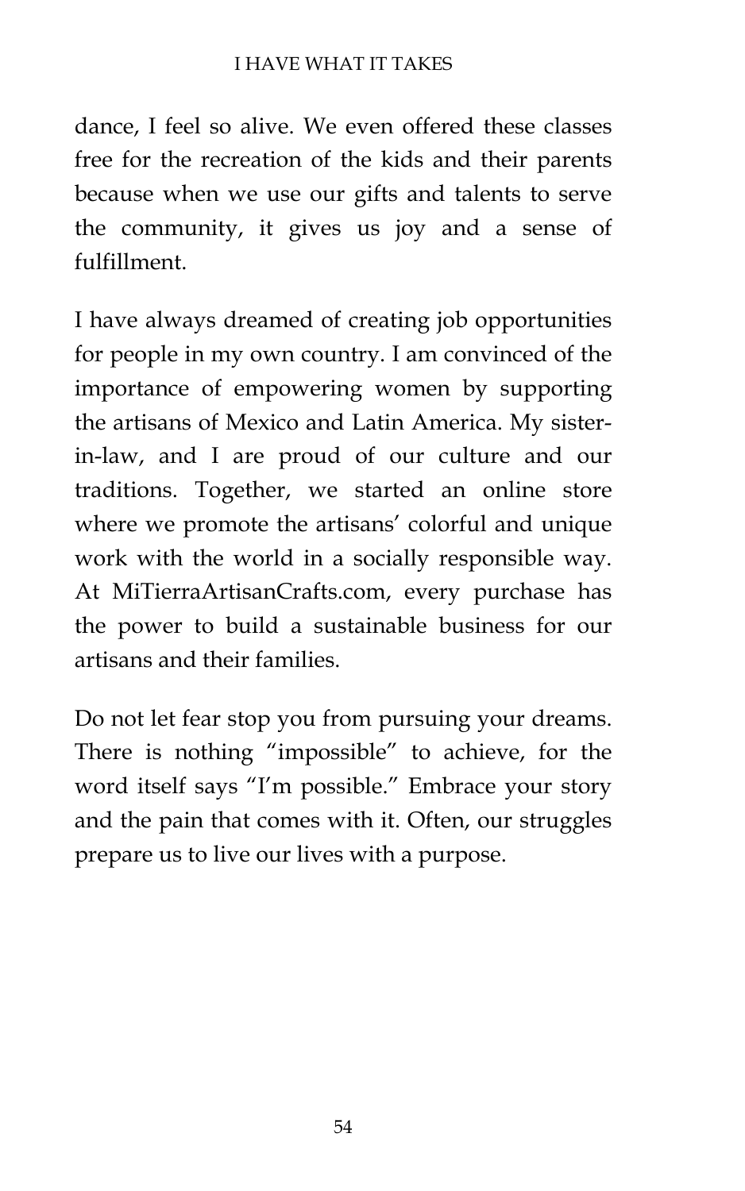dance, I feel so alive. We even offered these classes free for the recreation of the kids and their parents because when we use our gifts and talents to serve the community, it gives us joy and a sense of fulfillment.

I have always dreamed of creating job opportunities for people in my own country. I am convinced of the importance of empowering women by supporting the artisans of Mexico and Latin America. My sister-in-law, and I are proud of our culture and our traditions. Together, we started an online store where we promote the artisans' colorful and unique work with the world in a socially responsible way. At MiTierraArtisanCrafts.com, every purchase has the power to build a sustainable business for our artisans and their families.

Do not let fear stop you from pursuing your dreams. There is nothing "impossible" to achieve, for the word itself says "I'm possible." Embrace your story and the pain that comes with it. Often, our struggles prepare us to live our lives with a purpose.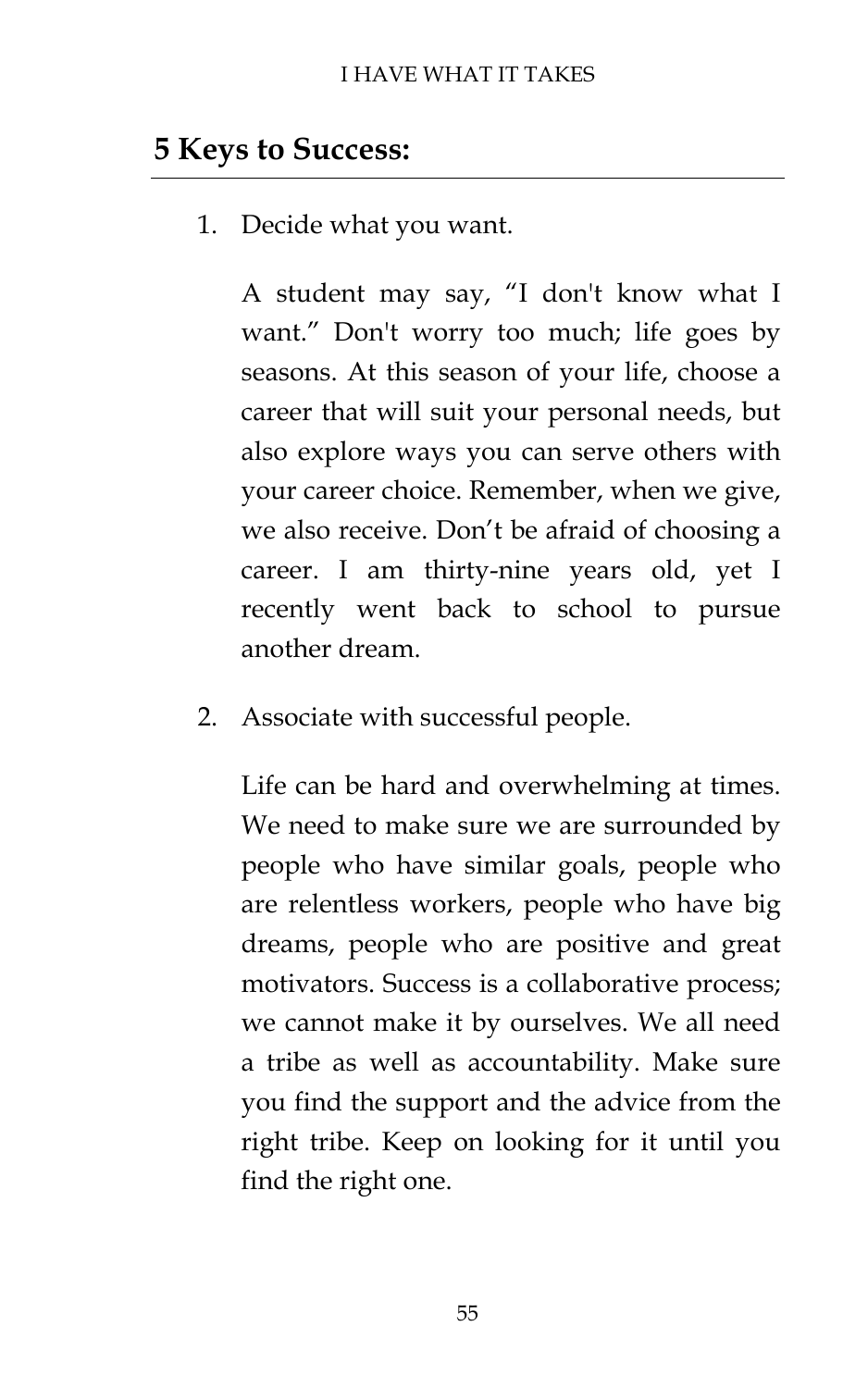## 5 Keys to Success:

1. Decide what you want.

   A student may say, "I don't know what I want." Don't worry too much; life goes by seasons. At this season of your life, choose a career that will suit your personal needs, but also explore ways you can serve others with your career choice. Remember, when we give, we also receive. Don't be afraid of choosing a career. I am thirty-nine years old, yet I recently went back to school to pursue another dream.

2. Associate with successful people.

   Life can be hard and overwhelming at times. We need to make sure we are surrounded by people who have similar goals, people who are relentless workers, people who have big dreams, people who are positive and great motivators. Success is a collaborative process; we cannot make it by ourselves. We all need a tribe as well as accountability. Make sure you find the support and the advice from the right tribe. Keep on looking for it until you find the right one.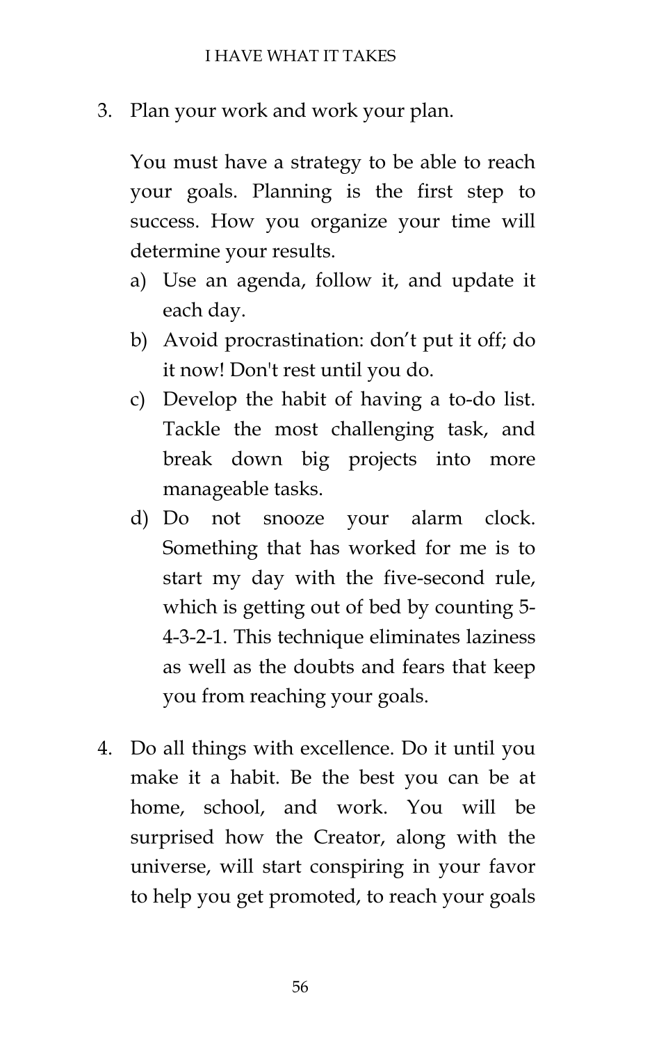3. Plan your work and work your plan.

   You must have a strategy to be able to reach your goals. Planning is the first step to success. How you organize your time will determine your results.

   a) Use an agenda, follow it, and update it each day.
   b) Avoid procrastination: don't put it off; do it now! Don't rest until you do.
   c) Develop the habit of having a to-do list. Tackle the most challenging task, and break down big projects into more manageable tasks.
   d) Do not snooze your alarm clock. Something that has worked for me is to start my day with the five-second rule, which is getting out of bed by counting 5-4-3-2-1. This technique eliminates laziness as well as the doubts and fears that keep you from reaching your goals.

4. Do all things with excellence. Do it until you make it a habit. Be the best you can be at home, school, and work. You will be surprised how the Creator, along with the universe, will start conspiring in your favor to help you get promoted, to reach your goals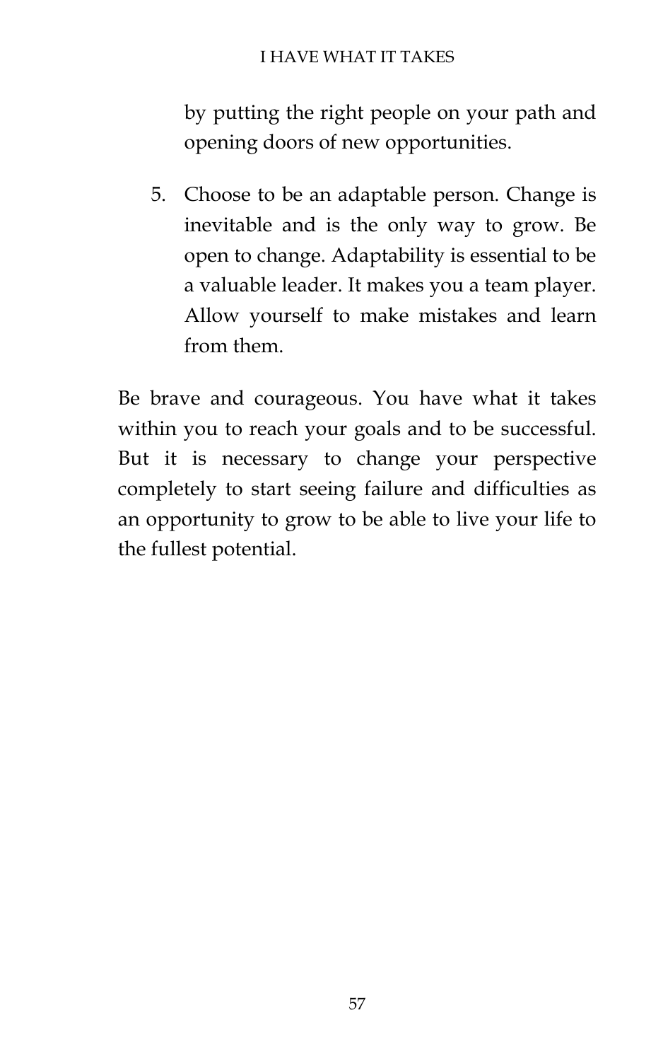by putting the right people on your path and opening doors of new opportunities.

5. Choose to be an adaptable person. Change is inevitable and is the only way to grow. Be open to change. Adaptability is essential to be a valuable leader. It makes you a team player. Allow yourself to make mistakes and learn from them.

Be brave and courageous. You have what it takes within you to reach your goals and to be successful. But it is necessary to change your perspective completely to start seeing failure and difficulties as an opportunity to grow to be able to live your life to the fullest potential.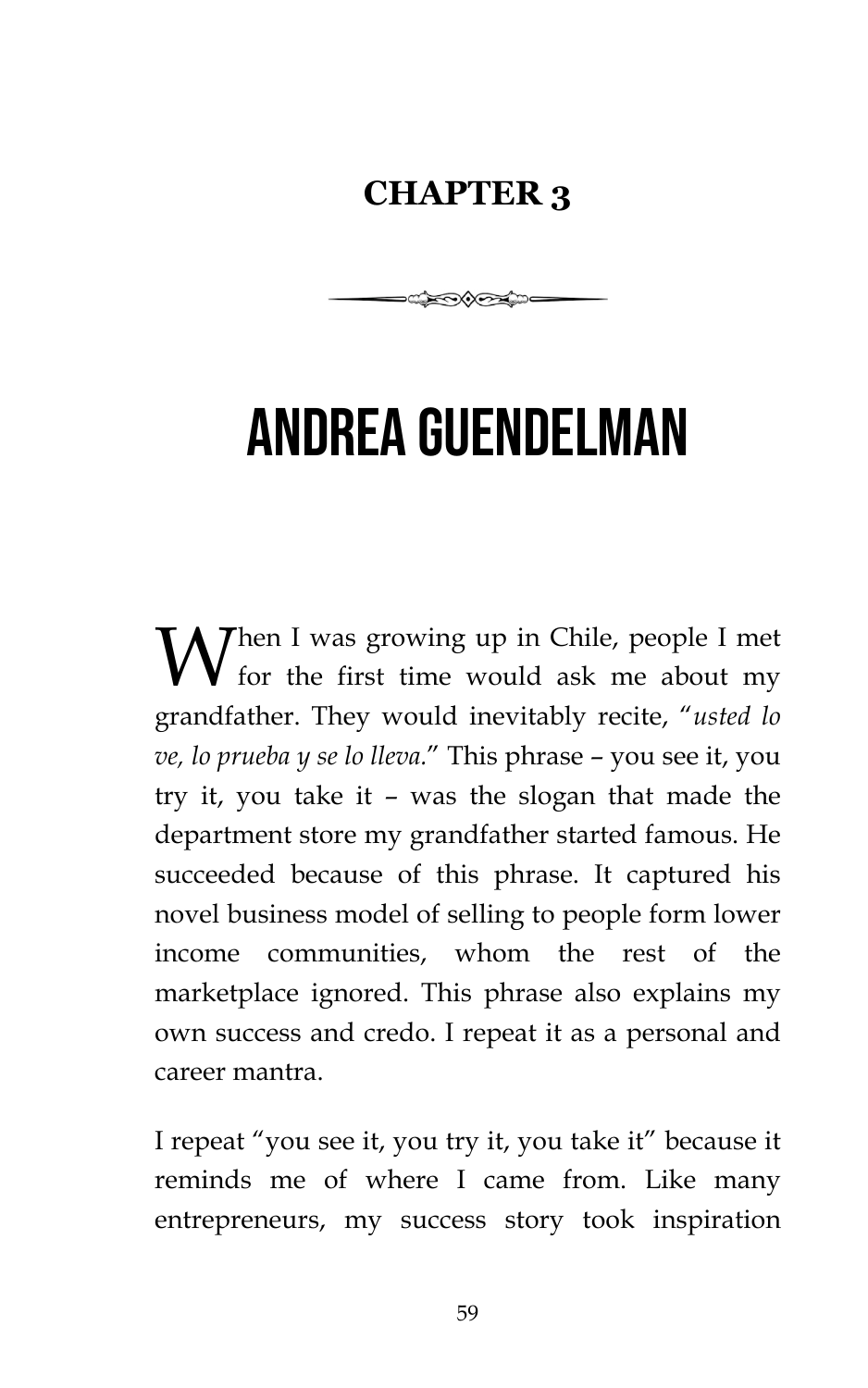## CHAPTER 3

# ANDREA GUENDELMAN

When I was growing up in Chile, people I met for the first time would ask me about my grandfather. They would inevitably recite, "*usted lo ve, lo prueba y se lo lleva.*" This phrase – you see it, you try it, you take it – was the slogan that made the department store my grandfather started famous. He succeeded because of this phrase. It captured his novel business model of selling to people form lower income communities, whom the rest of the marketplace ignored. This phrase also explains my own success and credo. I repeat it as a personal and career mantra.

I repeat "you see it, you try it, you take it" because it reminds me of where I came from. Like many entrepreneurs, my success story took inspiration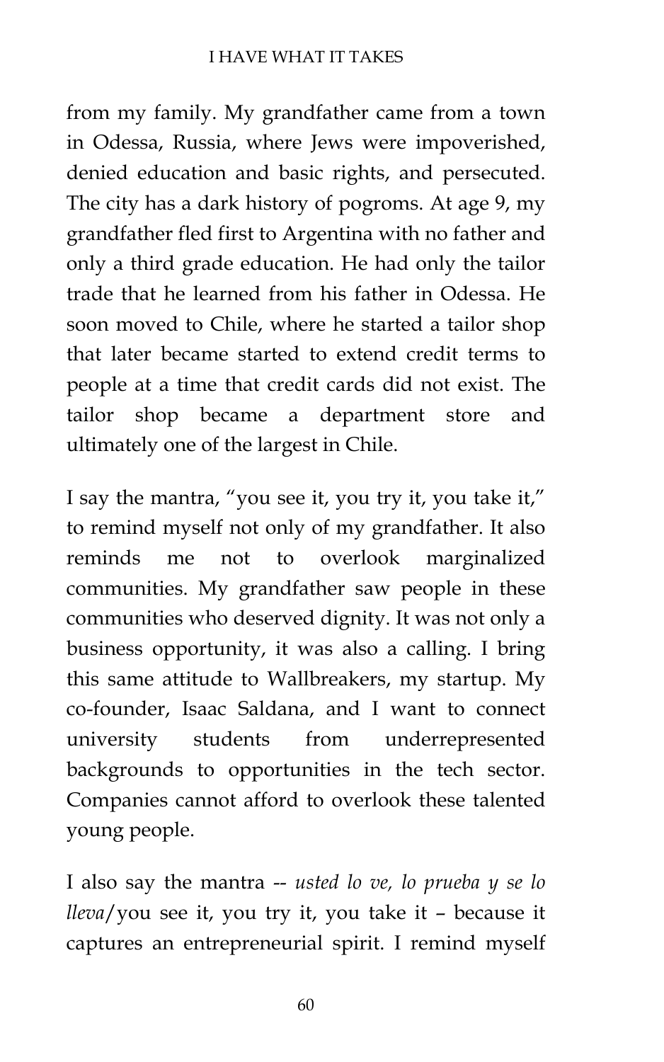from my family. My grandfather came from a town in Odessa, Russia, where Jews were impoverished, denied education and basic rights, and persecuted. The city has a dark history of pogroms. At age 9, my grandfather fled first to Argentina with no father and only a third grade education. He had only the tailor trade that he learned from his father in Odessa. He soon moved to Chile, where he started a tailor shop that later became started to extend credit terms to people at a time that credit cards did not exist. The tailor shop became a department store and ultimately one of the largest in Chile.

I say the mantra, "you see it, you try it, you take it," to remind myself not only of my grandfather. It also reminds me not to overlook marginalized communities. My grandfather saw people in these communities who deserved dignity. It was not only a business opportunity, it was also a calling. I bring this same attitude to Wallbreakers, my startup. My co-founder, Isaac Saldana, and I want to connect university students from underrepresented backgrounds to opportunities in the tech sector. Companies cannot afford to overlook these talented young people.

I also say the mantra -- *usted lo ve, lo prueba y se lo lleva*/you see it, you try it, you take it – because it captures an entrepreneurial spirit. I remind myself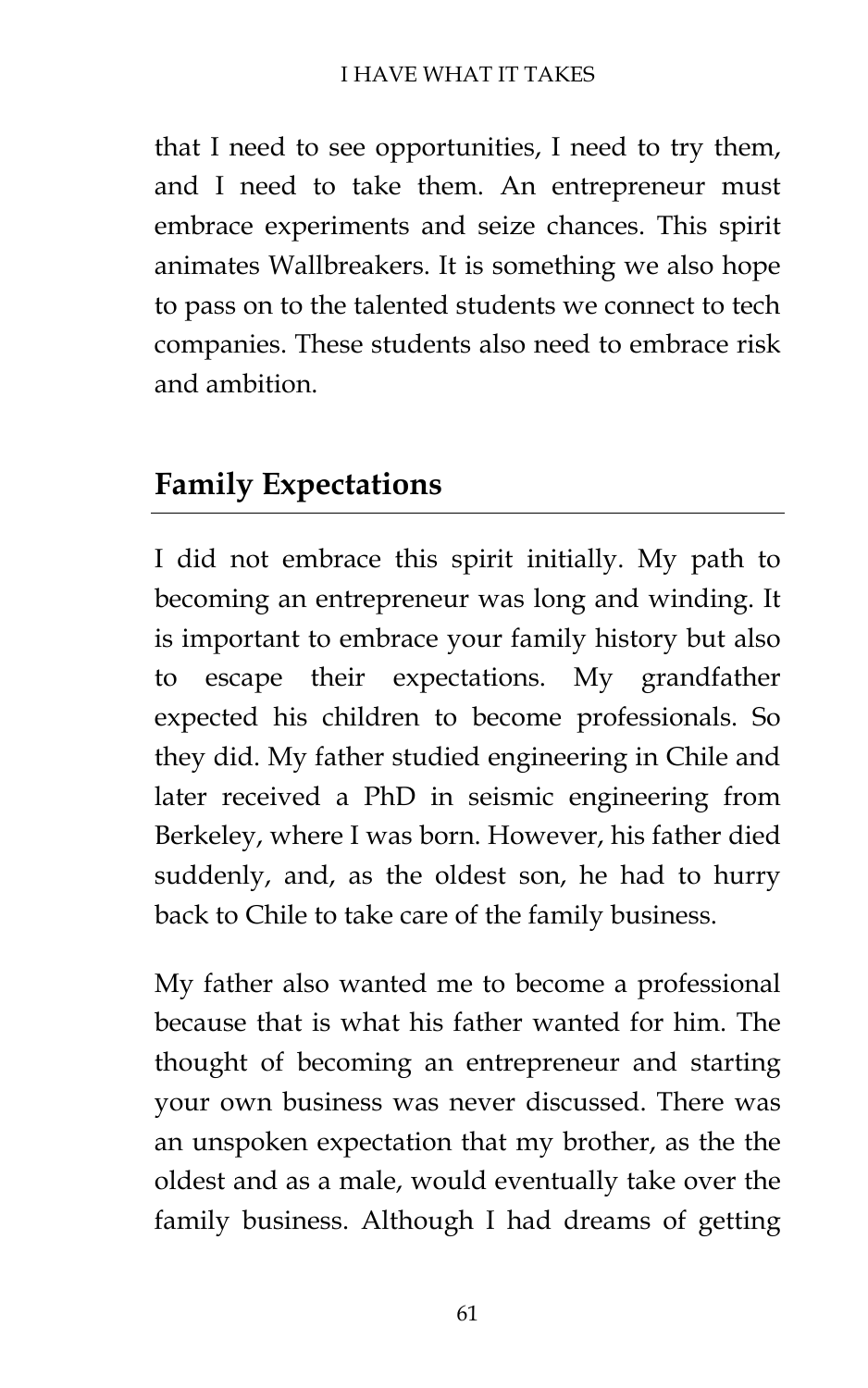that I need to see opportunities, I need to try them, and I need to take them. An entrepreneur must embrace experiments and seize chances. This spirit animates Wallbreakers. It is something we also hope to pass on to the talented students we connect to tech companies. These students also need to embrace risk and ambition.

## Family Expectations

I did not embrace this spirit initially. My path to becoming an entrepreneur was long and winding. It is important to embrace your family history but also to escape their expectations. My grandfather expected his children to become professionals. So they did. My father studied engineering in Chile and later received a PhD in seismic engineering from Berkeley, where I was born. However, his father died suddenly, and, as the oldest son, he had to hurry back to Chile to take care of the family business.

My father also wanted me to become a professional because that is what his father wanted for him. The thought of becoming an entrepreneur and starting your own business was never discussed. There was an unspoken expectation that my brother, as the the oldest and as a male, would eventually take over the family business. Although I had dreams of getting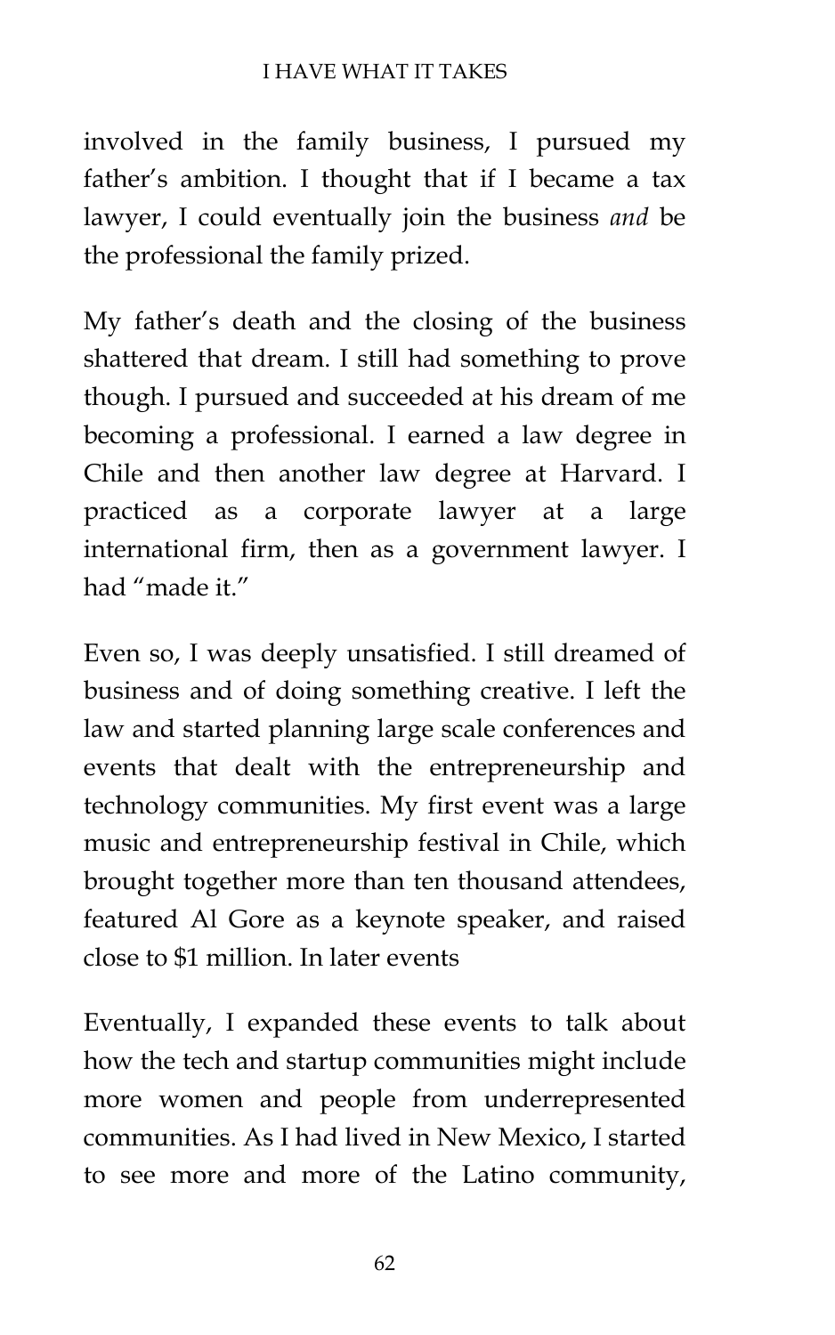involved in the family business, I pursued my father's ambition. I thought that if I became a tax lawyer, I could eventually join the business *and* be the professional the family prized.

My father's death and the closing of the business shattered that dream. I still had something to prove though. I pursued and succeeded at his dream of me becoming a professional. I earned a law degree in Chile and then another law degree at Harvard. I practiced as a corporate lawyer at a large international firm, then as a government lawyer. I had "made it."

Even so, I was deeply unsatisfied. I still dreamed of business and of doing something creative. I left the law and started planning large scale conferences and events that dealt with the entrepreneurship and technology communities. My first event was a large music and entrepreneurship festival in Chile, which brought together more than ten thousand attendees, featured Al Gore as a keynote speaker, and raised close to $1 million. In later events

Eventually, I expanded these events to talk about how the tech and startup communities might include more women and people from underrepresented communities. As I had lived in New Mexico, I started to see more and more of the Latino community,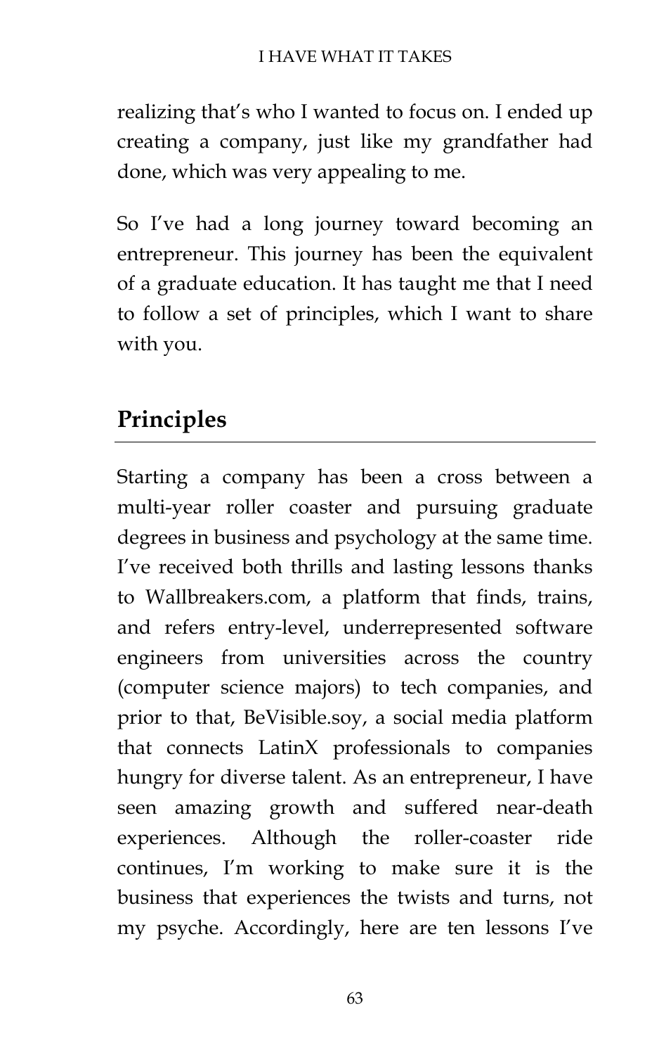realizing that's who I wanted to focus on. I ended up creating a company, just like my grandfather had done, which was very appealing to me.

So I've had a long journey toward becoming an entrepreneur. This journey has been the equivalent of a graduate education. It has taught me that I need to follow a set of principles, which I want to share with you.

## Principles

Starting a company has been a cross between a multi-year roller coaster and pursuing graduate degrees in business and psychology at the same time. I've received both thrills and lasting lessons thanks to Wallbreakers.com, a platform that finds, trains, and refers entry-level, underrepresented software engineers from universities across the country (computer science majors) to tech companies, and prior to that, BeVisible.soy, a social media platform that connects LatinX professionals to companies hungry for diverse talent. As an entrepreneur, I have seen amazing growth and suffered near-death experiences. Although the roller-coaster ride continues, I'm working to make sure it is the business that experiences the twists and turns, not my psyche. Accordingly, here are ten lessons I've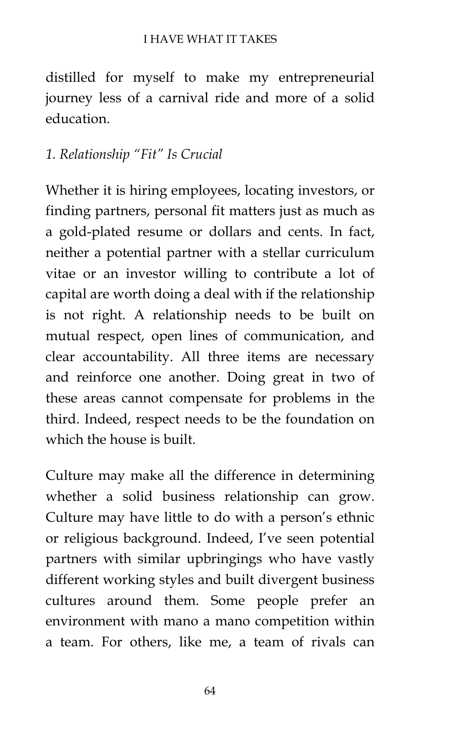distilled for myself to make my entrepreneurial journey less of a carnival ride and more of a solid education.

*1. Relationship "Fit" Is Crucial*

Whether it is hiring employees, locating investors, or finding partners, personal fit matters just as much as a gold-plated resume or dollars and cents. In fact, neither a potential partner with a stellar curriculum vitae or an investor willing to contribute a lot of capital are worth doing a deal with if the relationship is not right. A relationship needs to be built on mutual respect, open lines of communication, and clear accountability. All three items are necessary and reinforce one another. Doing great in two of these areas cannot compensate for problems in the third. Indeed, respect needs to be the foundation on which the house is built.

Culture may make all the difference in determining whether a solid business relationship can grow. Culture may have little to do with a person's ethnic or religious background. Indeed, I've seen potential partners with similar upbringings who have vastly different working styles and built divergent business cultures around them. Some people prefer an environment with mano a mano competition within a team. For others, like me, a team of rivals can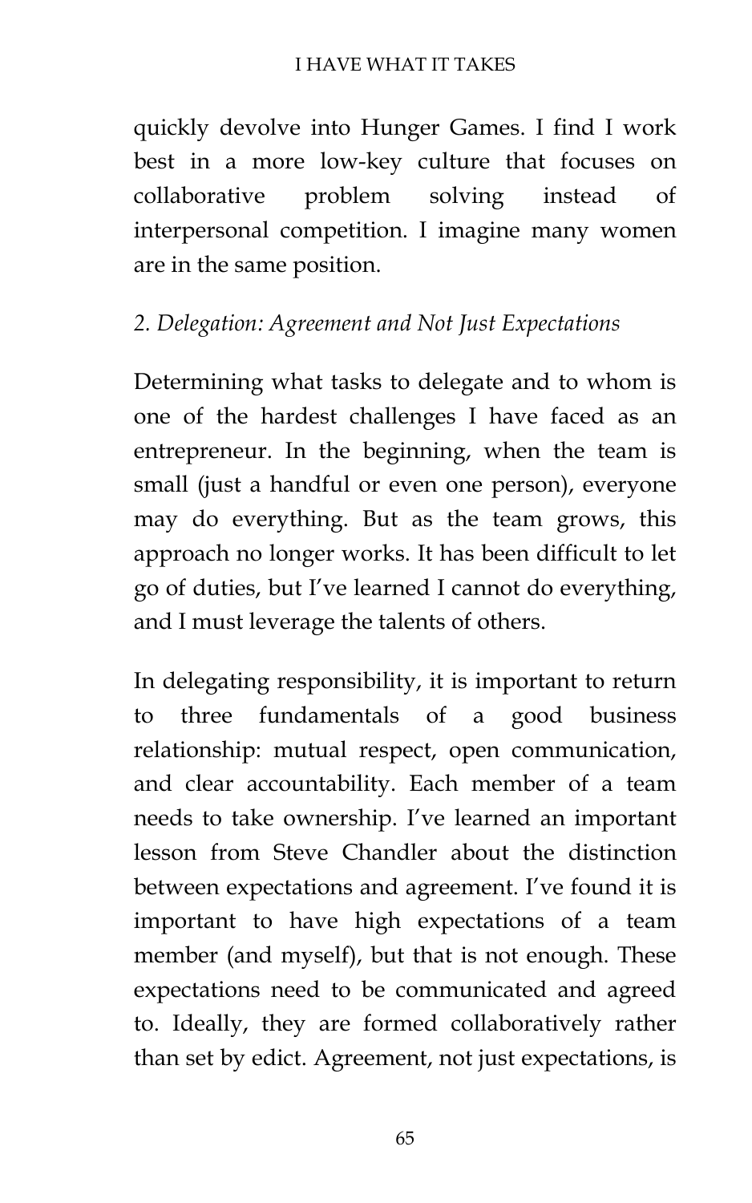quickly devolve into Hunger Games. I find I work best in a more low-key culture that focuses on collaborative problem solving instead of interpersonal competition. I imagine many women are in the same position.

### *2. Delegation: Agreement and Not Just Expectations*

Determining what tasks to delegate and to whom is one of the hardest challenges I have faced as an entrepreneur. In the beginning, when the team is small (just a handful or even one person), everyone may do everything. But as the team grows, this approach no longer works. It has been difficult to let go of duties, but I've learned I cannot do everything, and I must leverage the talents of others.

In delegating responsibility, it is important to return to three fundamentals of a good business relationship: mutual respect, open communication, and clear accountability. Each member of a team needs to take ownership. I've learned an important lesson from Steve Chandler about the distinction between expectations and agreement. I've found it is important to have high expectations of a team member (and myself), but that is not enough. These expectations need to be communicated and agreed to. Ideally, they are formed collaboratively rather than set by edict. Agreement, not just expectations, is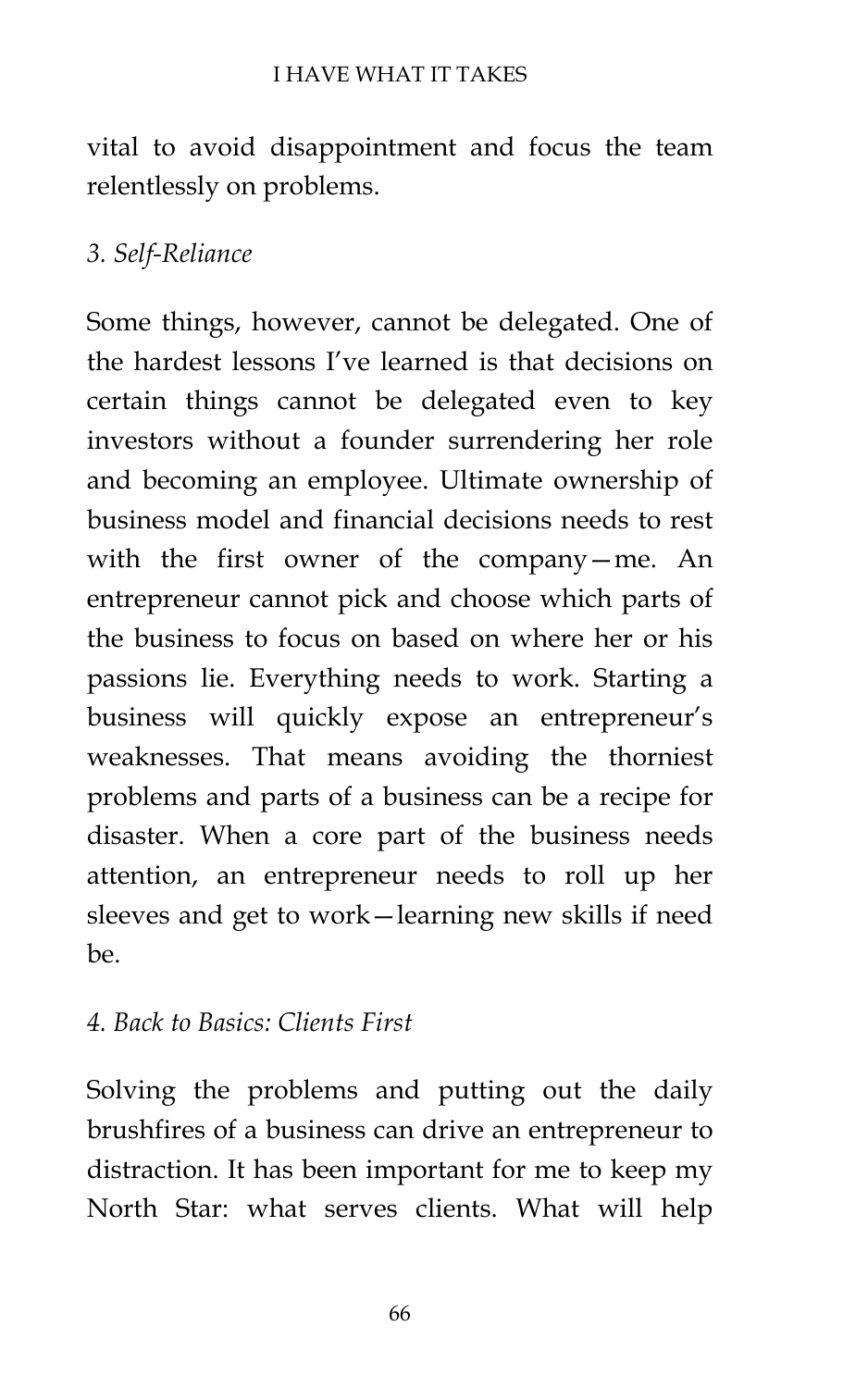vital to avoid disappointment and focus the team relentlessly on problems.

*3. Self-Reliance*

Some things, however, cannot be delegated. One of the hardest lessons I've learned is that decisions on certain things cannot be delegated even to key investors without a founder surrendering her role and becoming an employee. Ultimate ownership of business model and financial decisions needs to rest with the first owner of the company—me. An entrepreneur cannot pick and choose which parts of the business to focus on based on where her or his passions lie. Everything needs to work. Starting a business will quickly expose an entrepreneur's weaknesses. That means avoiding the thorniest problems and parts of a business can be a recipe for disaster. When a core part of the business needs attention, an entrepreneur needs to roll up her sleeves and get to work—learning new skills if need be.

*4. Back to Basics: Clients First*

Solving the problems and putting out the daily brushfires of a business can drive an entrepreneur to distraction. It has been important for me to keep my North Star: what serves clients. What will help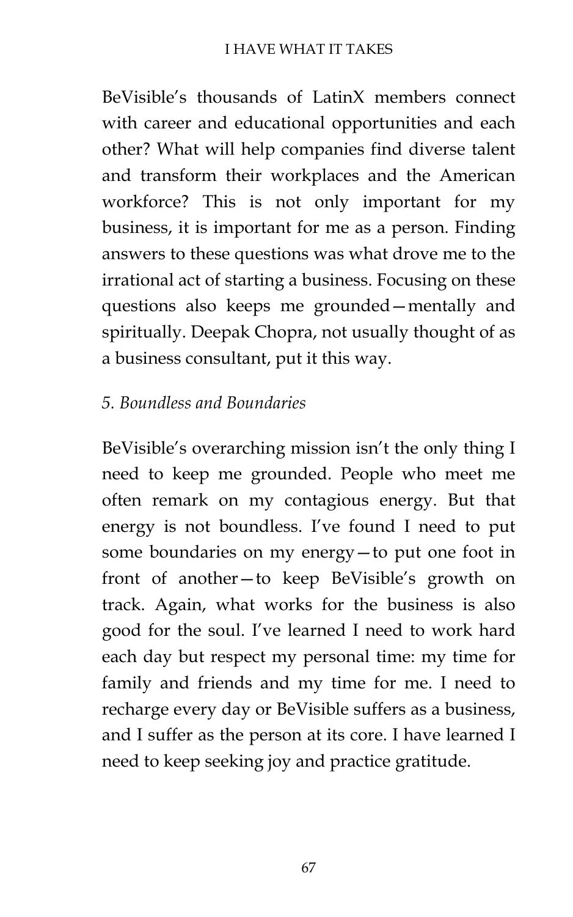BeVisible's thousands of LatinX members connect with career and educational opportunities and each other? What will help companies find diverse talent and transform their workplaces and the American workforce? This is not only important for my business, it is important for me as a person. Finding answers to these questions was what drove me to the irrational act of starting a business. Focusing on these questions also keeps me grounded—mentally and spiritually. Deepak Chopra, not usually thought of as a business consultant, put it this way.

### *5. Boundless and Boundaries*

BeVisible's overarching mission isn't the only thing I need to keep me grounded. People who meet me often remark on my contagious energy. But that energy is not boundless. I've found I need to put some boundaries on my energy—to put one foot in front of another—to keep BeVisible's growth on track. Again, what works for the business is also good for the soul. I've learned I need to work hard each day but respect my personal time: my time for family and friends and my time for me. I need to recharge every day or BeVisible suffers as a business, and I suffer as the person at its core. I have learned I need to keep seeking joy and practice gratitude.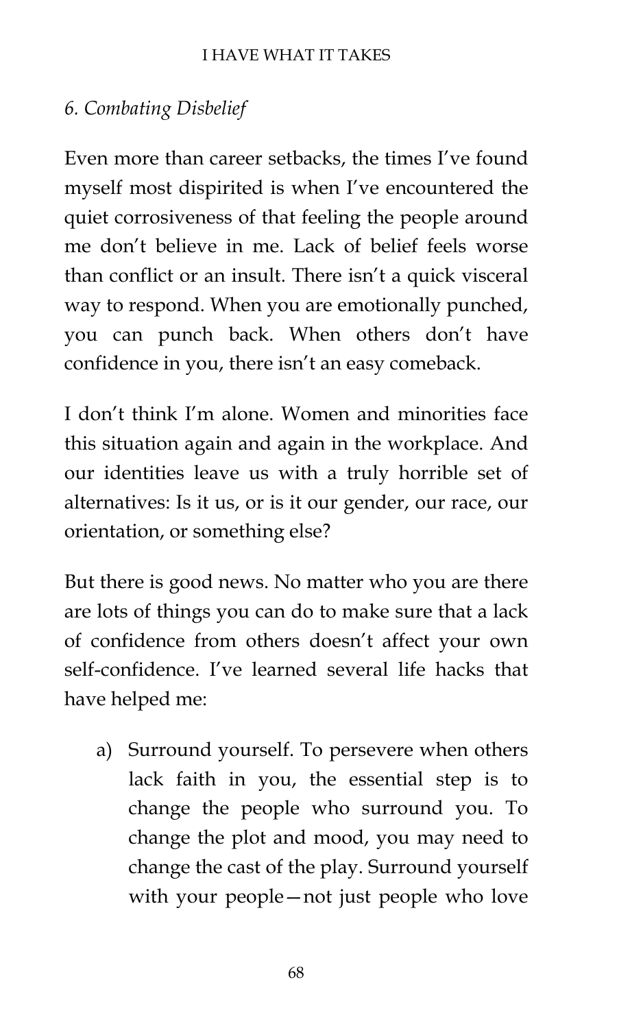### *6. Combating Disbelief*

Even more than career setbacks, the times I've found myself most dispirited is when I've encountered the quiet corrosiveness of that feeling the people around me don't believe in me. Lack of belief feels worse than conflict or an insult. There isn't a quick visceral way to respond. When you are emotionally punched, you can punch back. When others don't have confidence in you, there isn't an easy comeback.

I don't think I'm alone. Women and minorities face this situation again and again in the workplace. And our identities leave us with a truly horrible set of alternatives: Is it us, or is it our gender, our race, our orientation, or something else?

But there is good news. No matter who you are there are lots of things you can do to make sure that a lack of confidence from others doesn't affect your own self-confidence. I've learned several life hacks that have helped me:

a) Surround yourself. To persevere when others lack faith in you, the essential step is to change the people who surround you. To change the plot and mood, you may need to change the cast of the play. Surround yourself with your people—not just people who love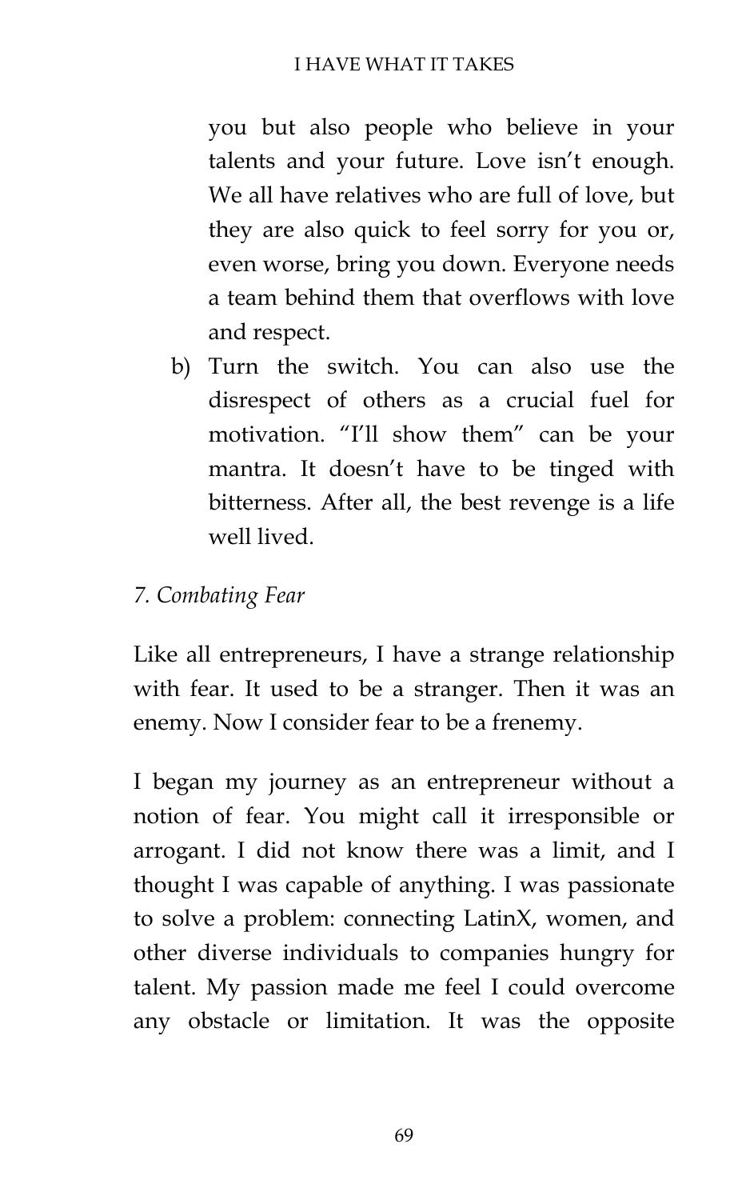you but also people who believe in your talents and your future. Love isn't enough. We all have relatives who are full of love, but they are also quick to feel sorry for you or, even worse, bring you down. Everyone needs a team behind them that overflows with love and respect.

b) Turn the switch. You can also use the disrespect of others as a crucial fuel for motivation. "I'll show them" can be your mantra. It doesn't have to be tinged with bitterness. After all, the best revenge is a life well lived.

*7. Combating Fear*

Like all entrepreneurs, I have a strange relationship with fear. It used to be a stranger. Then it was an enemy. Now I consider fear to be a frenemy.

I began my journey as an entrepreneur without a notion of fear. You might call it irresponsible or arrogant. I did not know there was a limit, and I thought I was capable of anything. I was passionate to solve a problem: connecting LatinX, women, and other diverse individuals to companies hungry for talent. My passion made me feel I could overcome any obstacle or limitation. It was the opposite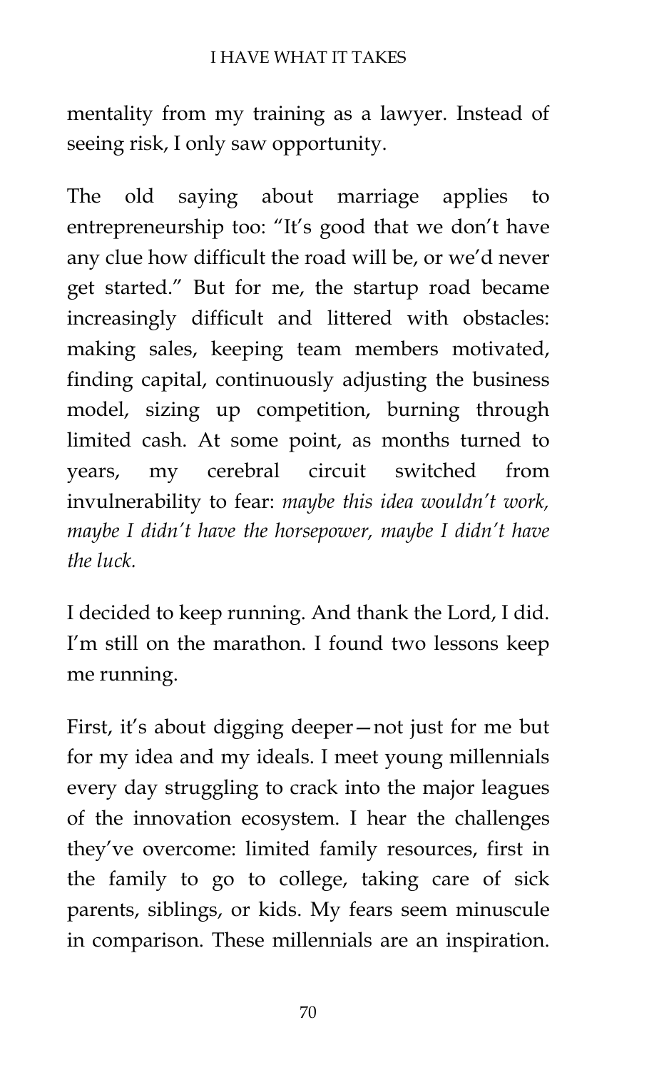mentality from my training as a lawyer. Instead of seeing risk, I only saw opportunity.

The old saying about marriage applies to entrepreneurship too: "It's good that we don't have any clue how difficult the road will be, or we'd never get started." But for me, the startup road became increasingly difficult and littered with obstacles: making sales, keeping team members motivated, finding capital, continuously adjusting the business model, sizing up competition, burning through limited cash. At some point, as months turned to years, my cerebral circuit switched from invulnerability to fear: *maybe this idea wouldn't work, maybe I didn't have the horsepower, maybe I didn't have the luck.*

I decided to keep running. And thank the Lord, I did. I'm still on the marathon. I found two lessons keep me running.

First, it's about digging deeper—not just for me but for my idea and my ideals. I meet young millennials every day struggling to crack into the major leagues of the innovation ecosystem. I hear the challenges they've overcome: limited family resources, first in the family to go to college, taking care of sick parents, siblings, or kids. My fears seem minuscule in comparison. These millennials are an inspiration.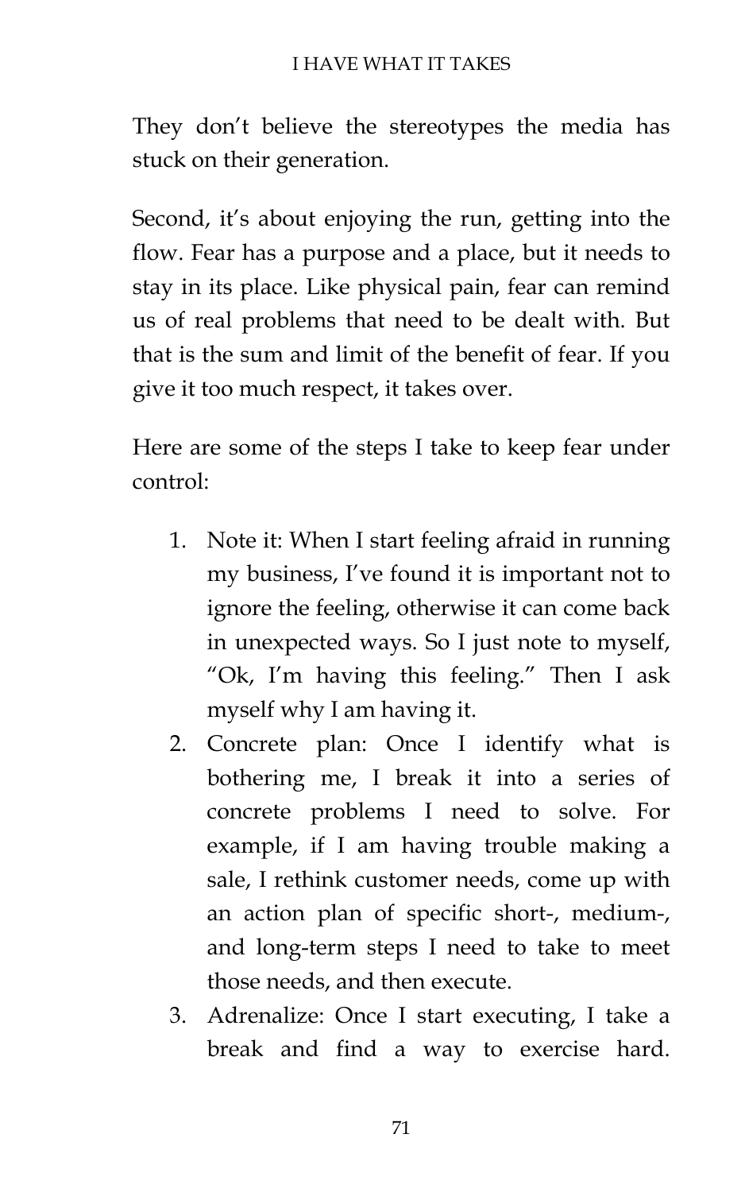They don't believe the stereotypes the media has stuck on their generation.

Second, it's about enjoying the run, getting into the flow. Fear has a purpose and a place, but it needs to stay in its place. Like physical pain, fear can remind us of real problems that need to be dealt with. But that is the sum and limit of the benefit of fear. If you give it too much respect, it takes over.

Here are some of the steps I take to keep fear under control:

1. Note it: When I start feeling afraid in running my business, I've found it is important not to ignore the feeling, otherwise it can come back in unexpected ways. So I just note to myself, "Ok, I'm having this feeling." Then I ask myself why I am having it.
2. Concrete plan: Once I identify what is bothering me, I break it into a series of concrete problems I need to solve. For example, if I am having trouble making a sale, I rethink customer needs, come up with an action plan of specific short-, medium-, and long-term steps I need to take to meet those needs, and then execute.
3. Adrenalize: Once I start executing, I take a break and find a way to exercise hard.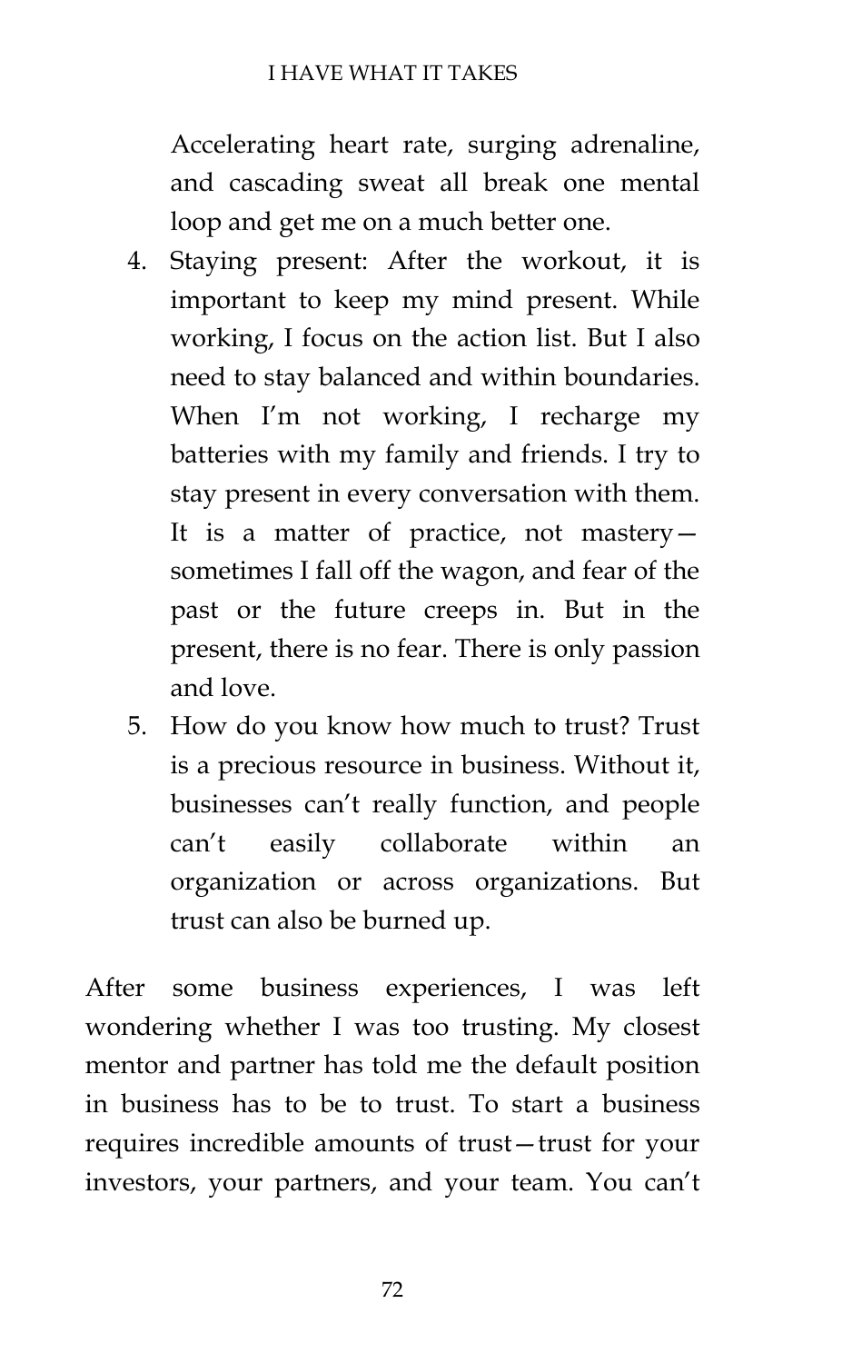Accelerating heart rate, surging adrenaline, and cascading sweat all break one mental loop and get me on a much better one.

4. Staying present: After the workout, it is important to keep my mind present. While working, I focus on the action list. But I also need to stay balanced and within boundaries. When I'm not working, I recharge my batteries with my family and friends. I try to stay present in every conversation with them. It is a matter of practice, not mastery—sometimes I fall off the wagon, and fear of the past or the future creeps in. But in the present, there is no fear. There is only passion and love.
5. How do you know how much to trust? Trust is a precious resource in business. Without it, businesses can't really function, and people can't easily collaborate within an organization or across organizations. But trust can also be burned up.

After some business experiences, I was left wondering whether I was too trusting. My closest mentor and partner has told me the default position in business has to be to trust. To start a business requires incredible amounts of trust—trust for your investors, your partners, and your team. You can't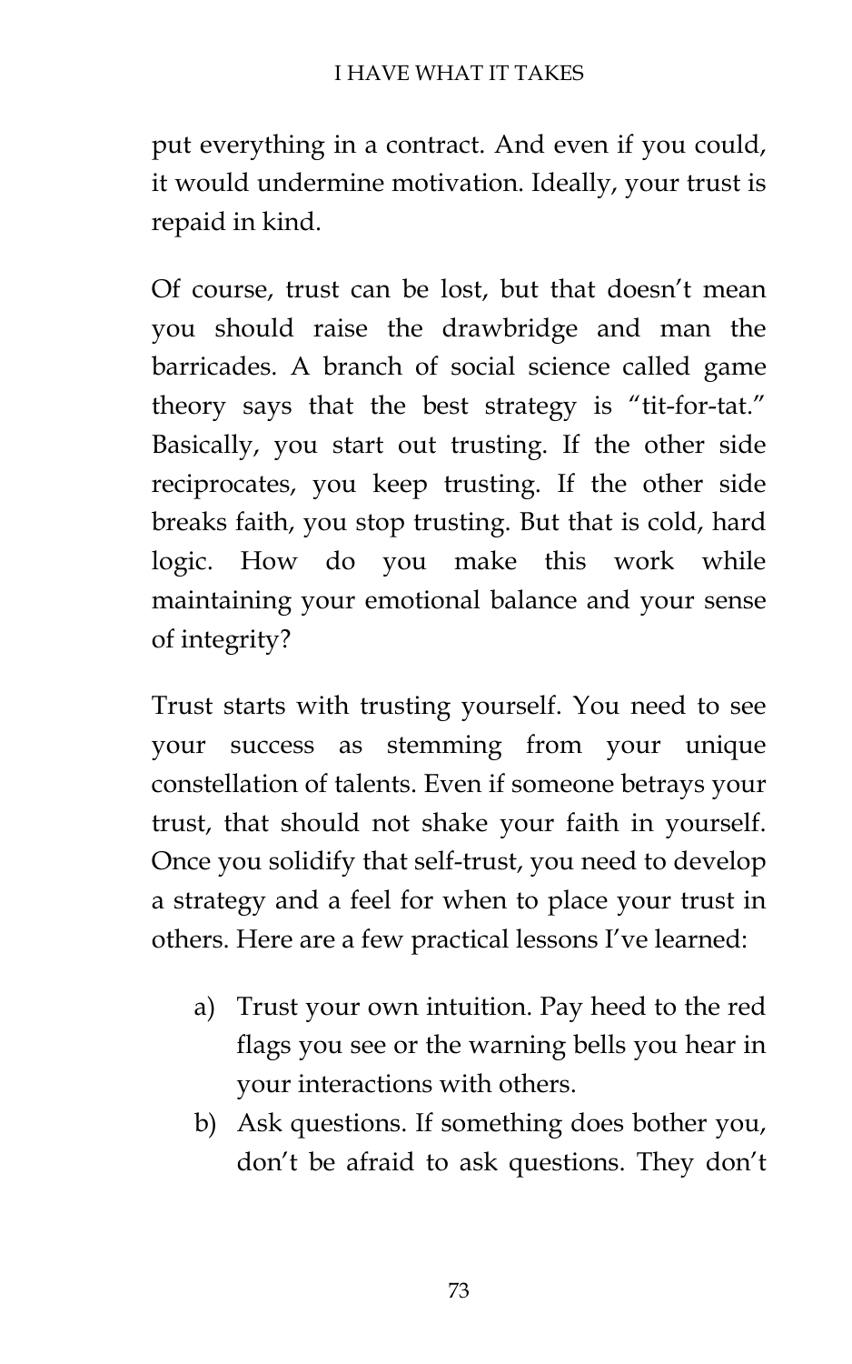put everything in a contract. And even if you could, it would undermine motivation. Ideally, your trust is repaid in kind.

Of course, trust can be lost, but that doesn't mean you should raise the drawbridge and man the barricades. A branch of social science called game theory says that the best strategy is "tit-for-tat." Basically, you start out trusting. If the other side reciprocates, you keep trusting. If the other side breaks faith, you stop trusting. But that is cold, hard logic. How do you make this work while maintaining your emotional balance and your sense of integrity?

Trust starts with trusting yourself. You need to see your success as stemming from your unique constellation of talents. Even if someone betrays your trust, that should not shake your faith in yourself. Once you solidify that self-trust, you need to develop a strategy and a feel for when to place your trust in others. Here are a few practical lessons I've learned:

a) Trust your own intuition. Pay heed to the red flags you see or the warning bells you hear in your interactions with others.
b) Ask questions. If something does bother you, don't be afraid to ask questions. They don't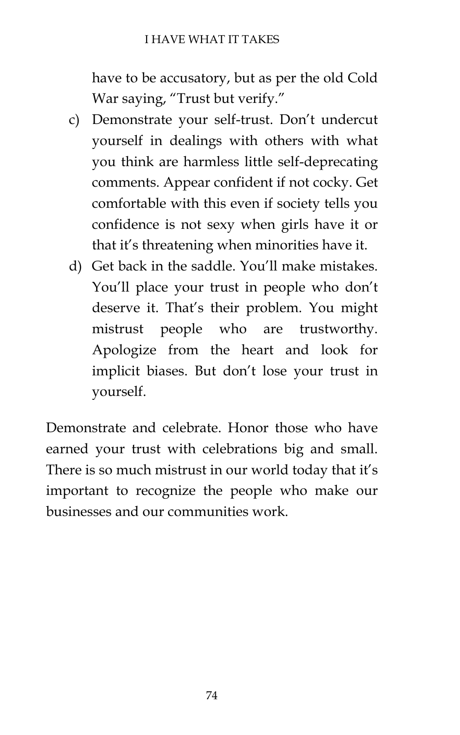have to be accusatory, but as per the old Cold War saying, "Trust but verify."

c) Demonstrate your self-trust. Don't undercut yourself in dealings with others with what you think are harmless little self-deprecating comments. Appear confident if not cocky. Get comfortable with this even if society tells you confidence is not sexy when girls have it or that it's threatening when minorities have it.
d) Get back in the saddle. You'll make mistakes. You'll place your trust in people who don't deserve it. That's their problem. You might mistrust people who are trustworthy. Apologize from the heart and look for implicit biases. But don't lose your trust in yourself.

Demonstrate and celebrate. Honor those who have earned your trust with celebrations big and small. There is so much mistrust in our world today that it's important to recognize the people who make our businesses and our communities work.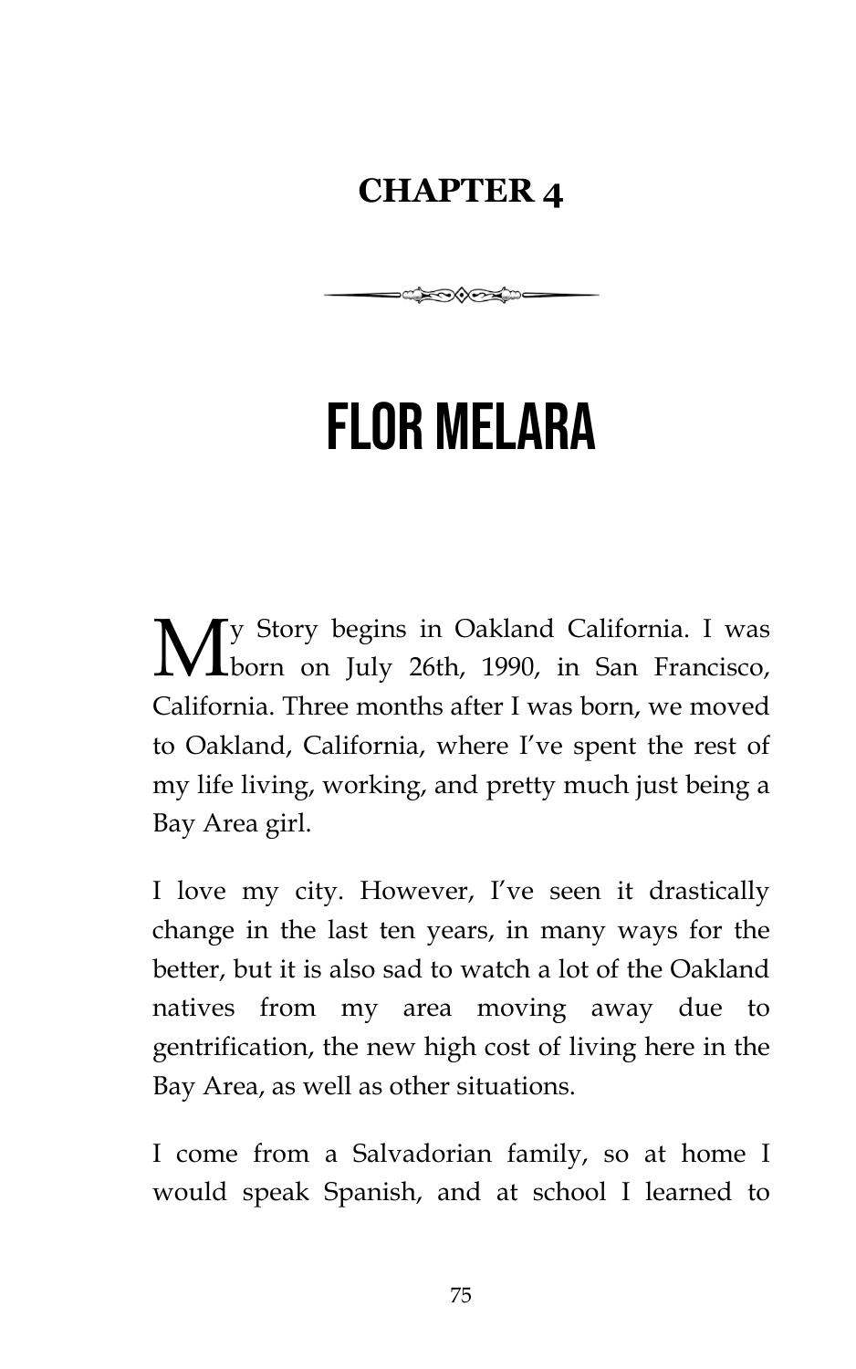## CHAPTER 4

# FLOR MELARA

My Story begins in Oakland California. I was born on July 26th, 1990, in San Francisco, California. Three months after I was born, we moved to Oakland, California, where I've spent the rest of my life living, working, and pretty much just being a Bay Area girl.

I love my city. However, I've seen it drastically change in the last ten years, in many ways for the better, but it is also sad to watch a lot of the Oakland natives from my area moving away due to gentrification, the new high cost of living here in the Bay Area, as well as other situations.

I come from a Salvadorian family, so at home I would speak Spanish, and at school I learned to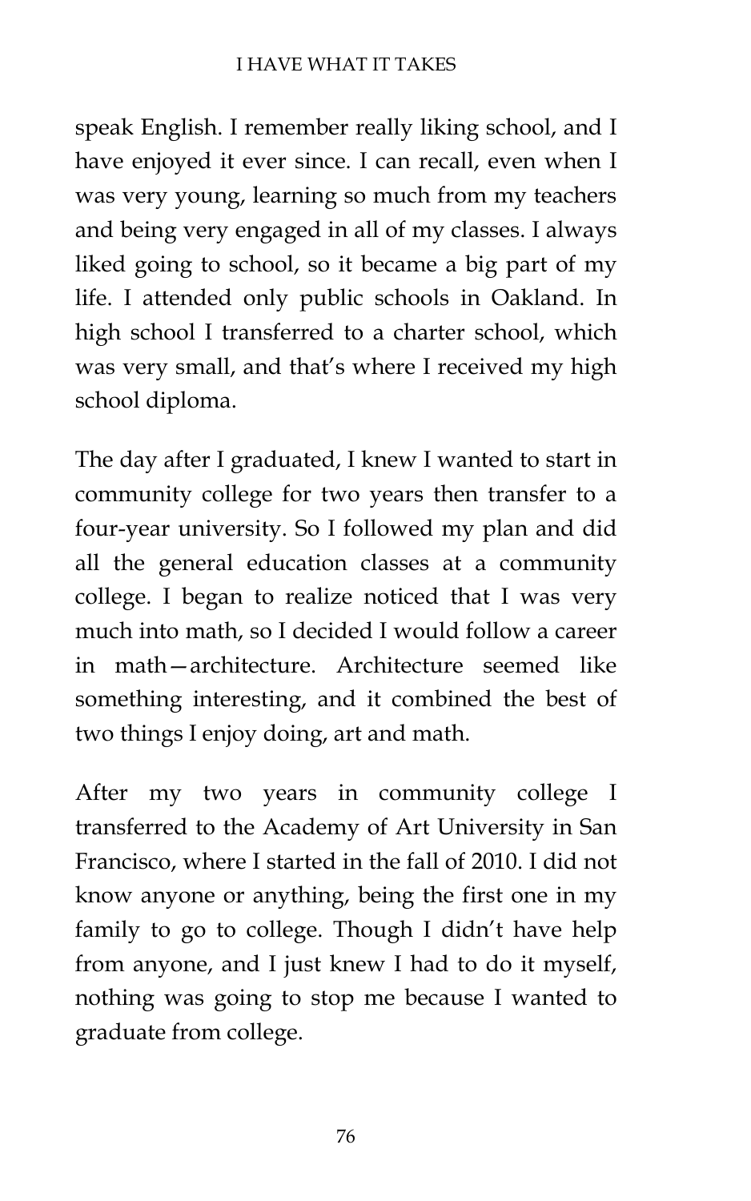speak English. I remember really liking school, and I have enjoyed it ever since. I can recall, even when I was very young, learning so much from my teachers and being very engaged in all of my classes. I always liked going to school, so it became a big part of my life. I attended only public schools in Oakland. In high school I transferred to a charter school, which was very small, and that's where I received my high school diploma.

The day after I graduated, I knew I wanted to start in community college for two years then transfer to a four-year university. So I followed my plan and did all the general education classes at a community college. I began to realize noticed that I was very much into math, so I decided I would follow a career in math—architecture. Architecture seemed like something interesting, and it combined the best of two things I enjoy doing, art and math.

After my two years in community college I transferred to the Academy of Art University in San Francisco, where I started in the fall of 2010. I did not know anyone or anything, being the first one in my family to go to college. Though I didn't have help from anyone, and I just knew I had to do it myself, nothing was going to stop me because I wanted to graduate from college.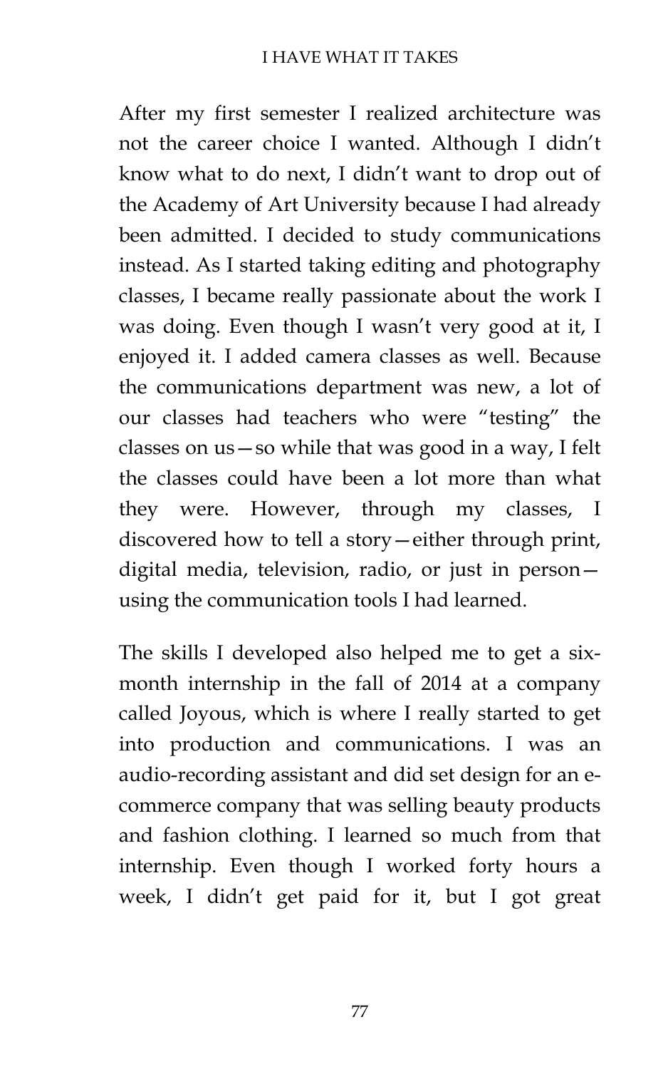After my first semester I realized architecture was not the career choice I wanted. Although I didn't know what to do next, I didn't want to drop out of the Academy of Art University because I had already been admitted. I decided to study communications instead. As I started taking editing and photography classes, I became really passionate about the work I was doing. Even though I wasn't very good at it, I enjoyed it. I added camera classes as well. Because the communications department was new, a lot of our classes had teachers who were "testing" the classes on us—so while that was good in a way, I felt the classes could have been a lot more than what they were. However, through my classes, I discovered how to tell a story—either through print, digital media, television, radio, or just in person—using the communication tools I had learned.

The skills I developed also helped me to get a six-month internship in the fall of 2014 at a company called Joyous, which is where I really started to get into production and communications. I was an audio-recording assistant and did set design for an e-commerce company that was selling beauty products and fashion clothing. I learned so much from that internship. Even though I worked forty hours a week, I didn't get paid for it, but I got great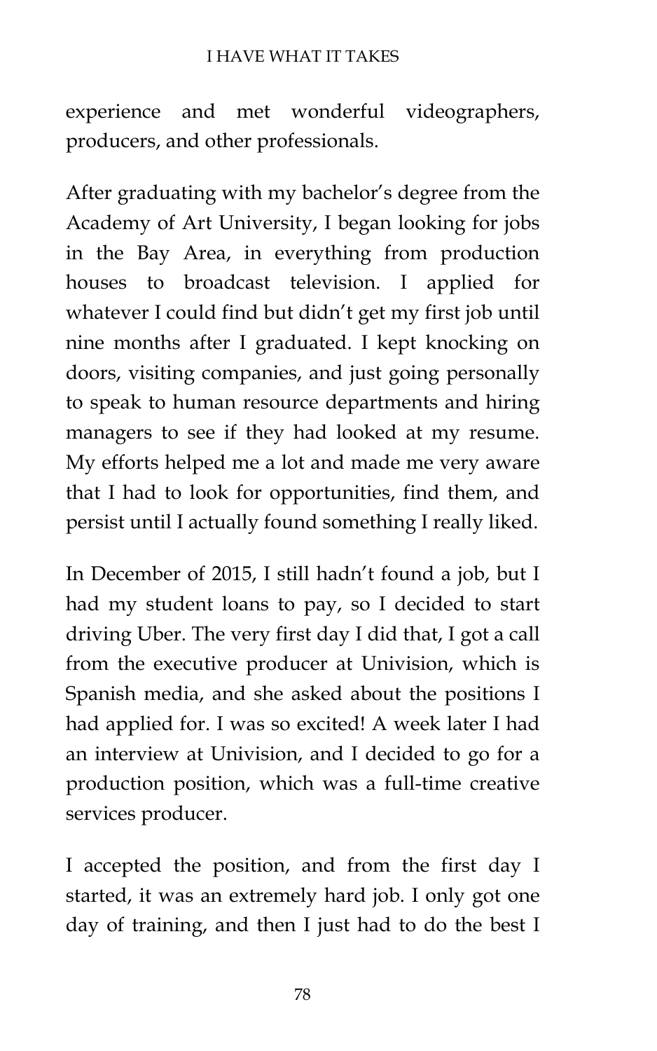experience and met wonderful videographers, producers, and other professionals.

After graduating with my bachelor's degree from the Academy of Art University, I began looking for jobs in the Bay Area, in everything from production houses to broadcast television. I applied for whatever I could find but didn't get my first job until nine months after I graduated. I kept knocking on doors, visiting companies, and just going personally to speak to human resource departments and hiring managers to see if they had looked at my resume. My efforts helped me a lot and made me very aware that I had to look for opportunities, find them, and persist until I actually found something I really liked.

In December of 2015, I still hadn't found a job, but I had my student loans to pay, so I decided to start driving Uber. The very first day I did that, I got a call from the executive producer at Univision, which is Spanish media, and she asked about the positions I had applied for. I was so excited! A week later I had an interview at Univision, and I decided to go for a production position, which was a full-time creative services producer.

I accepted the position, and from the first day I started, it was an extremely hard job. I only got one day of training, and then I just had to do the best I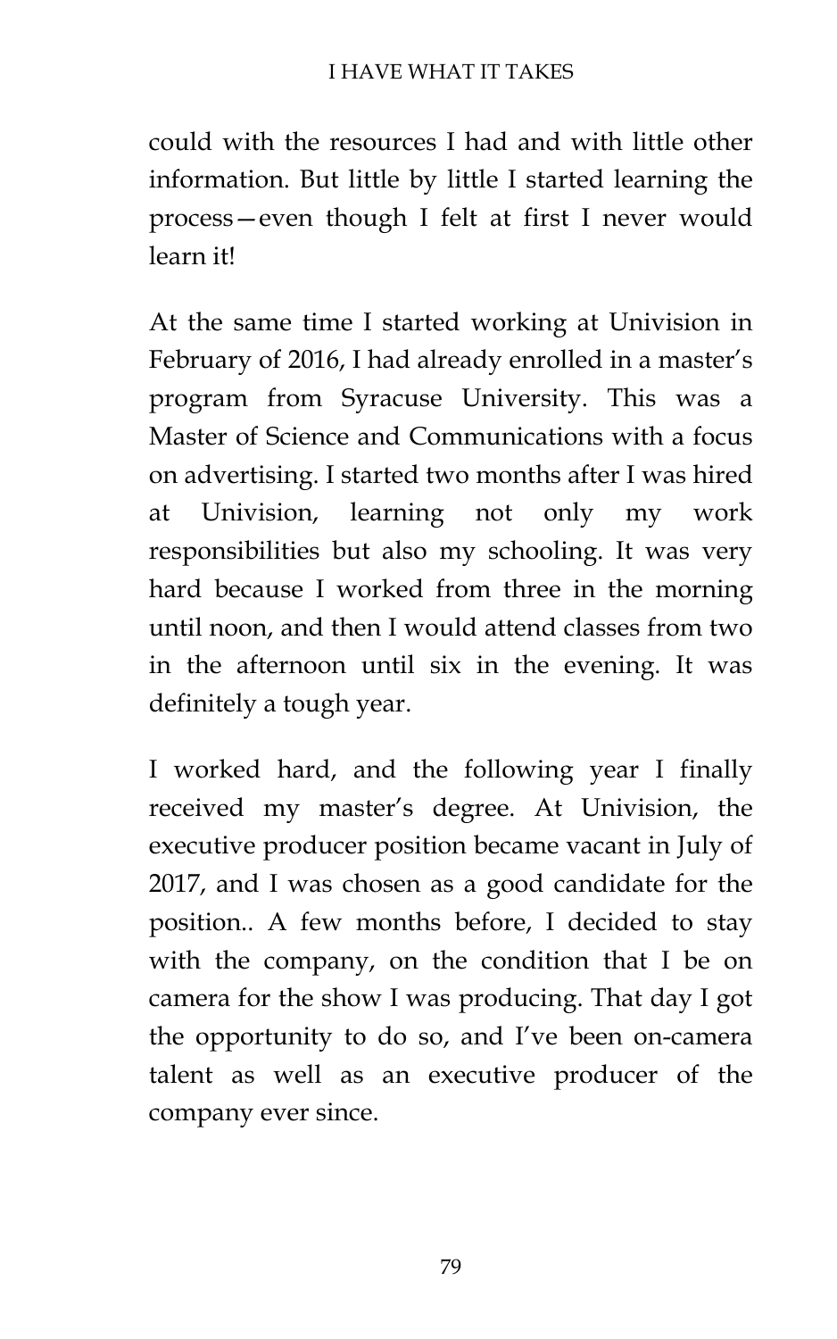could with the resources I had and with little other information. But little by little I started learning the process—even though I felt at first I never would learn it!

At the same time I started working at Univision in February of 2016, I had already enrolled in a master's program from Syracuse University. This was a Master of Science and Communications with a focus on advertising. I started two months after I was hired at Univision, learning not only my work responsibilities but also my schooling. It was very hard because I worked from three in the morning until noon, and then I would attend classes from two in the afternoon until six in the evening. It was definitely a tough year.

I worked hard, and the following year I finally received my master's degree. At Univision, the executive producer position became vacant in July of 2017, and I was chosen as a good candidate for the position.. A few months before, I decided to stay with the company, on the condition that I be on camera for the show I was producing. That day I got the opportunity to do so, and I've been on-camera talent as well as an executive producer of the company ever since.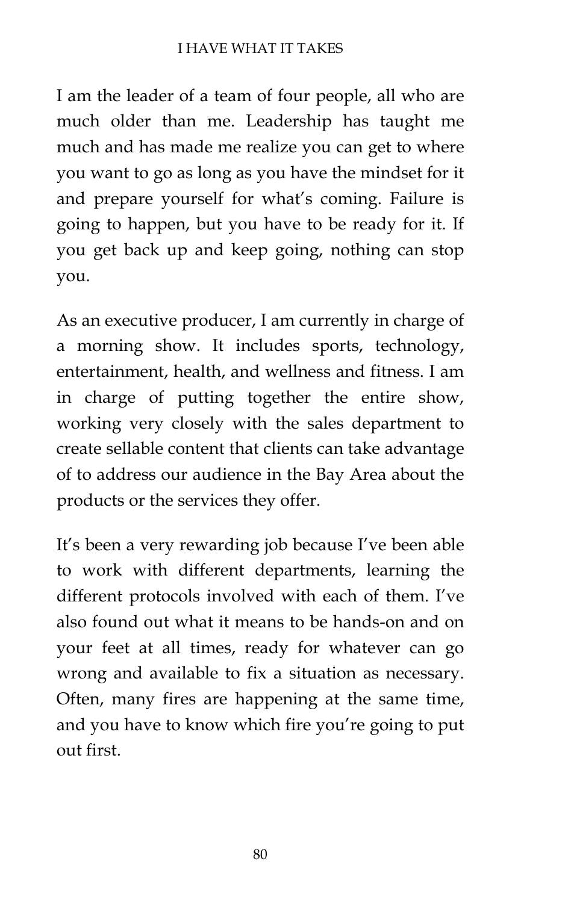I am the leader of a team of four people, all who are much older than me. Leadership has taught me much and has made me realize you can get to where you want to go as long as you have the mindset for it and prepare yourself for what's coming. Failure is going to happen, but you have to be ready for it. If you get back up and keep going, nothing can stop you.

As an executive producer, I am currently in charge of a morning show. It includes sports, technology, entertainment, health, and wellness and fitness. I am in charge of putting together the entire show, working very closely with the sales department to create sellable content that clients can take advantage of to address our audience in the Bay Area about the products or the services they offer.

It's been a very rewarding job because I've been able to work with different departments, learning the different protocols involved with each of them. I've also found out what it means to be hands-on and on your feet at all times, ready for whatever can go wrong and available to fix a situation as necessary. Often, many fires are happening at the same time, and you have to know which fire you're going to put out first.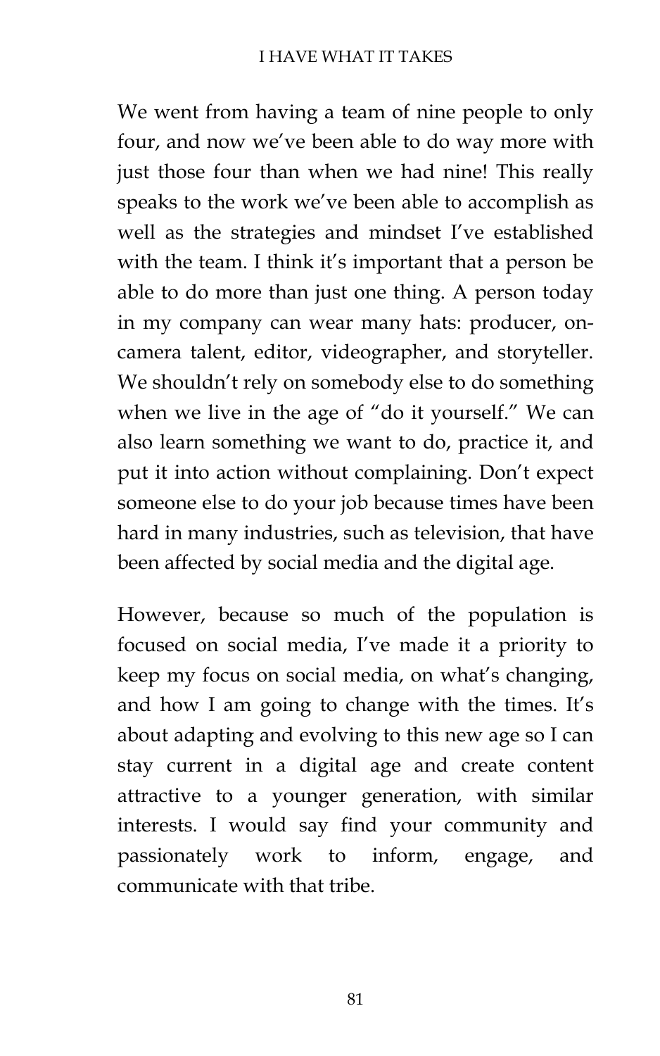We went from having a team of nine people to only four, and now we've been able to do way more with just those four than when we had nine! This really speaks to the work we've been able to accomplish as well as the strategies and mindset I've established with the team. I think it's important that a person be able to do more than just one thing. A person today in my company can wear many hats: producer, on-camera talent, editor, videographer, and storyteller. We shouldn't rely on somebody else to do something when we live in the age of "do it yourself." We can also learn something we want to do, practice it, and put it into action without complaining. Don't expect someone else to do your job because times have been hard in many industries, such as television, that have been affected by social media and the digital age.

However, because so much of the population is focused on social media, I've made it a priority to keep my focus on social media, on what's changing, and how I am going to change with the times. It's about adapting and evolving to this new age so I can stay current in a digital age and create content attractive to a younger generation, with similar interests. I would say find your community and passionately work to inform, engage, and communicate with that tribe.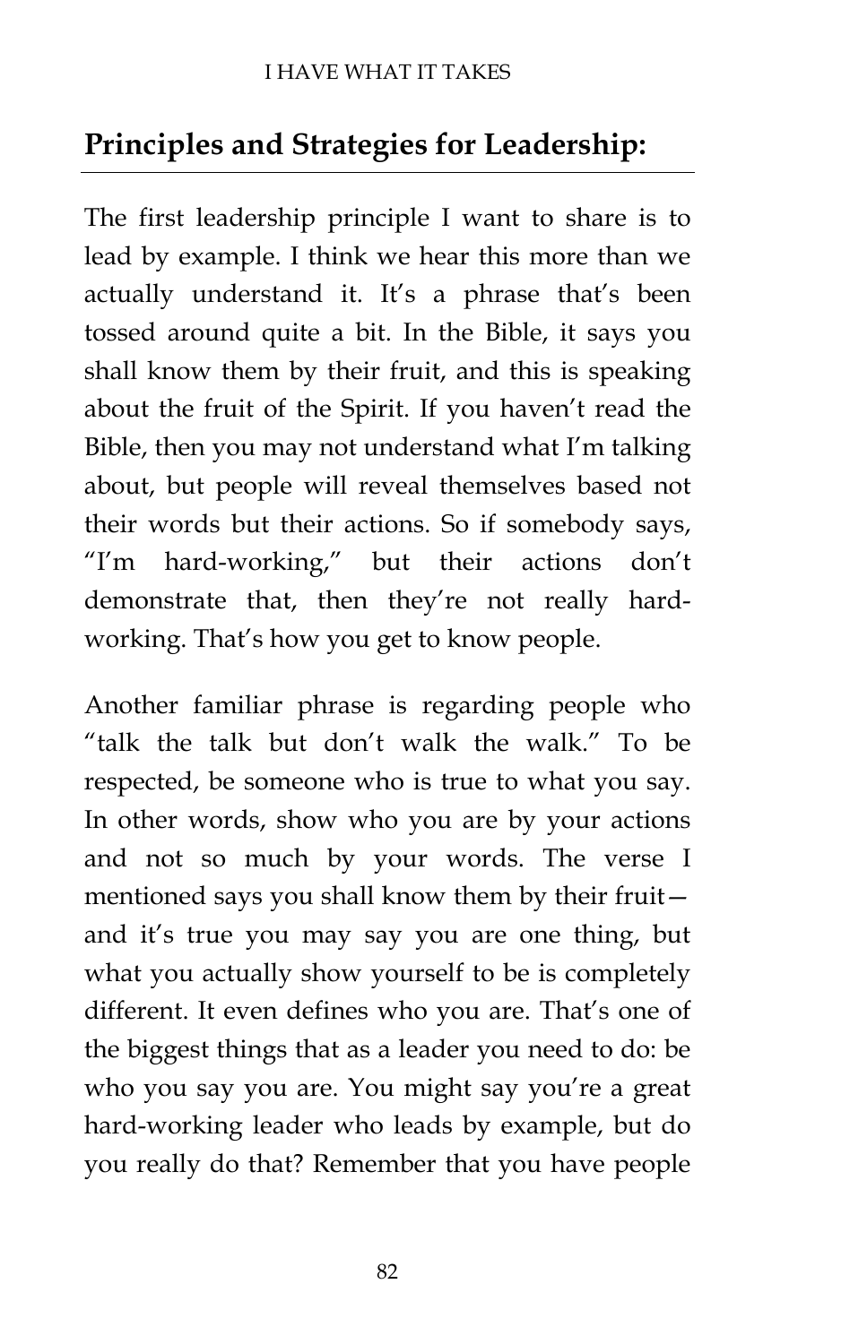## Principles and Strategies for Leadership:

The first leadership principle I want to share is to lead by example. I think we hear this more than we actually understand it. It's a phrase that's been tossed around quite a bit. In the Bible, it says you shall know them by their fruit, and this is speaking about the fruit of the Spirit. If you haven't read the Bible, then you may not understand what I'm talking about, but people will reveal themselves based not their words but their actions. So if somebody says, "I'm hard-working," but their actions don't demonstrate that, then they're not really hard-working. That's how you get to know people.

Another familiar phrase is regarding people who "talk the talk but don't walk the walk." To be respected, be someone who is true to what you say. In other words, show who you are by your actions and not so much by your words. The verse I mentioned says you shall know them by their fruit—and it's true you may say you are one thing, but what you actually show yourself to be is completely different. It even defines who you are. That's one of the biggest things that as a leader you need to do: be who you say you are. You might say you're a great hard-working leader who leads by example, but do you really do that? Remember that you have people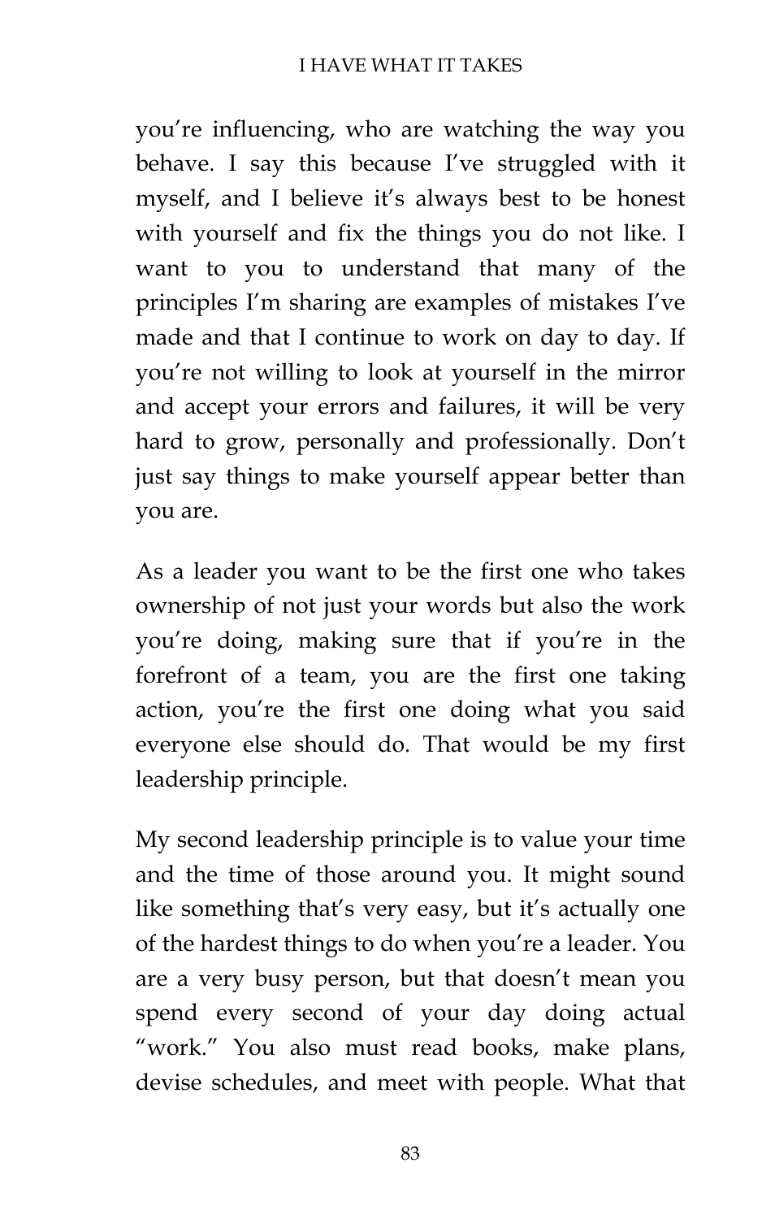you're influencing, who are watching the way you behave. I say this because I've struggled with it myself, and I believe it's always best to be honest with yourself and fix the things you do not like. I want to you to understand that many of the principles I'm sharing are examples of mistakes I've made and that I continue to work on day to day. If you're not willing to look at yourself in the mirror and accept your errors and failures, it will be very hard to grow, personally and professionally. Don't just say things to make yourself appear better than you are.

As a leader you want to be the first one who takes ownership of not just your words but also the work you're doing, making sure that if you're in the forefront of a team, you are the first one taking action, you're the first one doing what you said everyone else should do. That would be my first leadership principle.

My second leadership principle is to value your time and the time of those around you. It might sound like something that's very easy, but it's actually one of the hardest things to do when you're a leader. You are a very busy person, but that doesn't mean you spend every second of your day doing actual "work." You also must read books, make plans, devise schedules, and meet with people. What that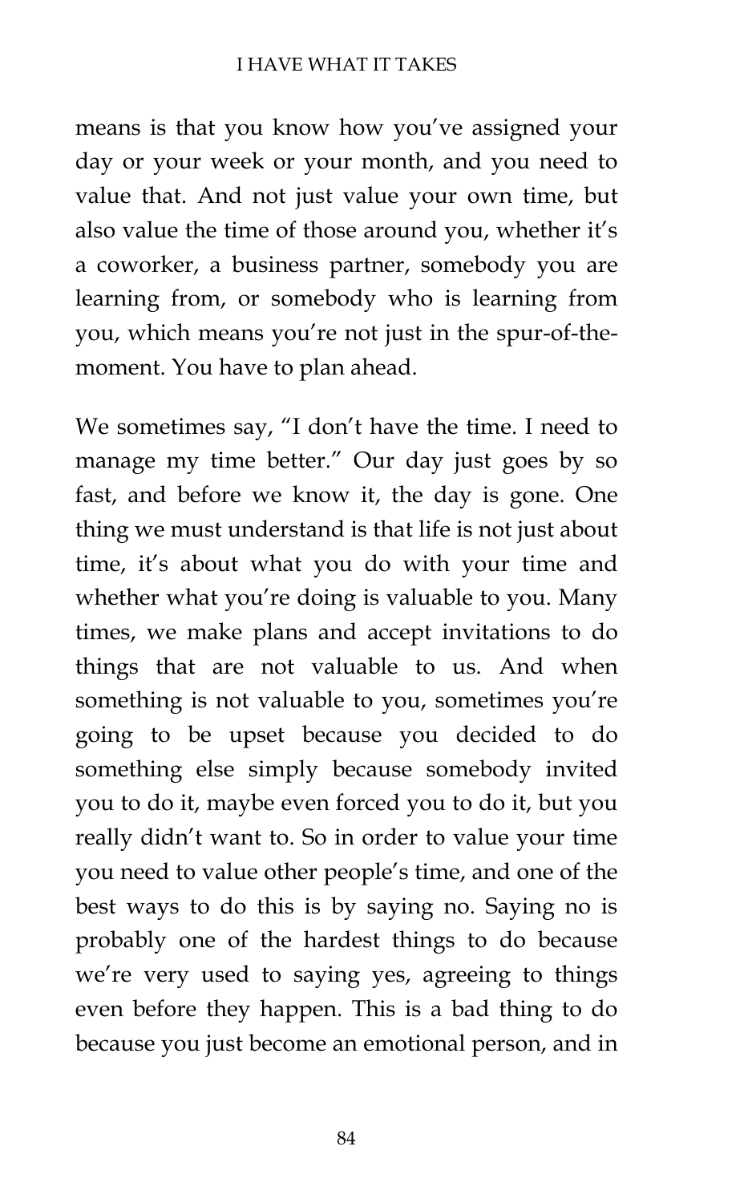means is that you know how you've assigned your day or your week or your month, and you need to value that. And not just value your own time, but also value the time of those around you, whether it's a coworker, a business partner, somebody you are learning from, or somebody who is learning from you, which means you're not just in the spur-of-the-moment. You have to plan ahead.

We sometimes say, "I don't have the time. I need to manage my time better." Our day just goes by so fast, and before we know it, the day is gone. One thing we must understand is that life is not just about time, it's about what you do with your time and whether what you're doing is valuable to you. Many times, we make plans and accept invitations to do things that are not valuable to us. And when something is not valuable to you, sometimes you're going to be upset because you decided to do something else simply because somebody invited you to do it, maybe even forced you to do it, but you really didn't want to. So in order to value your time you need to value other people's time, and one of the best ways to do this is by saying no. Saying no is probably one of the hardest things to do because we're very used to saying yes, agreeing to things even before they happen. This is a bad thing to do because you just become an emotional person, and in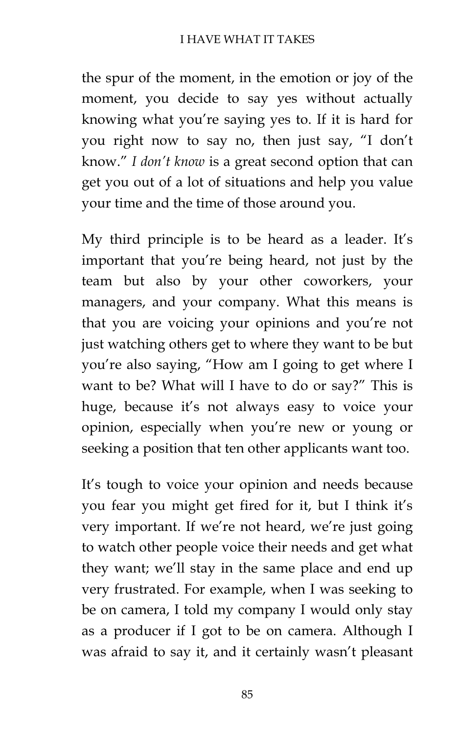the spur of the moment, in the emotion or joy of the moment, you decide to say yes without actually knowing what you're saying yes to. If it is hard for you right now to say no, then just say, "I don't know." *I don't know* is a great second option that can get you out of a lot of situations and help you value your time and the time of those around you.

My third principle is to be heard as a leader. It's important that you're being heard, not just by the team but also by your other coworkers, your managers, and your company. What this means is that you are voicing your opinions and you're not just watching others get to where they want to be but you're also saying, "How am I going to get where I want to be? What will I have to do or say?" This is huge, because it's not always easy to voice your opinion, especially when you're new or young or seeking a position that ten other applicants want too.

It's tough to voice your opinion and needs because you fear you might get fired for it, but I think it's very important. If we're not heard, we're just going to watch other people voice their needs and get what they want; we'll stay in the same place and end up very frustrated. For example, when I was seeking to be on camera, I told my company I would only stay as a producer if I got to be on camera. Although I was afraid to say it, and it certainly wasn't pleasant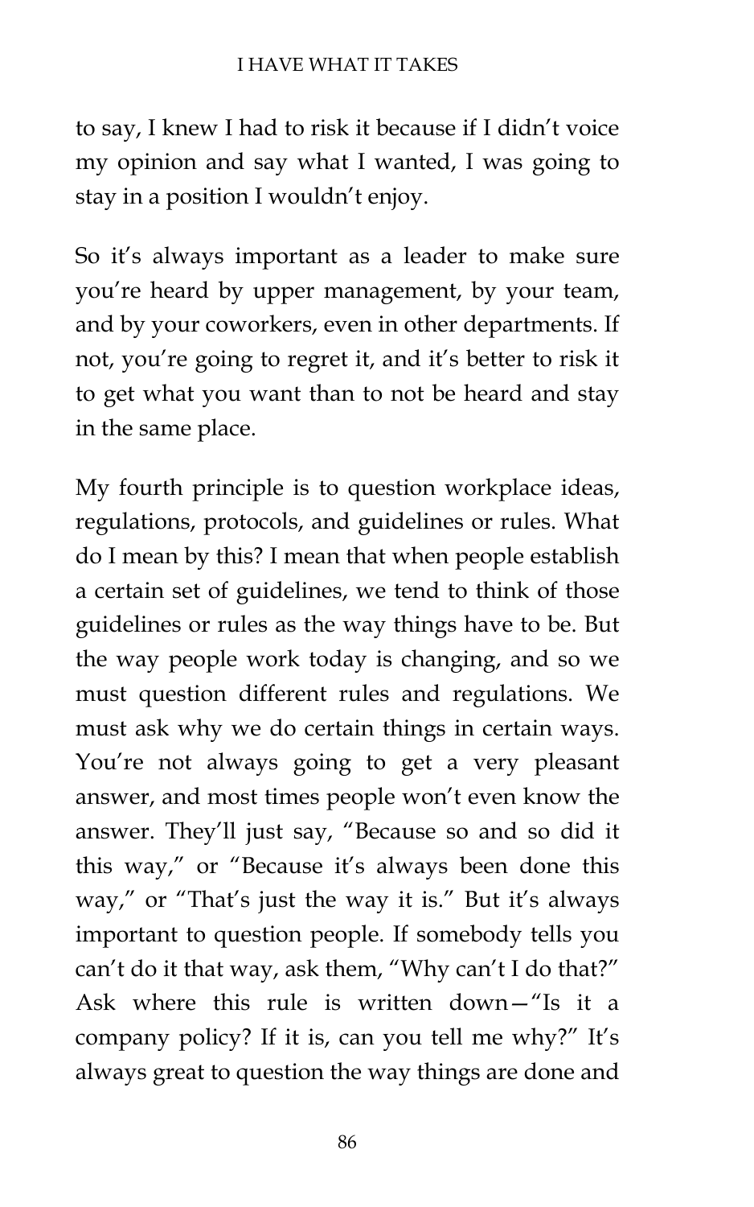to say, I knew I had to risk it because if I didn't voice my opinion and say what I wanted, I was going to stay in a position I wouldn't enjoy.

So it's always important as a leader to make sure you're heard by upper management, by your team, and by your coworkers, even in other departments. If not, you're going to regret it, and it's better to risk it to get what you want than to not be heard and stay in the same place.

My fourth principle is to question workplace ideas, regulations, protocols, and guidelines or rules. What do I mean by this? I mean that when people establish a certain set of guidelines, we tend to think of those guidelines or rules as the way things have to be. But the way people work today is changing, and so we must question different rules and regulations. We must ask why we do certain things in certain ways. You're not always going to get a very pleasant answer, and most times people won't even know the answer. They'll just say, "Because so and so did it this way," or "Because it's always been done this way," or "That's just the way it is." But it's always important to question people. If somebody tells you can't do it that way, ask them, "Why can't I do that?" Ask where this rule is written down—"Is it a company policy? If it is, can you tell me why?" It's always great to question the way things are done and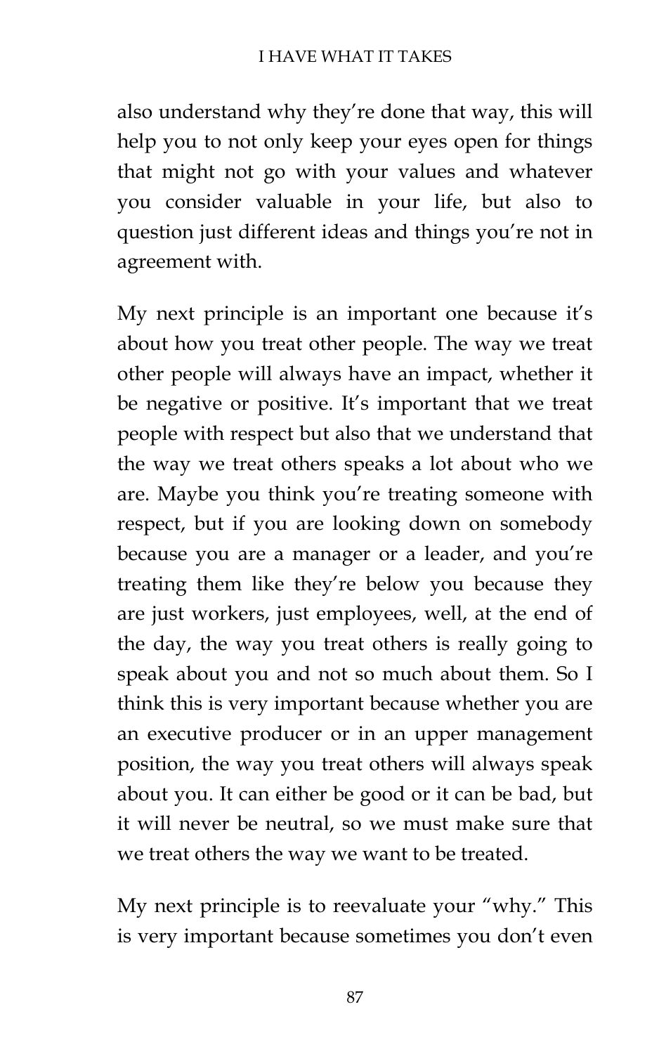also understand why they're done that way, this will help you to not only keep your eyes open for things that might not go with your values and whatever you consider valuable in your life, but also to question just different ideas and things you're not in agreement with.

My next principle is an important one because it's about how you treat other people. The way we treat other people will always have an impact, whether it be negative or positive. It's important that we treat people with respect but also that we understand that the way we treat others speaks a lot about who we are. Maybe you think you're treating someone with respect, but if you are looking down on somebody because you are a manager or a leader, and you're treating them like they're below you because they are just workers, just employees, well, at the end of the day, the way you treat others is really going to speak about you and not so much about them. So I think this is very important because whether you are an executive producer or in an upper management position, the way you treat others will always speak about you. It can either be good or it can be bad, but it will never be neutral, so we must make sure that we treat others the way we want to be treated.

My next principle is to reevaluate your "why." This is very important because sometimes you don't even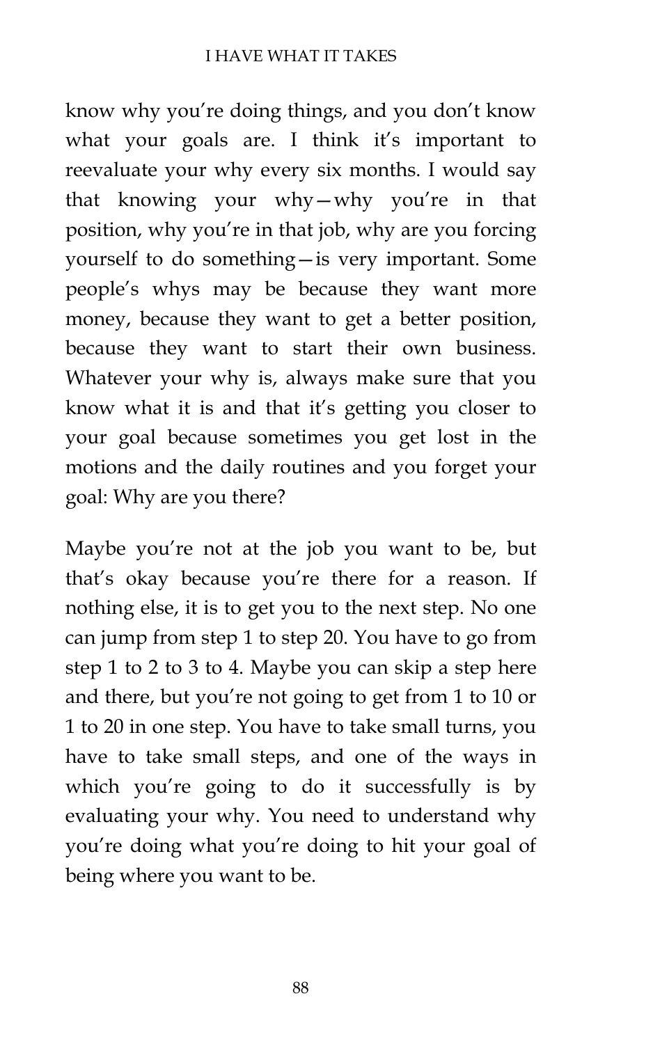know why you're doing things, and you don't know what your goals are. I think it's important to reevaluate your why every six months. I would say that knowing your why—why you're in that position, why you're in that job, why are you forcing yourself to do something—is very important. Some people's whys may be because they want more money, because they want to get a better position, because they want to start their own business. Whatever your why is, always make sure that you know what it is and that it's getting you closer to your goal because sometimes you get lost in the motions and the daily routines and you forget your goal: Why are you there?

Maybe you're not at the job you want to be, but that's okay because you're there for a reason. If nothing else, it is to get you to the next step. No one can jump from step 1 to step 20. You have to go from step 1 to 2 to 3 to 4. Maybe you can skip a step here and there, but you're not going to get from 1 to 10 or 1 to 20 in one step. You have to take small turns, you have to take small steps, and one of the ways in which you're going to do it successfully is by evaluating your why. You need to understand why you're doing what you're doing to hit your goal of being where you want to be.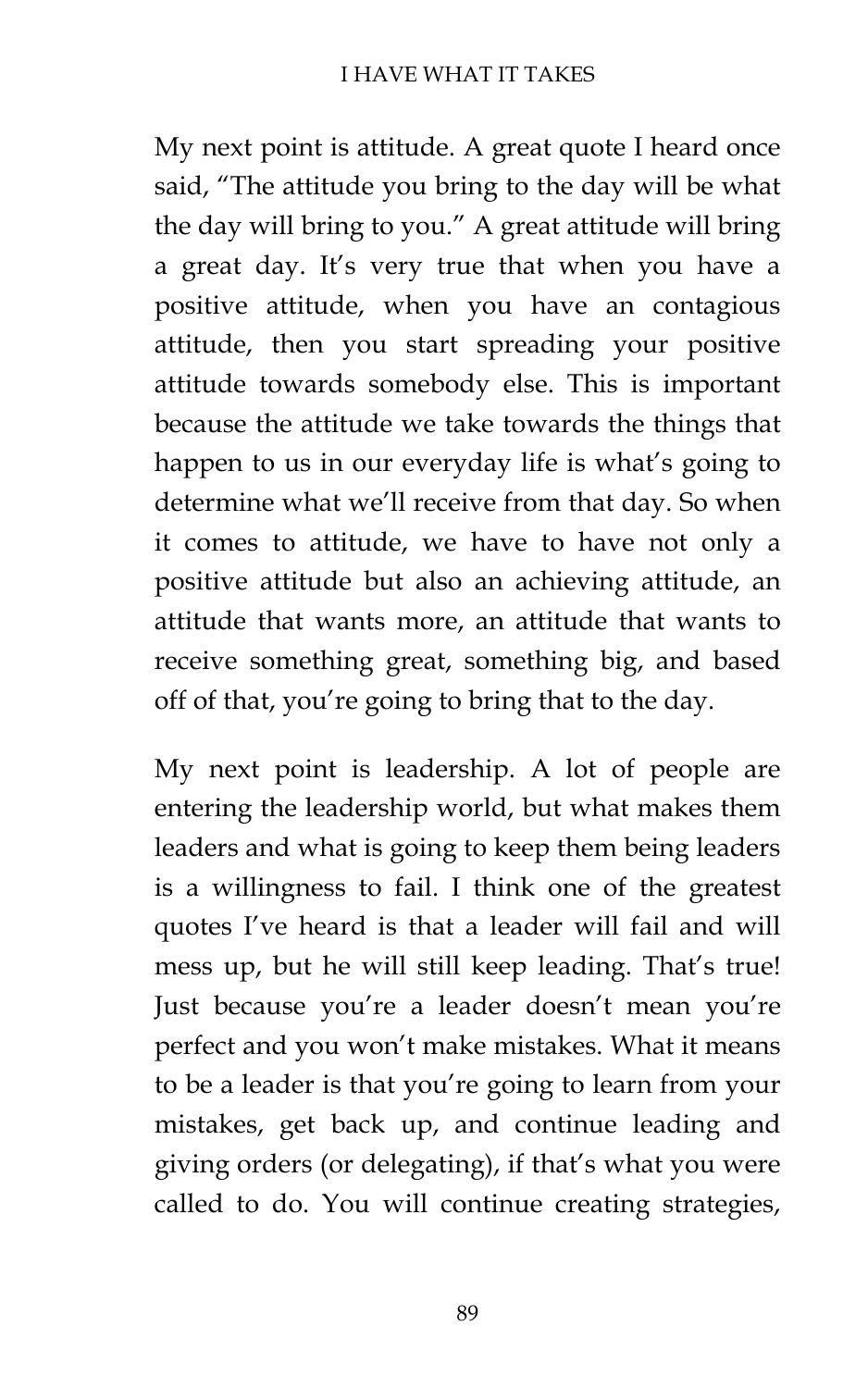My next point is attitude. A great quote I heard once said, "The attitude you bring to the day will be what the day will bring to you." A great attitude will bring a great day. It's very true that when you have a positive attitude, when you have an contagious attitude, then you start spreading your positive attitude towards somebody else. This is important because the attitude we take towards the things that happen to us in our everyday life is what's going to determine what we'll receive from that day. So when it comes to attitude, we have to have not only a positive attitude but also an achieving attitude, an attitude that wants more, an attitude that wants to receive something great, something big, and based off of that, you're going to bring that to the day.

My next point is leadership. A lot of people are entering the leadership world, but what makes them leaders and what is going to keep them being leaders is a willingness to fail. I think one of the greatest quotes I've heard is that a leader will fail and will mess up, but he will still keep leading. That's true! Just because you're a leader doesn't mean you're perfect and you won't make mistakes. What it means to be a leader is that you're going to learn from your mistakes, get back up, and continue leading and giving orders (or delegating), if that's what you were called to do. You will continue creating strategies,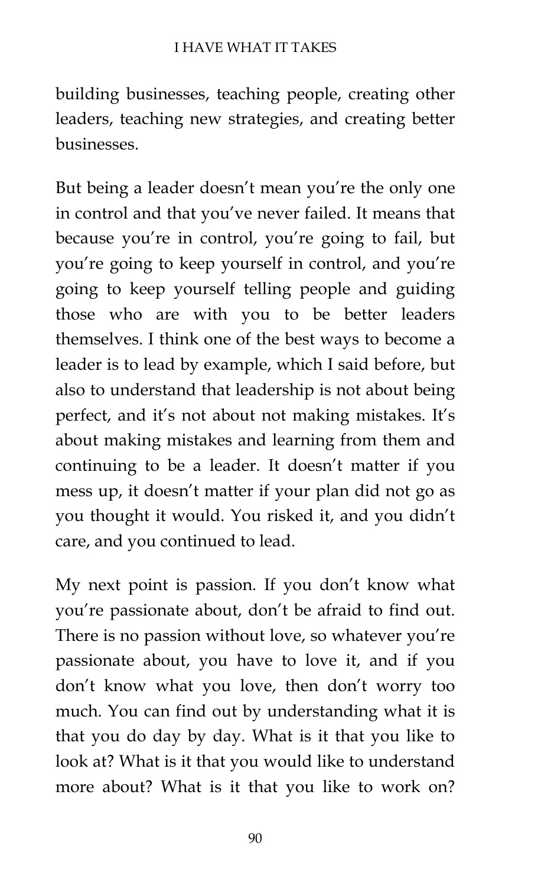building businesses, teaching people, creating other leaders, teaching new strategies, and creating better businesses.

But being a leader doesn't mean you're the only one in control and that you've never failed. It means that because you're in control, you're going to fail, but you're going to keep yourself in control, and you're going to keep yourself telling people and guiding those who are with you to be better leaders themselves. I think one of the best ways to become a leader is to lead by example, which I said before, but also to understand that leadership is not about being perfect, and it's not about not making mistakes. It's about making mistakes and learning from them and continuing to be a leader. It doesn't matter if you mess up, it doesn't matter if your plan did not go as you thought it would. You risked it, and you didn't care, and you continued to lead.

My next point is passion. If you don't know what you're passionate about, don't be afraid to find out. There is no passion without love, so whatever you're passionate about, you have to love it, and if you don't know what you love, then don't worry too much. You can find out by understanding what it is that you do day by day. What is it that you like to look at? What is it that you would like to understand more about? What is it that you like to work on?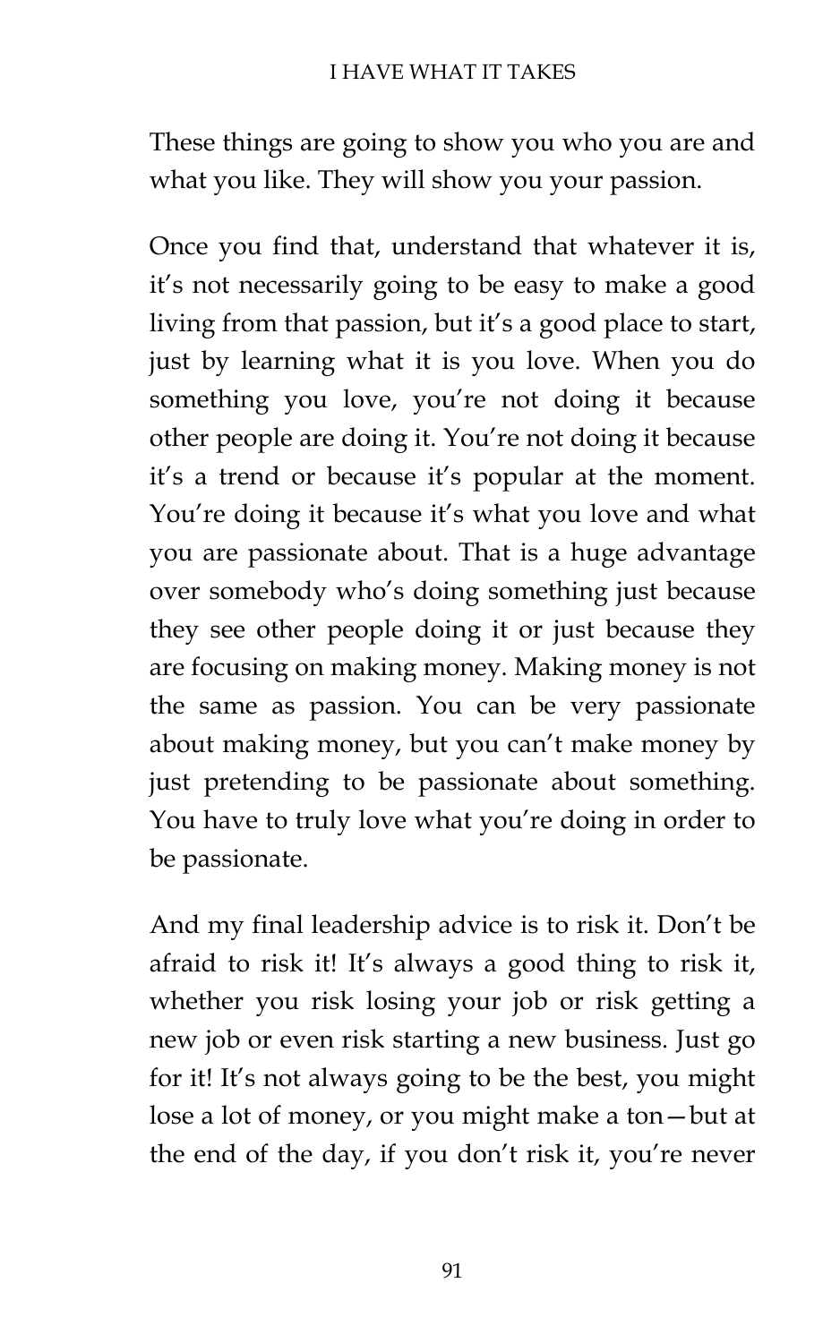These things are going to show you who you are and what you like. They will show you your passion.

Once you find that, understand that whatever it is, it's not necessarily going to be easy to make a good living from that passion, but it's a good place to start, just by learning what it is you love. When you do something you love, you're not doing it because other people are doing it. You're not doing it because it's a trend or because it's popular at the moment. You're doing it because it's what you love and what you are passionate about. That is a huge advantage over somebody who's doing something just because they see other people doing it or just because they are focusing on making money. Making money is not the same as passion. You can be very passionate about making money, but you can't make money by just pretending to be passionate about something. You have to truly love what you're doing in order to be passionate.

And my final leadership advice is to risk it. Don't be afraid to risk it! It's always a good thing to risk it, whether you risk losing your job or risk getting a new job or even risk starting a new business. Just go for it! It's not always going to be the best, you might lose a lot of money, or you might make a ton—but at the end of the day, if you don't risk it, you're never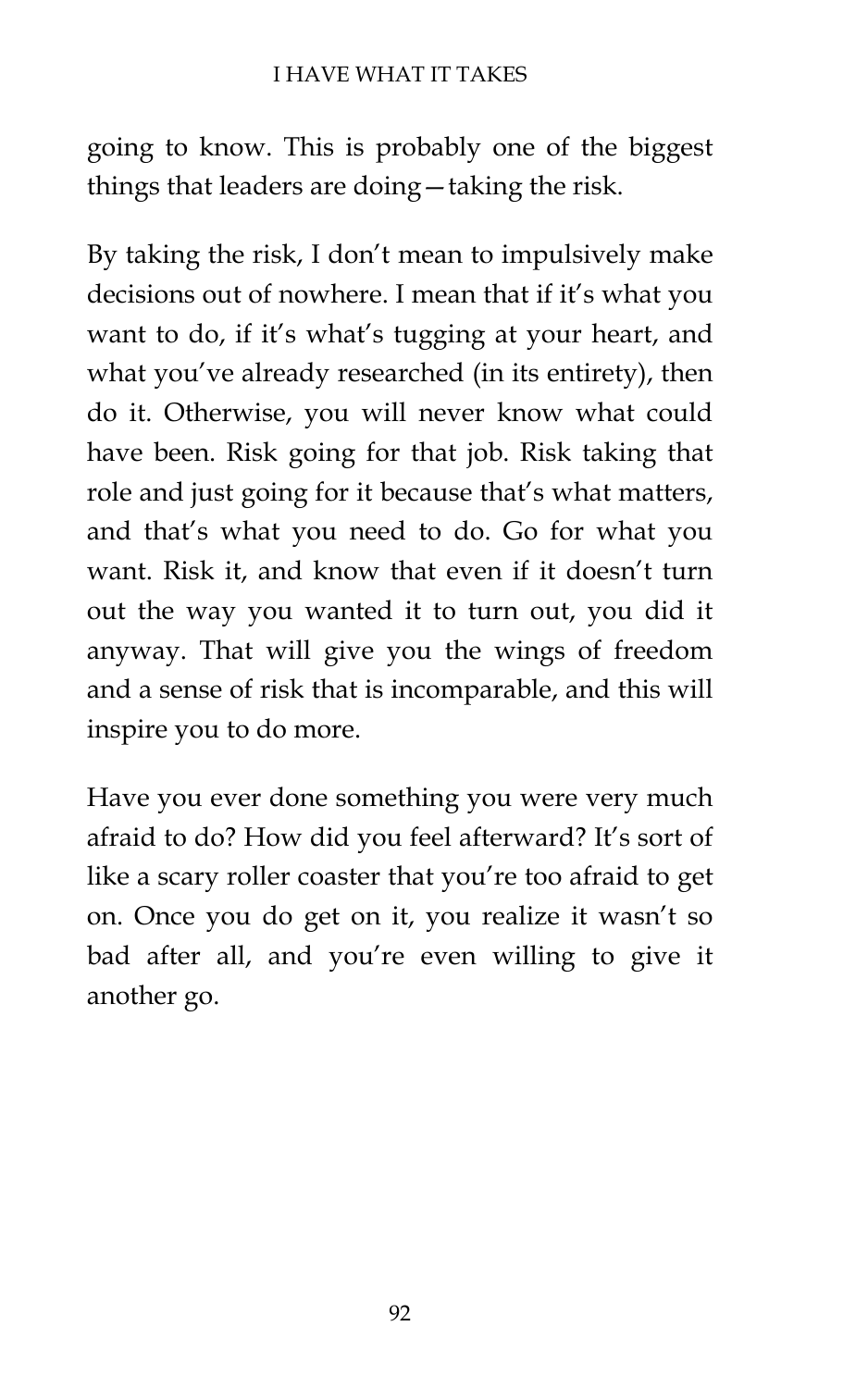going to know. This is probably one of the biggest things that leaders are doing—taking the risk.

By taking the risk, I don't mean to impulsively make decisions out of nowhere. I mean that if it's what you want to do, if it's what's tugging at your heart, and what you've already researched (in its entirety), then do it. Otherwise, you will never know what could have been. Risk going for that job. Risk taking that role and just going for it because that's what matters, and that's what you need to do. Go for what you want. Risk it, and know that even if it doesn't turn out the way you wanted it to turn out, you did it anyway. That will give you the wings of freedom and a sense of risk that is incomparable, and this will inspire you to do more.

Have you ever done something you were very much afraid to do? How did you feel afterward? It's sort of like a scary roller coaster that you're too afraid to get on. Once you do get on it, you realize it wasn't so bad after all, and you're even willing to give it another go.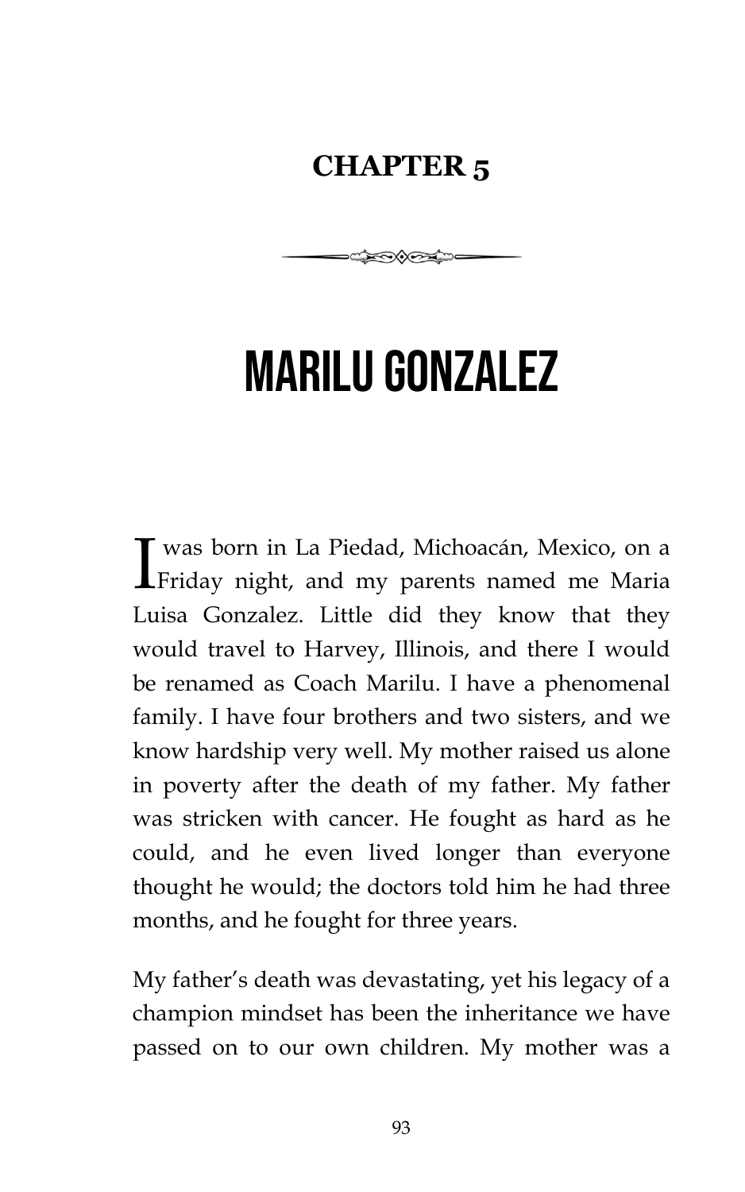# CHAPTER 5

# MARILU GONZALEZ

I was born in La Piedad, Michoacán, Mexico, on a Friday night, and my parents named me Maria Luisa Gonzalez. Little did they know that they would travel to Harvey, Illinois, and there I would be renamed as Coach Marilu. I have a phenomenal family. I have four brothers and two sisters, and we know hardship very well. My mother raised us alone in poverty after the death of my father. My father was stricken with cancer. He fought as hard as he could, and he even lived longer than everyone thought he would; the doctors told him he had three months, and he fought for three years.

My father's death was devastating, yet his legacy of a champion mindset has been the inheritance we have passed on to our own children. My mother was a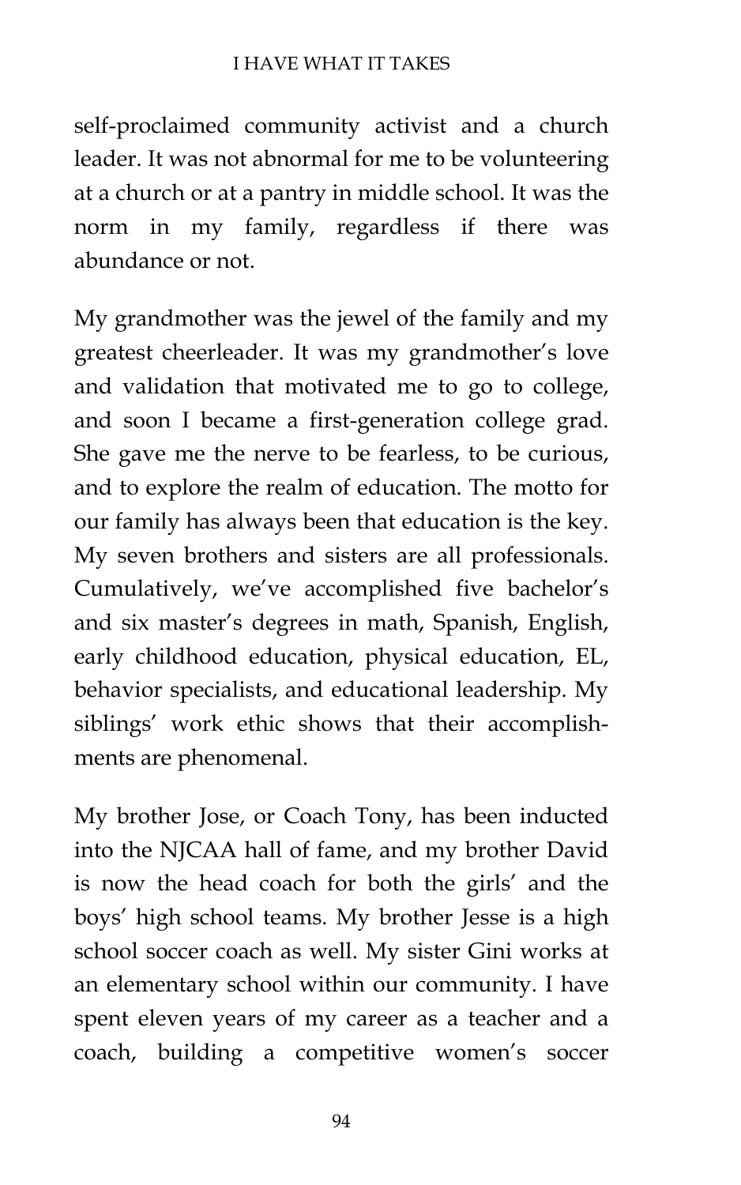self-proclaimed community activist and a church leader. It was not abnormal for me to be volunteering at a church or at a pantry in middle school. It was the norm in my family, regardless if there was abundance or not.

My grandmother was the jewel of the family and my greatest cheerleader. It was my grandmother's love and validation that motivated me to go to college, and soon I became a first-generation college grad. She gave me the nerve to be fearless, to be curious, and to explore the realm of education. The motto for our family has always been that education is the key. My seven brothers and sisters are all professionals. Cumulatively, we've accomplished five bachelor's and six master's degrees in math, Spanish, English, early childhood education, physical education, EL, behavior specialists, and educational leadership. My siblings' work ethic shows that their accomplishments are phenomenal.

My brother Jose, or Coach Tony, has been inducted into the NJCAA hall of fame, and my brother David is now the head coach for both the girls' and the boys' high school teams. My brother Jesse is a high school soccer coach as well. My sister Gini works at an elementary school within our community. I have spent eleven years of my career as a teacher and a coach, building a competitive women's soccer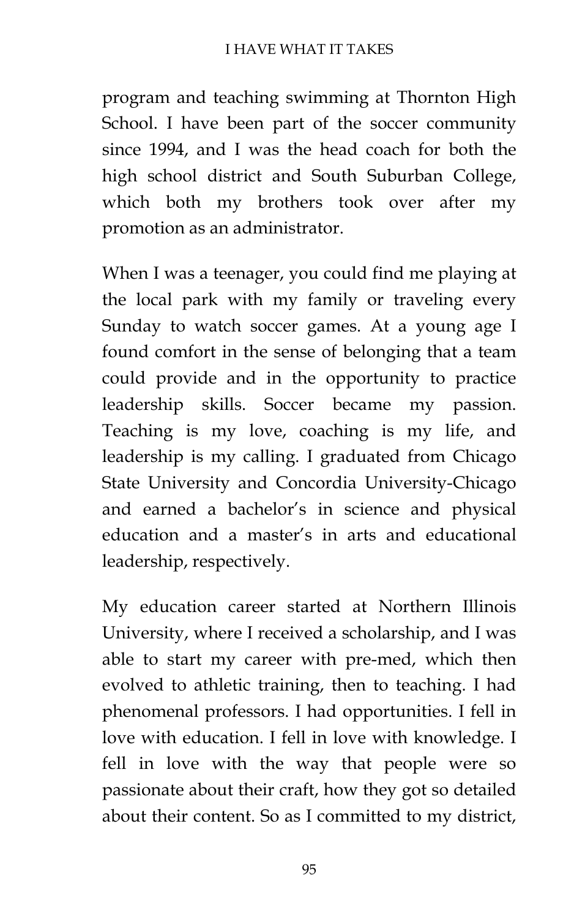program and teaching swimming at Thornton High School. I have been part of the soccer community since 1994, and I was the head coach for both the high school district and South Suburban College, which both my brothers took over after my promotion as an administrator.

When I was a teenager, you could find me playing at the local park with my family or traveling every Sunday to watch soccer games. At a young age I found comfort in the sense of belonging that a team could provide and in the opportunity to practice leadership skills. Soccer became my passion. Teaching is my love, coaching is my life, and leadership is my calling. I graduated from Chicago State University and Concordia University-Chicago and earned a bachelor's in science and physical education and a master's in arts and educational leadership, respectively.

My education career started at Northern Illinois University, where I received a scholarship, and I was able to start my career with pre-med, which then evolved to athletic training, then to teaching. I had phenomenal professors. I had opportunities. I fell in love with education. I fell in love with knowledge. I fell in love with the way that people were so passionate about their craft, how they got so detailed about their content. So as I committed to my district,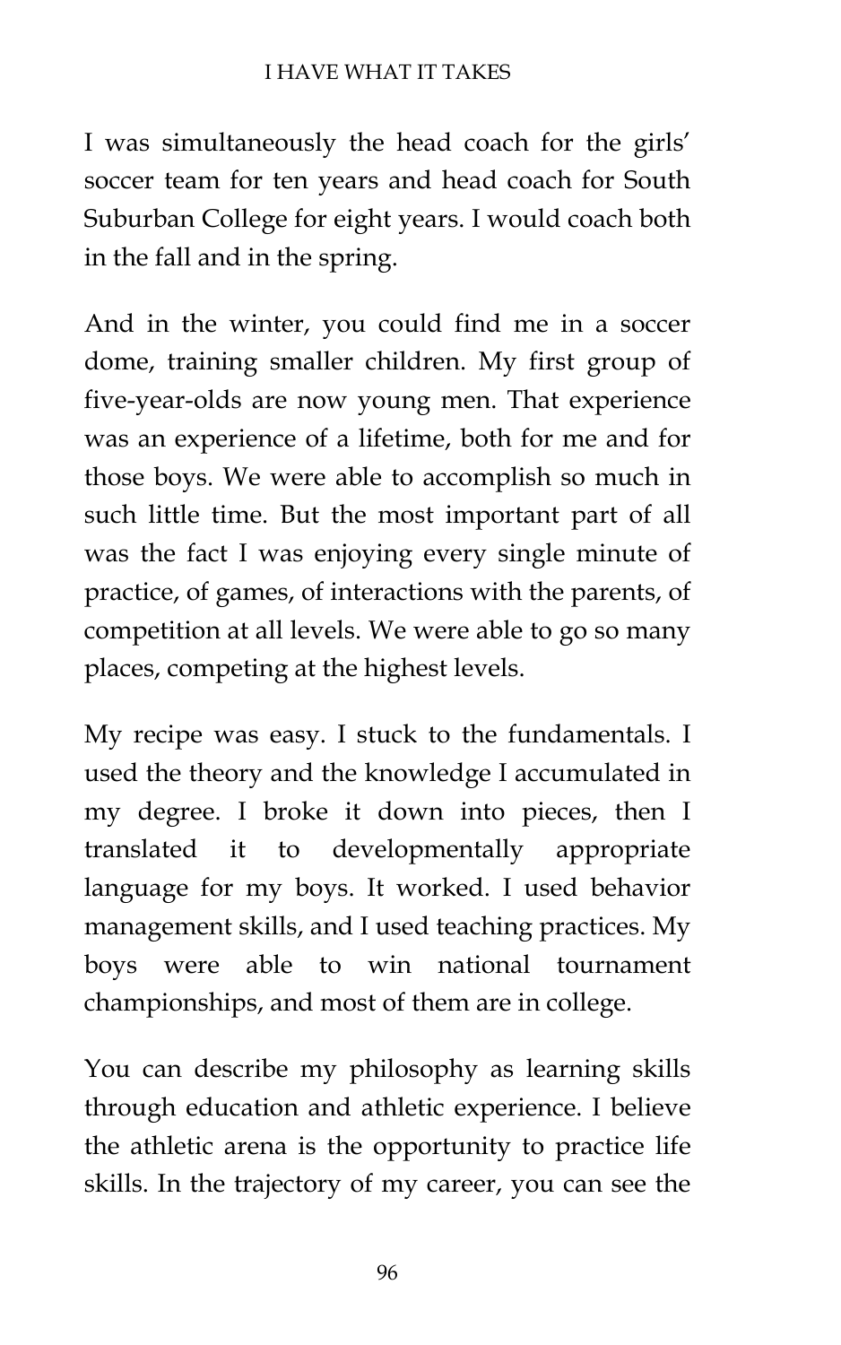I was simultaneously the head coach for the girls' soccer team for ten years and head coach for South Suburban College for eight years. I would coach both in the fall and in the spring.

And in the winter, you could find me in a soccer dome, training smaller children. My first group of five-year-olds are now young men. That experience was an experience of a lifetime, both for me and for those boys. We were able to accomplish so much in such little time. But the most important part of all was the fact I was enjoying every single minute of practice, of games, of interactions with the parents, of competition at all levels. We were able to go so many places, competing at the highest levels.

My recipe was easy. I stuck to the fundamentals. I used the theory and the knowledge I accumulated in my degree. I broke it down into pieces, then I translated it to developmentally appropriate language for my boys. It worked. I used behavior management skills, and I used teaching practices. My boys were able to win national tournament championships, and most of them are in college.

You can describe my philosophy as learning skills through education and athletic experience. I believe the athletic arena is the opportunity to practice life skills. In the trajectory of my career, you can see the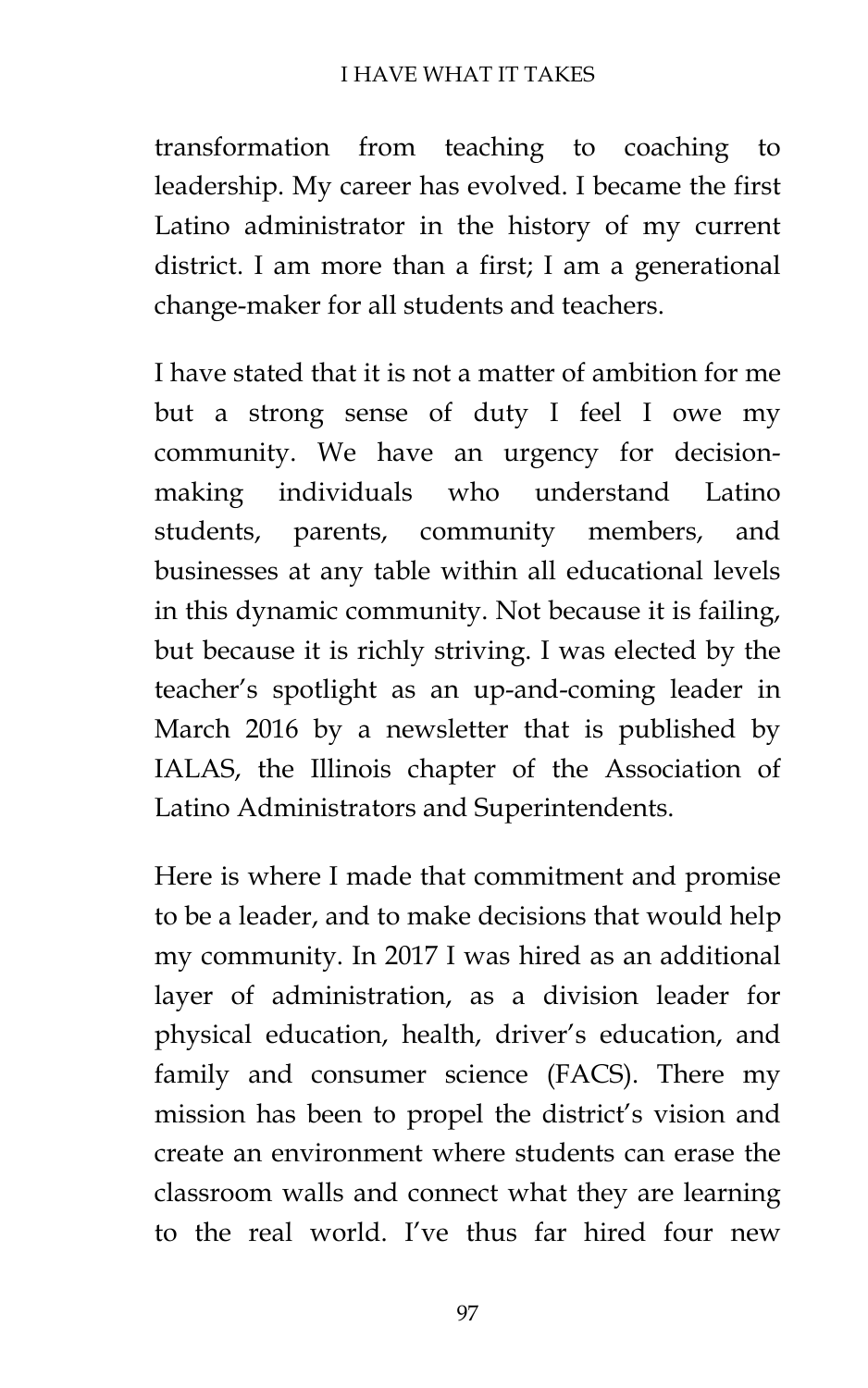transformation from teaching to coaching to leadership. My career has evolved. I became the first Latino administrator in the history of my current district. I am more than a first; I am a generational change-maker for all students and teachers.

I have stated that it is not a matter of ambition for me but a strong sense of duty I feel I owe my community. We have an urgency for decision-making individuals who understand Latino students, parents, community members, and businesses at any table within all educational levels in this dynamic community. Not because it is failing, but because it is richly striving. I was elected by the teacher's spotlight as an up-and-coming leader in March 2016 by a newsletter that is published by IALAS, the Illinois chapter of the Association of Latino Administrators and Superintendents.

Here is where I made that commitment and promise to be a leader, and to make decisions that would help my community. In 2017 I was hired as an additional layer of administration, as a division leader for physical education, health, driver's education, and family and consumer science (FACS). There my mission has been to propel the district's vision and create an environment where students can erase the classroom walls and connect what they are learning to the real world. I've thus far hired four new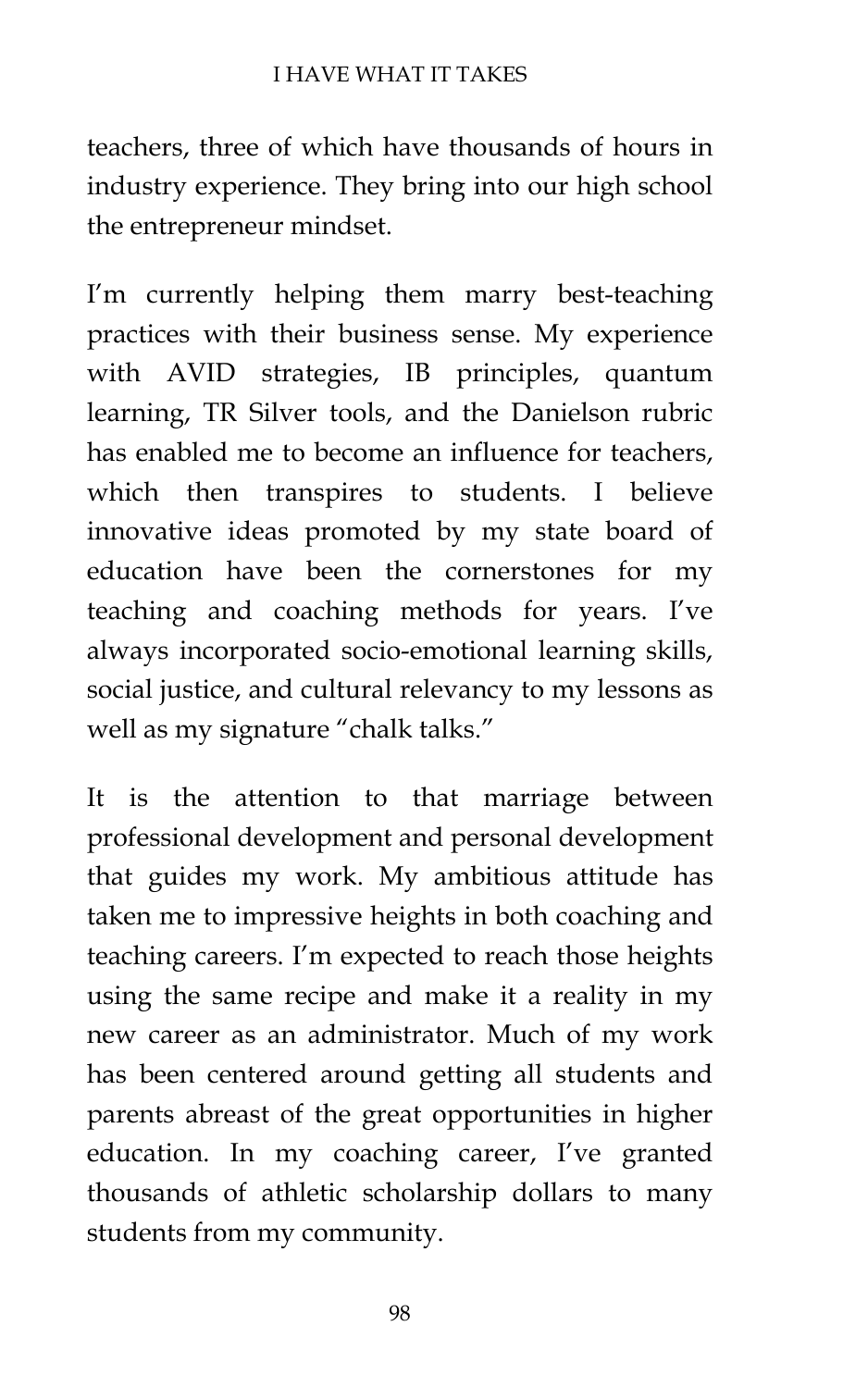teachers, three of which have thousands of hours in industry experience. They bring into our high school the entrepreneur mindset.

I'm currently helping them marry best-teaching practices with their business sense. My experience with AVID strategies, IB principles, quantum learning, TR Silver tools, and the Danielson rubric has enabled me to become an influence for teachers, which then transpires to students. I believe innovative ideas promoted by my state board of education have been the cornerstones for my teaching and coaching methods for years. I've always incorporated socio-emotional learning skills, social justice, and cultural relevancy to my lessons as well as my signature "chalk talks."

It is the attention to that marriage between professional development and personal development that guides my work. My ambitious attitude has taken me to impressive heights in both coaching and teaching careers. I'm expected to reach those heights using the same recipe and make it a reality in my new career as an administrator. Much of my work has been centered around getting all students and parents abreast of the great opportunities in higher education. In my coaching career, I've granted thousands of athletic scholarship dollars to many students from my community.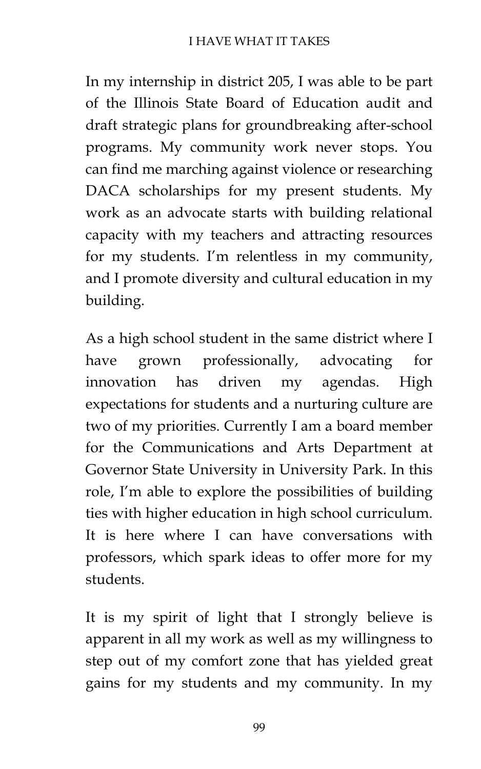In my internship in district 205, I was able to be part of the Illinois State Board of Education audit and draft strategic plans for groundbreaking after-school programs. My community work never stops. You can find me marching against violence or researching DACA scholarships for my present students. My work as an advocate starts with building relational capacity with my teachers and attracting resources for my students. I'm relentless in my community, and I promote diversity and cultural education in my building.

As a high school student in the same district where I have grown professionally, advocating for innovation has driven my agendas. High expectations for students and a nurturing culture are two of my priorities. Currently I am a board member for the Communications and Arts Department at Governor State University in University Park. In this role, I'm able to explore the possibilities of building ties with higher education in high school curriculum. It is here where I can have conversations with professors, which spark ideas to offer more for my students.

It is my spirit of light that I strongly believe is apparent in all my work as well as my willingness to step out of my comfort zone that has yielded great gains for my students and my community. In my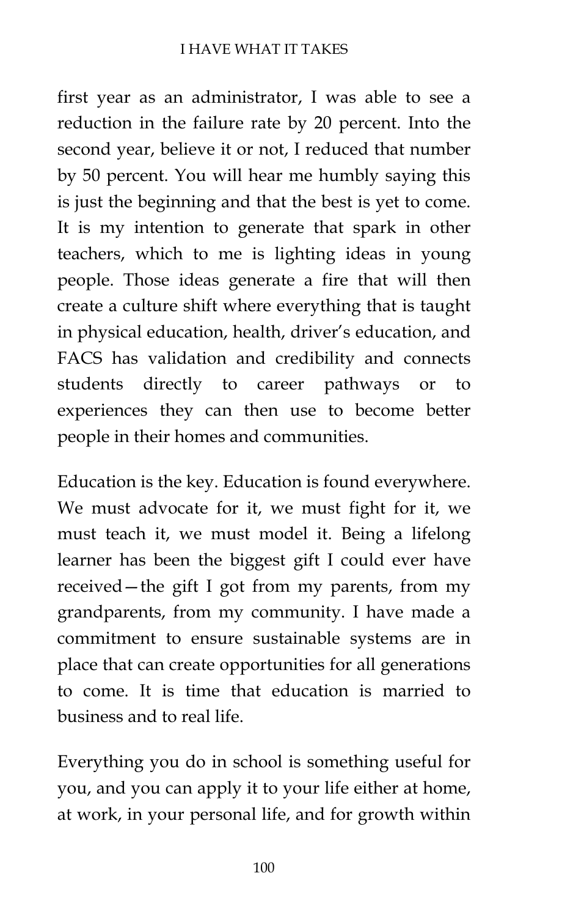first year as an administrator, I was able to see a reduction in the failure rate by 20 percent. Into the second year, believe it or not, I reduced that number by 50 percent. You will hear me humbly saying this is just the beginning and that the best is yet to come. It is my intention to generate that spark in other teachers, which to me is lighting ideas in young people. Those ideas generate a fire that will then create a culture shift where everything that is taught in physical education, health, driver's education, and FACS has validation and credibility and connects students directly to career pathways or to experiences they can then use to become better people in their homes and communities.

Education is the key. Education is found everywhere. We must advocate for it, we must fight for it, we must teach it, we must model it. Being a lifelong learner has been the biggest gift I could ever have received—the gift I got from my parents, from my grandparents, from my community. I have made a commitment to ensure sustainable systems are in place that can create opportunities for all generations to come. It is time that education is married to business and to real life.

Everything you do in school is something useful for you, and you can apply it to your life either at home, at work, in your personal life, and for growth within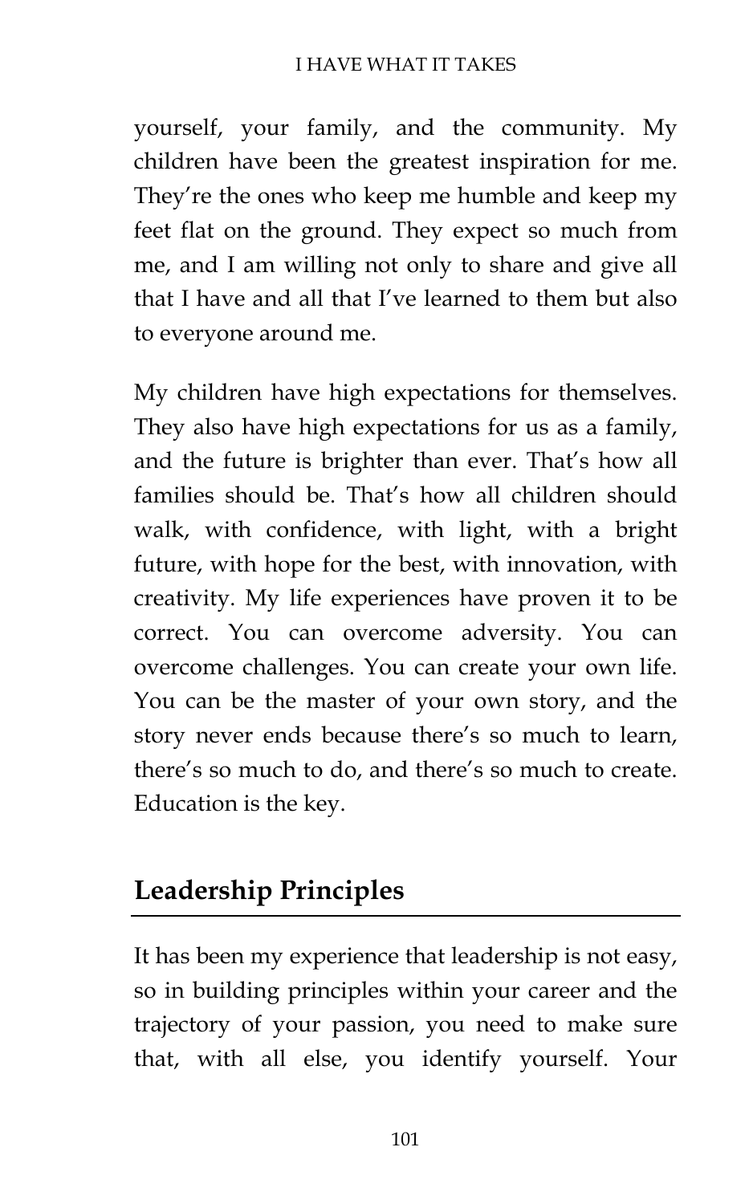yourself, your family, and the community. My children have been the greatest inspiration for me. They're the ones who keep me humble and keep my feet flat on the ground. They expect so much from me, and I am willing not only to share and give all that I have and all that I've learned to them but also to everyone around me.

My children have high expectations for themselves. They also have high expectations for us as a family, and the future is brighter than ever. That's how all families should be. That's how all children should walk, with confidence, with light, with a bright future, with hope for the best, with innovation, with creativity. My life experiences have proven it to be correct. You can overcome adversity. You can overcome challenges. You can create your own life. You can be the master of your own story, and the story never ends because there's so much to learn, there's so much to do, and there's so much to create. Education is the key.

## Leadership Principles

It has been my experience that leadership is not easy, so in building principles within your career and the trajectory of your passion, you need to make sure that, with all else, you identify yourself. Your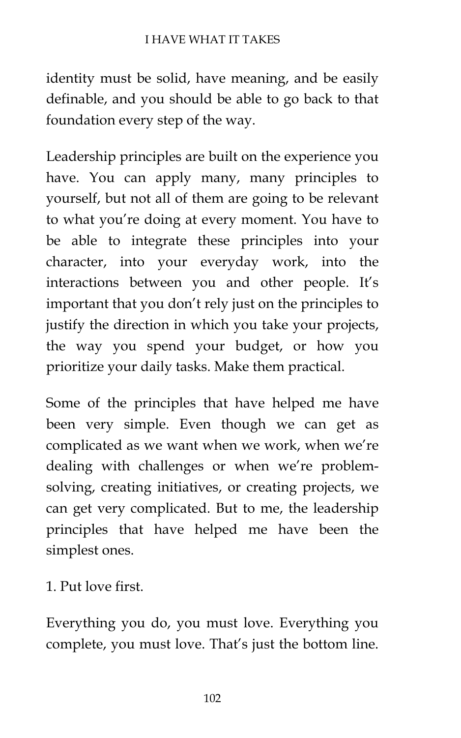identity must be solid, have meaning, and be easily definable, and you should be able to go back to that foundation every step of the way.

Leadership principles are built on the experience you have. You can apply many, many principles to yourself, but not all of them are going to be relevant to what you're doing at every moment. You have to be able to integrate these principles into your character, into your everyday work, into the interactions between you and other people. It's important that you don't rely just on the principles to justify the direction in which you take your projects, the way you spend your budget, or how you prioritize your daily tasks. Make them practical.

Some of the principles that have helped me have been very simple. Even though we can get as complicated as we want when we work, when we're dealing with challenges or when we're problem-solving, creating initiatives, or creating projects, we can get very complicated. But to me, the leadership principles that have helped me have been the simplest ones.

1. Put love first.

Everything you do, you must love. Everything you complete, you must love. That's just the bottom line.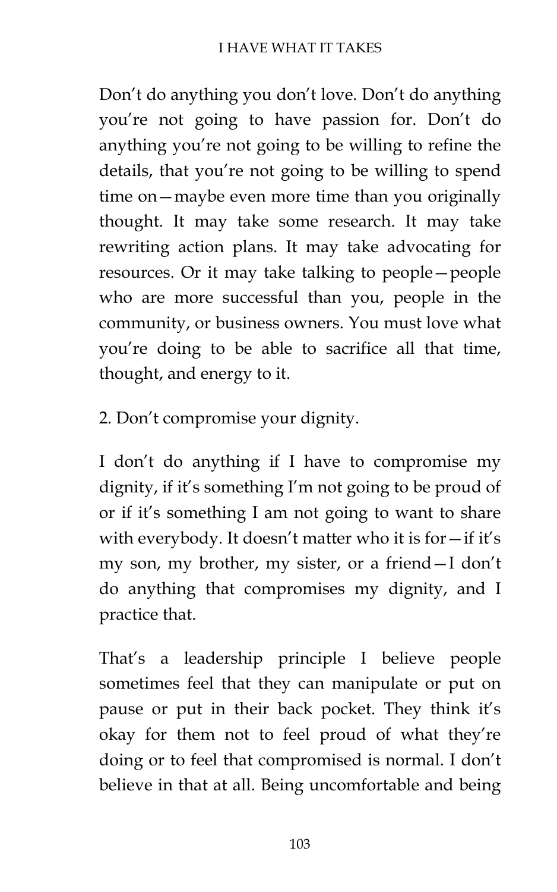Don't do anything you don't love. Don't do anything you're not going to have passion for. Don't do anything you're not going to be willing to refine the details, that you're not going to be willing to spend time on—maybe even more time than you originally thought. It may take some research. It may take rewriting action plans. It may take advocating for resources. Or it may take talking to people—people who are more successful than you, people in the community, or business owners. You must love what you're doing to be able to sacrifice all that time, thought, and energy to it.

2. Don't compromise your dignity.

I don't do anything if I have to compromise my dignity, if it's something I'm not going to be proud of or if it's something I am not going to want to share with everybody. It doesn't matter who it is for—if it's my son, my brother, my sister, or a friend—I don't do anything that compromises my dignity, and I practice that.

That's a leadership principle I believe people sometimes feel that they can manipulate or put on pause or put in their back pocket. They think it's okay for them not to feel proud of what they're doing or to feel that compromised is normal. I don't believe in that at all. Being uncomfortable and being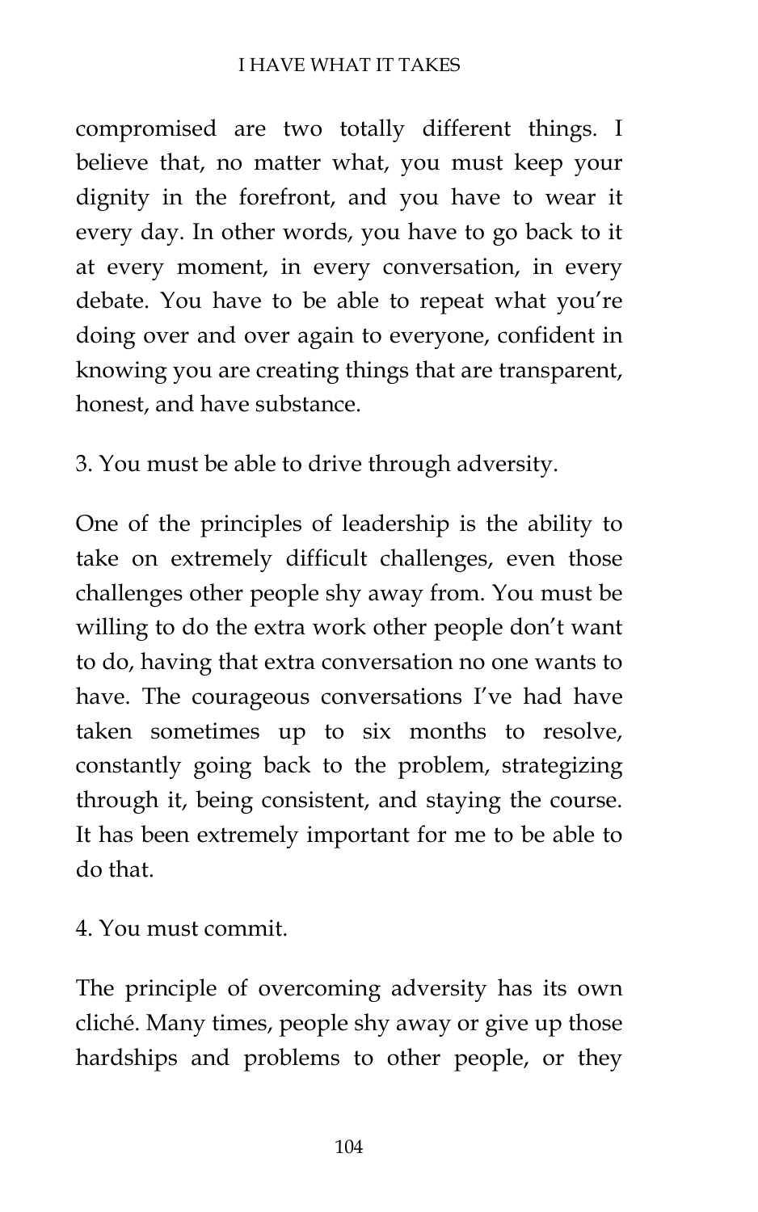compromised are two totally different things. I believe that, no matter what, you must keep your dignity in the forefront, and you have to wear it every day. In other words, you have to go back to it at every moment, in every conversation, in every debate. You have to be able to repeat what you're doing over and over again to everyone, confident in knowing you are creating things that are transparent, honest, and have substance.

3. You must be able to drive through adversity.

One of the principles of leadership is the ability to take on extremely difficult challenges, even those challenges other people shy away from. You must be willing to do the extra work other people don't want to do, having that extra conversation no one wants to have. The courageous conversations I've had have taken sometimes up to six months to resolve, constantly going back to the problem, strategizing through it, being consistent, and staying the course. It has been extremely important for me to be able to do that.

4. You must commit.

The principle of overcoming adversity has its own cliché. Many times, people shy away or give up those hardships and problems to other people, or they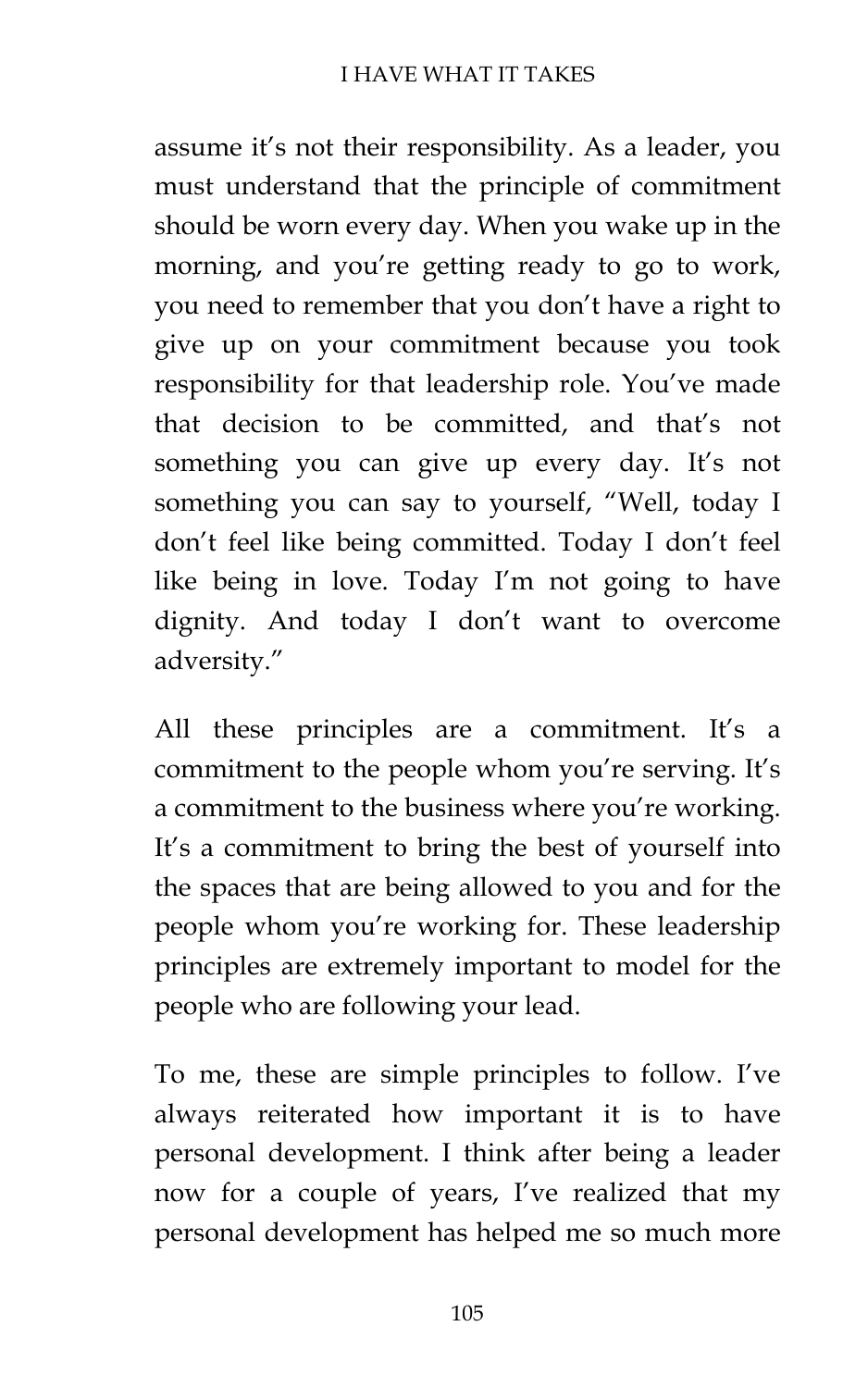assume it's not their responsibility. As a leader, you must understand that the principle of commitment should be worn every day. When you wake up in the morning, and you're getting ready to go to work, you need to remember that you don't have a right to give up on your commitment because you took responsibility for that leadership role. You've made that decision to be committed, and that's not something you can give up every day. It's not something you can say to yourself, "Well, today I don't feel like being committed. Today I don't feel like being in love. Today I'm not going to have dignity. And today I don't want to overcome adversity."

All these principles are a commitment. It's a commitment to the people whom you're serving. It's a commitment to the business where you're working. It's a commitment to bring the best of yourself into the spaces that are being allowed to you and for the people whom you're working for. These leadership principles are extremely important to model for the people who are following your lead.

To me, these are simple principles to follow. I've always reiterated how important it is to have personal development. I think after being a leader now for a couple of years, I've realized that my personal development has helped me so much more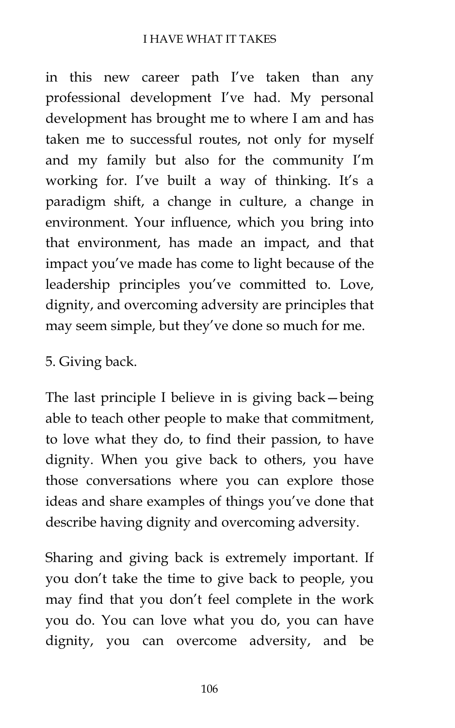in this new career path I've taken than any professional development I've had. My personal development has brought me to where I am and has taken me to successful routes, not only for myself and my family but also for the community I'm working for. I've built a way of thinking. It's a paradigm shift, a change in culture, a change in environment. Your influence, which you bring into that environment, has made an impact, and that impact you've made has come to light because of the leadership principles you've committed to. Love, dignity, and overcoming adversity are principles that may seem simple, but they've done so much for me.

5. Giving back.

The last principle I believe in is giving back—being able to teach other people to make that commitment, to love what they do, to find their passion, to have dignity. When you give back to others, you have those conversations where you can explore those ideas and share examples of things you've done that describe having dignity and overcoming adversity.

Sharing and giving back is extremely important. If you don't take the time to give back to people, you may find that you don't feel complete in the work you do. You can love what you do, you can have dignity, you can overcome adversity, and be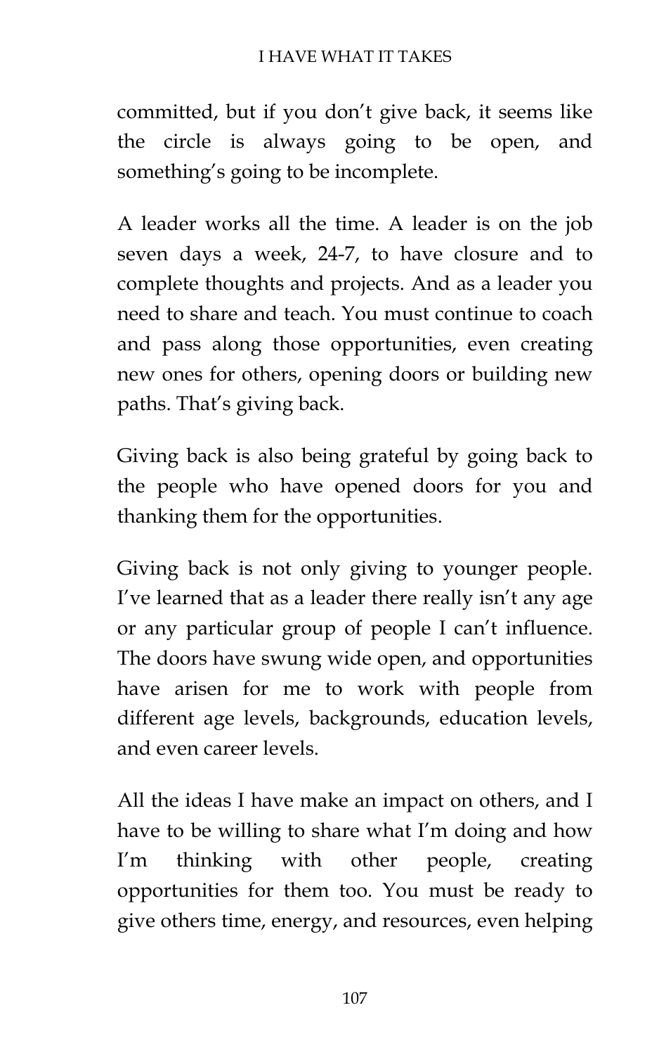committed, but if you don't give back, it seems like the circle is always going to be open, and something's going to be incomplete.

A leader works all the time. A leader is on the job seven days a week, 24-7, to have closure and to complete thoughts and projects. And as a leader you need to share and teach. You must continue to coach and pass along those opportunities, even creating new ones for others, opening doors or building new paths. That's giving back.

Giving back is also being grateful by going back to the people who have opened doors for you and thanking them for the opportunities.

Giving back is not only giving to younger people. I've learned that as a leader there really isn't any age or any particular group of people I can't influence. The doors have swung wide open, and opportunities have arisen for me to work with people from different age levels, backgrounds, education levels, and even career levels.

All the ideas I have make an impact on others, and I have to be willing to share what I'm doing and how I'm thinking with other people, creating opportunities for them too. You must be ready to give others time, energy, and resources, even helping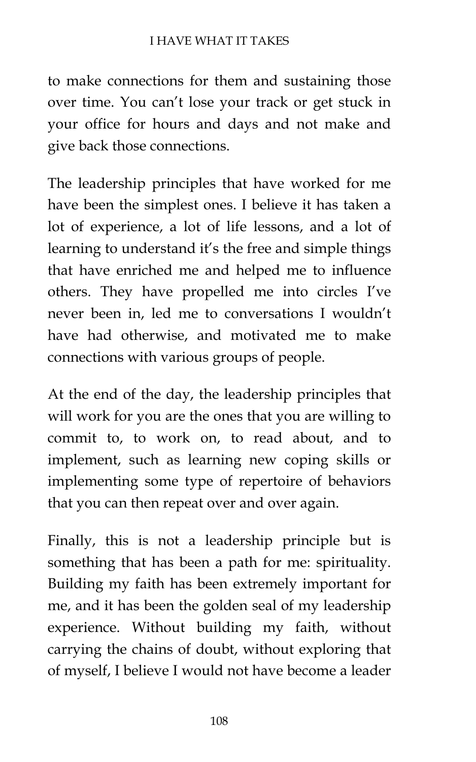to make connections for them and sustaining those over time. You can't lose your track or get stuck in your office for hours and days and not make and give back those connections.

The leadership principles that have worked for me have been the simplest ones. I believe it has taken a lot of experience, a lot of life lessons, and a lot of learning to understand it's the free and simple things that have enriched me and helped me to influence others. They have propelled me into circles I've never been in, led me to conversations I wouldn't have had otherwise, and motivated me to make connections with various groups of people.

At the end of the day, the leadership principles that will work for you are the ones that you are willing to commit to, to work on, to read about, and to implement, such as learning new coping skills or implementing some type of repertoire of behaviors that you can then repeat over and over again.

Finally, this is not a leadership principle but is something that has been a path for me: spirituality. Building my faith has been extremely important for me, and it has been the golden seal of my leadership experience. Without building my faith, without carrying the chains of doubt, without exploring that of myself, I believe I would not have become a leader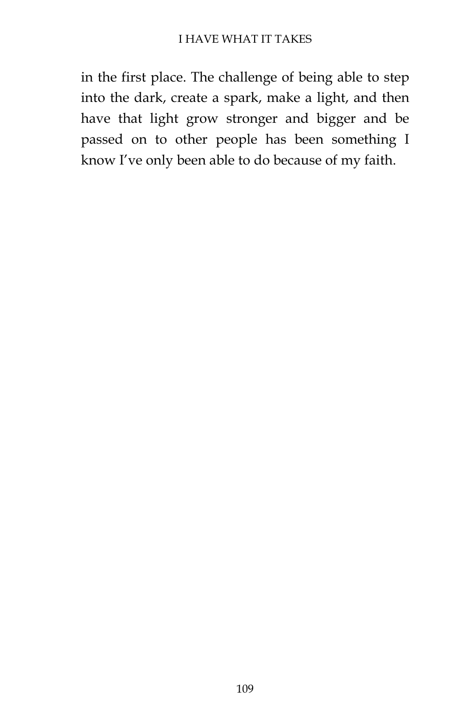in the first place. The challenge of being able to step into the dark, create a spark, make a light, and then have that light grow stronger and bigger and be passed on to other people has been something I know I've only been able to do because of my faith.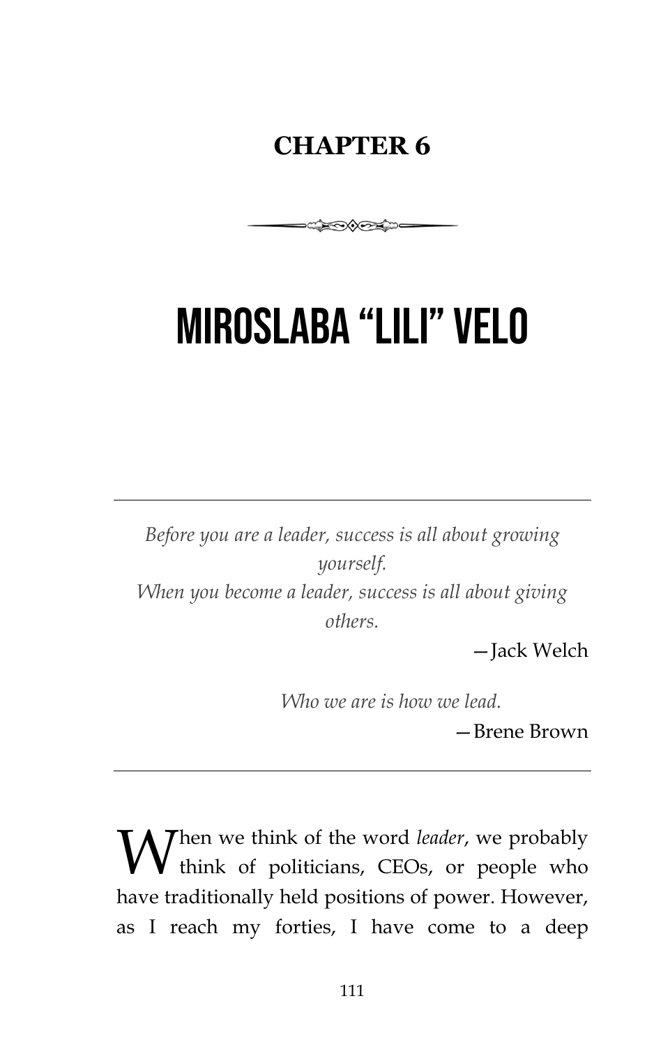## CHAPTER 6

# MIROSLABA "LILI" VELO

---

*Before you are a leader, success is all about growing yourself.*
*When you become a leader, success is all about giving others.*

—Jack Welch

*Who we are is how we lead.*

—Brene Brown

---

When we think of the word *leader*, we probably think of politicians, CEOs, or people who have traditionally held positions of power. However, as I reach my forties, I have come to a deep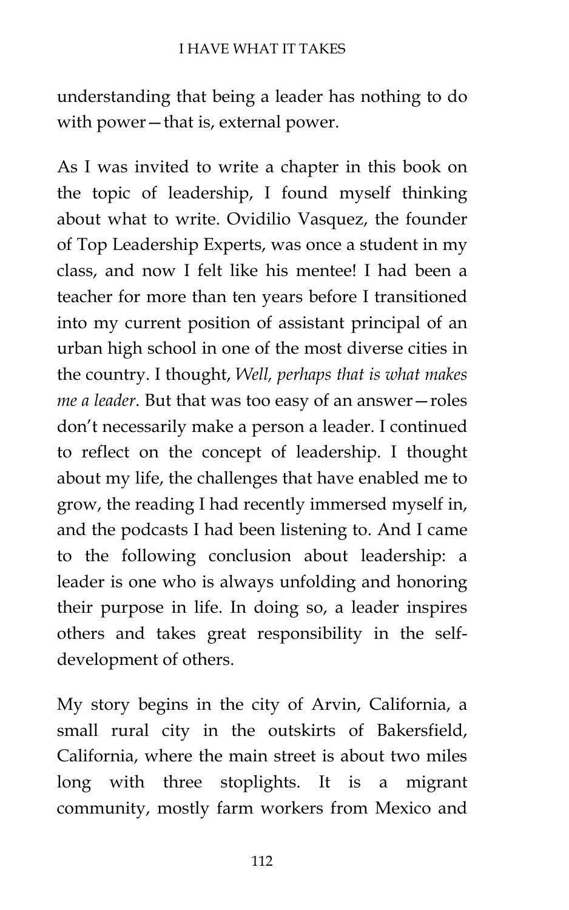understanding that being a leader has nothing to do with power—that is, external power.

As I was invited to write a chapter in this book on the topic of leadership, I found myself thinking about what to write. Ovidilio Vasquez, the founder of Top Leadership Experts, was once a student in my class, and now I felt like his mentee! I had been a teacher for more than ten years before I transitioned into my current position of assistant principal of an urban high school in one of the most diverse cities in the country. I thought, *Well, perhaps that is what makes me a leader*. But that was too easy of an answer—roles don't necessarily make a person a leader. I continued to reflect on the concept of leadership. I thought about my life, the challenges that have enabled me to grow, the reading I had recently immersed myself in, and the podcasts I had been listening to. And I came to the following conclusion about leadership: a leader is one who is always unfolding and honoring their purpose in life. In doing so, a leader inspires others and takes great responsibility in the self-development of others.

My story begins in the city of Arvin, California, a small rural city in the outskirts of Bakersfield, California, where the main street is about two miles long with three stoplights. It is a migrant community, mostly farm workers from Mexico and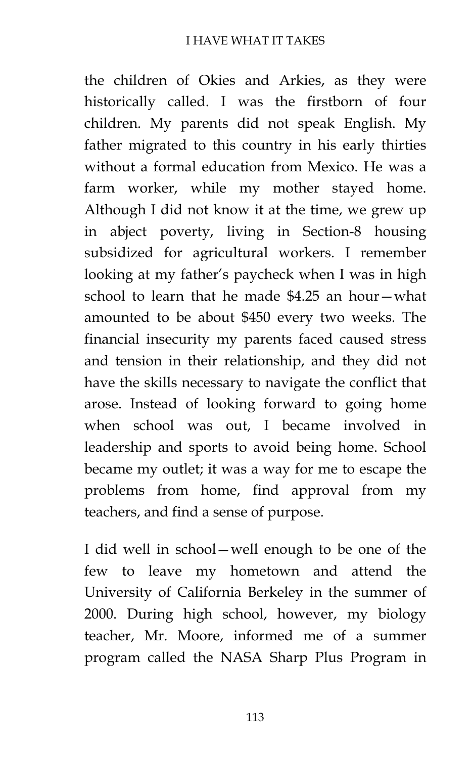the children of Okies and Arkies, as they were historically called. I was the firstborn of four children. My parents did not speak English. My father migrated to this country in his early thirties without a formal education from Mexico. He was a farm worker, while my mother stayed home. Although I did not know it at the time, we grew up in abject poverty, living in Section-8 housing subsidized for agricultural workers. I remember looking at my father's paycheck when I was in high school to learn that he made $4.25 an hour—what amounted to be about $450 every two weeks. The financial insecurity my parents faced caused stress and tension in their relationship, and they did not have the skills necessary to navigate the conflict that arose. Instead of looking forward to going home when school was out, I became involved in leadership and sports to avoid being home. School became my outlet; it was a way for me to escape the problems from home, find approval from my teachers, and find a sense of purpose.

I did well in school—well enough to be one of the few to leave my hometown and attend the University of California Berkeley in the summer of 2000. During high school, however, my biology teacher, Mr. Moore, informed me of a summer program called the NASA Sharp Plus Program in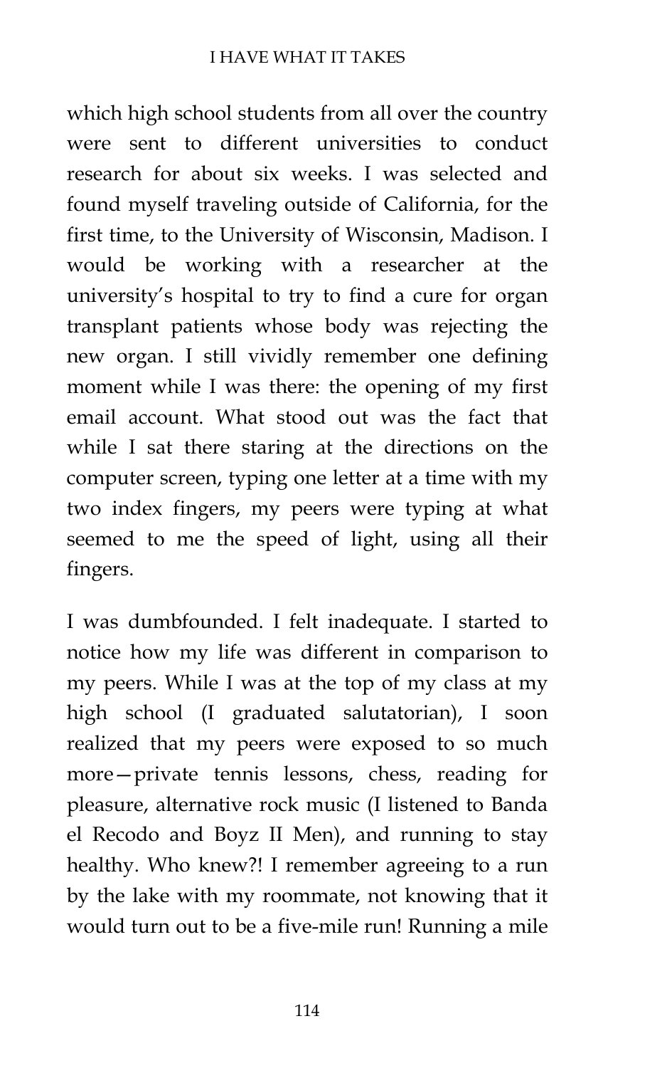which high school students from all over the country were sent to different universities to conduct research for about six weeks. I was selected and found myself traveling outside of California, for the first time, to the University of Wisconsin, Madison. I would be working with a researcher at the university's hospital to try to find a cure for organ transplant patients whose body was rejecting the new organ. I still vividly remember one defining moment while I was there: the opening of my first email account. What stood out was the fact that while I sat there staring at the directions on the computer screen, typing one letter at a time with my two index fingers, my peers were typing at what seemed to me the speed of light, using all their fingers.

I was dumbfounded. I felt inadequate. I started to notice how my life was different in comparison to my peers. While I was at the top of my class at my high school (I graduated salutatorian), I soon realized that my peers were exposed to so much more—private tennis lessons, chess, reading for pleasure, alternative rock music (I listened to Banda el Recodo and Boyz II Men), and running to stay healthy. Who knew?! I remember agreeing to a run by the lake with my roommate, not knowing that it would turn out to be a five-mile run! Running a mile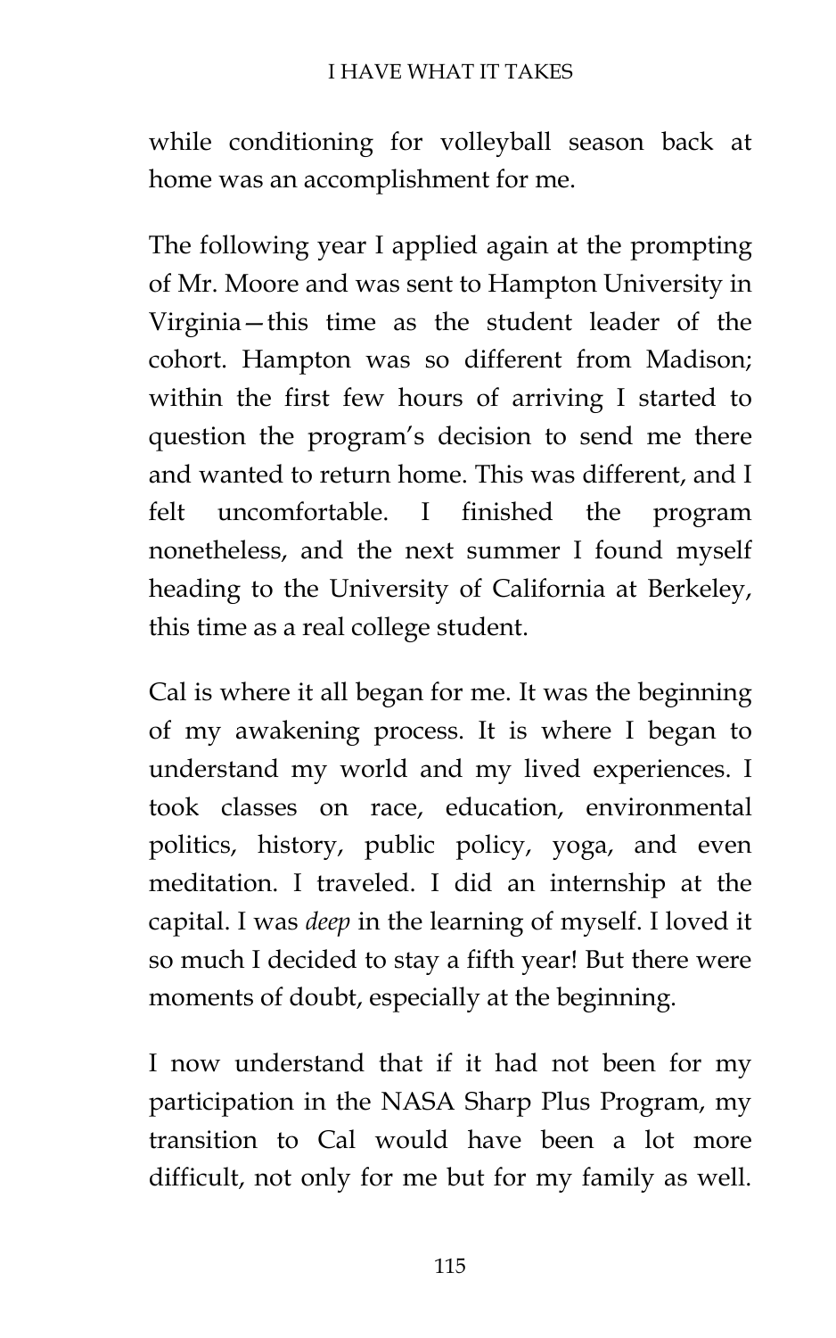while conditioning for volleyball season back at home was an accomplishment for me.

The following year I applied again at the prompting of Mr. Moore and was sent to Hampton University in Virginia—this time as the student leader of the cohort. Hampton was so different from Madison; within the first few hours of arriving I started to question the program's decision to send me there and wanted to return home. This was different, and I felt uncomfortable. I finished the program nonetheless, and the next summer I found myself heading to the University of California at Berkeley, this time as a real college student.

Cal is where it all began for me. It was the beginning of my awakening process. It is where I began to understand my world and my lived experiences. I took classes on race, education, environmental politics, history, public policy, yoga, and even meditation. I traveled. I did an internship at the capital. I was *deep* in the learning of myself. I loved it so much I decided to stay a fifth year! But there were moments of doubt, especially at the beginning.

I now understand that if it had not been for my participation in the NASA Sharp Plus Program, my transition to Cal would have been a lot more difficult, not only for me but for my family as well.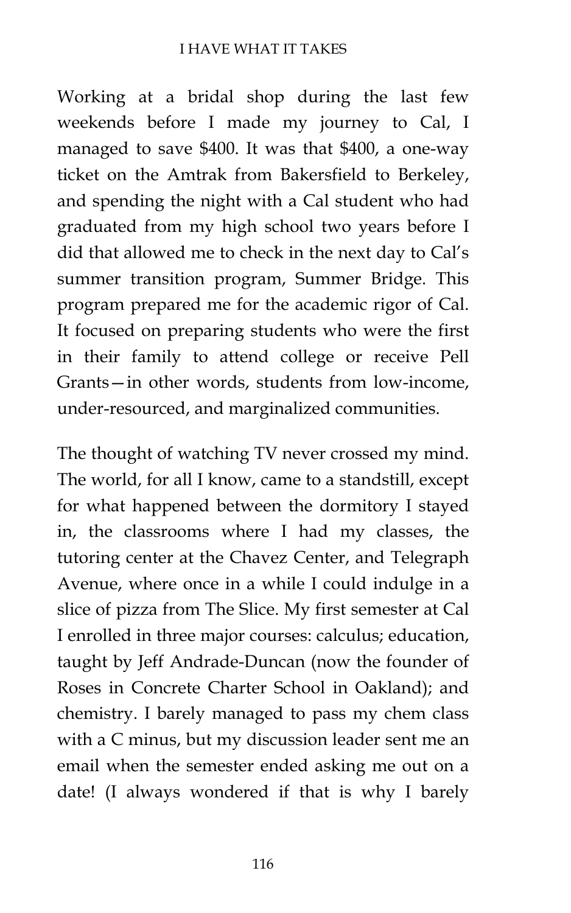Working at a bridal shop during the last few weekends before I made my journey to Cal, I managed to save $400. It was that $400, a one-way ticket on the Amtrak from Bakersfield to Berkeley, and spending the night with a Cal student who had graduated from my high school two years before I did that allowed me to check in the next day to Cal's summer transition program, Summer Bridge. This program prepared me for the academic rigor of Cal. It focused on preparing students who were the first in their family to attend college or receive Pell Grants—in other words, students from low-income, under-resourced, and marginalized communities.

The thought of watching TV never crossed my mind. The world, for all I know, came to a standstill, except for what happened between the dormitory I stayed in, the classrooms where I had my classes, the tutoring center at the Chavez Center, and Telegraph Avenue, where once in a while I could indulge in a slice of pizza from The Slice. My first semester at Cal I enrolled in three major courses: calculus; education, taught by Jeff Andrade-Duncan (now the founder of Roses in Concrete Charter School in Oakland); and chemistry. I barely managed to pass my chem class with a C minus, but my discussion leader sent me an email when the semester ended asking me out on a date! (I always wondered if that is why I barely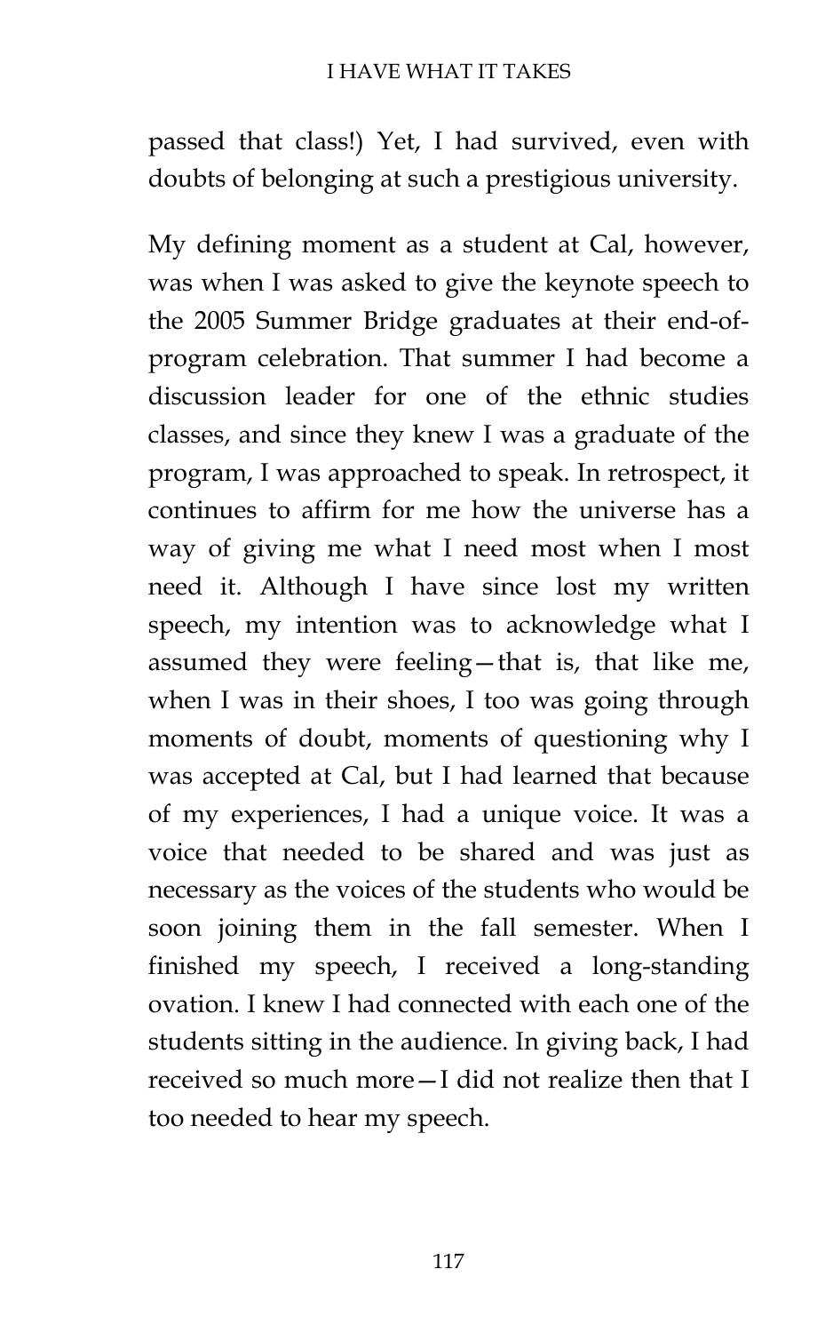passed that class!) Yet, I had survived, even with doubts of belonging at such a prestigious university.

My defining moment as a student at Cal, however, was when I was asked to give the keynote speech to the 2005 Summer Bridge graduates at their end-of-program celebration. That summer I had become a discussion leader for one of the ethnic studies classes, and since they knew I was a graduate of the program, I was approached to speak. In retrospect, it continues to affirm for me how the universe has a way of giving me what I need most when I most need it. Although I have since lost my written speech, my intention was to acknowledge what I assumed they were feeling—that is, that like me, when I was in their shoes, I too was going through moments of doubt, moments of questioning why I was accepted at Cal, but I had learned that because of my experiences, I had a unique voice. It was a voice that needed to be shared and was just as necessary as the voices of the students who would be soon joining them in the fall semester. When I finished my speech, I received a long-standing ovation. I knew I had connected with each one of the students sitting in the audience. In giving back, I had received so much more—I did not realize then that I too needed to hear my speech.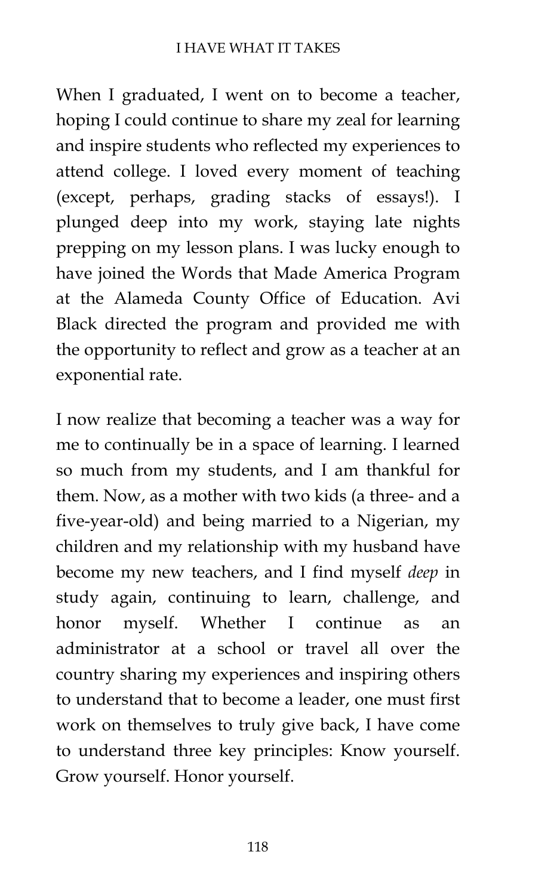When I graduated, I went on to become a teacher, hoping I could continue to share my zeal for learning and inspire students who reflected my experiences to attend college. I loved every moment of teaching (except, perhaps, grading stacks of essays!). I plunged deep into my work, staying late nights prepping on my lesson plans. I was lucky enough to have joined the Words that Made America Program at the Alameda County Office of Education. Avi Black directed the program and provided me with the opportunity to reflect and grow as a teacher at an exponential rate.

I now realize that becoming a teacher was a way for me to continually be in a space of learning. I learned so much from my students, and I am thankful for them. Now, as a mother with two kids (a three- and a five-year-old) and being married to a Nigerian, my children and my relationship with my husband have become my new teachers, and I find myself *deep* in study again, continuing to learn, challenge, and honor myself. Whether I continue as an administrator at a school or travel all over the country sharing my experiences and inspiring others to understand that to become a leader, one must first work on themselves to truly give back, I have come to understand three key principles: Know yourself. Grow yourself. Honor yourself.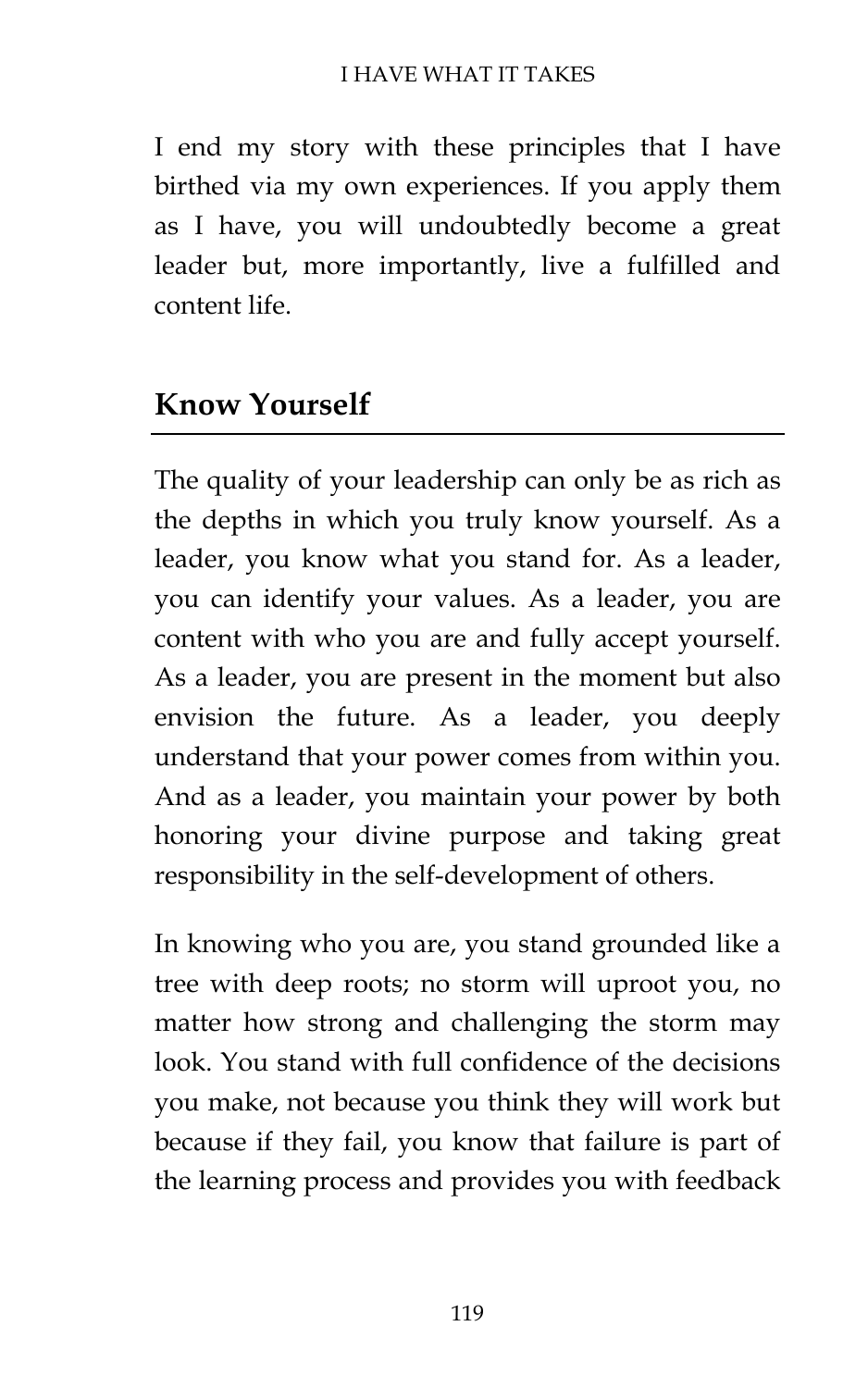I end my story with these principles that I have birthed via my own experiences. If you apply them as I have, you will undoubtedly become a great leader but, more importantly, live a fulfilled and content life.

## Know Yourself

The quality of your leadership can only be as rich as the depths in which you truly know yourself. As a leader, you know what you stand for. As a leader, you can identify your values. As a leader, you are content with who you are and fully accept yourself. As a leader, you are present in the moment but also envision the future. As a leader, you deeply understand that your power comes from within you. And as a leader, you maintain your power by both honoring your divine purpose and taking great responsibility in the self-development of others.

In knowing who you are, you stand grounded like a tree with deep roots; no storm will uproot you, no matter how strong and challenging the storm may look. You stand with full confidence of the decisions you make, not because you think they will work but because if they fail, you know that failure is part of the learning process and provides you with feedback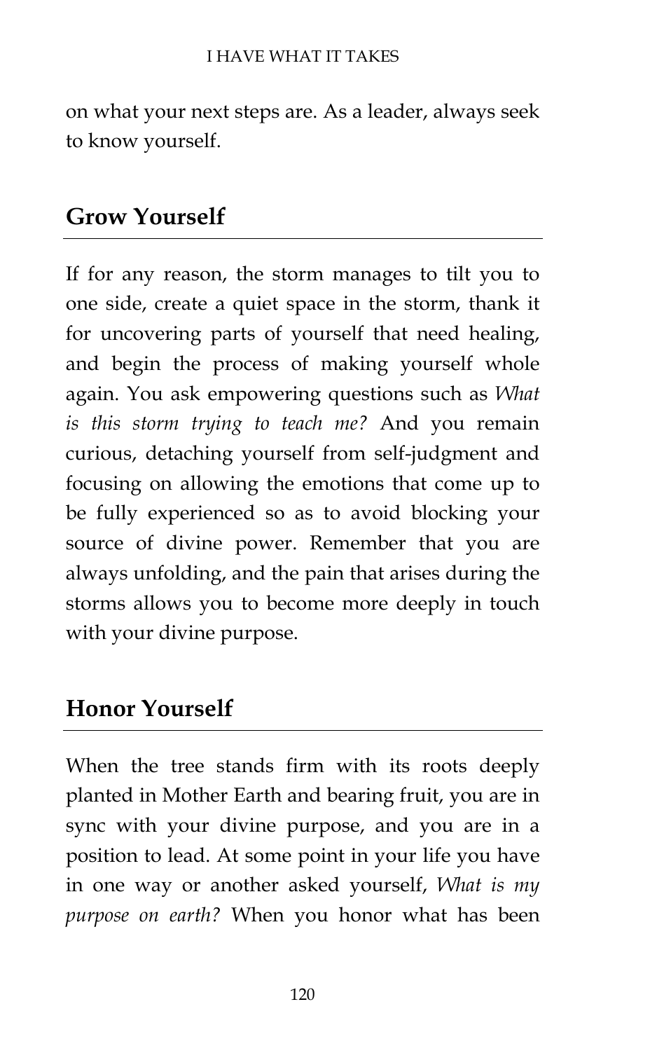on what your next steps are. As a leader, always seek to know yourself.

## Grow Yourself

If for any reason, the storm manages to tilt you to one side, create a quiet space in the storm, thank it for uncovering parts of yourself that need healing, and begin the process of making yourself whole again. You ask empowering questions such as *What is this storm trying to teach me?* And you remain curious, detaching yourself from self-judgment and focusing on allowing the emotions that come up to be fully experienced so as to avoid blocking your source of divine power. Remember that you are always unfolding, and the pain that arises during the storms allows you to become more deeply in touch with your divine purpose.

## Honor Yourself

When the tree stands firm with its roots deeply planted in Mother Earth and bearing fruit, you are in sync with your divine purpose, and you are in a position to lead. At some point in your life you have in one way or another asked yourself, *What is my purpose on earth?* When you honor what has been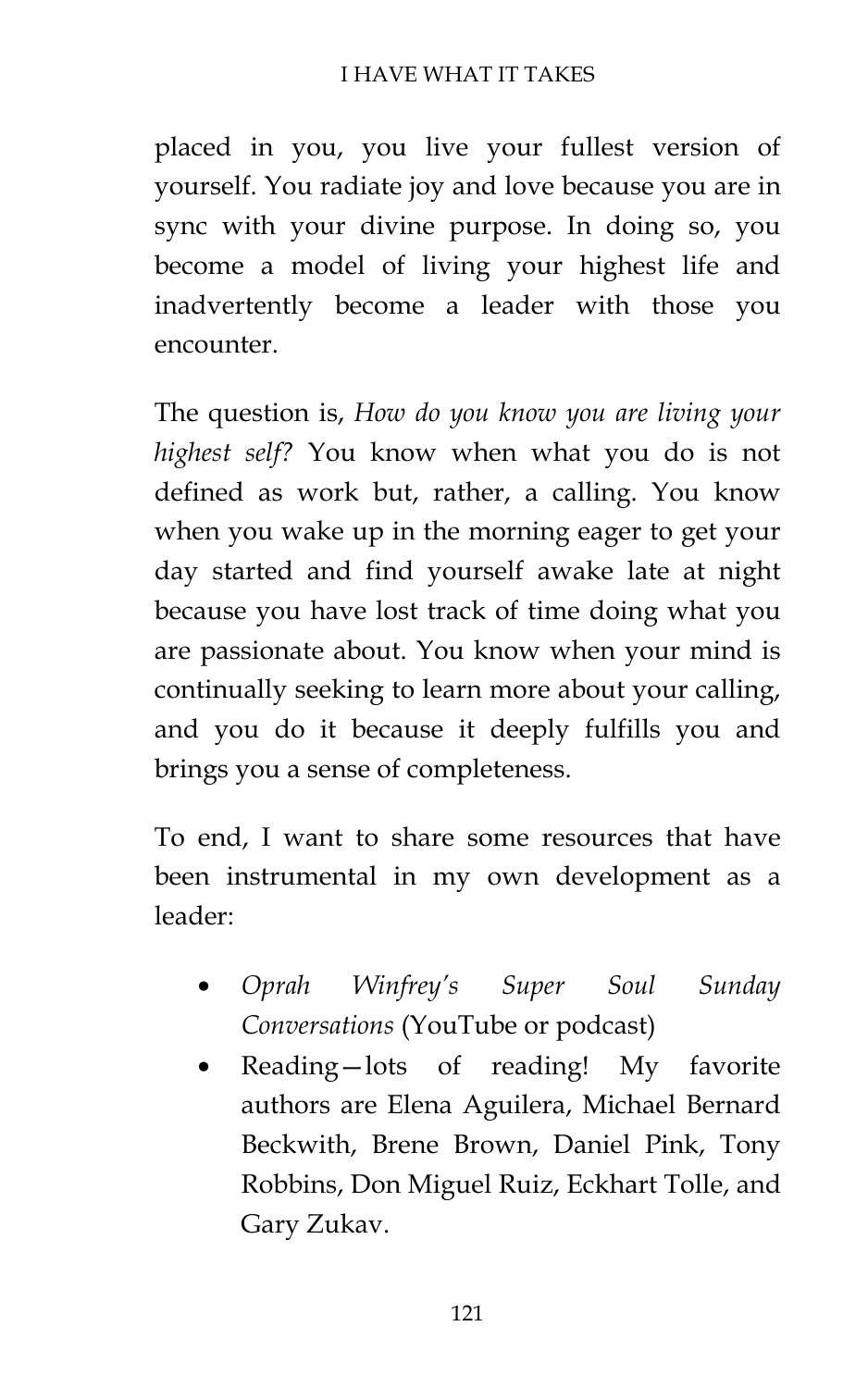placed in you, you live your fullest version of yourself. You radiate joy and love because you are in sync with your divine purpose. In doing so, you become a model of living your highest life and inadvertently become a leader with those you encounter.

The question is, *How do you know you are living your highest self?* You know when what you do is not defined as work but, rather, a calling. You know when you wake up in the morning eager to get your day started and find yourself awake late at night because you have lost track of time doing what you are passionate about. You know when your mind is continually seeking to learn more about your calling, and you do it because it deeply fulfills you and brings you a sense of completeness.

To end, I want to share some resources that have been instrumental in my own development as a leader:

- *Oprah Winfrey's Super Soul Sunday Conversations* (YouTube or podcast)
- Reading—lots of reading! My favorite authors are Elena Aguilera, Michael Bernard Beckwith, Brene Brown, Daniel Pink, Tony Robbins, Don Miguel Ruiz, Eckhart Tolle, and Gary Zukav.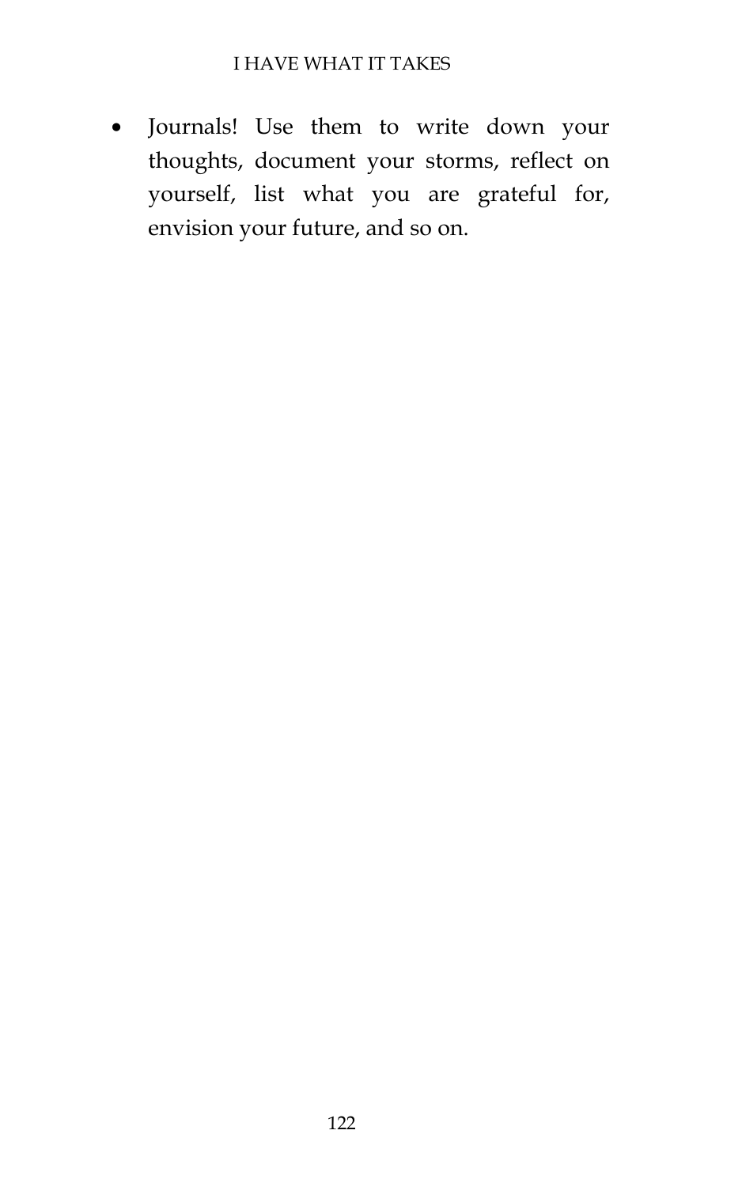- Journals! Use them to write down your thoughts, document your storms, reflect on yourself, list what you are grateful for, envision your future, and so on.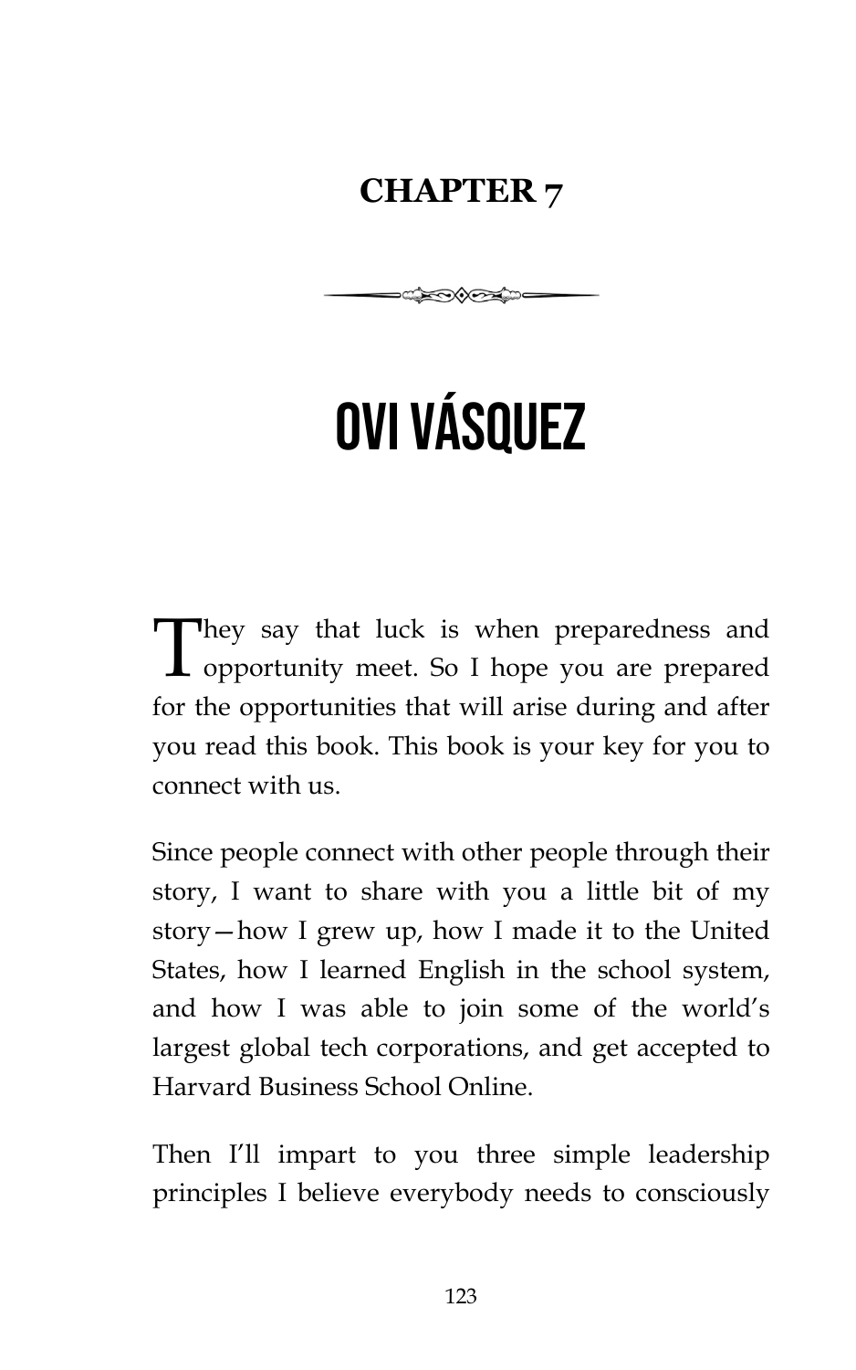## CHAPTER 7

# OVI VÁSQUEZ

They say that luck is when preparedness and opportunity meet. So I hope you are prepared for the opportunities that will arise during and after you read this book. This book is your key for you to connect with us.

Since people connect with other people through their story, I want to share with you a little bit of my story—how I grew up, how I made it to the United States, how I learned English in the school system, and how I was able to join some of the world's largest global tech corporations, and get accepted to Harvard Business School Online.

Then I'll impart to you three simple leadership principles I believe everybody needs to consciously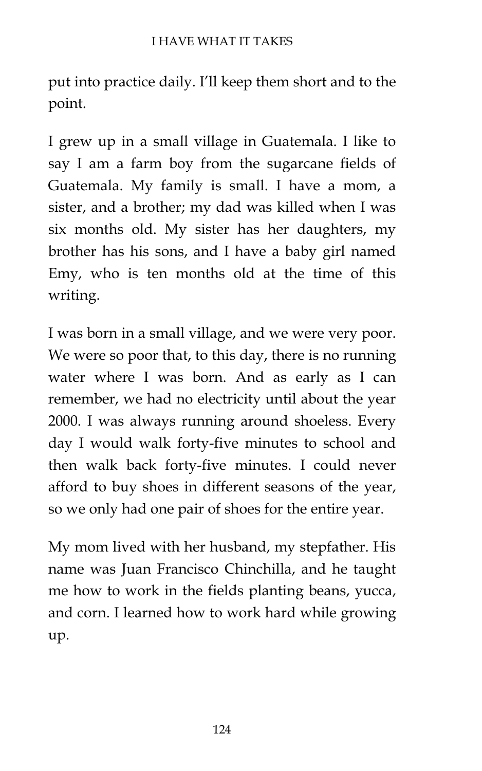put into practice daily. I'll keep them short and to the point.

I grew up in a small village in Guatemala. I like to say I am a farm boy from the sugarcane fields of Guatemala. My family is small. I have a mom, a sister, and a brother; my dad was killed when I was six months old. My sister has her daughters, my brother has his sons, and I have a baby girl named Emy, who is ten months old at the time of this writing.

I was born in a small village, and we were very poor. We were so poor that, to this day, there is no running water where I was born. And as early as I can remember, we had no electricity until about the year 2000. I was always running around shoeless. Every day I would walk forty-five minutes to school and then walk back forty-five minutes. I could never afford to buy shoes in different seasons of the year, so we only had one pair of shoes for the entire year.

My mom lived with her husband, my stepfather. His name was Juan Francisco Chinchilla, and he taught me how to work in the fields planting beans, yucca, and corn. I learned how to work hard while growing up.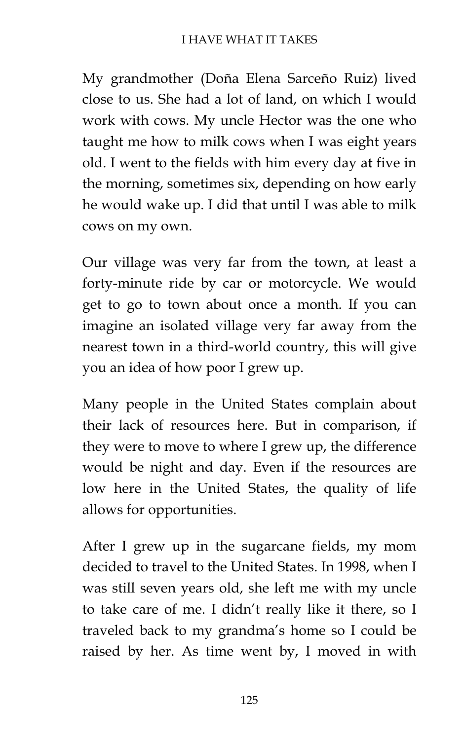My grandmother (Doña Elena Sarceño Ruiz) lived close to us. She had a lot of land, on which I would work with cows. My uncle Hector was the one who taught me how to milk cows when I was eight years old. I went to the fields with him every day at five in the morning, sometimes six, depending on how early he would wake up. I did that until I was able to milk cows on my own.

Our village was very far from the town, at least a forty-minute ride by car or motorcycle. We would get to go to town about once a month. If you can imagine an isolated village very far away from the nearest town in a third-world country, this will give you an idea of how poor I grew up.

Many people in the United States complain about their lack of resources here. But in comparison, if they were to move to where I grew up, the difference would be night and day. Even if the resources are low here in the United States, the quality of life allows for opportunities.

After I grew up in the sugarcane fields, my mom decided to travel to the United States. In 1998, when I was still seven years old, she left me with my uncle to take care of me. I didn't really like it there, so I traveled back to my grandma's home so I could be raised by her. As time went by, I moved in with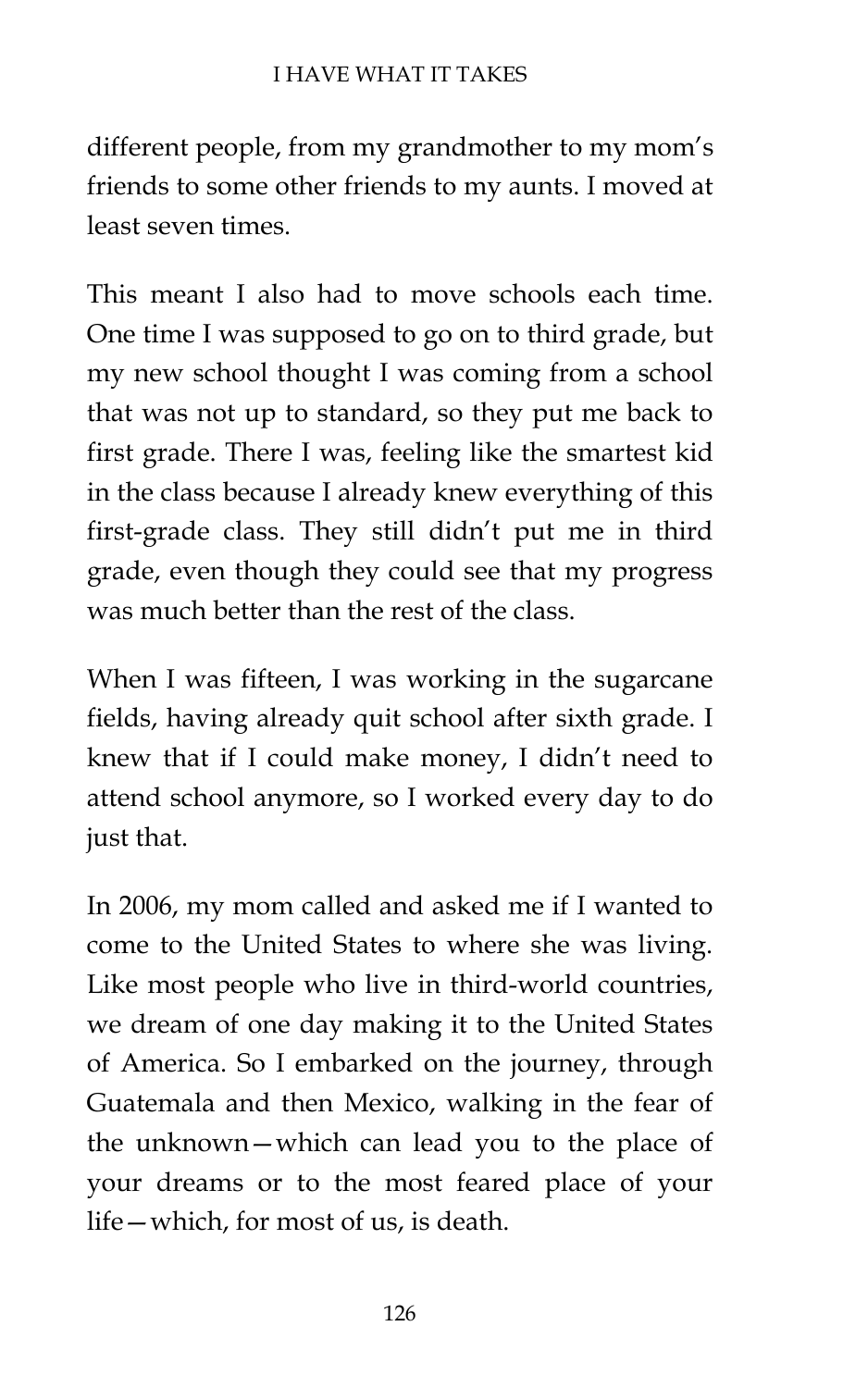different people, from my grandmother to my mom's friends to some other friends to my aunts. I moved at least seven times.

This meant I also had to move schools each time. One time I was supposed to go on to third grade, but my new school thought I was coming from a school that was not up to standard, so they put me back to first grade. There I was, feeling like the smartest kid in the class because I already knew everything of this first-grade class. They still didn't put me in third grade, even though they could see that my progress was much better than the rest of the class.

When I was fifteen, I was working in the sugarcane fields, having already quit school after sixth grade. I knew that if I could make money, I didn't need to attend school anymore, so I worked every day to do just that.

In 2006, my mom called and asked me if I wanted to come to the United States to where she was living. Like most people who live in third-world countries, we dream of one day making it to the United States of America. So I embarked on the journey, through Guatemala and then Mexico, walking in the fear of the unknown—which can lead you to the place of your dreams or to the most feared place of your life—which, for most of us, is death.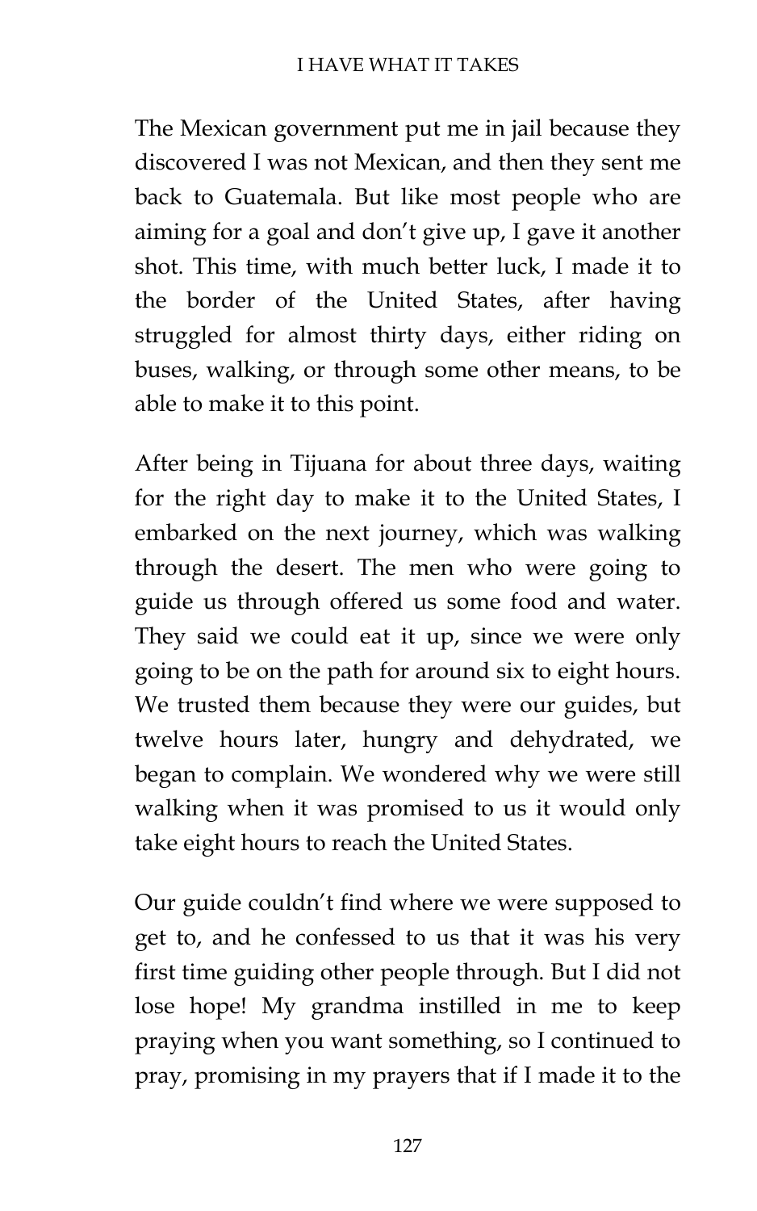The Mexican government put me in jail because they discovered I was not Mexican, and then they sent me back to Guatemala. But like most people who are aiming for a goal and don't give up, I gave it another shot. This time, with much better luck, I made it to the border of the United States, after having struggled for almost thirty days, either riding on buses, walking, or through some other means, to be able to make it to this point.

After being in Tijuana for about three days, waiting for the right day to make it to the United States, I embarked on the next journey, which was walking through the desert. The men who were going to guide us through offered us some food and water. They said we could eat it up, since we were only going to be on the path for around six to eight hours. We trusted them because they were our guides, but twelve hours later, hungry and dehydrated, we began to complain. We wondered why we were still walking when it was promised to us it would only take eight hours to reach the United States.

Our guide couldn't find where we were supposed to get to, and he confessed to us that it was his very first time guiding other people through. But I did not lose hope! My grandma instilled in me to keep praying when you want something, so I continued to pray, promising in my prayers that if I made it to the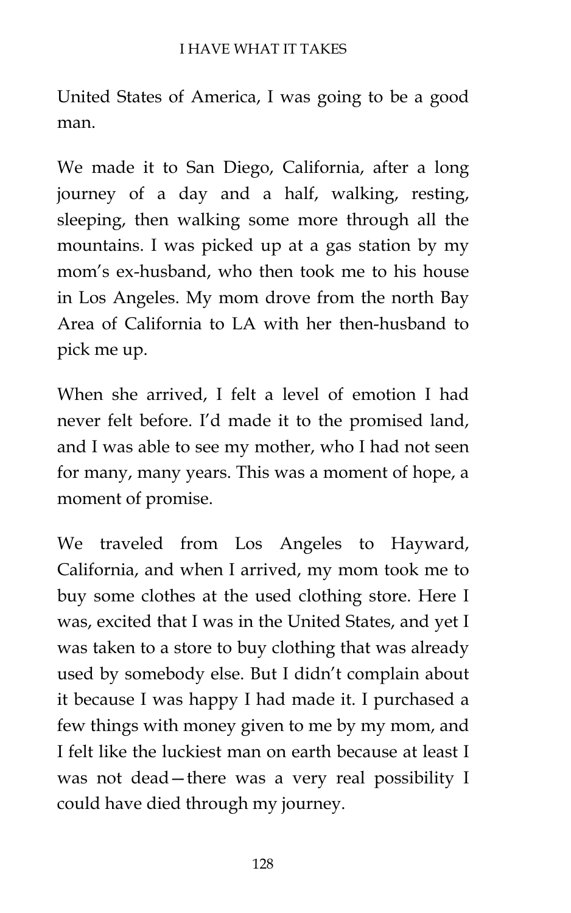United States of America, I was going to be a good man.

We made it to San Diego, California, after a long journey of a day and a half, walking, resting, sleeping, then walking some more through all the mountains. I was picked up at a gas station by my mom's ex-husband, who then took me to his house in Los Angeles. My mom drove from the north Bay Area of California to LA with her then-husband to pick me up.

When she arrived, I felt a level of emotion I had never felt before. I'd made it to the promised land, and I was able to see my mother, who I had not seen for many, many years. This was a moment of hope, a moment of promise.

We traveled from Los Angeles to Hayward, California, and when I arrived, my mom took me to buy some clothes at the used clothing store. Here I was, excited that I was in the United States, and yet I was taken to a store to buy clothing that was already used by somebody else. But I didn't complain about it because I was happy I had made it. I purchased a few things with money given to me by my mom, and I felt like the luckiest man on earth because at least I was not dead—there was a very real possibility I could have died through my journey.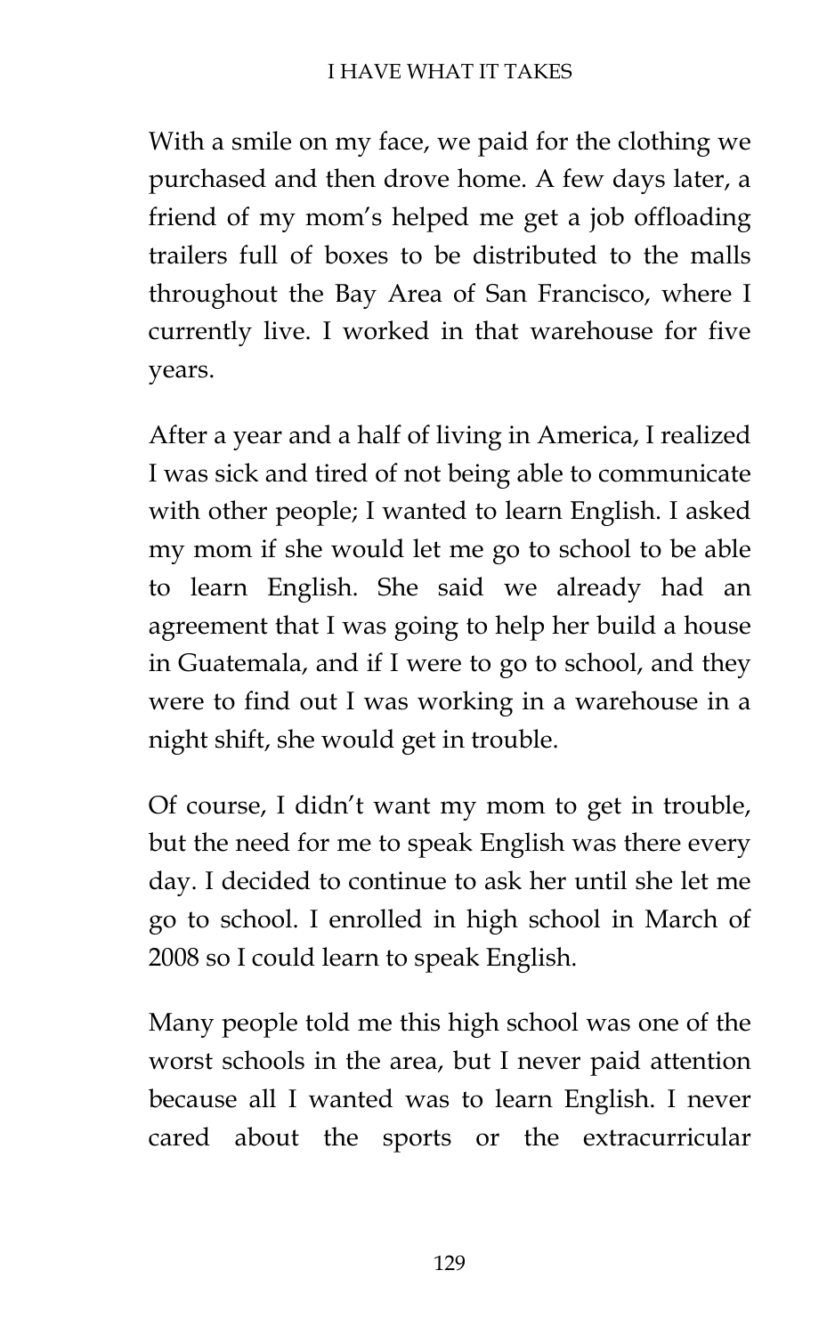With a smile on my face, we paid for the clothing we purchased and then drove home. A few days later, a friend of my mom's helped me get a job offloading trailers full of boxes to be distributed to the malls throughout the Bay Area of San Francisco, where I currently live. I worked in that warehouse for five years.

After a year and a half of living in America, I realized I was sick and tired of not being able to communicate with other people; I wanted to learn English. I asked my mom if she would let me go to school to be able to learn English. She said we already had an agreement that I was going to help her build a house in Guatemala, and if I were to go to school, and they were to find out I was working in a warehouse in a night shift, she would get in trouble.

Of course, I didn't want my mom to get in trouble, but the need for me to speak English was there every day. I decided to continue to ask her until she let me go to school. I enrolled in high school in March of 2008 so I could learn to speak English.

Many people told me this high school was one of the worst schools in the area, but I never paid attention because all I wanted was to learn English. I never cared about the sports or the extracurricular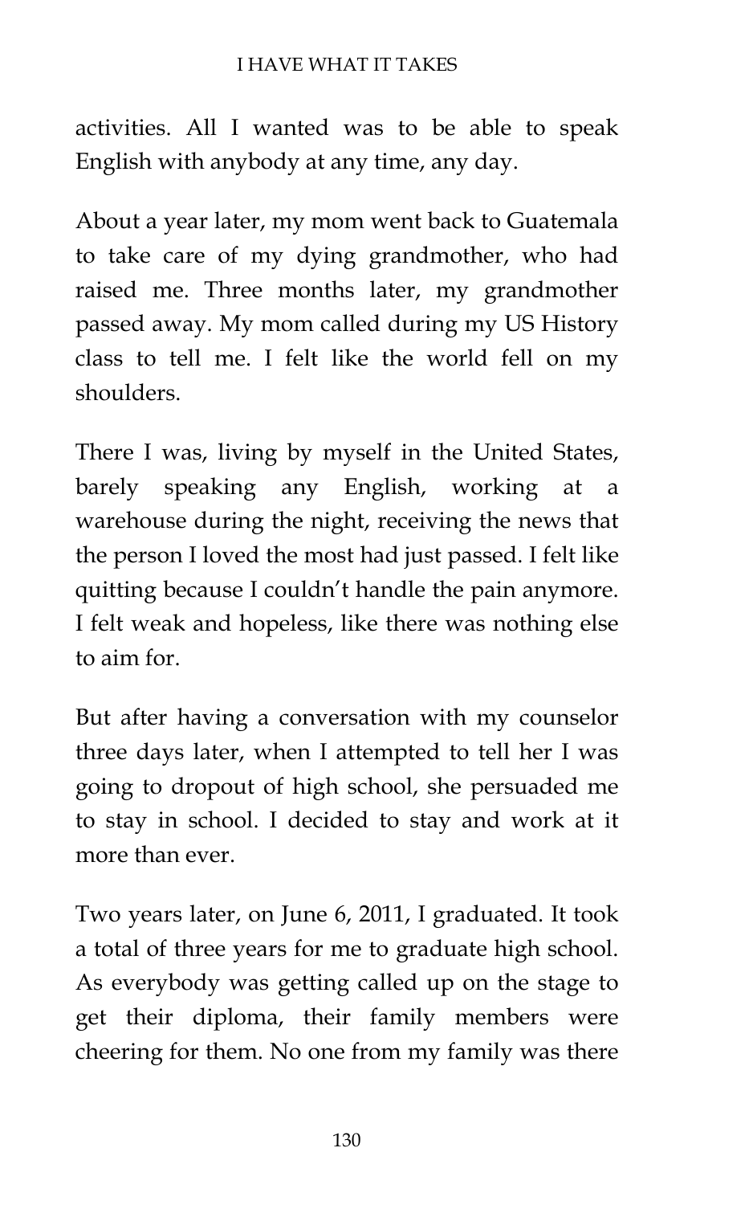activities. All I wanted was to be able to speak English with anybody at any time, any day.

About a year later, my mom went back to Guatemala to take care of my dying grandmother, who had raised me. Three months later, my grandmother passed away. My mom called during my US History class to tell me. I felt like the world fell on my shoulders.

There I was, living by myself in the United States, barely speaking any English, working at a warehouse during the night, receiving the news that the person I loved the most had just passed. I felt like quitting because I couldn't handle the pain anymore. I felt weak and hopeless, like there was nothing else to aim for.

But after having a conversation with my counselor three days later, when I attempted to tell her I was going to dropout of high school, she persuaded me to stay in school. I decided to stay and work at it more than ever.

Two years later, on June 6, 2011, I graduated. It took a total of three years for me to graduate high school. As everybody was getting called up on the stage to get their diploma, their family members were cheering for them. No one from my family was there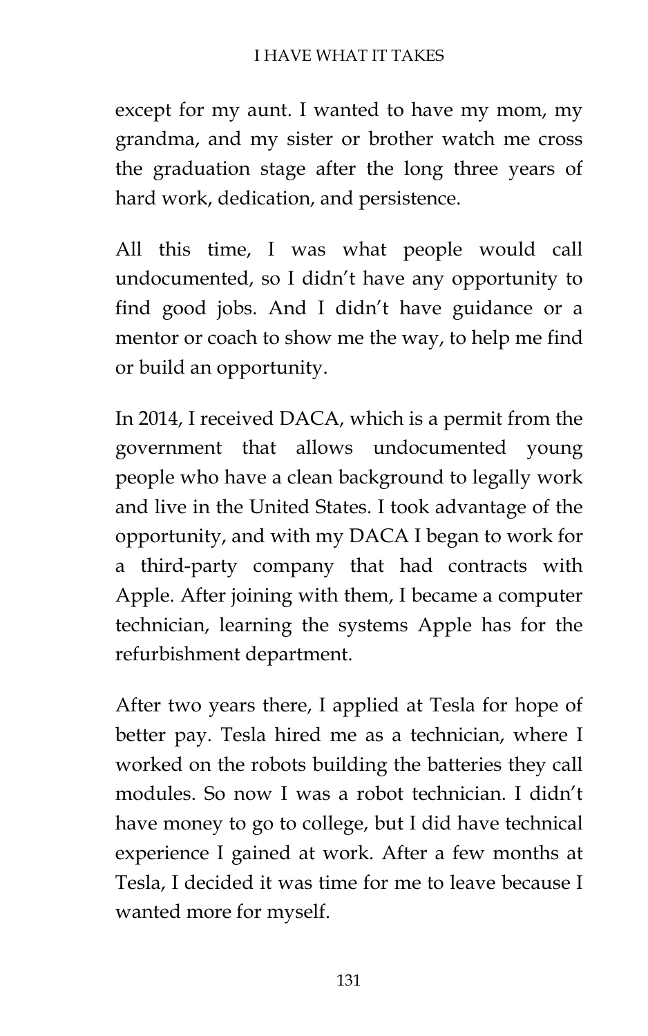except for my aunt. I wanted to have my mom, my grandma, and my sister or brother watch me cross the graduation stage after the long three years of hard work, dedication, and persistence.

All this time, I was what people would call undocumented, so I didn't have any opportunity to find good jobs. And I didn't have guidance or a mentor or coach to show me the way, to help me find or build an opportunity.

In 2014, I received DACA, which is a permit from the government that allows undocumented young people who have a clean background to legally work and live in the United States. I took advantage of the opportunity, and with my DACA I began to work for a third-party company that had contracts with Apple. After joining with them, I became a computer technician, learning the systems Apple has for the refurbishment department.

After two years there, I applied at Tesla for hope of better pay. Tesla hired me as a technician, where I worked on the robots building the batteries they call modules. So now I was a robot technician. I didn't have money to go to college, but I did have technical experience I gained at work. After a few months at Tesla, I decided it was time for me to leave because I wanted more for myself.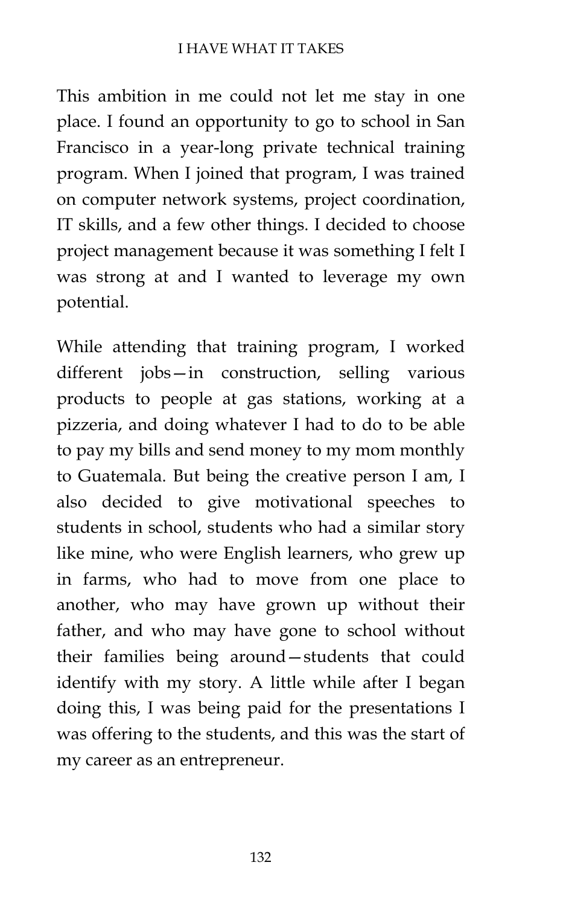This ambition in me could not let me stay in one place. I found an opportunity to go to school in San Francisco in a year-long private technical training program. When I joined that program, I was trained on computer network systems, project coordination, IT skills, and a few other things. I decided to choose project management because it was something I felt I was strong at and I wanted to leverage my own potential.

While attending that training program, I worked different jobs—in construction, selling various products to people at gas stations, working at a pizzeria, and doing whatever I had to do to be able to pay my bills and send money to my mom monthly to Guatemala. But being the creative person I am, I also decided to give motivational speeches to students in school, students who had a similar story like mine, who were English learners, who grew up in farms, who had to move from one place to another, who may have grown up without their father, and who may have gone to school without their families being around—students that could identify with my story. A little while after I began doing this, I was being paid for the presentations I was offering to the students, and this was the start of my career as an entrepreneur.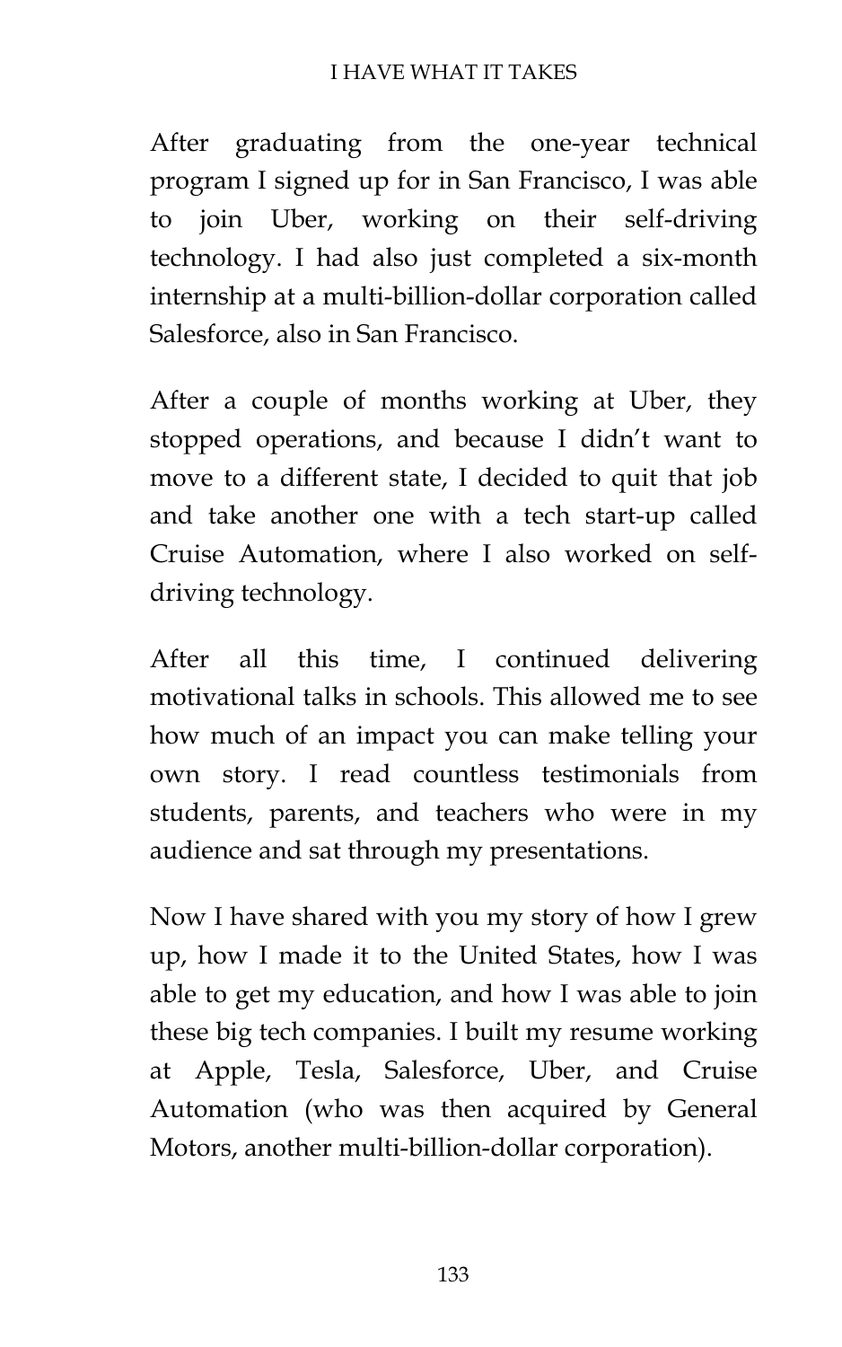After graduating from the one-year technical program I signed up for in San Francisco, I was able to join Uber, working on their self-driving technology. I had also just completed a six-month internship at a multi-billion-dollar corporation called Salesforce, also in San Francisco.

After a couple of months working at Uber, they stopped operations, and because I didn't want to move to a different state, I decided to quit that job and take another one with a tech start-up called Cruise Automation, where I also worked on self-driving technology.

After all this time, I continued delivering motivational talks in schools. This allowed me to see how much of an impact you can make telling your own story. I read countless testimonials from students, parents, and teachers who were in my audience and sat through my presentations.

Now I have shared with you my story of how I grew up, how I made it to the United States, how I was able to get my education, and how I was able to join these big tech companies. I built my resume working at Apple, Tesla, Salesforce, Uber, and Cruise Automation (who was then acquired by General Motors, another multi-billion-dollar corporation).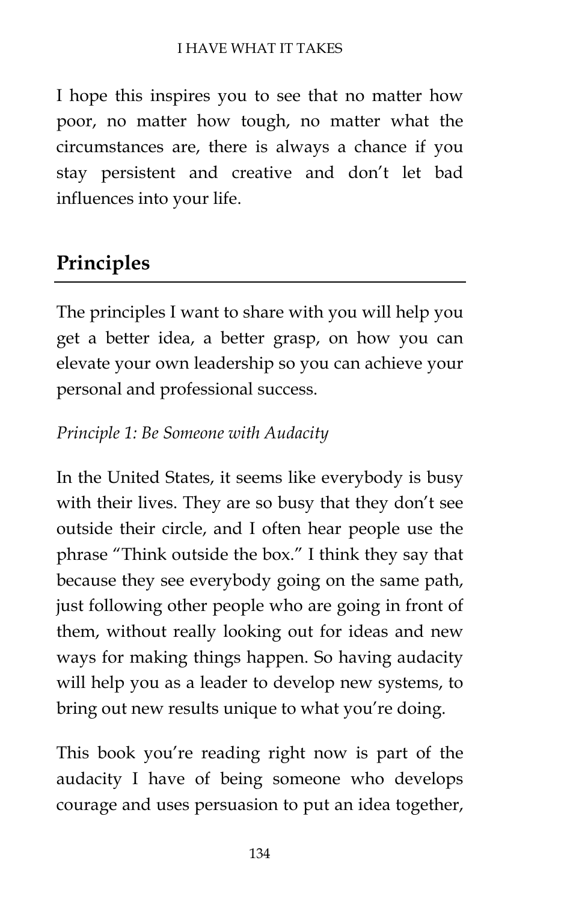I hope this inspires you to see that no matter how poor, no matter how tough, no matter what the circumstances are, there is always a chance if you stay persistent and creative and don't let bad influences into your life.

## Principles

The principles I want to share with you will help you get a better idea, a better grasp, on how you can elevate your own leadership so you can achieve your personal and professional success.

*Principle 1: Be Someone with Audacity*

In the United States, it seems like everybody is busy with their lives. They are so busy that they don't see outside their circle, and I often hear people use the phrase "Think outside the box." I think they say that because they see everybody going on the same path, just following other people who are going in front of them, without really looking out for ideas and new ways for making things happen. So having audacity will help you as a leader to develop new systems, to bring out new results unique to what you're doing.

This book you're reading right now is part of the audacity I have of being someone who develops courage and uses persuasion to put an idea together,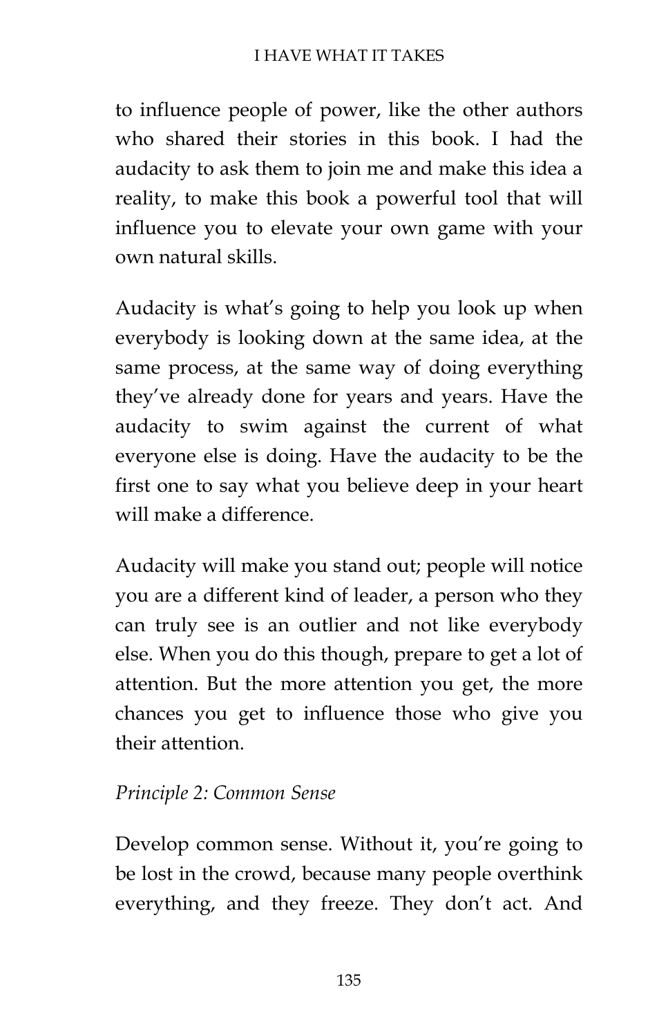to influence people of power, like the other authors who shared their stories in this book. I had the audacity to ask them to join me and make this idea a reality, to make this book a powerful tool that will influence you to elevate your own game with your own natural skills.

Audacity is what's going to help you look up when everybody is looking down at the same idea, at the same process, at the same way of doing everything they've already done for years and years. Have the audacity to swim against the current of what everyone else is doing. Have the audacity to be the first one to say what you believe deep in your heart will make a difference.

Audacity will make you stand out; people will notice you are a different kind of leader, a person who they can truly see is an outlier and not like everybody else. When you do this though, prepare to get a lot of attention. But the more attention you get, the more chances you get to influence those who give you their attention.

*Principle 2: Common Sense*

Develop common sense. Without it, you're going to be lost in the crowd, because many people overthink everything, and they freeze. They don't act. And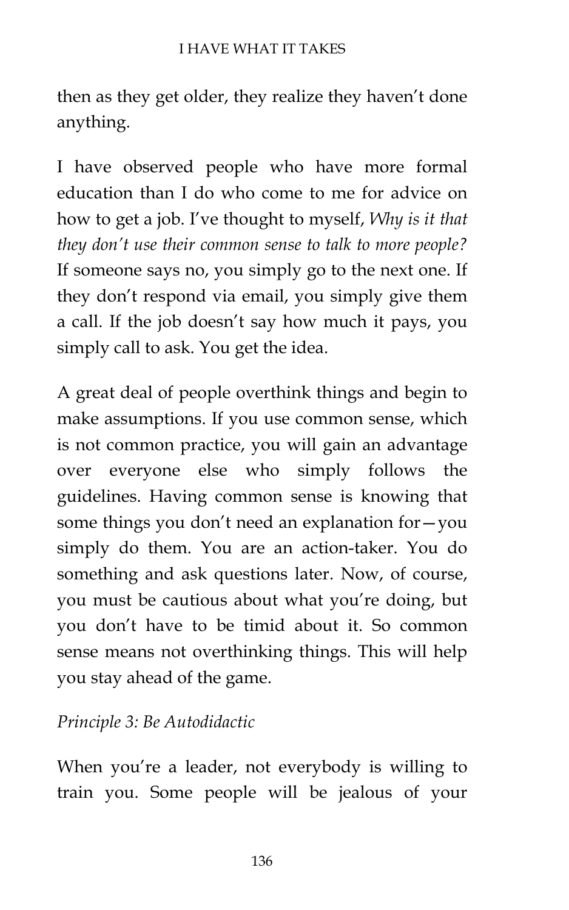then as they get older, they realize they haven't done anything.

I have observed people who have more formal education than I do who come to me for advice on how to get a job. I've thought to myself, *Why is it that they don't use their common sense to talk to more people?* If someone says no, you simply go to the next one. If they don't respond via email, you simply give them a call. If the job doesn't say how much it pays, you simply call to ask. You get the idea.

A great deal of people overthink things and begin to make assumptions. If you use common sense, which is not common practice, you will gain an advantage over everyone else who simply follows the guidelines. Having common sense is knowing that some things you don't need an explanation for—you simply do them. You are an action-taker. You do something and ask questions later. Now, of course, you must be cautious about what you're doing, but you don't have to be timid about it. So common sense means not overthinking things. This will help you stay ahead of the game.

*Principle 3: Be Autodidactic*

When you're a leader, not everybody is willing to train you. Some people will be jealous of your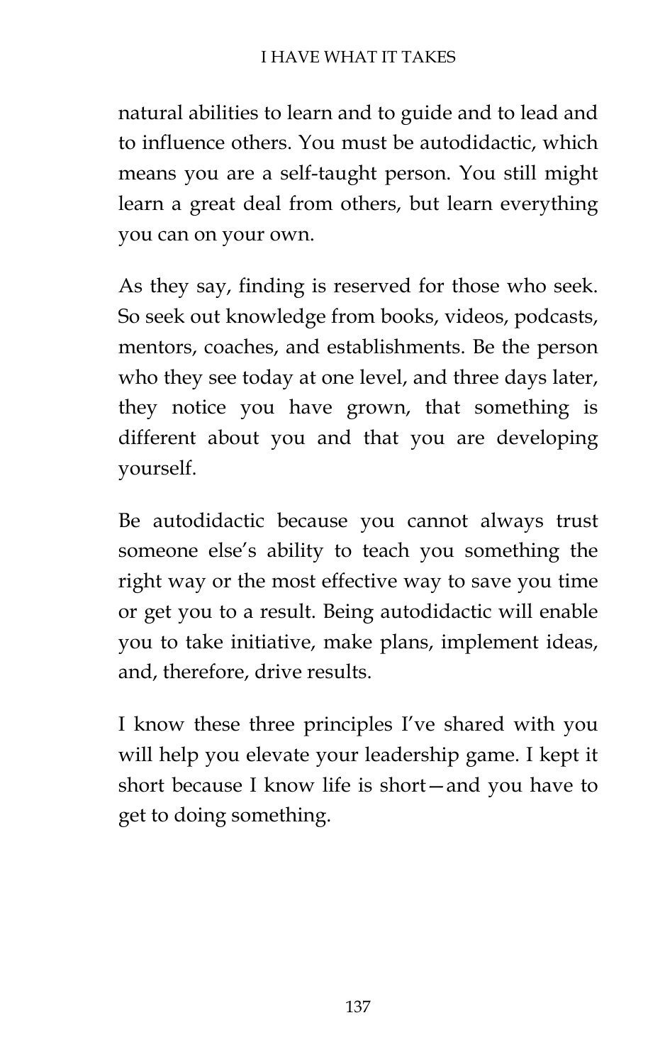natural abilities to learn and to guide and to lead and to influence others. You must be autodidactic, which means you are a self-taught person. You still might learn a great deal from others, but learn everything you can on your own.

As they say, finding is reserved for those who seek. So seek out knowledge from books, videos, podcasts, mentors, coaches, and establishments. Be the person who they see today at one level, and three days later, they notice you have grown, that something is different about you and that you are developing yourself.

Be autodidactic because you cannot always trust someone else's ability to teach you something the right way or the most effective way to save you time or get you to a result. Being autodidactic will enable you to take initiative, make plans, implement ideas, and, therefore, drive results.

I know these three principles I've shared with you will help you elevate your leadership game. I kept it short because I know life is short—and you have to get to doing something.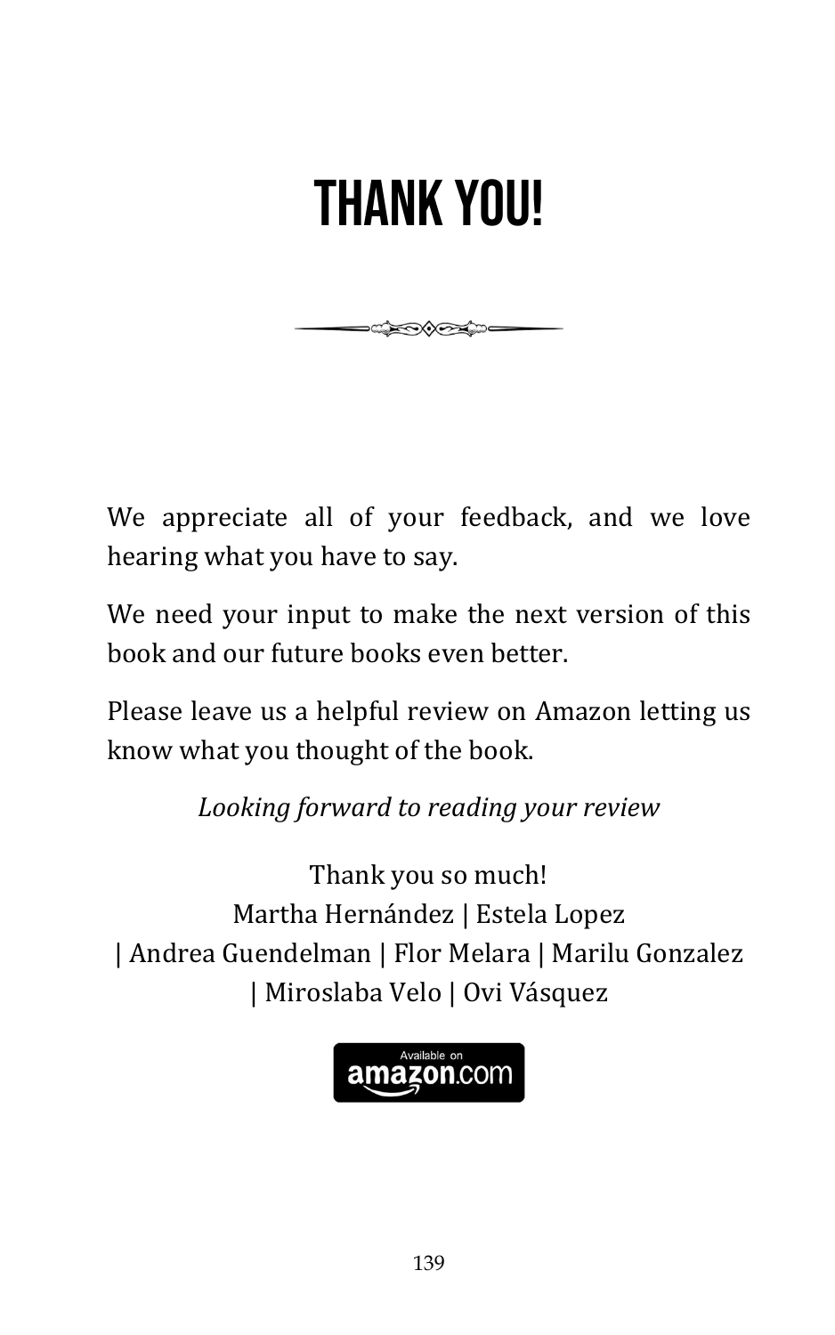# THANK YOU!

We appreciate all of your feedback, and we love hearing what you have to say.

We need your input to make the next version of this book and our future books even better.

Please leave us a helpful review on Amazon letting us know what you thought of the book.

*Looking forward to reading your review*

Thank you so much!
Martha Hernández | Estela Lopez
| Andrea Guendelman | Flor Melara | Marilu Gonzalez
| Miroslaba Velo | Ovi Vásquez

Available on amazon.com